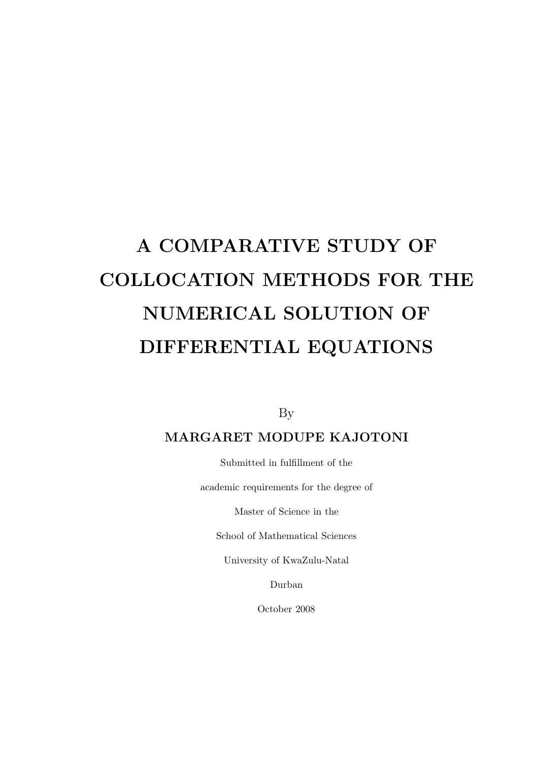# A COMPARATIVE STUDY OF COLLOCATION METHODS FOR THE NUMERICAL SOLUTION OF DIFFERENTIAL EQUATIONS

By

**MARGARET MODUPE KAJOTONI**

Submitted in fulfillment of the

academic requirements for the degree of

Master of Science in the

School of Mathematical Sciences

University of KwaZulu-Natal

Durban

October 2008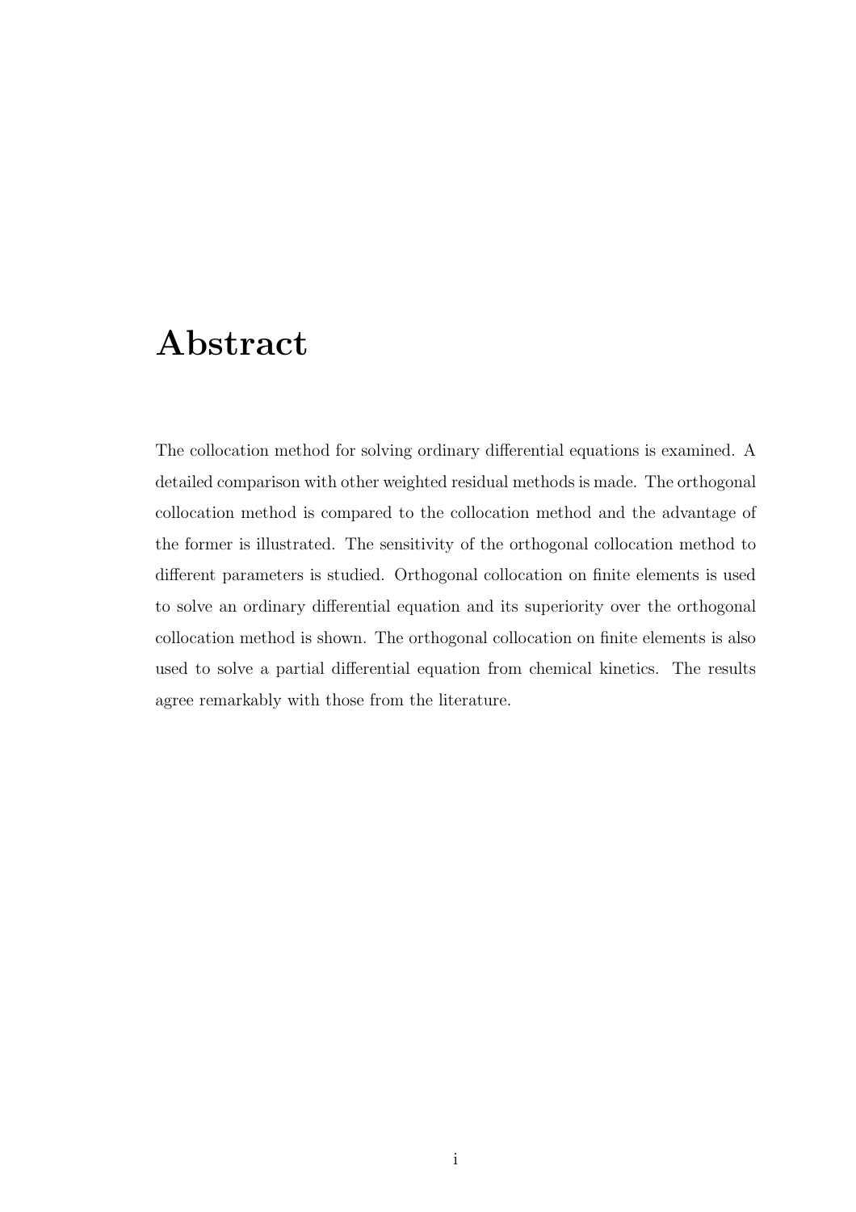# Abstract

The collocation method for solving ordinary differential equations is examined. A detailed comparison with other weighted residual methods is made. The orthogonal collocation method is compared to the collocation method and the advantage of the former is illustrated. The sensitivity of the orthogonal collocation method to different parameters is studied. Orthogonal collocation on finite elements is used to solve an ordinary differential equation and its superiority over the orthogonal collocation method is shown. The orthogonal collocation on finite elements is also used to solve a partial differential equation from chemical kinetics. The results agree remarkably with those from the literature.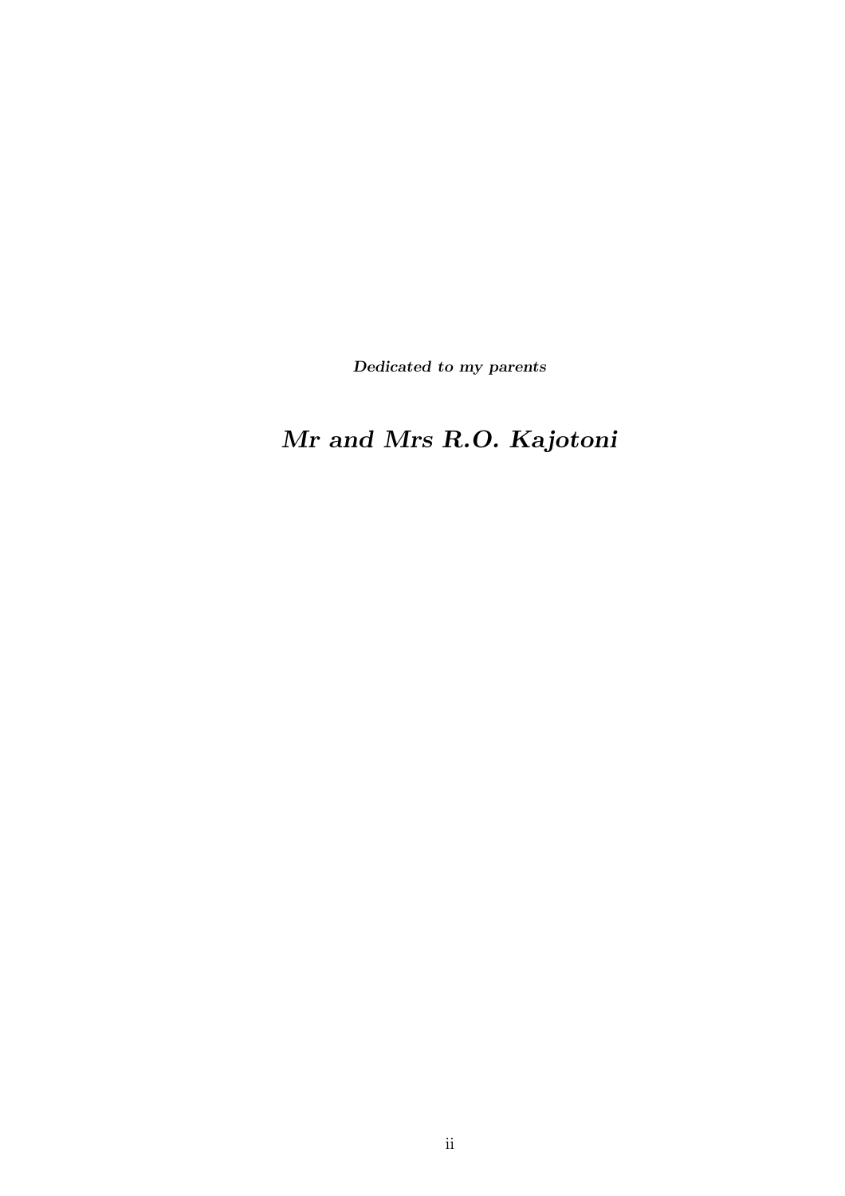***Dedicated to my parents***

***Mr and Mrs R.O. Kajotoni***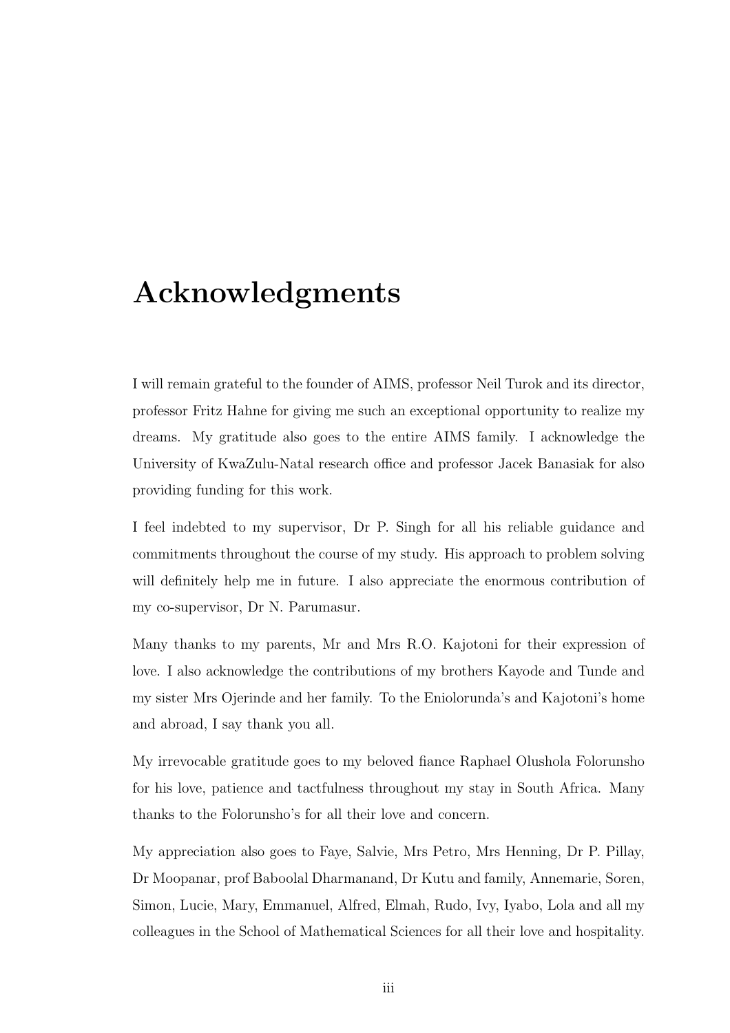# Acknowledgments

I will remain grateful to the founder of AIMS, professor Neil Turok and its director, professor Fritz Hahne for giving me such an exceptional opportunity to realize my dreams. My gratitude also goes to the entire AIMS family. I acknowledge the University of KwaZulu-Natal research office and professor Jacek Banasiak for also providing funding for this work.

I feel indebted to my supervisor, Dr P. Singh for all his reliable guidance and commitments throughout the course of my study. His approach to problem solving will definitely help me in future. I also appreciate the enormous contribution of my co-supervisor, Dr N. Parumasur.

Many thanks to my parents, Mr and Mrs R.O. Kajotoni for their expression of love. I also acknowledge the contributions of my brothers Kayode and Tunde and my sister Mrs Ojerinde and her family. To the Eniolorunda's and Kajotoni's home and abroad, I say thank you all.

My irrevocable gratitude goes to my beloved fiance Raphael Olushola Folorunsho for his love, patience and tactfulness throughout my stay in South Africa. Many thanks to the Folorunsho's for all their love and concern.

My appreciation also goes to Faye, Salvie, Mrs Petro, Mrs Henning, Dr P. Pillay, Dr Moopanar, prof Baboolal Dharmanand, Dr Kutu and family, Annemarie, Soren, Simon, Lucie, Mary, Emmanuel, Alfred, Elmah, Rudo, Ivy, Iyabo, Lola and all my colleagues in the School of Mathematical Sciences for all their love and hospitality.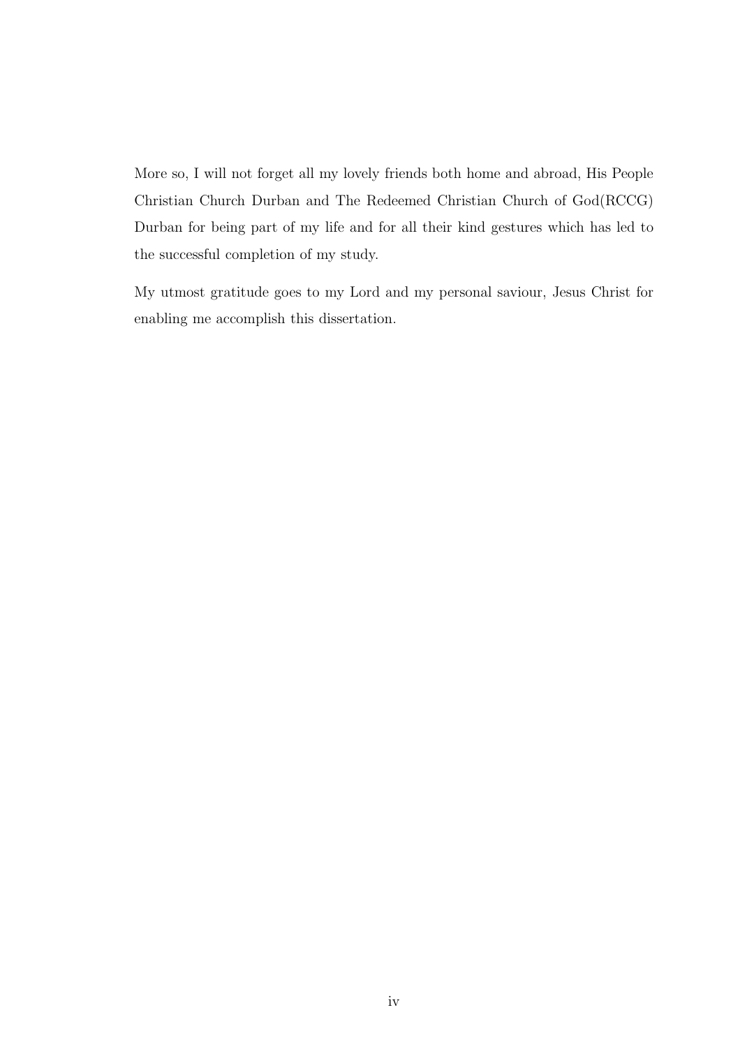More so, I will not forget all my lovely friends both home and abroad, His People Christian Church Durban and The Redeemed Christian Church of God(RCCG) Durban for being part of my life and for all their kind gestures which has led to the successful completion of my study.

My utmost gratitude goes to my Lord and my personal saviour, Jesus Christ for enabling me accomplish this dissertation.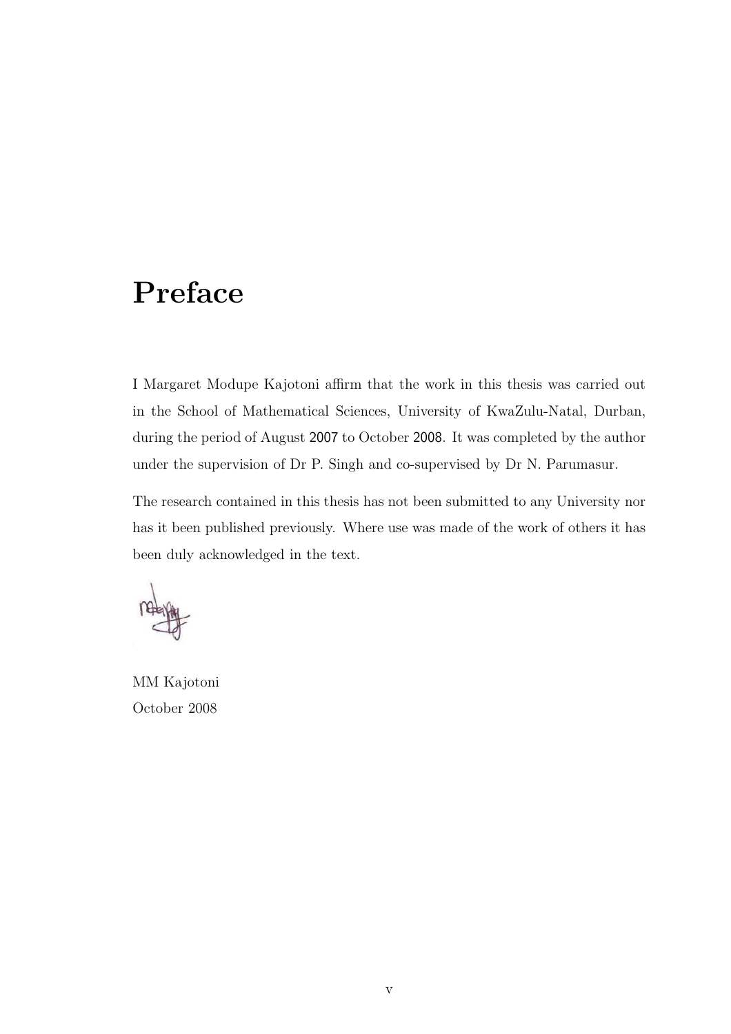# Preface

I Margaret Modupe Kajotoni affirm that the work in this thesis was carried out in the School of Mathematical Sciences, University of KwaZulu-Natal, Durban, during the period of August 2007 to October 2008. It was completed by the author under the supervision of Dr P. Singh and co-supervised by Dr N. Parumasur.

The research contained in this thesis has not been submitted to any University nor has it been published previously. Where use was made of the work of others it has been duly acknowledged in the text.

MM Kajotoni
October 2008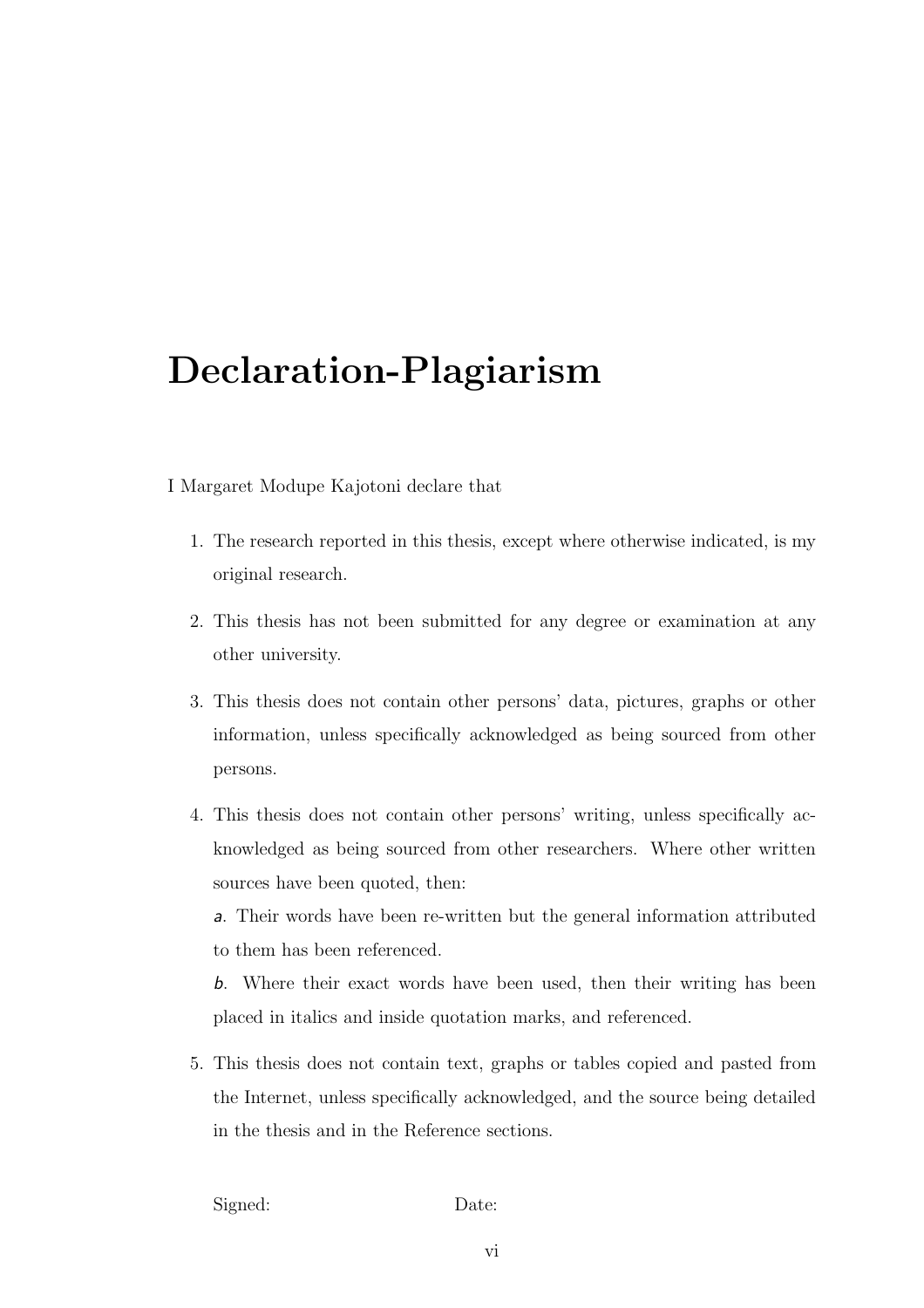# Declaration-Plagiarism

I Margaret Modupe Kajotoni declare that

1. The research reported in this thesis, except where otherwise indicated, is my original research.

2. This thesis has not been submitted for any degree or examination at any other university.

3. This thesis does not contain other persons' data, pictures, graphs or other information, unless specifically acknowledged as being sourced from other persons.

4. This thesis does not contain other persons' writing, unless specifically acknowledged as being sourced from other researchers. Where other written sources have been quoted, then:

   *a*. Their words have been re-written but the general information attributed to them has been referenced.

   *b*. Where their exact words have been used, then their writing has been placed in italics and inside quotation marks, and referenced.

5. This thesis does not contain text, graphs or tables copied and pasted from the Internet, unless specifically acknowledged, and the source being detailed in the thesis and in the Reference sections.

Signed: Date: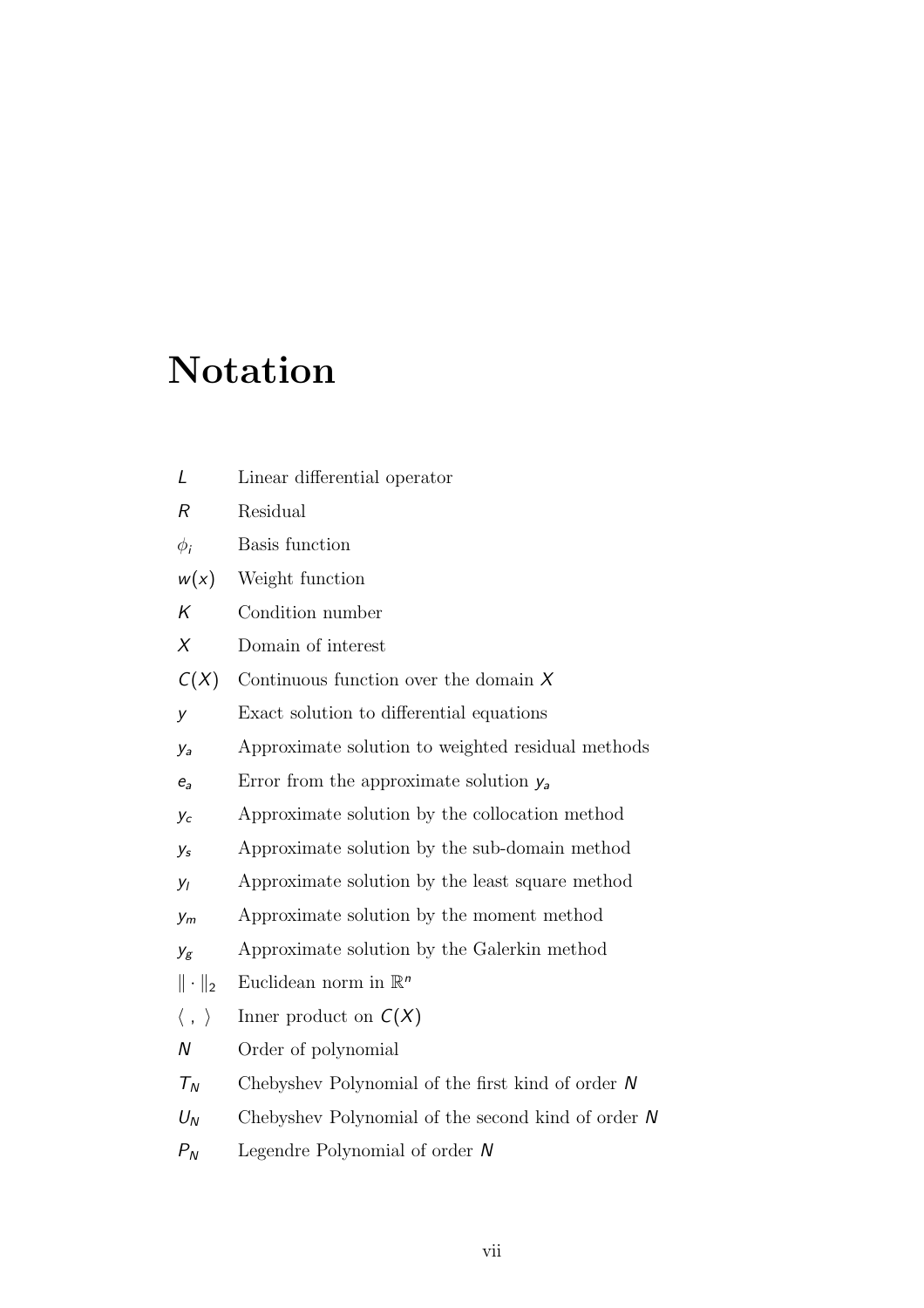# Notation

| | |
|---|---|
| $L$ | Linear differential operator |
| $R$ | Residual |
| $\phi_i$ | Basis function |
| $w(x)$ | Weight function |
| $K$ | Condition number |
| $X$ | Domain of interest |
| $C(X)$ | Continuous function over the domain $X$ |
| $y$ | Exact solution to differential equations |
| $y_a$ | Approximate solution to weighted residual methods |
| $e_a$ | Error from the approximate solution $y_a$ |
| $y_c$ | Approximate solution by the collocation method |
| $y_s$ | Approximate solution by the sub-domain method |
| $y_l$ | Approximate solution by the least square method |
| $y_m$ | Approximate solution by the moment method |
| $y_g$ | Approximate solution by the Galerkin method |
| $\|\cdot\|_2$ | Euclidean norm in $\mathbb{R}^n$ |
| $\langle\ ,\ \rangle$ | Inner product on $C(X)$ |
| $N$ | Order of polynomial |
| $T_N$ | Chebyshev Polynomial of the first kind of order $N$ |
| $U_N$ | Chebyshev Polynomial of the second kind of order $N$ |
| $P_N$ | Legendre Polynomial of order $N$ |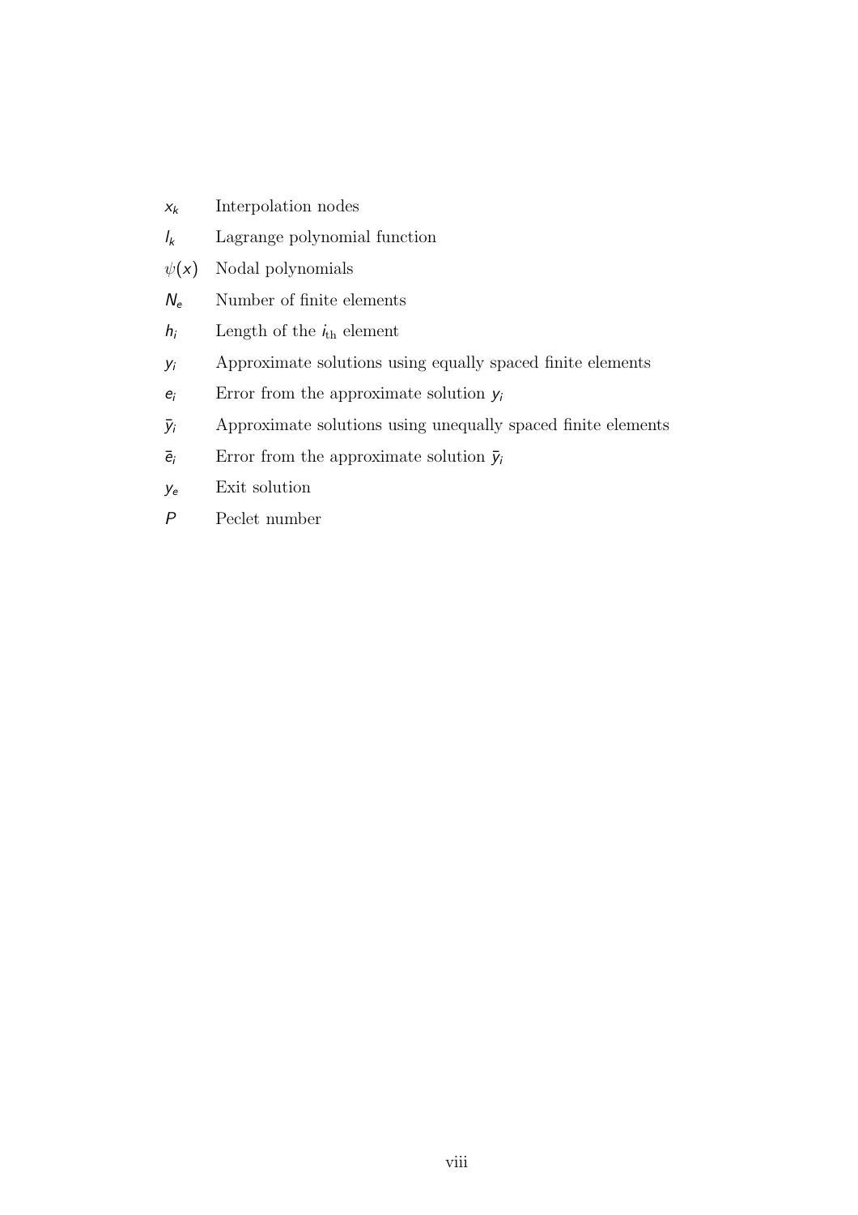| | |
|---|---|
| $x_k$ | Interpolation nodes |
| $l_k$ | Lagrange polynomial function |
| $\psi(x)$ | Nodal polynomials |
| $N_e$ | Number of finite elements |
| $h_i$ | Length of the $i_{\text{th}}$ element |
| $y_i$ | Approximate solutions using equally spaced finite elements |
| $e_i$ | Error from the approximate solution $y_i$ |
| $\bar{y}_i$ | Approximate solutions using unequally spaced finite elements |
| $\bar{e}_i$ | Error from the approximate solution $\bar{y}_i$ |
| $y_e$ | Exit solution |
| $P$ | Peclet number |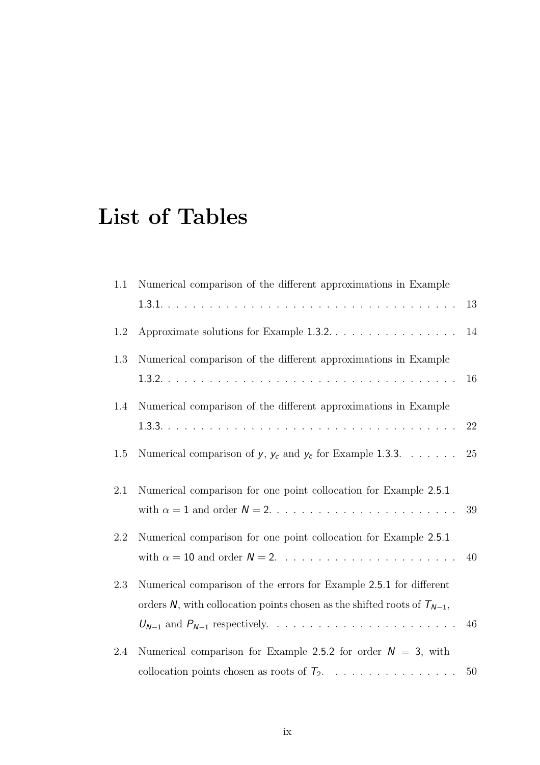# List of Tables

1.1 Numerical comparison of the different approximations in Example 1.3.1. . . . . 13

1.2 Approximate solutions for Example 1.3.2. . . . . 14

1.3 Numerical comparison of the different approximations in Example 1.3.2. . . . . 16

1.4 Numerical comparison of the different approximations in Example 1.3.3. . . . . 22

1.5 Numerical comparison of $y$, $y_c$ and $y_{\bar{c}}$ for Example 1.3.3. . . . . 25

2.1 Numerical comparison for one point collocation for Example 2.5.1 with $\alpha = 1$ and order $N = 2$. . . . . 39

2.2 Numerical comparison for one point collocation for Example 2.5.1 with $\alpha = 10$ and order $N = 2$. . . . . 40

2.3 Numerical comparison of the errors for Example 2.5.1 for different orders $N$, with collocation points chosen as the shifted roots of $T_{N-1}$, $U_{N-1}$ and $P_{N-1}$ respectively. . . . . 46

2.4 Numerical comparison for Example 2.5.2 for order $N = 3$, with collocation points chosen as roots of $T_2$. . . . . 50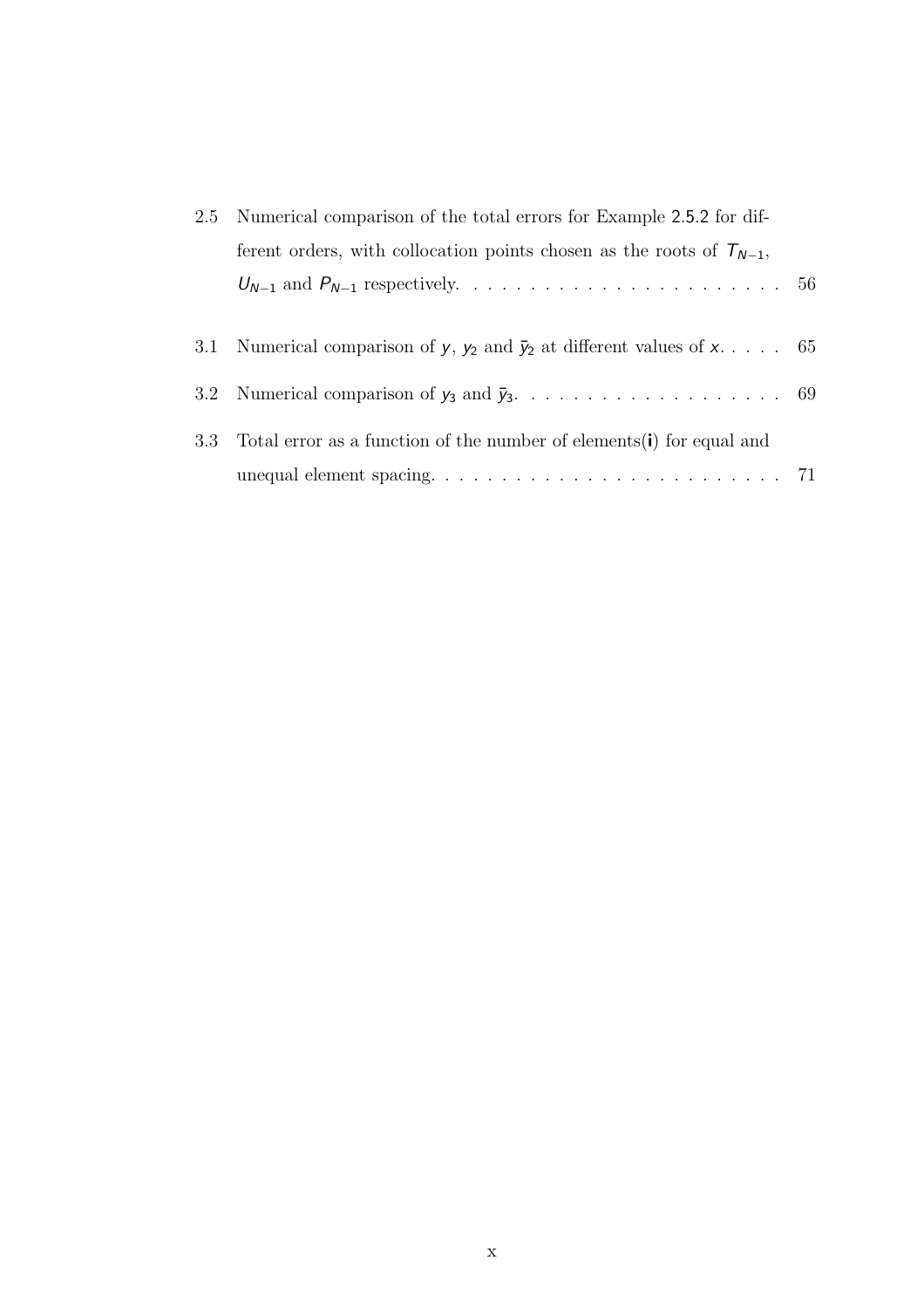2.5 Numerical comparison of the total errors for Example 2.5.2 for different orders, with collocation points chosen as the roots of $T_{N-1}$, $U_{N-1}$ and $P_{N-1}$ respectively. . . . . . . . . . . . . . . . . . . . . . . 56

3.1 Numerical comparison of $y$, $y_2$ and $\bar{y}_2$ at different values of $x$. . . . . 65

3.2 Numerical comparison of $y_3$ and $\bar{y}_3$. . . . . . . . . . . . . . . . . . . 69

3.3 Total error as a function of the number of elements($\mathbf{i}$) for equal and unequal element spacing. . . . . . . . . . . . . . . . . . . . . . . . . 71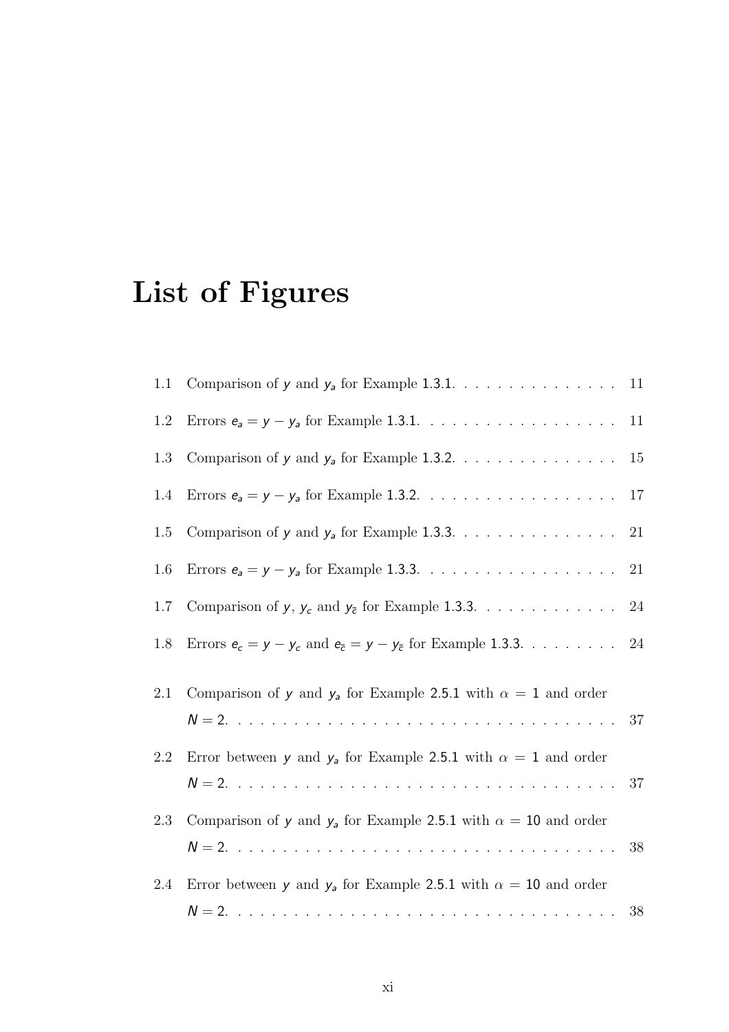# List of Figures

1.1 Comparison of $y$ and $y_a$ for Example 1.3.1. . . . . . . . . . . . . . . . 11

1.2 Errors $e_a = y - y_a$ for Example 1.3.1. . . . . . . . . . . . . . . . . . 11

1.3 Comparison of $y$ and $y_a$ for Example 1.3.2. . . . . . . . . . . . . . . . 15

1.4 Errors $e_a = y - y_a$ for Example 1.3.2. . . . . . . . . . . . . . . . . . 17

1.5 Comparison of $y$ and $y_a$ for Example 1.3.3. . . . . . . . . . . . . . . . 21

1.6 Errors $e_a = y - y_a$ for Example 1.3.3. . . . . . . . . . . . . . . . . . 21

1.7 Comparison of $y$, $y_c$ and $y_{\bar{c}}$ for Example 1.3.3. . . . . . . . . . . . . 24

1.8 Errors $e_c = y - y_c$ and $e_{\bar{c}} = y - y_{\bar{c}}$ for Example 1.3.3. . . . . . . . . 24

2.1 Comparison of $y$ and $y_a$ for Example 2.5.1 with $\alpha = 1$ and order $N = 2$. . . . . . . . . . . . . . . . . . . . . . . . . . . . . . . . . . . 37

2.2 Error between $y$ and $y_a$ for Example 2.5.1 with $\alpha = 1$ and order $N = 2$. . . . . . . . . . . . . . . . . . . . . . . . . . . . . . . . . . . 37

2.3 Comparison of $y$ and $y_a$ for Example 2.5.1 with $\alpha = 10$ and order $N = 2$. . . . . . . . . . . . . . . . . . . . . . . . . . . . . . . . . . . 38

2.4 Error between $y$ and $y_a$ for Example 2.5.1 with $\alpha = 10$ and order $N = 2$. . . . . . . . . . . . . . . . . . . . . . . . . . . . . . . . . . . 38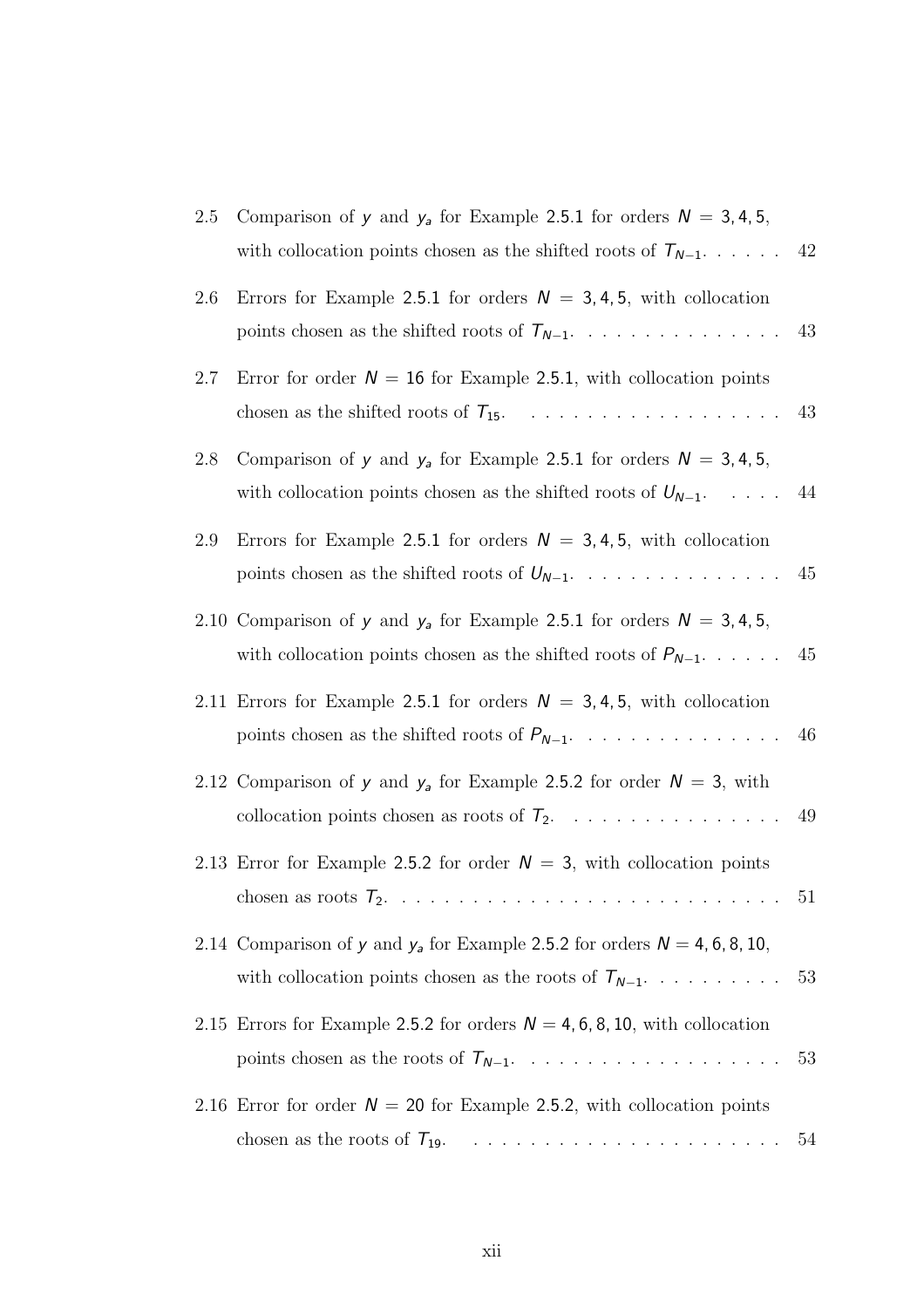2.5 Comparison of $y$ and $y_a$ for Example 2.5.1 for orders $N = 3, 4, 5$, with collocation points chosen as the shifted roots of $T_{N-1}$. . . . . . 42

2.6 Errors for Example 2.5.1 for orders $N = 3, 4, 5$, with collocation points chosen as the shifted roots of $T_{N-1}$. . . . . . . . . . . . . . 43

2.7 Error for order $N = 16$ for Example 2.5.1, with collocation points chosen as the shifted roots of $T_{15}$. . . . . . . . . . . . . . . . . . 43

2.8 Comparison of $y$ and $y_a$ for Example 2.5.1 for orders $N = 3, 4, 5$, with collocation points chosen as the shifted roots of $U_{N-1}$. . . . . 44

2.9 Errors for Example 2.5.1 for orders $N = 3, 4, 5$, with collocation points chosen as the shifted roots of $U_{N-1}$. . . . . . . . . . . . . . 45

2.10 Comparison of $y$ and $y_a$ for Example 2.5.1 for orders $N = 3, 4, 5$, with collocation points chosen as the shifted roots of $P_{N-1}$. . . . . . 45

2.11 Errors for Example 2.5.1 for orders $N = 3, 4, 5$, with collocation points chosen as the shifted roots of $P_{N-1}$. . . . . . . . . . . . . . 46

2.12 Comparison of $y$ and $y_a$ for Example 2.5.2 for order $N = 3$, with collocation points chosen as roots of $T_2$. . . . . . . . . . . . . . . . 49

2.13 Error for Example 2.5.2 for order $N = 3$, with collocation points chosen as roots $T_2$. . . . . . . . . . . . . . . . . . . . . . . . . . . 51

2.14 Comparison of $y$ and $y_a$ for Example 2.5.2 for orders $N = 4, 6, 8, 10$, with collocation points chosen as the roots of $T_{N-1}$. . . . . . . . . 53

2.15 Errors for Example 2.5.2 for orders $N = 4, 6, 8, 10$, with collocation points chosen as the roots of $T_{N-1}$. . . . . . . . . . . . . . . . . . 53

2.16 Error for order $N = 20$ for Example 2.5.2, with collocation points chosen as the roots of $T_{19}$. . . . . . . . . . . . . . . . . . . . . . 54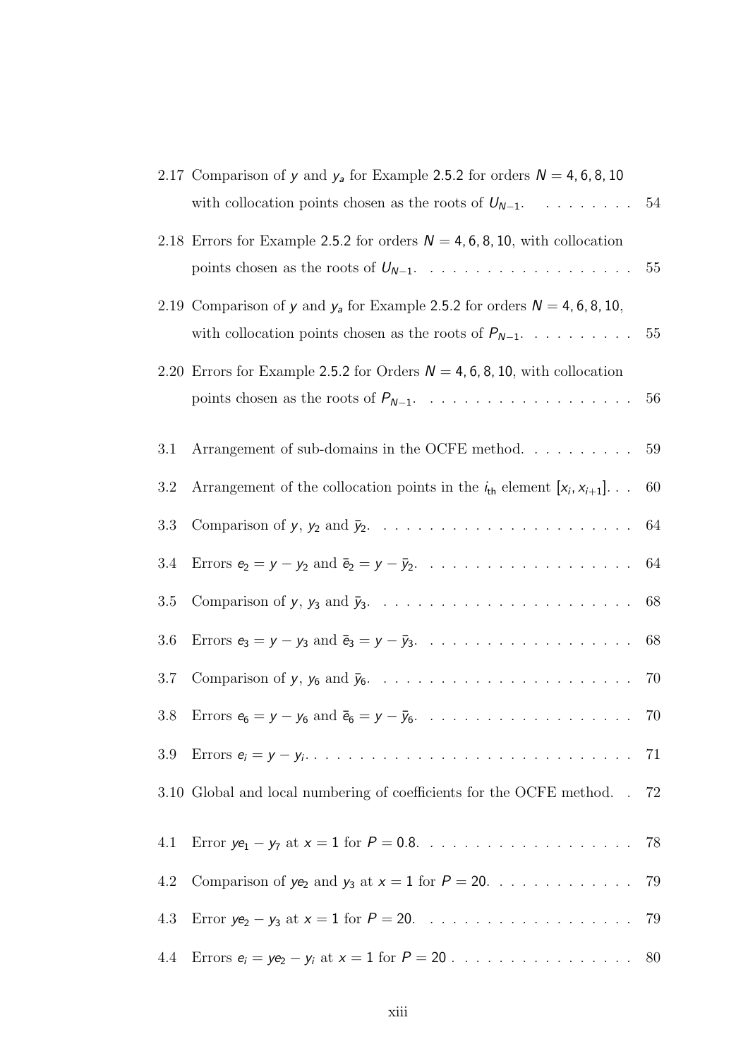2.17 Comparison of $y$ and $y_a$ for Example 2.5.2 for orders $N = 4, 6, 8, 10$ with collocation points chosen as the roots of $U_{N-1}$. . . . . . . . . 54

2.18 Errors for Example 2.5.2 for orders $N = 4, 6, 8, 10$, with collocation points chosen as the roots of $U_{N-1}$. . . . . . . . . . . . . . . . . . 55

2.19 Comparison of $y$ and $y_a$ for Example 2.5.2 for orders $N = 4, 6, 8, 10$, with collocation points chosen as the roots of $P_{N-1}$. . . . . . . . . . 55

2.20 Errors for Example 2.5.2 for Orders $N = 4, 6, 8, 10$, with collocation points chosen as the roots of $P_{N-1}$. . . . . . . . . . . . . . . . . . 56

3.1 Arrangement of sub-domains in the OCFE method. . . . . . . . . . 59

3.2 Arrangement of the collocation points in the $i_{\text{th}}$ element $[x_i, x_{i+1}]$. . . 60

3.3 Comparison of $y$, $y_2$ and $\bar{y}_2$. . . . . . . . . . . . . . . . . . . . . . 64

3.4 Errors $e_2 = y - y_2$ and $\bar{e}_2 = y - \bar{y}_2$. . . . . . . . . . . . . . . . . . 64

3.5 Comparison of $y$, $y_3$ and $\bar{y}_3$. . . . . . . . . . . . . . . . . . . . . . 68

3.6 Errors $e_3 = y - y_3$ and $\bar{e}_3 = y - \bar{y}_3$. . . . . . . . . . . . . . . . . . 68

3.7 Comparison of $y$, $y_6$ and $\bar{y}_6$. . . . . . . . . . . . . . . . . . . . . . 70

3.8 Errors $e_6 = y - y_6$ and $\bar{e}_6 = y - \bar{y}_6$. . . . . . . . . . . . . . . . . . 70

3.9 Errors $e_i = y - y_i$. . . . . . . . . . . . . . . . . . . . . . . . . . . . 71

3.10 Global and local numbering of coefficients for the OCFE method. . 72

4.1 Error $ye_1 - y_7$ at $x = 1$ for $P = 0.8$. . . . . . . . . . . . . . . . . . 78

4.2 Comparison of $ye_2$ and $y_3$ at $x = 1$ for $P = 20$. . . . . . . . . . . . 79

4.3 Error $ye_2 - y_3$ at $x = 1$ for $P = 20$. . . . . . . . . . . . . . . . . . 79

4.4 Errors $e_i = ye_2 - y_i$ at $x = 1$ for $P = 20$ . . . . . . . . . . . . . . . . 80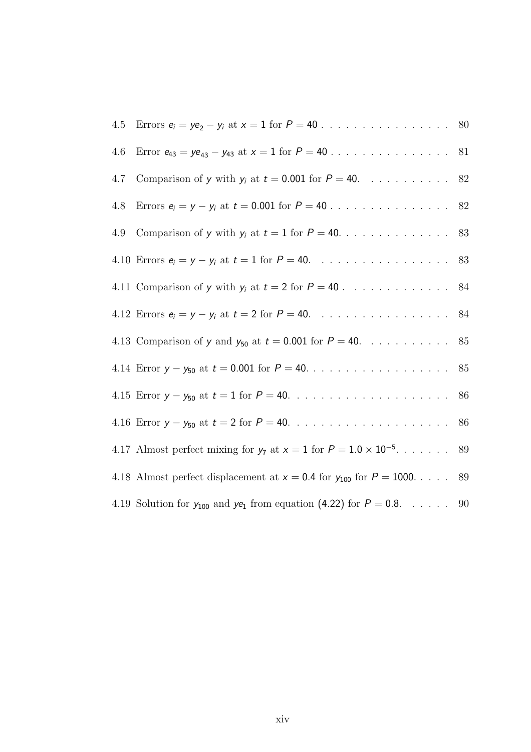4.5 Errors $e_i = ye_2 - y_i$ at $x = 1$ for $P = 40$ . . . . . . . . . . . . . . . . 80

4.6 Error $e_{43} = ye_{43} - y_{43}$ at $x = 1$ for $P = 40$ . . . . . . . . . . . . . . . 81

4.7 Comparison of $y$ with $y_i$ at $t = 0.001$ for $P = 40$. . . . . . . . . . . 82

4.8 Errors $e_i = y - y_i$ at $t = 0.001$ for $P = 40$ . . . . . . . . . . . . . . . 82

4.9 Comparison of $y$ with $y_i$ at $t = 1$ for $P = 40$. . . . . . . . . . . . . . 83

4.10 Errors $e_i = y - y_i$ at $t = 1$ for $P = 40$. . . . . . . . . . . . . . . . . 83

4.11 Comparison of $y$ with $y_i$ at $t = 2$ for $P = 40$ . . . . . . . . . . . . . 84

4.12 Errors $e_i = y - y_i$ at $t = 2$ for $P = 40$. . . . . . . . . . . . . . . . . 84

4.13 Comparison of $y$ and $y_{50}$ at $t = 0.001$ for $P = 40$. . . . . . . . . . . 85

4.14 Error $y - y_{50}$ at $t = 0.001$ for $P = 40$. . . . . . . . . . . . . . . . . . 85

4.15 Error $y - y_{50}$ at $t = 1$ for $P = 40$. . . . . . . . . . . . . . . . . . . . 86

4.16 Error $y - y_{50}$ at $t = 2$ for $P = 40$. . . . . . . . . . . . . . . . . . . . 86

4.17 Almost perfect mixing for $y_7$ at $x = 1$ for $P = 1.0 \times 10^{-5}$. . . . . . . 89

4.18 Almost perfect displacement at $x = 0.4$ for $y_{100}$ for $P = 1000$. . . . . 89

4.19 Solution for $y_{100}$ and $ye_1$ from equation (4.22) for $P = 0.8$. . . . . . 90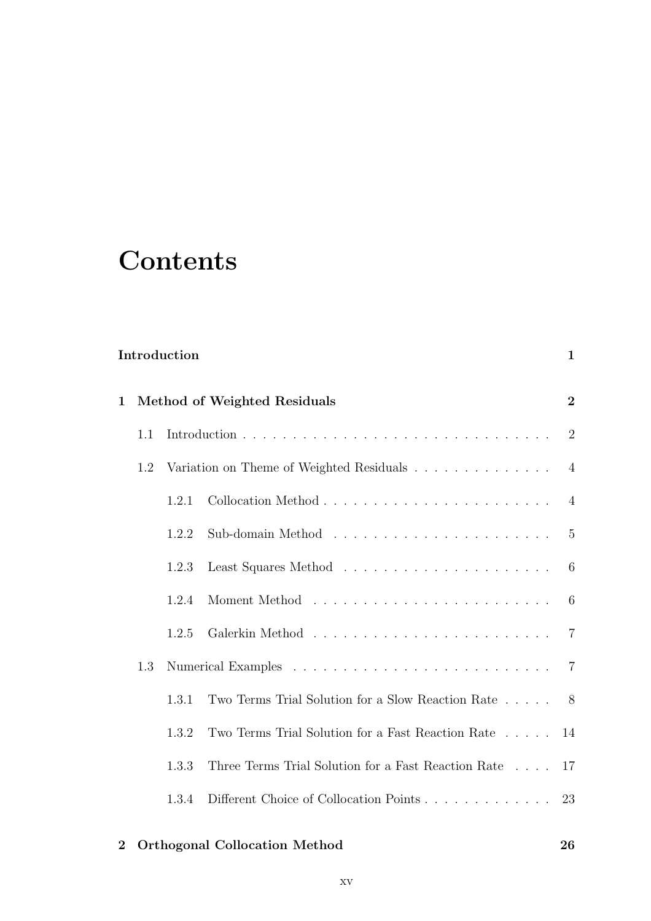# Contents

**Introduction** **1**

**1 Method of Weighted Residuals** **2**

- 1.1 Introduction . . . . . . . . . . . . . . . . . . . . . . . . . . . . . . . . 2
- 1.2 Variation on Theme of Weighted Residuals . . . . . . . . . . . . . . 4
  - 1.2.1 Collocation Method . . . . . . . . . . . . . . . . . . . . . . . 4
  - 1.2.2 Sub-domain Method . . . . . . . . . . . . . . . . . . . . . . 5
  - 1.2.3 Least Squares Method . . . . . . . . . . . . . . . . . . . . . 6
  - 1.2.4 Moment Method . . . . . . . . . . . . . . . . . . . . . . . . 6
  - 1.2.5 Galerkin Method . . . . . . . . . . . . . . . . . . . . . . . . 7
- 1.3 Numerical Examples . . . . . . . . . . . . . . . . . . . . . . . . . . 7
  - 1.3.1 Two Terms Trial Solution for a Slow Reaction Rate . . . . . 8
  - 1.3.2 Two Terms Trial Solution for a Fast Reaction Rate . . . . . 14
  - 1.3.3 Three Terms Trial Solution for a Fast Reaction Rate . . . . 17
  - 1.3.4 Different Choice of Collocation Points . . . . . . . . . . . . . 23

**2 Orthogonal Collocation Method** **26**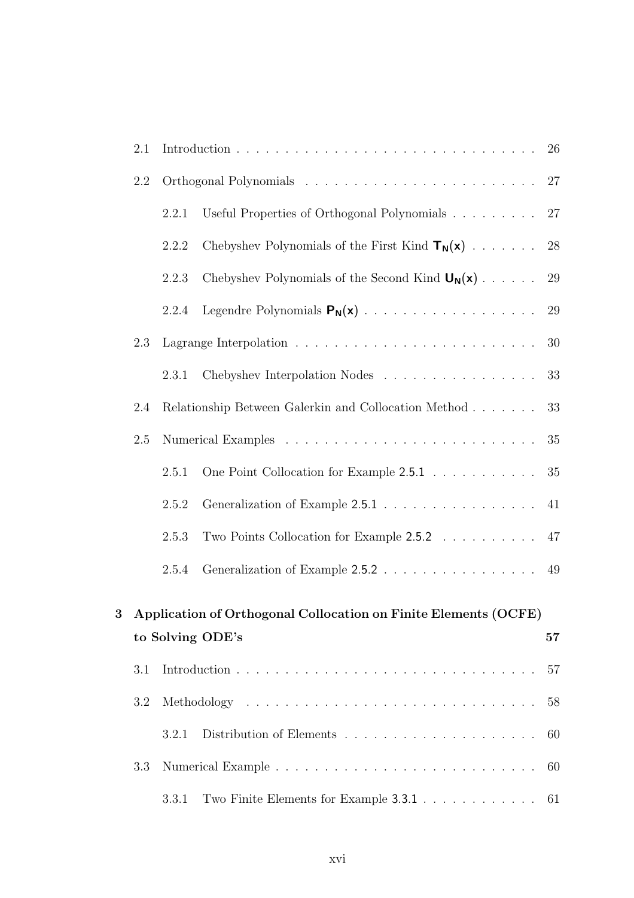2.1 Introduction . . . . . . . . . . . . . . . . . . . . . . . . . . . . . . . 26

2.2 Orthogonal Polynomials . . . . . . . . . . . . . . . . . . . . . . . . . 27

2.2.1 Useful Properties of Orthogonal Polynomials . . . . . . . . . 27

2.2.2 Chebyshev Polynomials of the First Kind $\mathbf{T_N(x)}$ . . . . . . . 28

2.2.3 Chebyshev Polynomials of the Second Kind $\mathbf{U_N(x)}$ . . . . . . 29

2.2.4 Legendre Polynomials $\mathbf{P_N(x)}$ . . . . . . . . . . . . . . . . . . 29

2.3 Lagrange Interpolation . . . . . . . . . . . . . . . . . . . . . . . . . . 30

2.3.1 Chebyshev Interpolation Nodes . . . . . . . . . . . . . . . . . 33

2.4 Relationship Between Galerkin and Collocation Method . . . . . . . 33

2.5 Numerical Examples . . . . . . . . . . . . . . . . . . . . . . . . . . . 35

2.5.1 One Point Collocation for Example 2.5.1 . . . . . . . . . . . 35

2.5.2 Generalization of Example 2.5.1 . . . . . . . . . . . . . . . . 41

2.5.3 Two Points Collocation for Example 2.5.2 . . . . . . . . . . 47

2.5.4 Generalization of Example 2.5.2 . . . . . . . . . . . . . . . . 49

**3 Application of Orthogonal Collocation on Finite Elements (OCFE) to Solving ODE's** **57**

3.1 Introduction . . . . . . . . . . . . . . . . . . . . . . . . . . . . . . . 57

3.2 Methodology . . . . . . . . . . . . . . . . . . . . . . . . . . . . . . . 58

3.2.1 Distribution of Elements . . . . . . . . . . . . . . . . . . . . 60

3.3 Numerical Example . . . . . . . . . . . . . . . . . . . . . . . . . . . 60

3.3.1 Two Finite Elements for Example 3.3.1 . . . . . . . . . . . . 61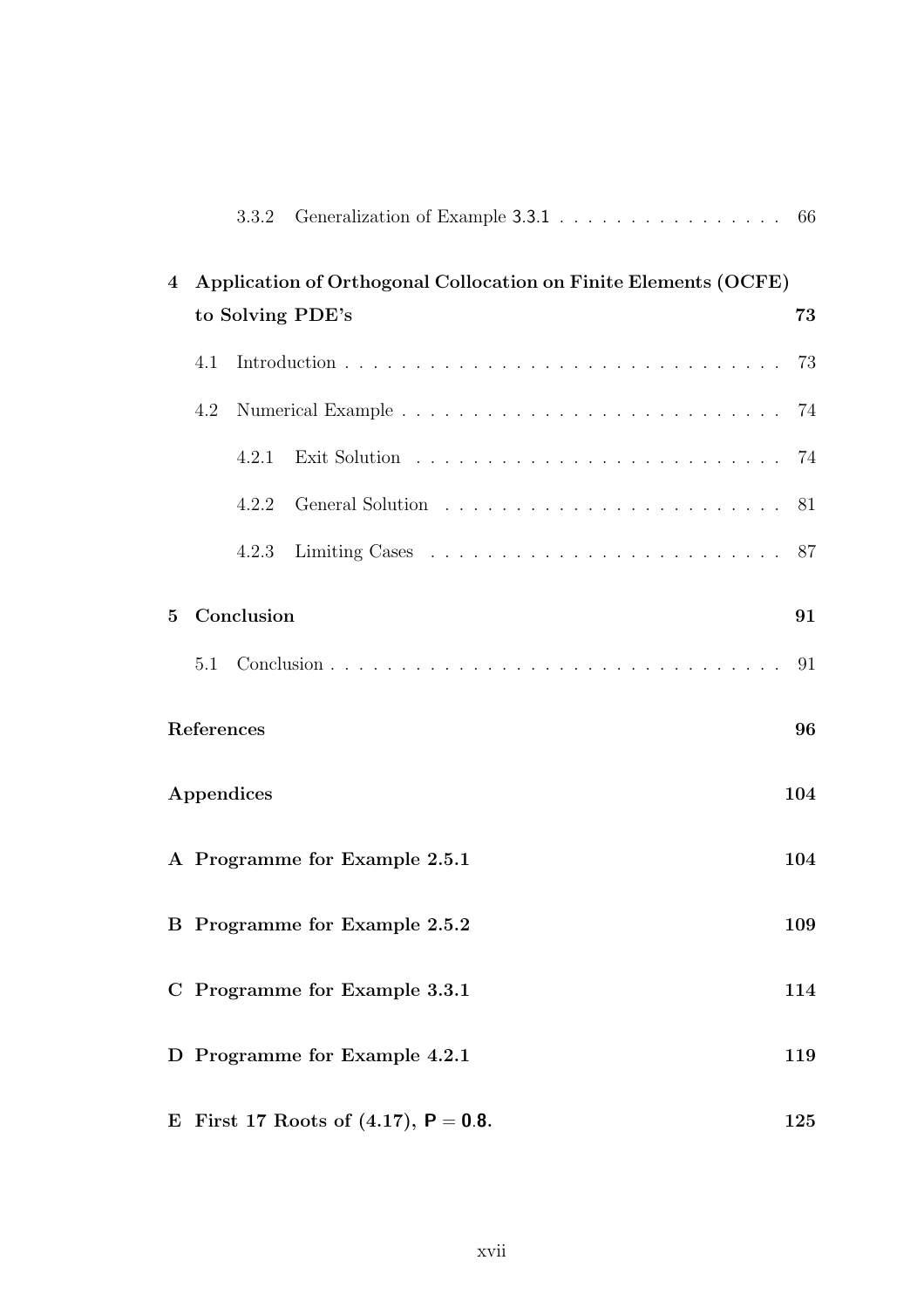3.3.2 Generalization of Example 3.3.1 . . . . . . . . . . . . . . . . 66

**4 Application of Orthogonal Collocation on Finite Elements (OCFE) to Solving PDE's** **73**

4.1 Introduction . . . . . . . . . . . . . . . . . . . . . . . . . . . . . . . . 73

4.2 Numerical Example . . . . . . . . . . . . . . . . . . . . . . . . . . . . 74

4.2.1 Exit Solution . . . . . . . . . . . . . . . . . . . . . . . . . . 74

4.2.2 General Solution . . . . . . . . . . . . . . . . . . . . . . . . 81

4.2.3 Limiting Cases . . . . . . . . . . . . . . . . . . . . . . . . . 87

**5 Conclusion** **91**

5.1 Conclusion . . . . . . . . . . . . . . . . . . . . . . . . . . . . . . . . . 91

**References** **96**

**Appendices** **104**

**A Programme for Example 2.5.1** **104**

**B Programme for Example 2.5.2** **109**

**C Programme for Example 3.3.1** **114**

**D Programme for Example 4.2.1** **119**

**E First 17 Roots of (4.17), $P = 0.8$.** **125**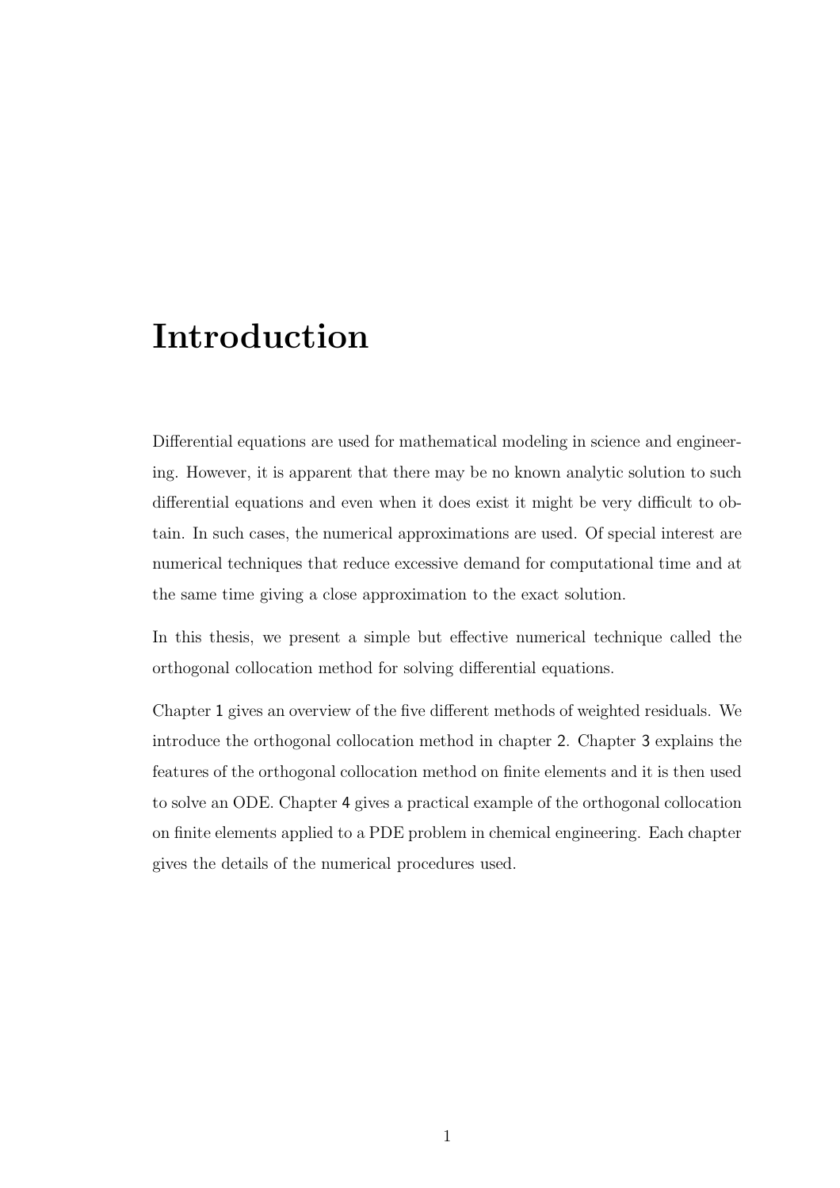# Introduction

Differential equations are used for mathematical modeling in science and engineering. However, it is apparent that there may be no known analytic solution to such differential equations and even when it does exist it might be very difficult to obtain. In such cases, the numerical approximations are used. Of special interest are numerical techniques that reduce excessive demand for computational time and at the same time giving a close approximation to the exact solution.

In this thesis, we present a simple but effective numerical technique called the orthogonal collocation method for solving differential equations.

Chapter 1 gives an overview of the five different methods of weighted residuals. We introduce the orthogonal collocation method in chapter 2. Chapter 3 explains the features of the orthogonal collocation method on finite elements and it is then used to solve an ODE. Chapter 4 gives a practical example of the orthogonal collocation on finite elements applied to a PDE problem in chemical engineering. Each chapter gives the details of the numerical procedures used.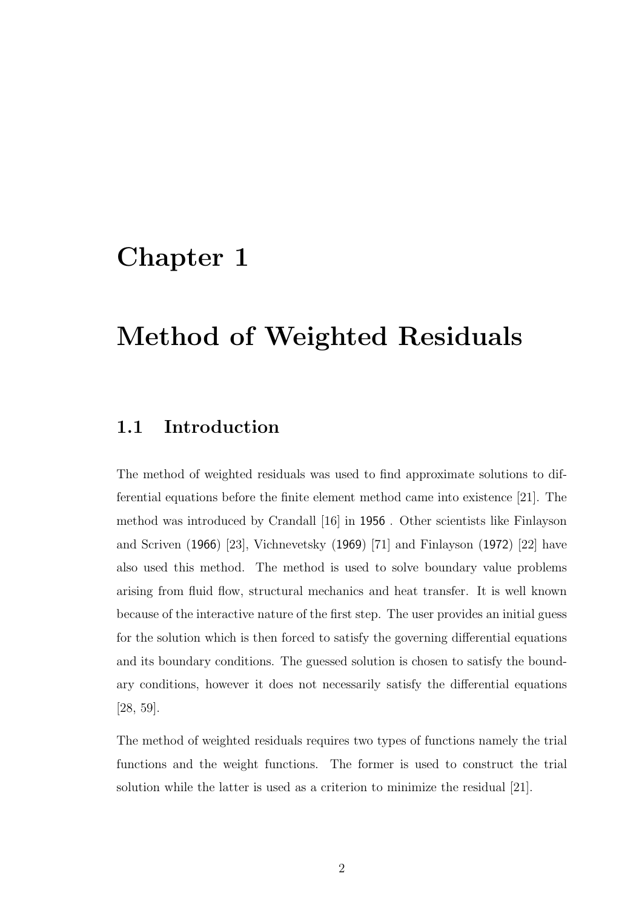# Chapter 1

# Method of Weighted Residuals

## 1.1 Introduction

The method of weighted residuals was used to find approximate solutions to differential equations before the finite element method came into existence [21]. The method was introduced by Crandall [16] in 1956 . Other scientists like Finlayson and Scriven (1966) [23], Vichnevetsky (1969) [71] and Finlayson (1972) [22] have also used this method. The method is used to solve boundary value problems arising from fluid flow, structural mechanics and heat transfer. It is well known because of the interactive nature of the first step. The user provides an initial guess for the solution which is then forced to satisfy the governing differential equations and its boundary conditions. The guessed solution is chosen to satisfy the boundary conditions, however it does not necessarily satisfy the differential equations [28, 59].

The method of weighted residuals requires two types of functions namely the trial functions and the weight functions. The former is used to construct the trial solution while the latter is used as a criterion to minimize the residual [21].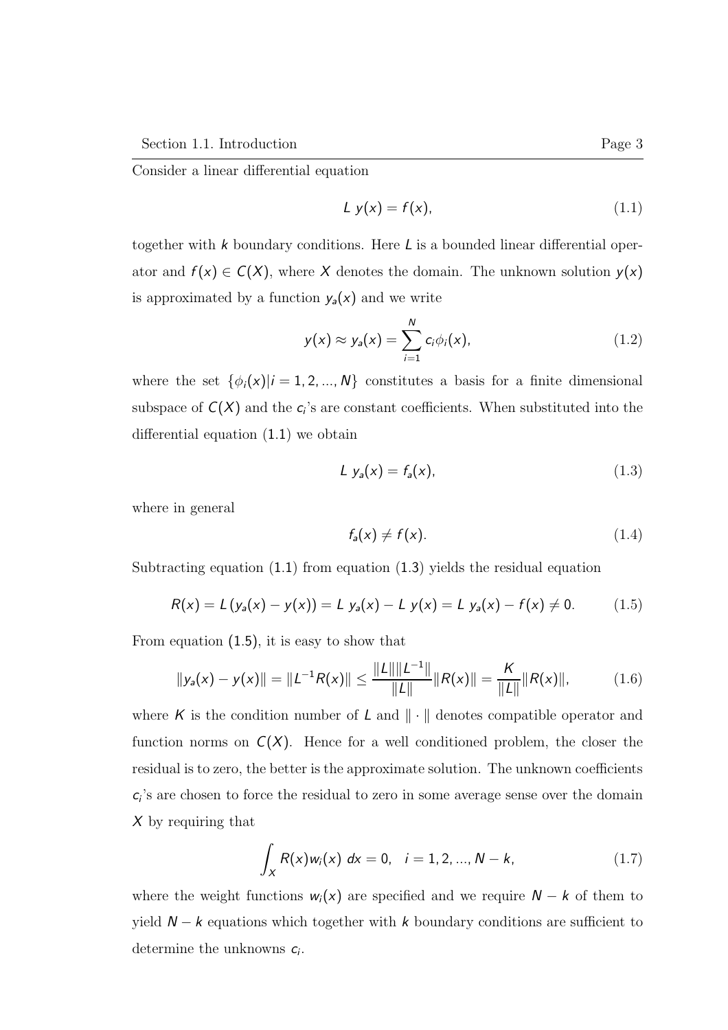Consider a linear differential equation

$$L\ y(x) = f(x), \tag{1.1}$$

together with $k$ boundary conditions. Here $L$ is a bounded linear differential operator and $f(x) \in C(X)$, where $X$ denotes the domain. The unknown solution $y(x)$ is approximated by a function $y_a(x)$ and we write

$$y(x) \approx y_a(x) = \sum_{i=1}^{N} c_i \phi_i(x), \tag{1.2}$$

where the set $\{\phi_i(x) | i = 1, 2, ..., N\}$ constitutes a basis for a finite dimensional subspace of $C(X)$ and the $c_i$'s are constant coefficients. When substituted into the differential equation (1.1) we obtain

$$L\ y_a(x) = f_a(x), \tag{1.3}$$

where in general

$$f_a(x) \neq f(x). \tag{1.4}$$

Subtracting equation (1.1) from equation (1.3) yields the residual equation

$$R(x) = L\left(y_a(x) - y(x)\right) = L\ y_a(x) - L\ y(x) = L\ y_a(x) - f(x) \neq 0. \tag{1.5}$$

From equation (1.5), it is easy to show that

$$\|y_a(x) - y(x)\| = \|L^{-1}R(x)\| \leq \frac{\|L\|\|L^{-1}\|}{\|L\|}\|R(x)\| = \frac{K}{\|L\|}\|R(x)\|, \tag{1.6}$$

where $K$ is the condition number of $L$ and $\|\cdot\|$ denotes compatible operator and function norms on $C(X)$. Hence for a well conditioned problem, the closer the residual is to zero, the better is the approximate solution. The unknown coefficients $c_i$'s are chosen to force the residual to zero in some average sense over the domain $X$ by requiring that

$$\int_X R(x) w_i(x)\ dx = 0, \quad i = 1, 2, ..., N - k, \tag{1.7}$$

where the weight functions $w_i(x)$ are specified and we require $N - k$ of them to yield $N - k$ equations which together with $k$ boundary conditions are sufficient to determine the unknowns $c_i$.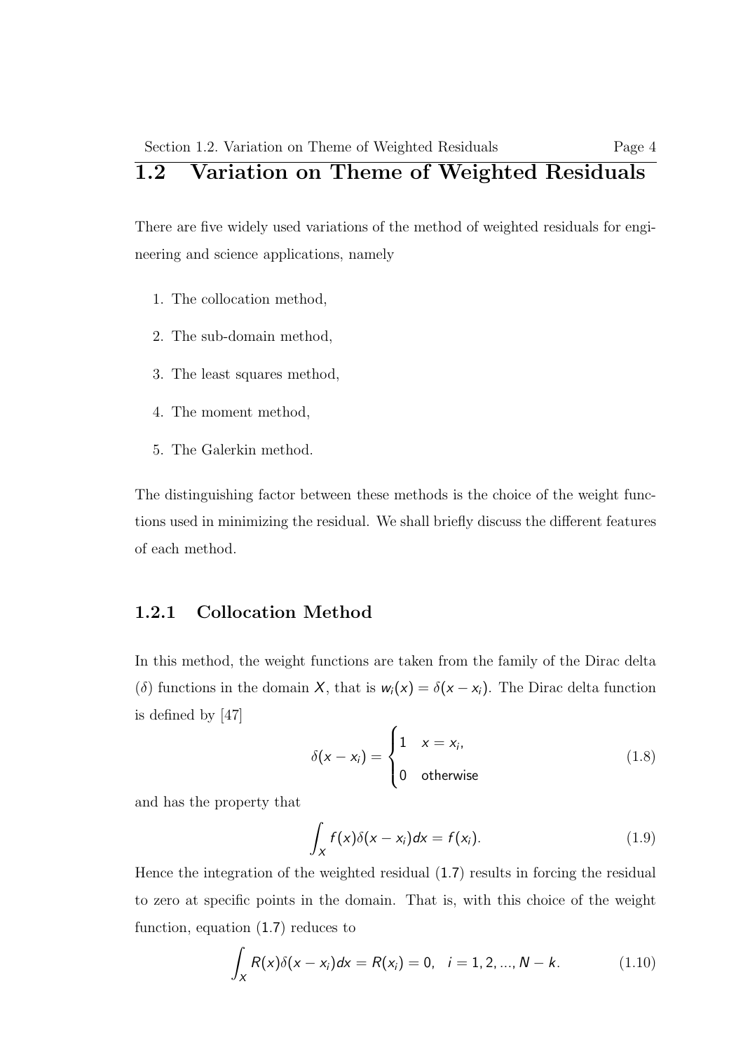## 1.2 Variation on Theme of Weighted Residuals

There are five widely used variations of the method of weighted residuals for engineering and science applications, namely

1. The collocation method,
2. The sub-domain method,
3. The least squares method,
4. The moment method,
5. The Galerkin method.

The distinguishing factor between these methods is the choice of the weight functions used in minimizing the residual. We shall briefly discuss the different features of each method.

### 1.2.1 Collocation Method

In this method, the weight functions are taken from the family of the Dirac delta ($\delta$) functions in the domain $X$, that is $w_i(x) = \delta(x - x_i)$. The Dirac delta function is defined by [47]

$$\delta(x - x_i) = \begin{cases} 1 & x = x_i, \\ 0 & \text{otherwise} \end{cases} \tag{1.8}$$

and has the property that

$$\int_X f(x)\delta(x - x_i)dx = f(x_i). \tag{1.9}$$

Hence the integration of the weighted residual (1.7) results in forcing the residual to zero at specific points in the domain. That is, with this choice of the weight function, equation (1.7) reduces to

$$\int_X R(x)\delta(x - x_i)dx = R(x_i) = 0, \quad i = 1, 2, ..., N - k. \tag{1.10}$$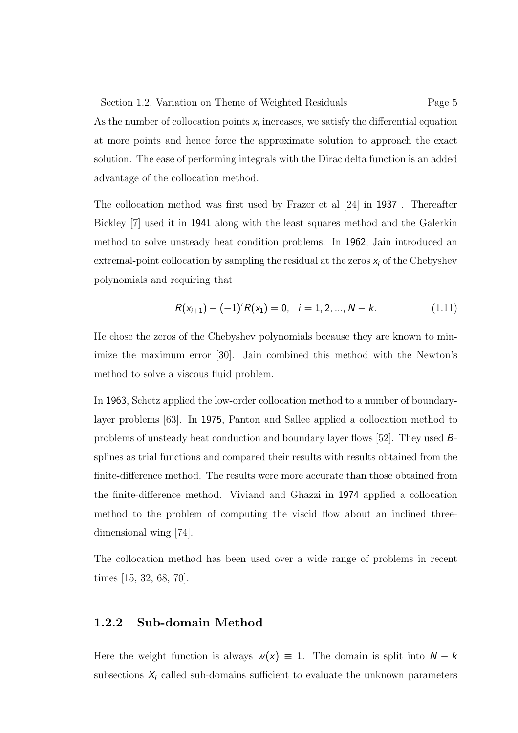As the number of collocation points $x_i$ increases, we satisfy the differential equation at more points and hence force the approximate solution to approach the exact solution. The ease of performing integrals with the Dirac delta function is an added advantage of the collocation method.

The collocation method was first used by Frazer et al [24] in 1937 . Thereafter Bickley [7] used it in 1941 along with the least squares method and the Galerkin method to solve unsteady heat condition problems. In 1962, Jain introduced an extremal-point collocation by sampling the residual at the zeros $x_i$ of the Chebyshev polynomials and requiring that

$$R(x_{i+1}) - (-1)^i R(x_1) = 0, \quad i = 1, 2, ..., N - k. \tag{1.11}$$

He chose the zeros of the Chebyshev polynomials because they are known to minimize the maximum error [30]. Jain combined this method with the Newton's method to solve a viscous fluid problem.

In 1963, Schetz applied the low-order collocation method to a number of boundary-layer problems [63]. In 1975, Panton and Sallee applied a collocation method to problems of unsteady heat conduction and boundary layer flows [52]. They used $B$-splines as trial functions and compared their results with results obtained from the finite-difference method. The results were more accurate than those obtained from the finite-difference method. Viviand and Ghazzi in 1974 applied a collocation method to the problem of computing the viscid flow about an inclined three-dimensional wing [74].

The collocation method has been used over a wide range of problems in recent times [15, 32, 68, 70].

### 1.2.2 Sub-domain Method

Here the weight function is always $w(x) \equiv 1$. The domain is split into $N - k$ subsections $X_i$ called sub-domains sufficient to evaluate the unknown parameters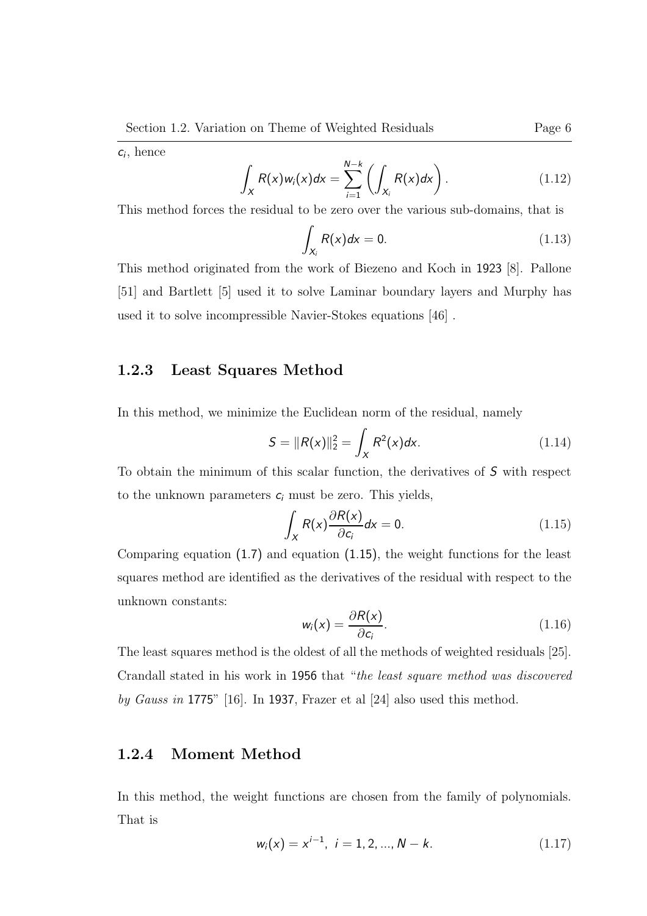$c_i$, hence

$$\int_X R(x)w_i(x)dx = \sum_{i=1}^{N-k} \left( \int_{X_i} R(x)dx \right). \tag{1.12}$$

This method forces the residual to be zero over the various sub-domains, that is

$$\int_{X_i} R(x)dx = 0. \tag{1.13}$$

This method originated from the work of Biezeno and Koch in 1923 [8]. Pallone [51] and Bartlett [5] used it to solve Laminar boundary layers and Murphy has used it to solve incompressible Navier-Stokes equations [46] .

### 1.2.3 Least Squares Method

In this method, we minimize the Euclidean norm of the residual, namely

$$S = \|R(x)\|_2^2 = \int_X R^2(x)dx. \tag{1.14}$$

To obtain the minimum of this scalar function, the derivatives of $S$ with respect to the unknown parameters $c_i$ must be zero. This yields,

$$\int_X R(x)\frac{\partial R(x)}{\partial c_i}dx = 0. \tag{1.15}$$

Comparing equation (1.7) and equation (1.15), the weight functions for the least squares method are identified as the derivatives of the residual with respect to the unknown constants:

$$w_i(x) = \frac{\partial R(x)}{\partial c_i}. \tag{1.16}$$

The least squares method is the oldest of all the methods of weighted residuals [25]. Crandall stated in his work in 1956 that "*the least square method was discovered by Gauss in* 1775" [16]. In 1937, Frazer et al [24] also used this method.

### 1.2.4 Moment Method

In this method, the weight functions are chosen from the family of polynomials. That is

$$w_i(x) = x^{i-1}, \ i = 1, 2, ..., N-k. \tag{1.17}$$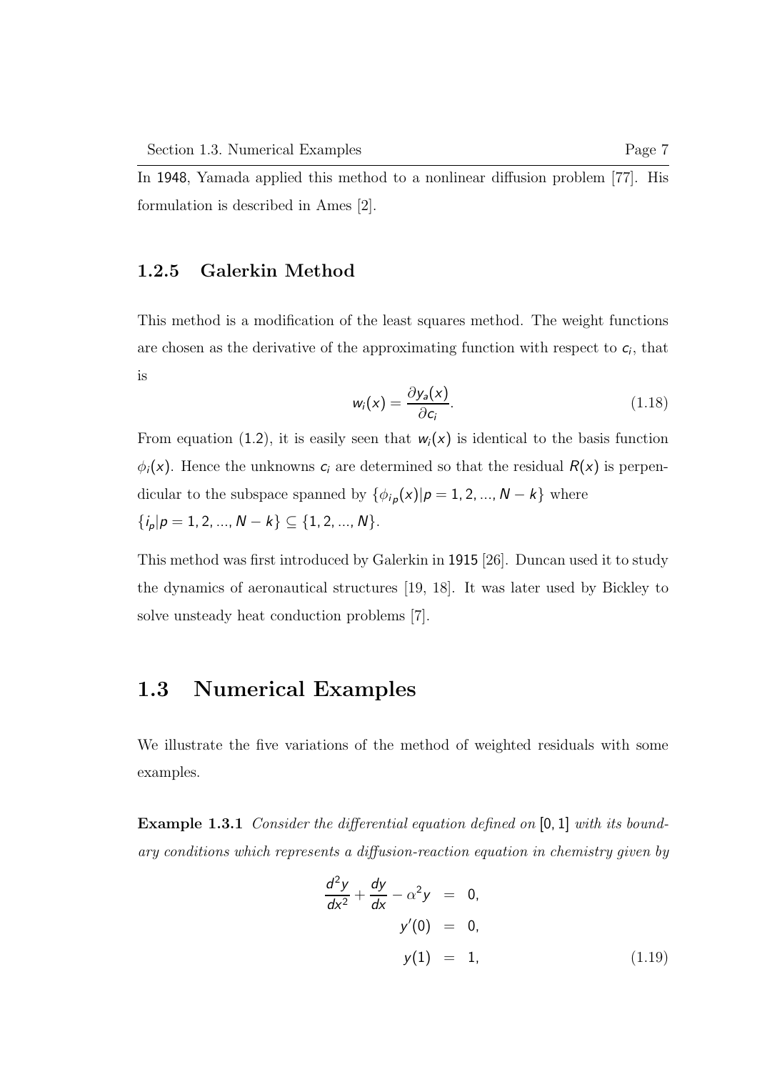In 1948, Yamada applied this method to a nonlinear diffusion problem [77]. His formulation is described in Ames [2].

### 1.2.5 Galerkin Method

This method is a modification of the least squares method. The weight functions are chosen as the derivative of the approximating function with respect to $c_i$, that is

$$w_i(x) = \frac{\partial y_a(x)}{\partial c_i}. \tag{1.18}$$

From equation (1.2), it is easily seen that $w_i(x)$ is identical to the basis function $\phi_i(x)$. Hence the unknowns $c_i$ are determined so that the residual $R(x)$ is perpendicular to the subspace spanned by $\{\phi_{i_p}(x) | p = 1, 2, ..., N - k\}$ where $\{i_p | p = 1, 2, ..., N - k\} \subseteq \{1, 2, ..., N\}$.

This method was first introduced by Galerkin in 1915 [26]. Duncan used it to study the dynamics of aeronautical structures [19, 18]. It was later used by Bickley to solve unsteady heat conduction problems [7].

## 1.3 Numerical Examples

We illustrate the five variations of the method of weighted residuals with some examples.

**Example 1.3.1** *Consider the differential equation defined on $[0, 1]$ with its boundary conditions which represents a diffusion-reaction equation in chemistry given by*

$$\begin{aligned}
\frac{d^2y}{dx^2} + \frac{dy}{dx} - \alpha^2 y &= 0, \\
y'(0) &= 0, \\
y(1) &= 1,
\end{aligned} \tag{1.19}$$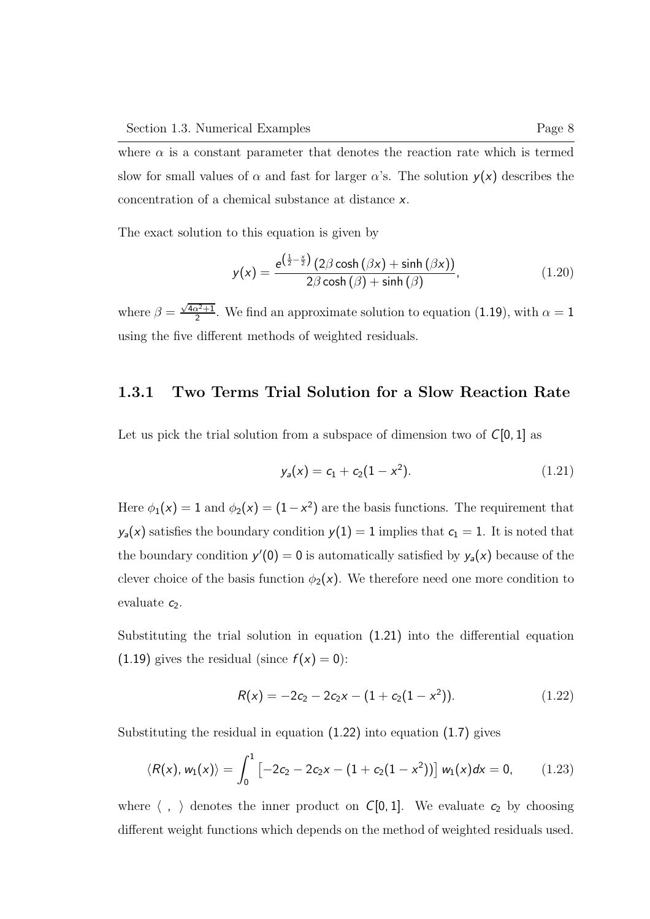where $\alpha$ is a constant parameter that denotes the reaction rate which is termed slow for small values of $\alpha$ and fast for larger $\alpha$'s. The solution $y(x)$ describes the concentration of a chemical substance at distance $x$.

The exact solution to this equation is given by

$$y(x) = \frac{e^{\left(\frac{1}{2}-\frac{x}{2}\right)}\left(2\beta\cosh\left(\beta x\right)+\sinh\left(\beta x\right)\right)}{2\beta\cosh\left(\beta\right)+\sinh\left(\beta\right)}, \tag{1.20}$$

where $\beta = \frac{\sqrt{4\alpha^2+1}}{2}$. We find an approximate solution to equation (1.19), with $\alpha = 1$ using the five different methods of weighted residuals.

### 1.3.1 Two Terms Trial Solution for a Slow Reaction Rate

Let us pick the trial solution from a subspace of dimension two of $C[0,1]$ as

$$y_a(x) = c_1 + c_2(1-x^2). \tag{1.21}$$

Here $\phi_1(x) = 1$ and $\phi_2(x) = (1-x^2)$ are the basis functions. The requirement that $y_a(x)$ satisfies the boundary condition $y(1) = 1$ implies that $c_1 = 1$. It is noted that the boundary condition $y'(0) = 0$ is automatically satisfied by $y_a(x)$ because of the clever choice of the basis function $\phi_2(x)$. We therefore need one more condition to evaluate $c_2$.

Substituting the trial solution in equation (1.21) into the differential equation (1.19) gives the residual (since $f(x) = 0$):

$$R(x) = -2c_2 - 2c_2x - (1 + c_2(1-x^2)). \tag{1.22}$$

Substituting the residual in equation (1.22) into equation (1.7) gives

$$\langle R(x), w_1(x)\rangle = \int_0^1 \left[-2c_2 - 2c_2x - (1 + c_2(1-x^2))\right] w_1(x)dx = 0, \tag{1.23}$$

where $\langle \ , \ \rangle$ denotes the inner product on $C[0,1]$. We evaluate $c_2$ by choosing different weight functions which depends on the method of weighted residuals used.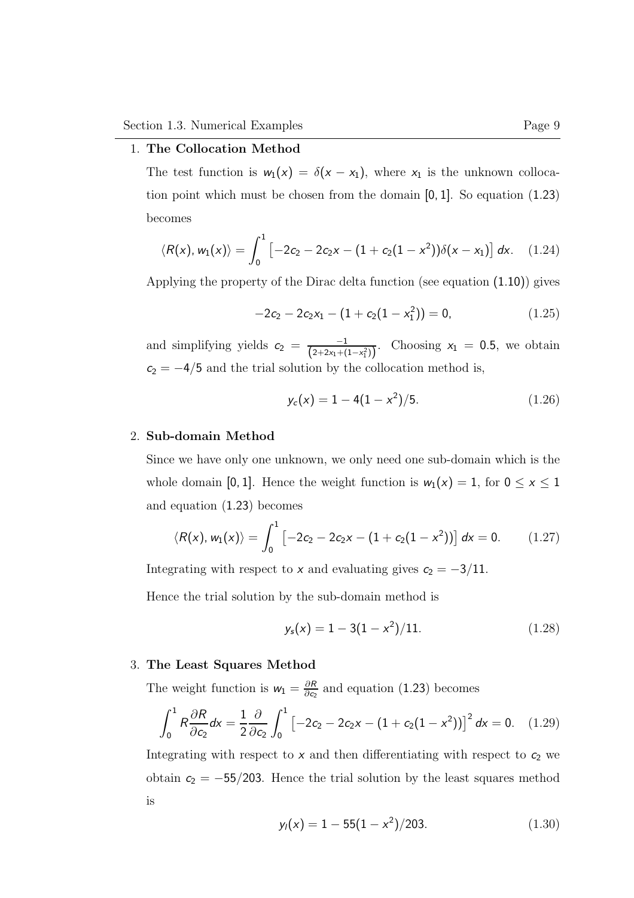1. **The Collocation Method**

   The test function is $w_1(x) = \delta(x - x_1)$, where $x_1$ is the unknown collocation point which must be chosen from the domain $[0, 1]$. So equation (1.23) becomes

$$\langle R(x), w_1(x) \rangle = \int_0^1 \left[ -2c_2 - 2c_2 x - (1 + c_2(1 - x^2))\delta(x - x_1) \right] dx. \quad (1.24)$$

   Applying the property of the Dirac delta function (see equation (1.10)) gives

$$-2c_2 - 2c_2 x_1 - (1 + c_2(1 - x_1^2)) = 0, \quad (1.25)$$

   and simplifying yields $c_2 = \frac{-1}{\left(2 + 2x_1 + (1 - x_1^2)\right)}$. Choosing $x_1 = 0.5$, we obtain $c_2 = -4/5$ and the trial solution by the collocation method is,

$$y_c(x) = 1 - 4(1 - x^2)/5. \quad (1.26)$$

2. **Sub-domain Method**

   Since we have only one unknown, we only need one sub-domain which is the whole domain $[0, 1]$. Hence the weight function is $w_1(x) = 1$, for $0 \leq x \leq 1$ and equation (1.23) becomes

$$\langle R(x), w_1(x) \rangle = \int_0^1 \left[ -2c_2 - 2c_2 x - (1 + c_2(1 - x^2)) \right] dx = 0. \quad (1.27)$$

   Integrating with respect to $x$ and evaluating gives $c_2 = -3/11$.

   Hence the trial solution by the sub-domain method is

$$y_s(x) = 1 - 3(1 - x^2)/11. \quad (1.28)$$

3. **The Least Squares Method**

   The weight function is $w_1 = \frac{\partial R}{\partial c_2}$ and equation (1.23) becomes

$$\int_0^1 R \frac{\partial R}{\partial c_2} dx = \frac{1}{2} \frac{\partial}{\partial c_2} \int_0^1 \left[ -2c_2 - 2c_2 x - (1 + c_2(1 - x^2)) \right]^2 dx = 0. \quad (1.29)$$

   Integrating with respect to $x$ and then differentiating with respect to $c_2$ we obtain $c_2 = -55/203$. Hence the trial solution by the least squares method is

$$y_l(x) = 1 - 55(1 - x^2)/203. \quad (1.30)$$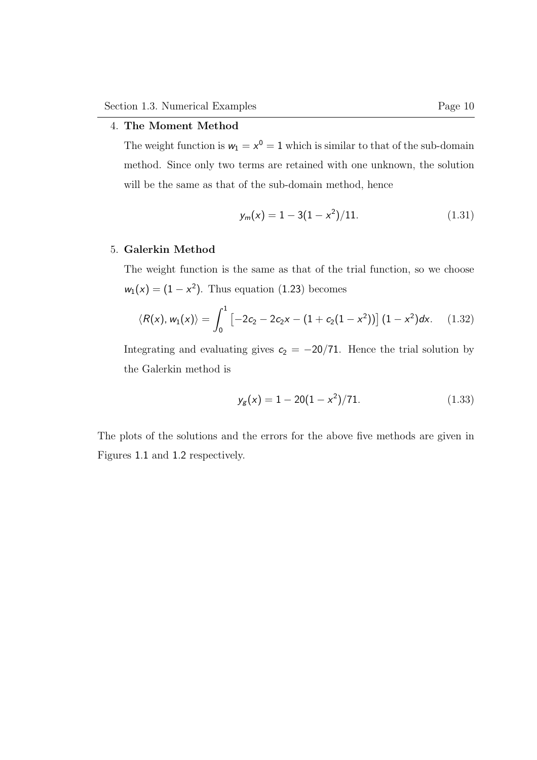4. **The Moment Method**

   The weight function is $w_1 = x^0 = 1$ which is similar to that of the sub-domain method. Since only two terms are retained with one unknown, the solution will be the same as that of the sub-domain method, hence

$$y_m(x) = 1 - 3(1 - x^2)/11. \tag{1.31}$$

5. **Galerkin Method**

   The weight function is the same as that of the trial function, so we choose $w_1(x) = (1 - x^2)$. Thus equation (1.23) becomes

$$\langle R(x), w_1(x) \rangle = \int_0^1 \left[ -2c_2 - 2c_2 x - (1 + c_2(1 - x^2)) \right] (1 - x^2) dx. \tag{1.32}$$

   Integrating and evaluating gives $c_2 = -20/71$. Hence the trial solution by the Galerkin method is

$$y_g(x) = 1 - 20(1 - x^2)/71. \tag{1.33}$$

The plots of the solutions and the errors for the above five methods are given in Figures 1.1 and 1.2 respectively.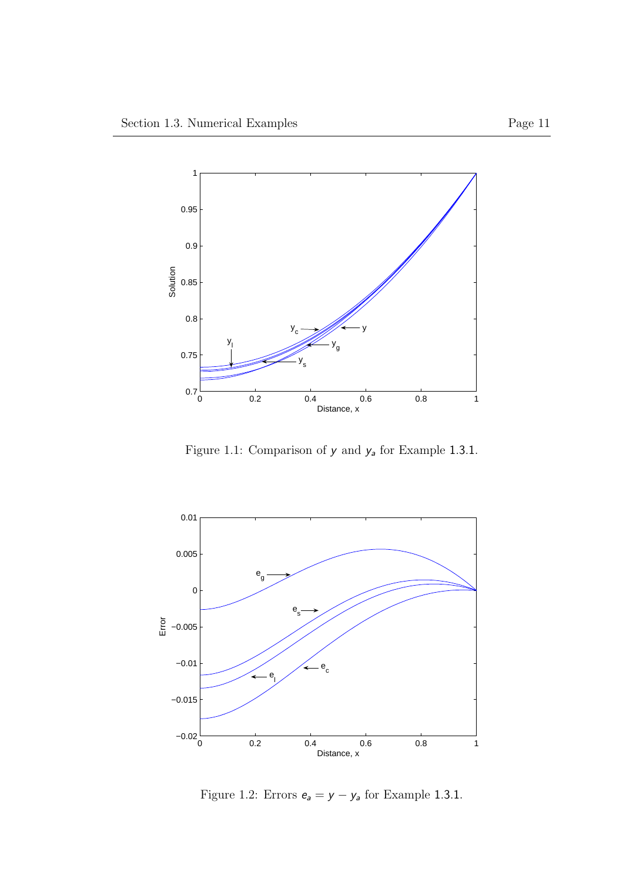Figure 1.1: Comparison of $y$ and $y_a$ for Example 1.3.1.

Figure 1.2: Errors $e_a = y - y_a$ for Example 1.3.1.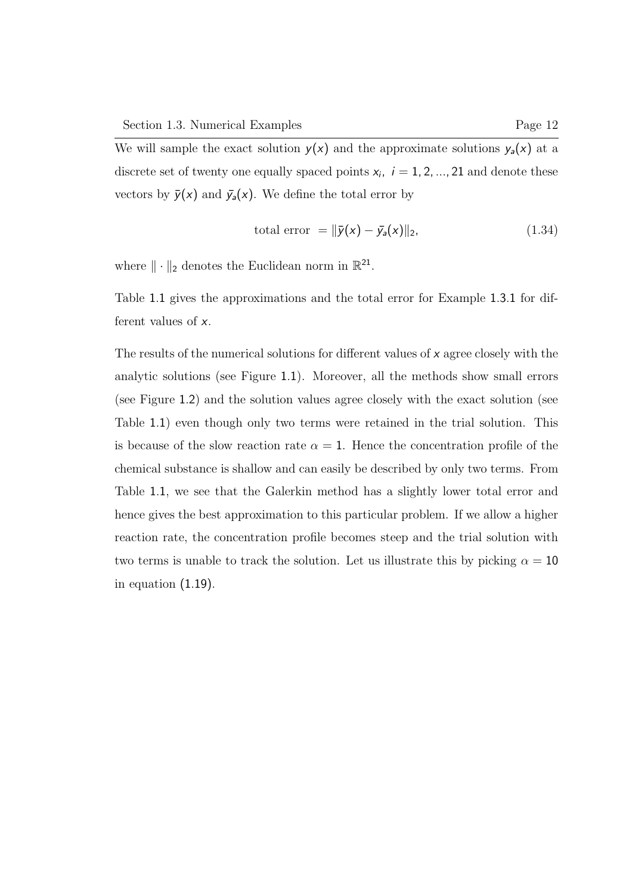We will sample the exact solution $y(x)$ and the approximate solutions $y_a(x)$ at a discrete set of twenty one equally spaced points $x_i$, $i = 1, 2, ..., 21$ and denote these vectors by $\bar{y}(x)$ and $\bar{y}_a(x)$. We define the total error by

$$\text{total error } = \|\bar{y}(x) - \bar{y}_a(x)\|_2, \tag{1.34}$$

where $\|\cdot\|_2$ denotes the Euclidean norm in $\mathbb{R}^{21}$.

Table 1.1 gives the approximations and the total error for Example 1.3.1 for different values of $x$.

The results of the numerical solutions for different values of $x$ agree closely with the analytic solutions (see Figure 1.1). Moreover, all the methods show small errors (see Figure 1.2) and the solution values agree closely with the exact solution (see Table 1.1) even though only two terms were retained in the trial solution. This is because of the slow reaction rate $\alpha = 1$. Hence the concentration profile of the chemical substance is shallow and can easily be described by only two terms. From Table 1.1, we see that the Galerkin method has a slightly lower total error and hence gives the best approximation to this particular problem. If we allow a higher reaction rate, the concentration profile becomes steep and the trial solution with two terms is unable to track the solution. Let us illustrate this by picking $\alpha = 10$ in equation (1.19).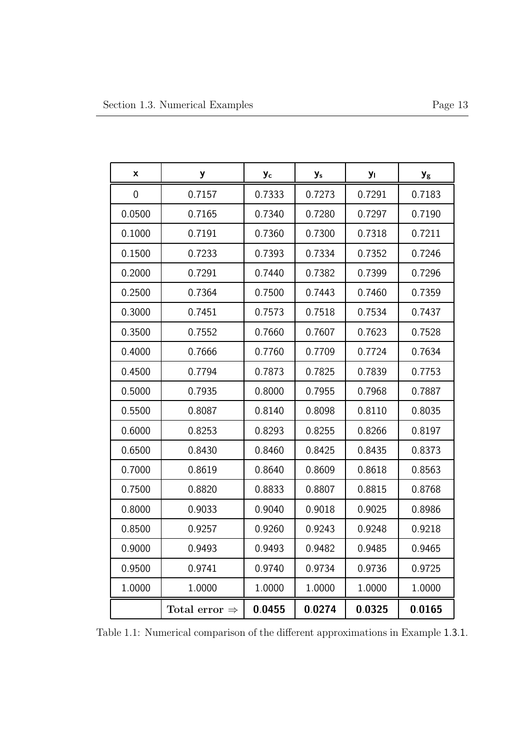| x | y | $y_c$ | $y_s$ | $y_l$ | $y_g$ |
|---|---|---|---|---|---|
| 0 | 0.7157 | 0.7333 | 0.7273 | 0.7291 | 0.7183 |
| 0.0500 | 0.7165 | 0.7340 | 0.7280 | 0.7297 | 0.7190 |
| 0.1000 | 0.7191 | 0.7360 | 0.7300 | 0.7318 | 0.7211 |
| 0.1500 | 0.7233 | 0.7393 | 0.7334 | 0.7352 | 0.7246 |
| 0.2000 | 0.7291 | 0.7440 | 0.7382 | 0.7399 | 0.7296 |
| 0.2500 | 0.7364 | 0.7500 | 0.7443 | 0.7460 | 0.7359 |
| 0.3000 | 0.7451 | 0.7573 | 0.7518 | 0.7534 | 0.7437 |
| 0.3500 | 0.7552 | 0.7660 | 0.7607 | 0.7623 | 0.7528 |
| 0.4000 | 0.7666 | 0.7760 | 0.7709 | 0.7724 | 0.7634 |
| 0.4500 | 0.7794 | 0.7873 | 0.7825 | 0.7839 | 0.7753 |
| 0.5000 | 0.7935 | 0.8000 | 0.7955 | 0.7968 | 0.7887 |
| 0.5500 | 0.8087 | 0.8140 | 0.8098 | 0.8110 | 0.8035 |
| 0.6000 | 0.8253 | 0.8293 | 0.8255 | 0.8266 | 0.8197 |
| 0.6500 | 0.8430 | 0.8460 | 0.8425 | 0.8435 | 0.8373 |
| 0.7000 | 0.8619 | 0.8640 | 0.8609 | 0.8618 | 0.8563 |
| 0.7500 | 0.8820 | 0.8833 | 0.8807 | 0.8815 | 0.8768 |
| 0.8000 | 0.9033 | 0.9040 | 0.9018 | 0.9025 | 0.8986 |
| 0.8500 | 0.9257 | 0.9260 | 0.9243 | 0.9248 | 0.9218 |
| 0.9000 | 0.9493 | 0.9493 | 0.9482 | 0.9485 | 0.9465 |
| 0.9500 | 0.9741 | 0.9740 | 0.9734 | 0.9736 | 0.9725 |
| 1.0000 | 1.0000 | 1.0000 | 1.0000 | 1.0000 | 1.0000 |
| | **Total error** $\Rightarrow$ | **0.0455** | **0.0274** | **0.0325** | **0.0165** |

Table 1.1: Numerical comparison of the different approximations in Example 1.3.1.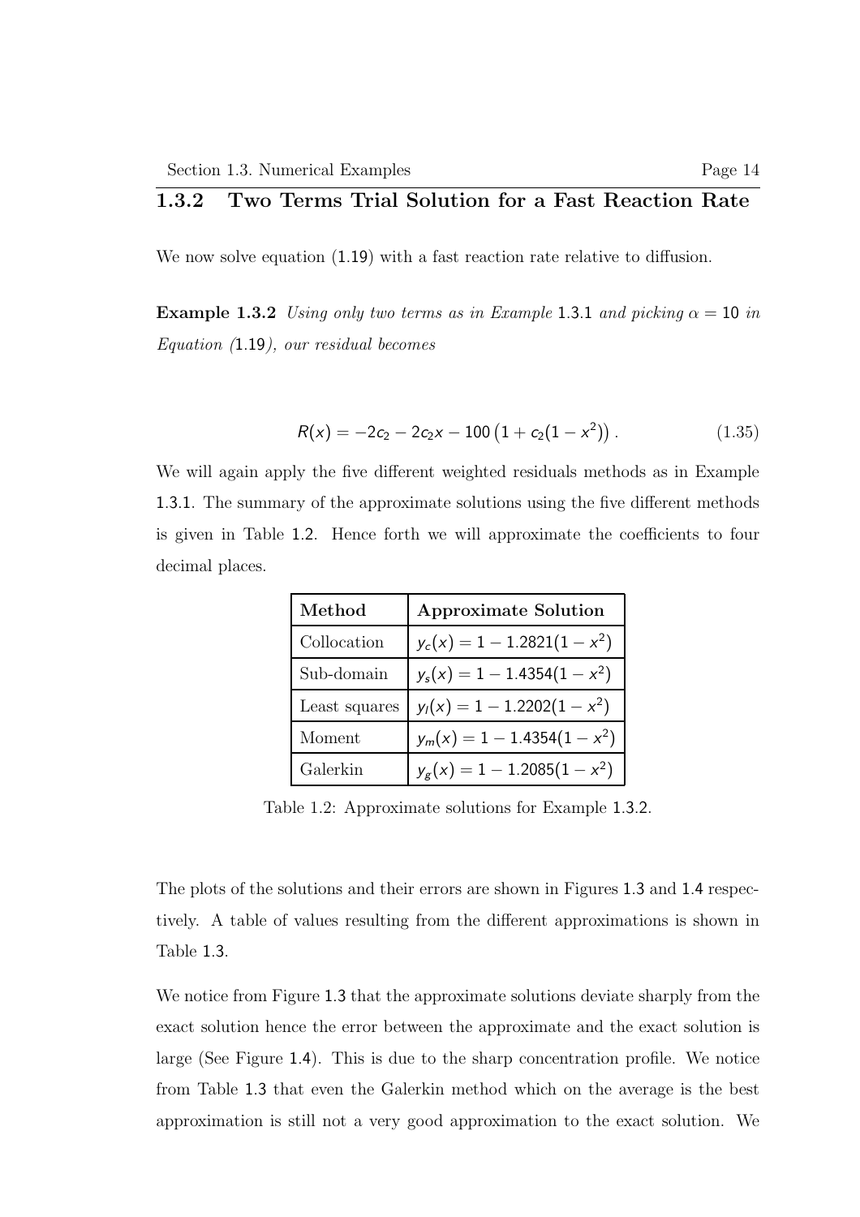### 1.3.2 Two Terms Trial Solution for a Fast Reaction Rate

We now solve equation (1.19) with a fast reaction rate relative to diffusion.

**Example 1.3.2** *Using only two terms as in Example* 1.3.1 *and picking* $\alpha = 10$ *in Equation (*1.19*), our residual becomes*

$$R(x) = -2c_2 - 2c_2 x - 100\left(1 + c_2(1 - x^2)\right). \tag{1.35}$$

We will again apply the five different weighted residuals methods as in Example 1.3.1. The summary of the approximate solutions using the five different methods is given in Table 1.2. Hence forth we will approximate the coefficients to four decimal places.

| **Method** | **Approximate Solution** |
|---|---|
| Collocation | $y_c(x) = 1 - 1.2821(1 - x^2)$ |
| Sub-domain | $y_s(x) = 1 - 1.4354(1 - x^2)$ |
| Least squares | $y_l(x) = 1 - 1.2202(1 - x^2)$ |
| Moment | $y_m(x) = 1 - 1.4354(1 - x^2)$ |
| Galerkin | $y_g(x) = 1 - 1.2085(1 - x^2)$ |

Table 1.2: Approximate solutions for Example 1.3.2.

The plots of the solutions and their errors are shown in Figures 1.3 and 1.4 respectively. A table of values resulting from the different approximations is shown in Table 1.3.

We notice from Figure 1.3 that the approximate solutions deviate sharply from the exact solution hence the error between the approximate and the exact solution is large (See Figure 1.4). This is due to the sharp concentration profile. We notice from Table 1.3 that even the Galerkin method which on the average is the best approximation is still not a very good approximation to the exact solution. We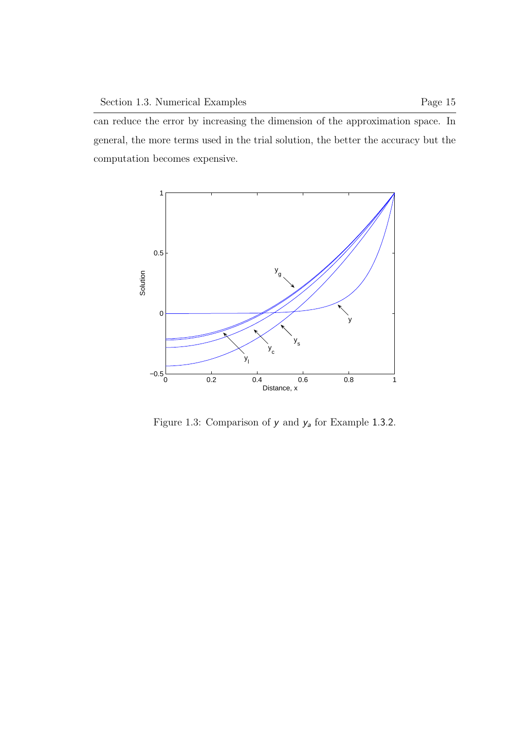can reduce the error by increasing the dimension of the approximation space. In general, the more terms used in the trial solution, the better the accuracy but the computation becomes expensive.

Figure 1.3: Comparison of $y$ and $y_a$ for Example 1.3.2.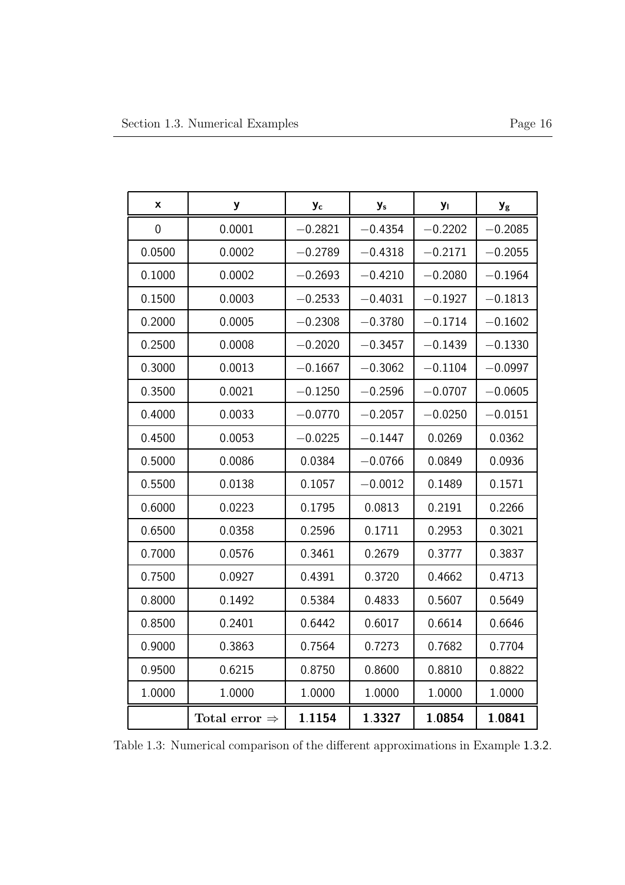| x | y | $y_c$ | $y_s$ | $y_l$ | $y_g$ |
|---|---|---|---|---|---|
| 0 | 0.0001 | −0.2821 | −0.4354 | −0.2202 | −0.2085 |
| 0.0500 | 0.0002 | −0.2789 | −0.4318 | −0.2171 | −0.2055 |
| 0.1000 | 0.0002 | −0.2693 | −0.4210 | −0.2080 | −0.1964 |
| 0.1500 | 0.0003 | −0.2533 | −0.4031 | −0.1927 | −0.1813 |
| 0.2000 | 0.0005 | −0.2308 | −0.3780 | −0.1714 | −0.1602 |
| 0.2500 | 0.0008 | −0.2020 | −0.3457 | −0.1439 | −0.1330 |
| 0.3000 | 0.0013 | −0.1667 | −0.3062 | −0.1104 | −0.0997 |
| 0.3500 | 0.0021 | −0.1250 | −0.2596 | −0.0707 | −0.0605 |
| 0.4000 | 0.0033 | −0.0770 | −0.2057 | −0.0250 | −0.0151 |
| 0.4500 | 0.0053 | −0.0225 | −0.1447 | 0.0269 | 0.0362 |
| 0.5000 | 0.0086 | 0.0384 | −0.0766 | 0.0849 | 0.0936 |
| 0.5500 | 0.0138 | 0.1057 | −0.0012 | 0.1489 | 0.1571 |
| 0.6000 | 0.0223 | 0.1795 | 0.0813 | 0.2191 | 0.2266 |
| 0.6500 | 0.0358 | 0.2596 | 0.1711 | 0.2953 | 0.3021 |
| 0.7000 | 0.0576 | 0.3461 | 0.2679 | 0.3777 | 0.3837 |
| 0.7500 | 0.0927 | 0.4391 | 0.3720 | 0.4662 | 0.4713 |
| 0.8000 | 0.1492 | 0.5384 | 0.4833 | 0.5607 | 0.5649 |
| 0.8500 | 0.2401 | 0.6442 | 0.6017 | 0.6614 | 0.6646 |
| 0.9000 | 0.3863 | 0.7564 | 0.7273 | 0.7682 | 0.7704 |
| 0.9500 | 0.6215 | 0.8750 | 0.8600 | 0.8810 | 0.8822 |
| 1.0000 | 1.0000 | 1.0000 | 1.0000 | 1.0000 | 1.0000 |
| | **Total error** $\Rightarrow$ | **1.1154** | **1.3327** | **1.0854** | **1.0841** |

Table 1.3: Numerical comparison of the different approximations in Example 1.3.2.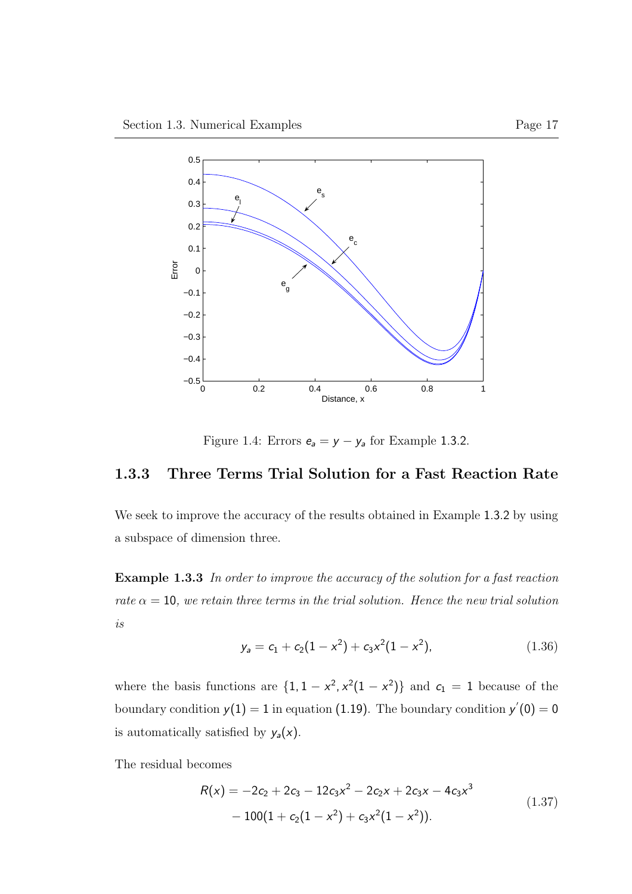Figure 1.4: Errors $e_a = y - y_a$ for Example 1.3.2.

### 1.3.3 Three Terms Trial Solution for a Fast Reaction Rate

We seek to improve the accuracy of the results obtained in Example 1.3.2 by using a subspace of dimension three.

**Example 1.3.3** *In order to improve the accuracy of the solution for a fast reaction rate* $\alpha = 10$*, we retain three terms in the trial solution. Hence the new trial solution is*

$$y_a = c_1 + c_2(1 - x^2) + c_3 x^2(1 - x^2), \tag{1.36}$$

where the basis functions are $\{1, 1 - x^2, x^2(1 - x^2)\}$ and $c_1 = 1$ because of the boundary condition $y(1) = 1$ in equation (1.19). The boundary condition $y'(0) = 0$ is automatically satisfied by $y_a(x)$.

The residual becomes

$$\begin{aligned} R(x) = &-2c_2 + 2c_3 - 12c_3 x^2 - 2c_2 x + 2c_3 x - 4c_3 x^3 \\ &- 100(1 + c_2(1 - x^2) + c_3 x^2(1 - x^2)). \end{aligned} \tag{1.37}$$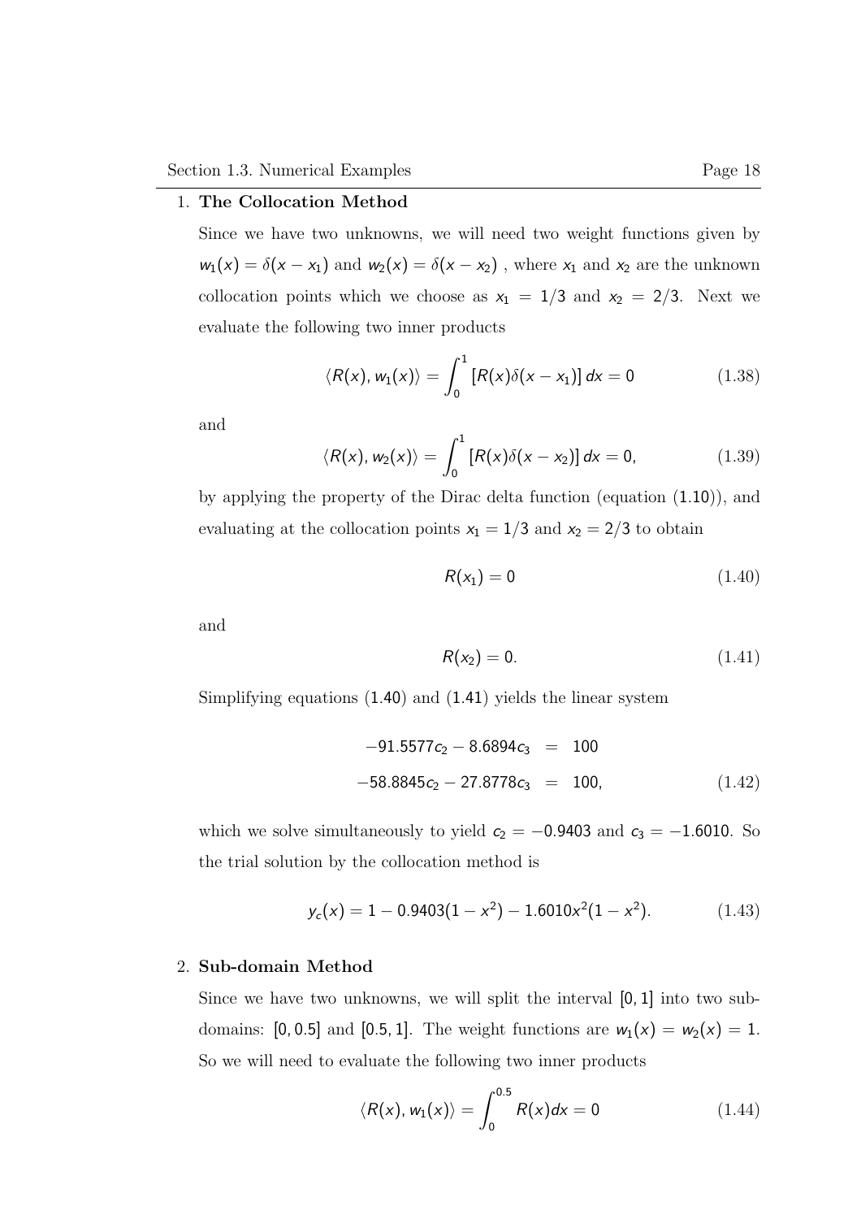1. **The Collocation Method**

   Since we have two unknowns, we will need two weight functions given by $w_1(x) = \delta(x - x_1)$ and $w_2(x) = \delta(x - x_2)$ , where $x_1$ and $x_2$ are the unknown collocation points which we choose as $x_1 = 1/3$ and $x_2 = 2/3$. Next we evaluate the following two inner products

   $$\langle R(x), w_1(x) \rangle = \int_0^1 [R(x)\delta(x - x_1)]\, dx = 0 \tag{1.38}$$

   and

   $$\langle R(x), w_2(x) \rangle = \int_0^1 [R(x)\delta(x - x_2)]\, dx = 0, \tag{1.39}$$

   by applying the property of the Dirac delta function (equation (1.10)), and evaluating at the collocation points $x_1 = 1/3$ and $x_2 = 2/3$ to obtain

   $$R(x_1) = 0 \tag{1.40}$$

   and

   $$R(x_2) = 0. \tag{1.41}$$

   Simplifying equations (1.40) and (1.41) yields the linear system

   $$\begin{aligned} -91.5577c_2 - 8.6894c_3 &= 100 \\ -58.8845c_2 - 27.8778c_3 &= 100, \end{aligned} \tag{1.42}$$

   which we solve simultaneously to yield $c_2 = -0.9403$ and $c_3 = -1.6010$. So the trial solution by the collocation method is

   $$y_c(x) = 1 - 0.9403(1 - x^2) - 1.6010x^2(1 - x^2). \tag{1.43}$$

2. **Sub-domain Method**

   Since we have two unknowns, we will split the interval $[0, 1]$ into two sub-domains: $[0, 0.5]$ and $[0.5, 1]$. The weight functions are $w_1(x) = w_2(x) = 1$. So we will need to evaluate the following two inner products

   $$\langle R(x), w_1(x) \rangle = \int_0^{0.5} R(x)dx = 0 \tag{1.44}$$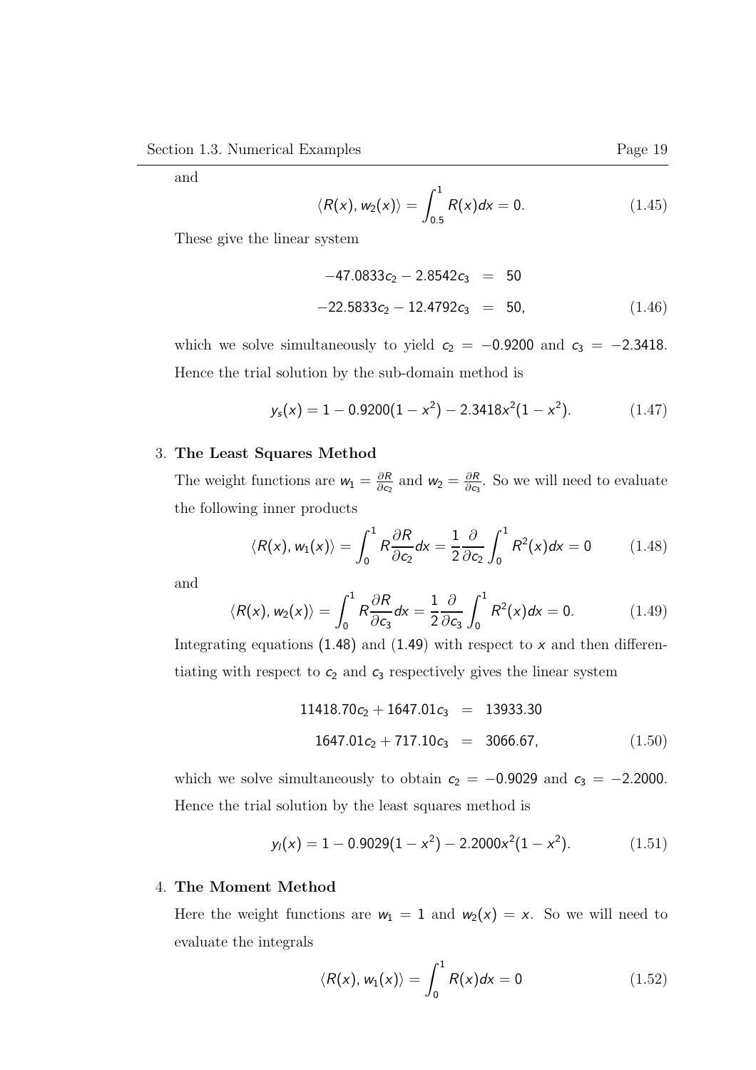and

$$\langle R(x), w_2(x) \rangle = \int_{0.5}^{1} R(x)dx = 0. \tag{1.45}$$

These give the linear system

$$\begin{aligned} -47.0833c_2 - 2.8542c_3 &= 50 \\ -22.5833c_2 - 12.4792c_3 &= 50, \end{aligned} \tag{1.46}$$

which we solve simultaneously to yield $c_2 = -0.9200$ and $c_3 = -2.3418$. Hence the trial solution by the sub-domain method is

$$y_s(x) = 1 - 0.9200(1 - x^2) - 2.3418x^2(1 - x^2). \tag{1.47}$$

3. **The Least Squares Method**

   The weight functions are $w_1 = \frac{\partial R}{\partial c_2}$ and $w_2 = \frac{\partial R}{\partial c_3}$. So we will need to evaluate the following inner products

$$\langle R(x), w_1(x) \rangle = \int_0^1 R\frac{\partial R}{\partial c_2}dx = \frac{1}{2}\frac{\partial}{\partial c_2}\int_0^1 R^2(x)dx = 0 \tag{1.48}$$

   and

$$\langle R(x), w_2(x) \rangle = \int_0^1 R\frac{\partial R}{\partial c_3}dx = \frac{1}{2}\frac{\partial}{\partial c_3}\int_0^1 R^2(x)dx = 0. \tag{1.49}$$

   Integrating equations (1.48) and (1.49) with respect to $x$ and then differentiating with respect to $c_2$ and $c_3$ respectively gives the linear system

$$\begin{aligned} 11418.70c_2 + 1647.01c_3 &= 13933.30 \\ 1647.01c_2 + 717.10c_3 &= 3066.67, \end{aligned} \tag{1.50}$$

   which we solve simultaneously to obtain $c_2 = -0.9029$ and $c_3 = -2.2000$. Hence the trial solution by the least squares method is

$$y_l(x) = 1 - 0.9029(1 - x^2) - 2.2000x^2(1 - x^2). \tag{1.51}$$

4. **The Moment Method**

   Here the weight functions are $w_1 = 1$ and $w_2(x) = x$. So we will need to evaluate the integrals

$$\langle R(x), w_1(x) \rangle = \int_0^1 R(x)dx = 0 \tag{1.52}$$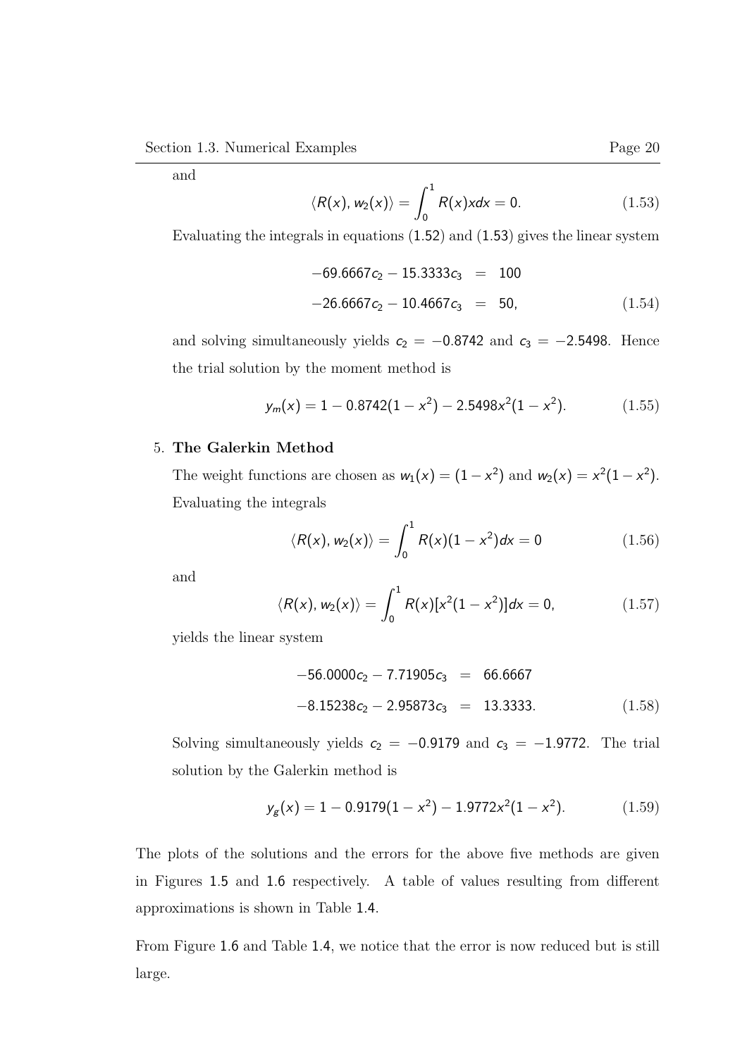and

$$\langle R(x), w_2(x) \rangle = \int_0^1 R(x)x dx = 0. \tag{1.53}$$

Evaluating the integrals in equations (1.52) and (1.53) gives the linear system

$$\begin{aligned} -69.6667c_2 - 15.3333c_3 &= 100 \\ -26.6667c_2 - 10.4667c_3 &= 50, \end{aligned} \tag{1.54}$$

and solving simultaneously yields $c_2 = -0.8742$ and $c_3 = -2.5498$. Hence the trial solution by the moment method is

$$y_m(x) = 1 - 0.8742(1 - x^2) - 2.5498x^2(1 - x^2). \tag{1.55}$$

5. **The Galerkin Method**

   The weight functions are chosen as $w_1(x) = (1 - x^2)$ and $w_2(x) = x^2(1 - x^2)$. Evaluating the integrals

$$\langle R(x), w_2(x) \rangle = \int_0^1 R(x)(1 - x^2) dx = 0 \tag{1.56}$$

   and

$$\langle R(x), w_2(x) \rangle = \int_0^1 R(x)[x^2(1 - x^2)] dx = 0, \tag{1.57}$$

   yields the linear system

$$\begin{aligned} -56.0000c_2 - 7.71905c_3 &= 66.6667 \\ -8.15238c_2 - 2.95873c_3 &= 13.3333. \end{aligned} \tag{1.58}$$

   Solving simultaneously yields $c_2 = -0.9179$ and $c_3 = -1.9772$. The trial solution by the Galerkin method is

$$y_g(x) = 1 - 0.9179(1 - x^2) - 1.9772x^2(1 - x^2). \tag{1.59}$$

The plots of the solutions and the errors for the above five methods are given in Figures 1.5 and 1.6 respectively. A table of values resulting from different approximations is shown in Table 1.4.

From Figure 1.6 and Table 1.4, we notice that the error is now reduced but is still large.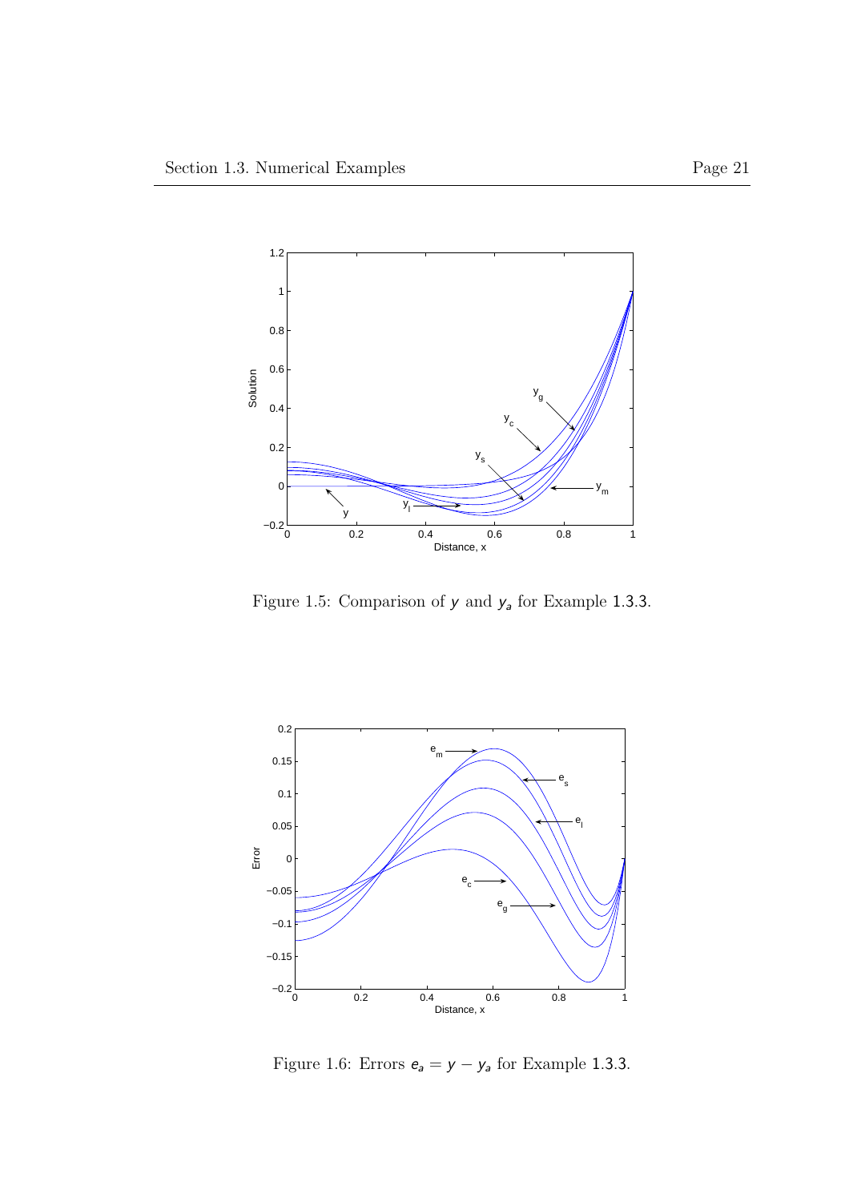Figure 1.5: Comparison of $y$ and $y_a$ for Example 1.3.3.

Figure 1.6: Errors $e_a = y - y_a$ for Example 1.3.3.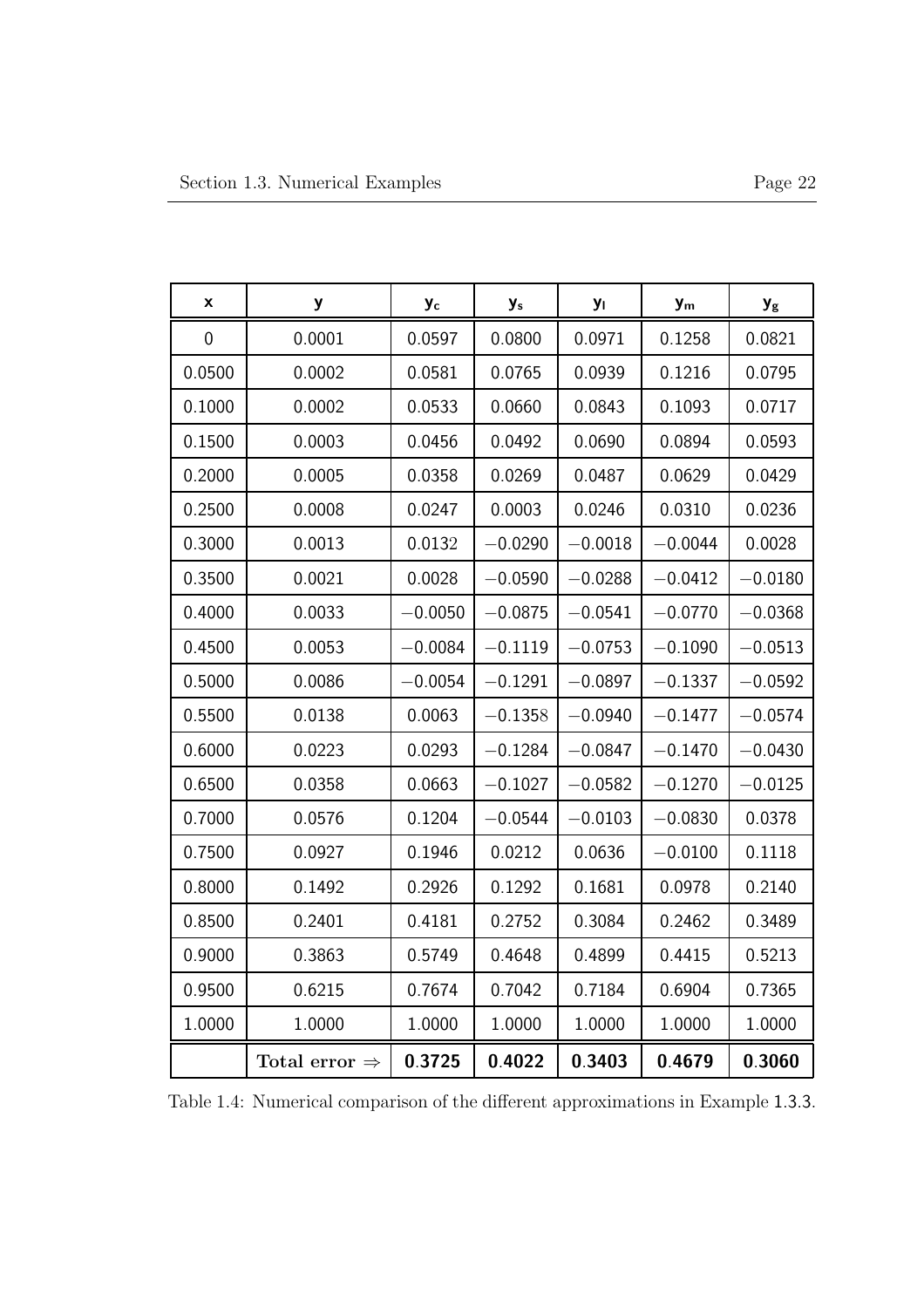| x | y | $y_c$ | $y_s$ | $y_l$ | $y_m$ | $y_g$ |
|---|---|---|---|---|---|---|
| 0 | 0.0001 | 0.0597 | 0.0800 | 0.0971 | 0.1258 | 0.0821 |
| 0.0500 | 0.0002 | 0.0581 | 0.0765 | 0.0939 | 0.1216 | 0.0795 |
| 0.1000 | 0.0002 | 0.0533 | 0.0660 | 0.0843 | 0.1093 | 0.0717 |
| 0.1500 | 0.0003 | 0.0456 | 0.0492 | 0.0690 | 0.0894 | 0.0593 |
| 0.2000 | 0.0005 | 0.0358 | 0.0269 | 0.0487 | 0.0629 | 0.0429 |
| 0.2500 | 0.0008 | 0.0247 | 0.0003 | 0.0246 | 0.0310 | 0.0236 |
| 0.3000 | 0.0013 | 0.0132 | −0.0290 | −0.0018 | −0.0044 | 0.0028 |
| 0.3500 | 0.0021 | 0.0028 | −0.0590 | −0.0288 | −0.0412 | −0.0180 |
| 0.4000 | 0.0033 | −0.0050 | −0.0875 | −0.0541 | −0.0770 | −0.0368 |
| 0.4500 | 0.0053 | −0.0084 | −0.1119 | −0.0753 | −0.1090 | −0.0513 |
| 0.5000 | 0.0086 | −0.0054 | −0.1291 | −0.0897 | −0.1337 | −0.0592 |
| 0.5500 | 0.0138 | 0.0063 | −0.1358 | −0.0940 | −0.1477 | −0.0574 |
| 0.6000 | 0.0223 | 0.0293 | −0.1284 | −0.0847 | −0.1470 | −0.0430 |
| 0.6500 | 0.0358 | 0.0663 | −0.1027 | −0.0582 | −0.1270 | −0.0125 |
| 0.7000 | 0.0576 | 0.1204 | −0.0544 | −0.0103 | −0.0830 | 0.0378 |
| 0.7500 | 0.0927 | 0.1946 | 0.0212 | 0.0636 | −0.0100 | 0.1118 |
| 0.8000 | 0.1492 | 0.2926 | 0.1292 | 0.1681 | 0.0978 | 0.2140 |
| 0.8500 | 0.2401 | 0.4181 | 0.2752 | 0.3084 | 0.2462 | 0.3489 |
| 0.9000 | 0.3863 | 0.5749 | 0.4648 | 0.4899 | 0.4415 | 0.5213 |
| 0.9500 | 0.6215 | 0.7674 | 0.7042 | 0.7184 | 0.6904 | 0.7365 |
| 1.0000 | 1.0000 | 1.0000 | 1.0000 | 1.0000 | 1.0000 | 1.0000 |
| | **Total error** $\Rightarrow$ | **0.3725** | **0.4022** | **0.3403** | **0.4679** | **0.3060** |

Table 1.4: Numerical comparison of the different approximations in Example 1.3.3.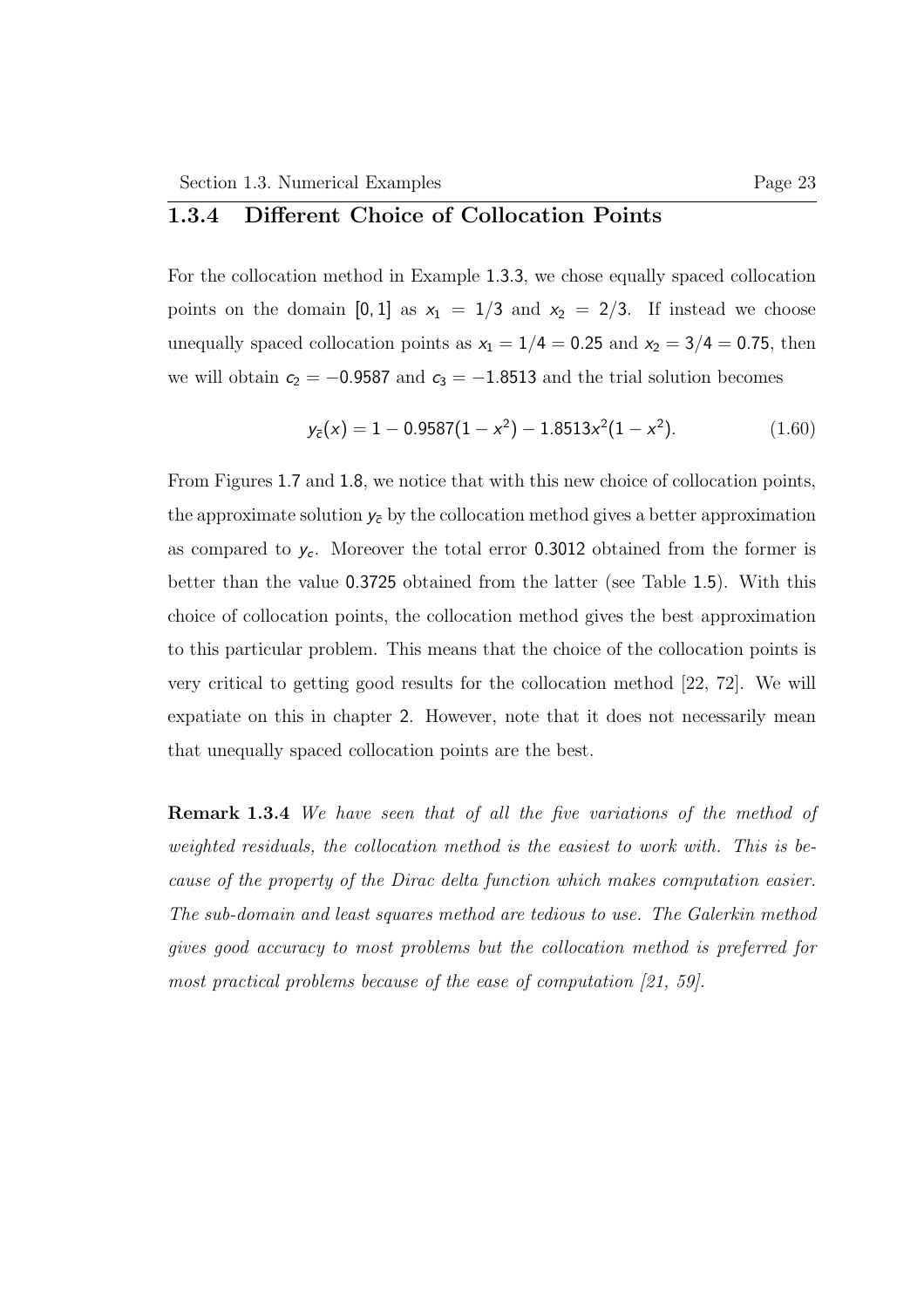### 1.3.4 Different Choice of Collocation Points

For the collocation method in Example 1.3.3, we chose equally spaced collocation points on the domain $[0, 1]$ as $x_1 = 1/3$ and $x_2 = 2/3$. If instead we choose unequally spaced collocation points as $x_1 = 1/4 = 0.25$ and $x_2 = 3/4 = 0.75$, then we will obtain $c_2 = -0.9587$ and $c_3 = -1.8513$ and the trial solution becomes

$$y_{\bar{c}}(x) = 1 - 0.9587(1 - x^2) - 1.8513x^2(1 - x^2). \tag{1.60}$$

From Figures 1.7 and 1.8, we notice that with this new choice of collocation points, the approximate solution $y_{\bar{c}}$ by the collocation method gives a better approximation as compared to $y_c$. Moreover the total error 0.3012 obtained from the former is better than the value 0.3725 obtained from the latter (see Table 1.5). With this choice of collocation points, the collocation method gives the best approximation to this particular problem. This means that the choice of the collocation points is very critical to getting good results for the collocation method [22, 72]. We will expatiate on this in chapter 2. However, note that it does not necessarily mean that unequally spaced collocation points are the best.

**Remark 1.3.4** *We have seen that of all the five variations of the method of weighted residuals, the collocation method is the easiest to work with. This is because of the property of the Dirac delta function which makes computation easier. The sub-domain and least squares method are tedious to use. The Galerkin method gives good accuracy to most problems but the collocation method is preferred for most practical problems because of the ease of computation [21, 59].*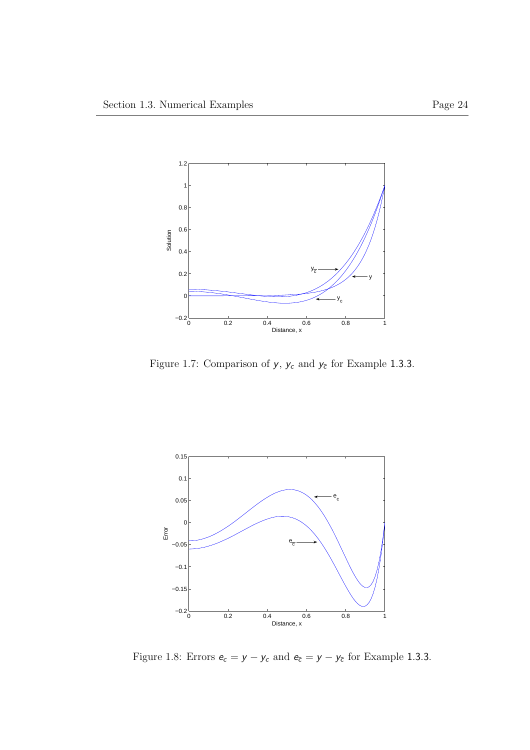Figure 1.7: Comparison of $y$, $y_c$ and $y_{\bar{c}}$ for Example 1.3.3.

Figure 1.8: Errors $e_c = y - y_c$ and $e_{\bar{c}} = y - y_{\bar{c}}$ for Example 1.3.3.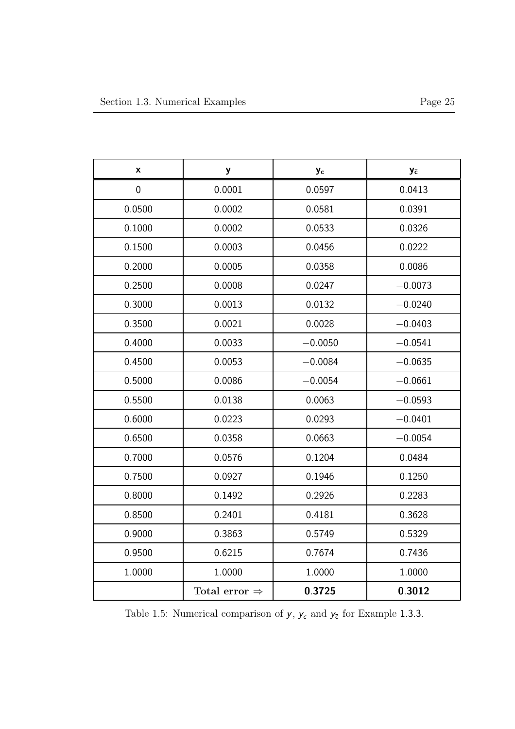| $x$ | $y$ | $y_c$ | $y_{\bar{c}}$ |
|---|---|---|---|
| 0 | 0.0001 | 0.0597 | 0.0413 |
| 0.0500 | 0.0002 | 0.0581 | 0.0391 |
| 0.1000 | 0.0002 | 0.0533 | 0.0326 |
| 0.1500 | 0.0003 | 0.0456 | 0.0222 |
| 0.2000 | 0.0005 | 0.0358 | 0.0086 |
| 0.2500 | 0.0008 | 0.0247 | $-0.0073$ |
| 0.3000 | 0.0013 | 0.0132 | $-0.0240$ |
| 0.3500 | 0.0021 | 0.0028 | $-0.0403$ |
| 0.4000 | 0.0033 | $-0.0050$ | $-0.0541$ |
| 0.4500 | 0.0053 | $-0.0084$ | $-0.0635$ |
| 0.5000 | 0.0086 | $-0.0054$ | $-0.0661$ |
| 0.5500 | 0.0138 | 0.0063 | $-0.0593$ |
| 0.6000 | 0.0223 | 0.0293 | $-0.0401$ |
| 0.6500 | 0.0358 | 0.0663 | $-0.0054$ |
| 0.7000 | 0.0576 | 0.1204 | 0.0484 |
| 0.7500 | 0.0927 | 0.1946 | 0.1250 |
| 0.8000 | 0.1492 | 0.2926 | 0.2283 |
| 0.8500 | 0.2401 | 0.4181 | 0.3628 |
| 0.9000 | 0.3863 | 0.5749 | 0.5329 |
| 0.9500 | 0.6215 | 0.7674 | 0.7436 |
| 1.0000 | 1.0000 | 1.0000 | 1.0000 |
| | Total error $\Rightarrow$ | **0.3725** | **0.3012** |

Table 1.5: Numerical comparison of $y$, $y_c$ and $y_{\bar{c}}$ for Example 1.3.3.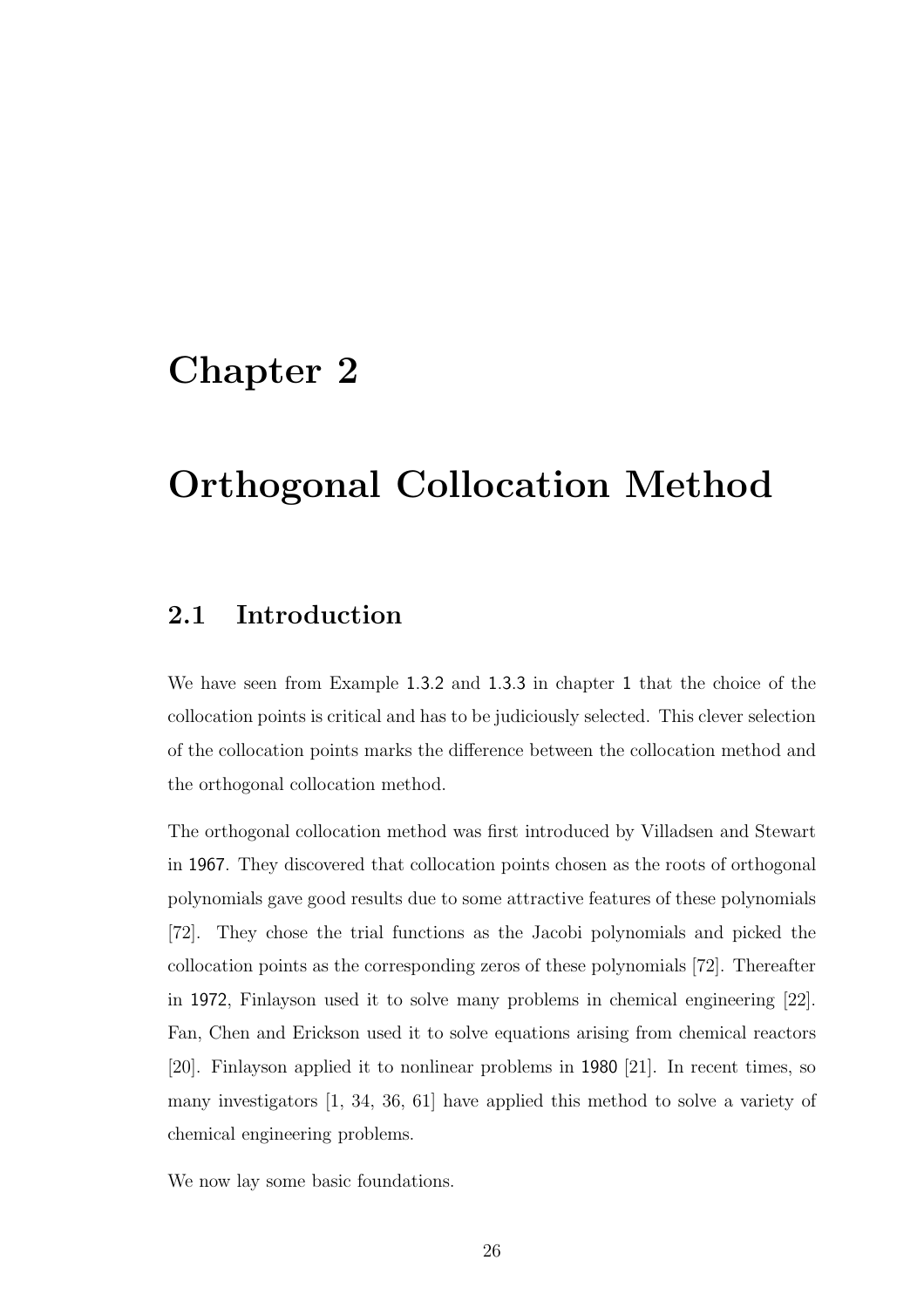# Chapter 2

# Orthogonal Collocation Method

## 2.1 Introduction

We have seen from Example 1.3.2 and 1.3.3 in chapter 1 that the choice of the collocation points is critical and has to be judiciously selected. This clever selection of the collocation points marks the difference between the collocation method and the orthogonal collocation method.

The orthogonal collocation method was first introduced by Villadsen and Stewart in 1967. They discovered that collocation points chosen as the roots of orthogonal polynomials gave good results due to some attractive features of these polynomials [72]. They chose the trial functions as the Jacobi polynomials and picked the collocation points as the corresponding zeros of these polynomials [72]. Thereafter in 1972, Finlayson used it to solve many problems in chemical engineering [22]. Fan, Chen and Erickson used it to solve equations arising from chemical reactors [20]. Finlayson applied it to nonlinear problems in 1980 [21]. In recent times, so many investigators [1, 34, 36, 61] have applied this method to solve a variety of chemical engineering problems.

We now lay some basic foundations.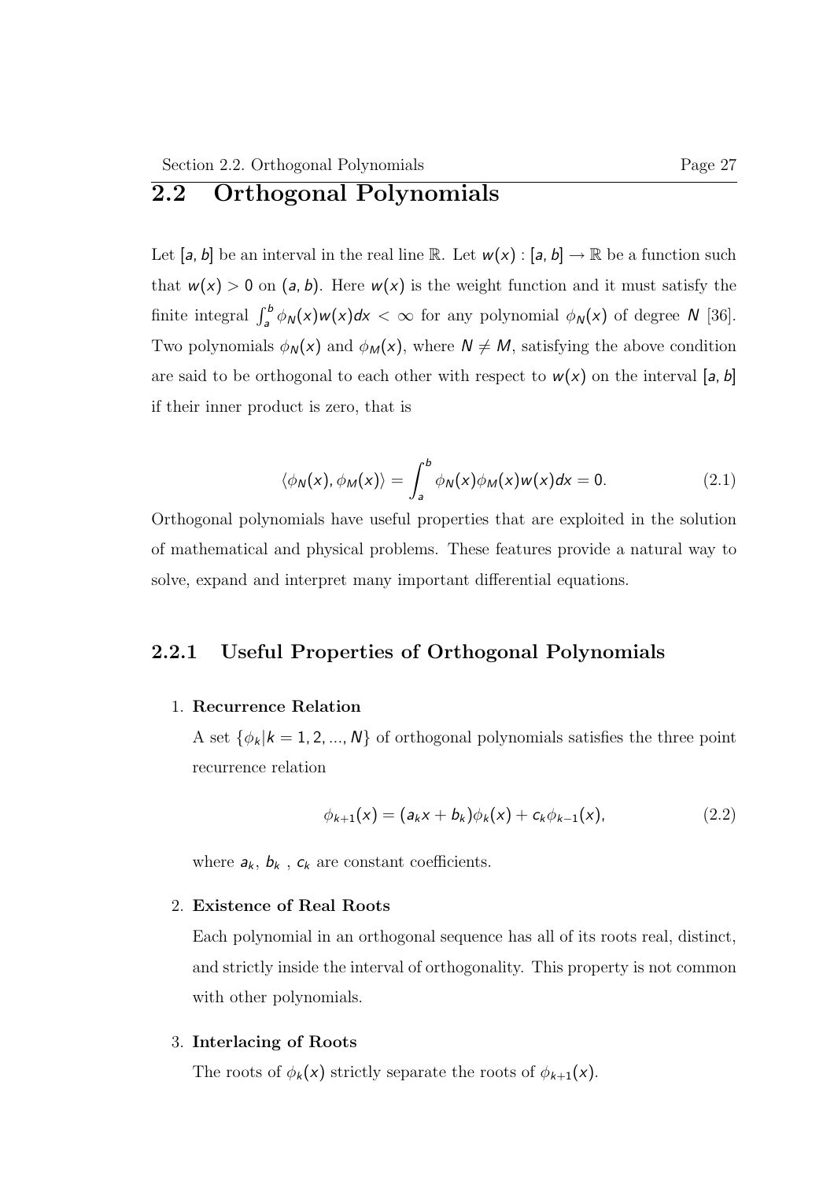## 2.2 Orthogonal Polynomials

Let $[a, b]$ be an interval in the real line $\mathbb{R}$. Let $w(x) : [a, b] \rightarrow \mathbb{R}$ be a function such that $w(x) > 0$ on $(a, b)$. Here $w(x)$ is the weight function and it must satisfy the finite integral $\int_a^b \phi_N(x) w(x) dx < \infty$ for any polynomial $\phi_N(x)$ of degree $N$ [36]. Two polynomials $\phi_N(x)$ and $\phi_M(x)$, where $N \neq M$, satisfying the above condition are said to be orthogonal to each other with respect to $w(x)$ on the interval $[a, b]$ if their inner product is zero, that is

$$\langle \phi_N(x), \phi_M(x) \rangle = \int_a^b \phi_N(x) \phi_M(x) w(x) dx = 0. \tag{2.1}$$

Orthogonal polynomials have useful properties that are exploited in the solution of mathematical and physical problems. These features provide a natural way to solve, expand and interpret many important differential equations.

### 2.2.1 Useful Properties of Orthogonal Polynomials

1. **Recurrence Relation**

   A set $\{\phi_k | k = 1, 2, ..., N\}$ of orthogonal polynomials satisfies the three point recurrence relation

   $$\phi_{k+1}(x) = (a_k x + b_k)\phi_k(x) + c_k \phi_{k-1}(x), \tag{2.2}$$

   where $a_k$, $b_k$ , $c_k$ are constant coefficients.

2. **Existence of Real Roots**

   Each polynomial in an orthogonal sequence has all of its roots real, distinct, and strictly inside the interval of orthogonality. This property is not common with other polynomials.

3. **Interlacing of Roots**

   The roots of $\phi_k(x)$ strictly separate the roots of $\phi_{k+1}(x)$.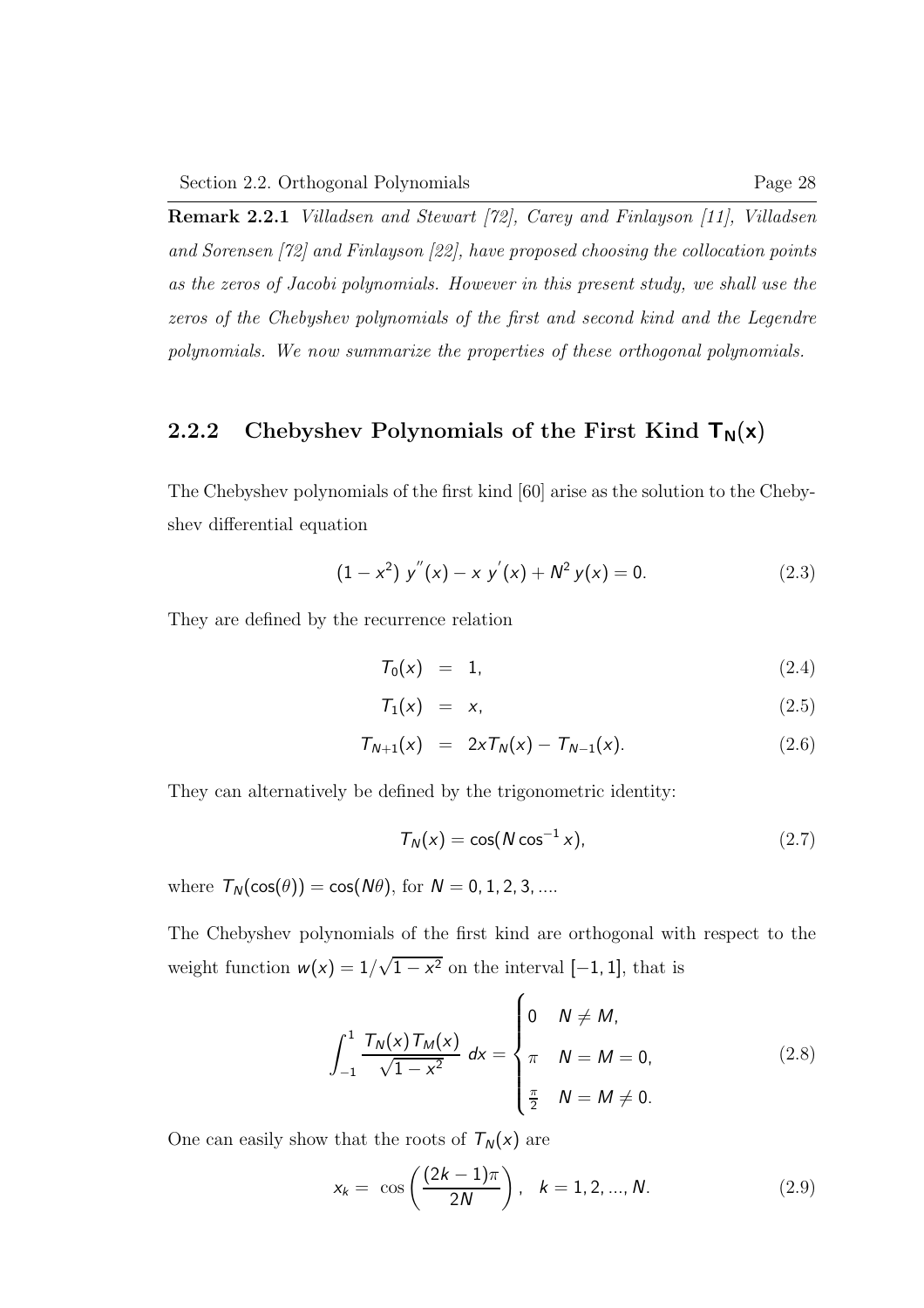**Remark 2.2.1** *Villadsen and Stewart [72], Carey and Finlayson [11], Villadsen and Sorensen [72] and Finlayson [22], have proposed choosing the collocation points as the zeros of Jacobi polynomials. However in this present study, we shall use the zeros of the Chebyshev polynomials of the first and second kind and the Legendre polynomials. We now summarize the properties of these orthogonal polynomials.*

### 2.2.2 Chebyshev Polynomials of the First Kind $T_N(x)$

The Chebyshev polynomials of the first kind [60] arise as the solution to the Chebyshev differential equation

$$(1-x^2)\, y^{''}(x) - x\, y^{'}(x) + N^2\, y(x) = 0. \tag{2.3}$$

They are defined by the recurrence relation

$$T_0(x) = 1, \tag{2.4}$$

$$T_1(x) = x, \tag{2.5}$$

$$T_{N+1}(x) = 2xT_N(x) - T_{N-1}(x). \tag{2.6}$$

They can alternatively be defined by the trigonometric identity:

$$T_N(x) = \cos(N \cos^{-1} x), \tag{2.7}$$

where $T_N(\cos(\theta)) = \cos(N\theta)$, for $N = 0, 1, 2, 3, ....$

The Chebyshev polynomials of the first kind are orthogonal with respect to the weight function $w(x) = 1/\sqrt{1-x^2}$ on the interval $[-1, 1]$, that is

$$\int_{-1}^{1} \frac{T_N(x)\, T_M(x)}{\sqrt{1-x^2}}\, dx = \begin{cases} 0 & N \neq M, \\ \pi & N = M = 0, \\ \frac{\pi}{2} & N = M \neq 0. \end{cases} \tag{2.8}$$

One can easily show that the roots of $T_N(x)$ are

$$x_k = \cos\left(\frac{(2k-1)\pi}{2N}\right), \quad k = 1, 2, ..., N. \tag{2.9}$$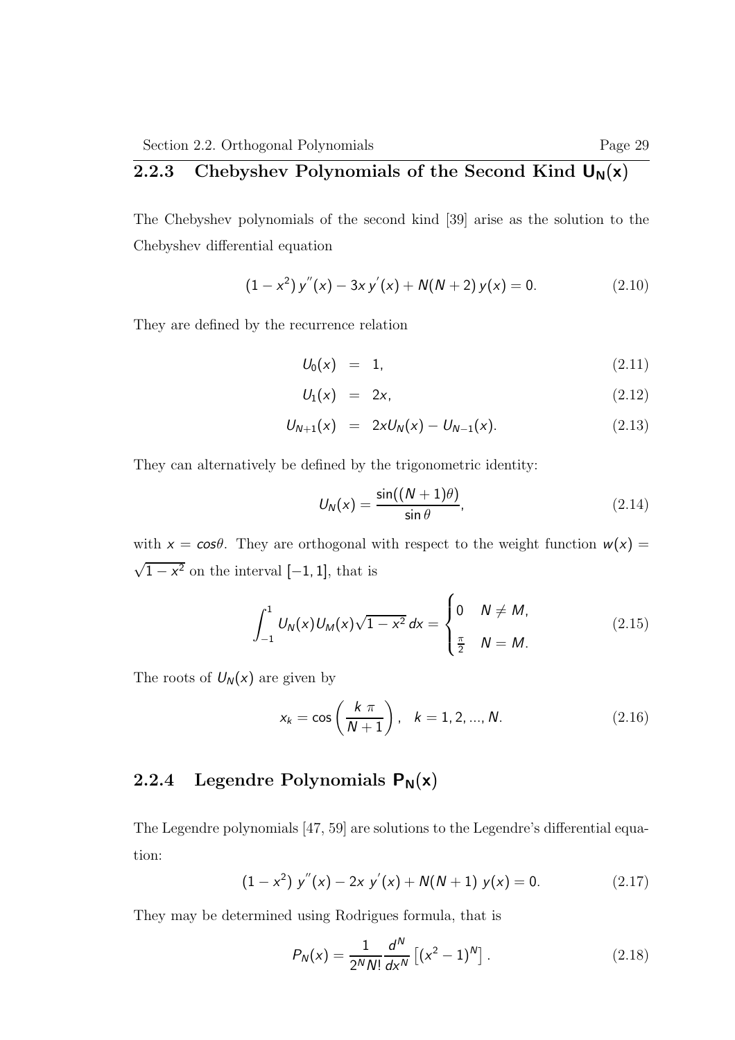### 2.2.3 Chebyshev Polynomials of the Second Kind $\mathsf{U_N(x)}$

The Chebyshev polynomials of the second kind [39] arise as the solution to the Chebyshev differential equation

$$(1-x^2)\,y^{''}(x) - 3x\,y^{'}(x) + N(N+2)\,y(x) = 0. \tag{2.10}$$

They are defined by the recurrence relation

$$U_0(x) = 1, \tag{2.11}$$

$$U_1(x) = 2x, \tag{2.12}$$

$$U_{N+1}(x) = 2xU_N(x) - U_{N-1}(x). \tag{2.13}$$

They can alternatively be defined by the trigonometric identity:

$$U_N(x) = \frac{\sin((N+1)\theta)}{\sin\theta}, \tag{2.14}$$

with $x = cos\theta$. They are orthogonal with respect to the weight function $w(x) = \sqrt{1-x^2}$ on the interval $[-1, 1]$, that is

$$\int_{-1}^{1} U_N(x)U_M(x)\sqrt{1-x^2}\,dx = \begin{cases} 0 & N \neq M, \\ \frac{\pi}{2} & N = M. \end{cases} \tag{2.15}$$

The roots of $U_N(x)$ are given by

$$x_k = \cos\left(\frac{k\;\pi}{N+1}\right), \quad k = 1, 2, ..., N. \tag{2.16}$$

### 2.2.4 Legendre Polynomials $\mathsf{P_N(x)}$

The Legendre polynomials [47, 59] are solutions to the Legendre's differential equation:

$$(1-x^2)\;y^{''}(x) - 2x\;y^{'}(x) + N(N+1)\;y(x) = 0. \tag{2.17}$$

They may be determined using Rodrigues formula, that is

$$P_N(x) = \frac{1}{2^N N!}\frac{d^N}{dx^N}\left[(x^2-1)^N\right]. \tag{2.18}$$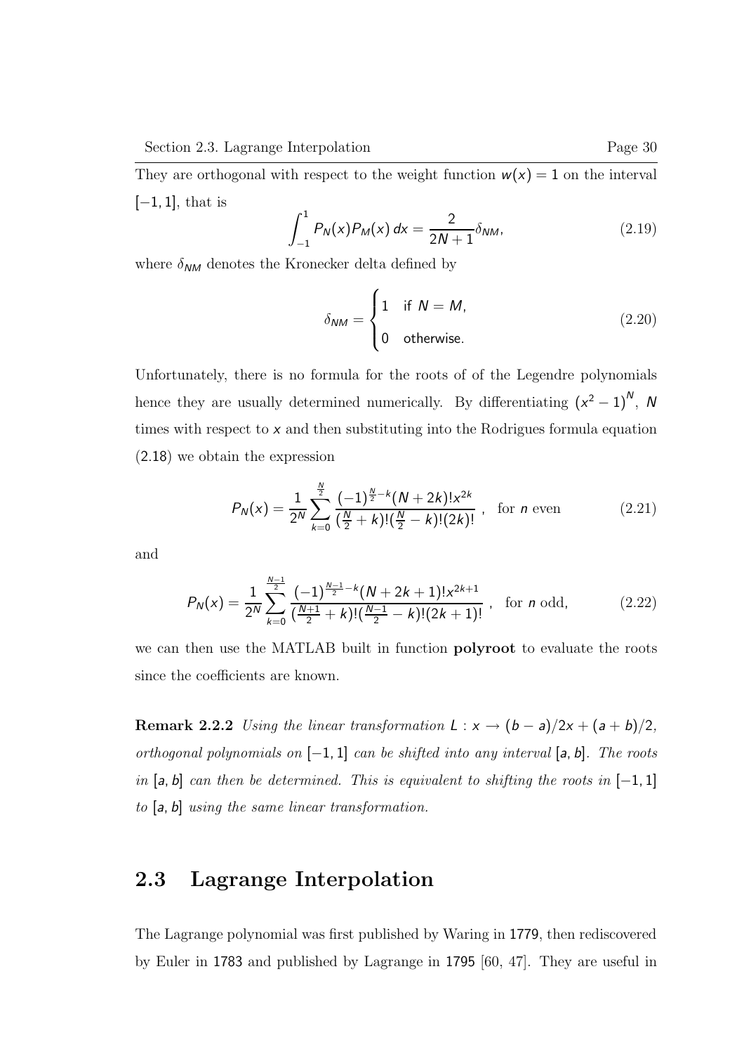They are orthogonal with respect to the weight function $w(x) = 1$ on the interval $[-1, 1]$, that is

$$\int_{-1}^{1} P_N(x)P_M(x)\,dx = \frac{2}{2N+1}\delta_{NM}, \tag{2.19}$$

where $\delta_{NM}$ denotes the Kronecker delta defined by

$$\delta_{NM} = \begin{cases} 1 & \text{if } N = M, \\ 0 & \text{otherwise.} \end{cases} \tag{2.20}$$

Unfortunately, there is no formula for the roots of of the Legendre polynomials hence they are usually determined numerically. By differentiating $(x^2-1)^N$, $N$ times with respect to $x$ and then substituting into the Rodrigues formula equation (2.18) we obtain the expression

$$P_N(x) = \frac{1}{2^N}\sum_{k=0}^{\frac{N}{2}} \frac{(-1)^{\frac{N}{2}-k}(N+2k)!x^{2k}}{(\frac{N}{2}+k)!(\frac{N}{2}-k)!(2k)!}\ , \quad \text{for } n \text{ even} \tag{2.21}$$

and

$$P_N(x) = \frac{1}{2^N}\sum_{k=0}^{\frac{N-1}{2}} \frac{(-1)^{\frac{N-1}{2}-k}(N+2k+1)!x^{2k+1}}{(\frac{N+1}{2}+k)!(\frac{N-1}{2}-k)!(2k+1)!}\ , \quad \text{for } n \text{ odd,} \tag{2.22}$$

we can then use the MATLAB built in function **polyroot** to evaluate the roots since the coefficients are known.

**Remark 2.2.2** *Using the linear transformation $L : x \to (b-a)/2x + (a+b)/2$, orthogonal polynomials on $[-1, 1]$ can be shifted into any interval $[a, b]$. The roots in $[a, b]$ can then be determined. This is equivalent to shifting the roots in $[-1, 1]$ to $[a, b]$ using the same linear transformation.*

## 2.3 Lagrange Interpolation

The Lagrange polynomial was first published by Waring in 1779, then rediscovered by Euler in 1783 and published by Lagrange in 1795 [60, 47]. They are useful in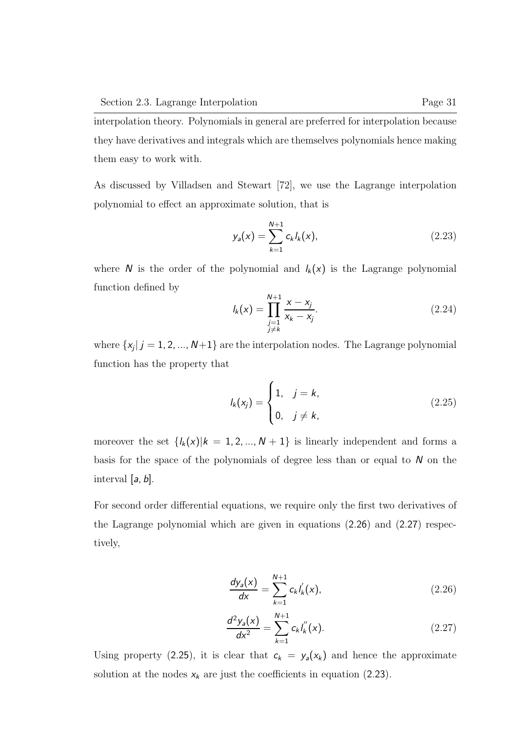interpolation theory. Polynomials in general are preferred for interpolation because they have derivatives and integrals which are themselves polynomials hence making them easy to work with.

As discussed by Villadsen and Stewart [72], we use the Lagrange interpolation polynomial to effect an approximate solution, that is

$$y_a(x) = \sum_{k=1}^{N+1} c_k l_k(x), \tag{2.23}$$

where $N$ is the order of the polynomial and $l_k(x)$ is the Lagrange polynomial function defined by

$$l_k(x) = \prod_{\substack{j=1 \\ j \neq k}}^{N+1} \frac{x - x_j}{x_k - x_j}. \tag{2.24}$$

where $\{x_j | \, j = 1, 2, ..., N+1\}$ are the interpolation nodes. The Lagrange polynomial function has the property that

$$l_k(x_j) = \begin{cases} 1, & j = k, \\ 0, & j \neq k, \end{cases} \tag{2.25}$$

moreover the set $\{l_k(x) | k = 1, 2, ..., N+1\}$ is linearly independent and forms a basis for the space of the polynomials of degree less than or equal to $N$ on the interval $[a, b]$.

For second order differential equations, we require only the first two derivatives of the Lagrange polynomial which are given in equations (2.26) and (2.27) respectively,

$$\frac{dy_a(x)}{dx} = \sum_{k=1}^{N+1} c_k l_k^{'}(x), \tag{2.26}$$

$$\frac{d^2 y_a(x)}{dx^2} = \sum_{k=1}^{N+1} c_k l_k^{''}(x). \tag{2.27}$$

Using property (2.25), it is clear that $c_k = y_a(x_k)$ and hence the approximate solution at the nodes $x_k$ are just the coefficients in equation (2.23).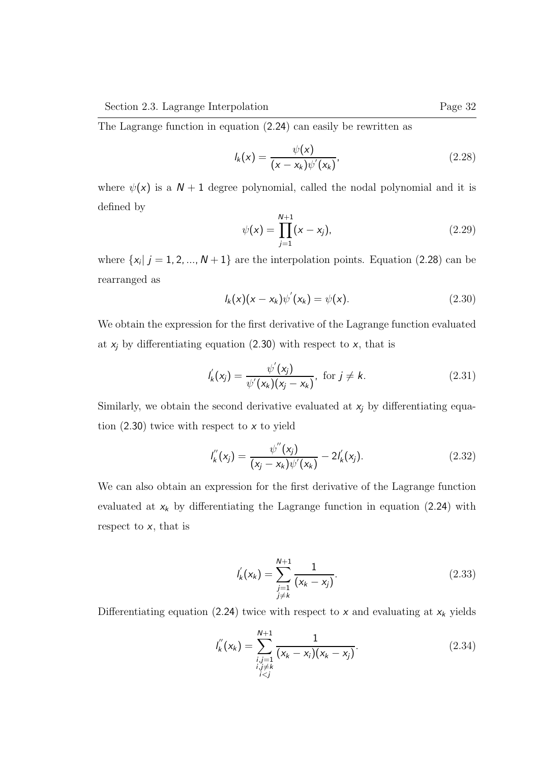The Lagrange function in equation (2.24) can easily be rewritten as

$$l_k(x) = \frac{\psi(x)}{(x - x_k)\psi^{'}(x_k)}, \tag{2.28}$$

where $\psi(x)$ is a $N + 1$ degree polynomial, called the nodal polynomial and it is defined by

$$\psi(x) = \prod_{j=1}^{N+1}(x - x_j), \tag{2.29}$$

where $\{x_i| \ j = 1, 2, ..., N + 1\}$ are the interpolation points. Equation (2.28) can be rearranged as

$$l_k(x)(x - x_k)\psi^{'}(x_k) = \psi(x). \tag{2.30}$$

We obtain the expression for the first derivative of the Lagrange function evaluated at $x_j$ by differentiating equation (2.30) with respect to $x$, that is

$$l_k^{'}(x_j) = \frac{\psi^{'}(x_j)}{\psi^{'}(x_k)(x_j - x_k)}, \text{ for } j \neq k. \tag{2.31}$$

Similarly, we obtain the second derivative evaluated at $x_j$ by differentiating equation (2.30) twice with respect to $x$ to yield

$$l_k^{''}(x_j) = \frac{\psi^{''}(x_j)}{(x_j - x_k)\psi^{'}(x_k)} - 2l_k^{'}(x_j). \tag{2.32}$$

We can also obtain an expression for the first derivative of the Lagrange function evaluated at $x_k$ by differentiating the Lagrange function in equation (2.24) with respect to $x$, that is

$$l_k^{'}(x_k) = \sum_{\substack{j=1 \\ j \neq k}}^{N+1} \frac{1}{(x_k - x_j)}. \tag{2.33}$$

Differentiating equation (2.24) twice with respect to $x$ and evaluating at $x_k$ yields

$$l_k^{''}(x_k) = \sum_{\substack{i,j=1 \\ i,j \neq k \\ i<j}}^{N+1} \frac{1}{(x_k - x_i)(x_k - x_j)}. \tag{2.34}$$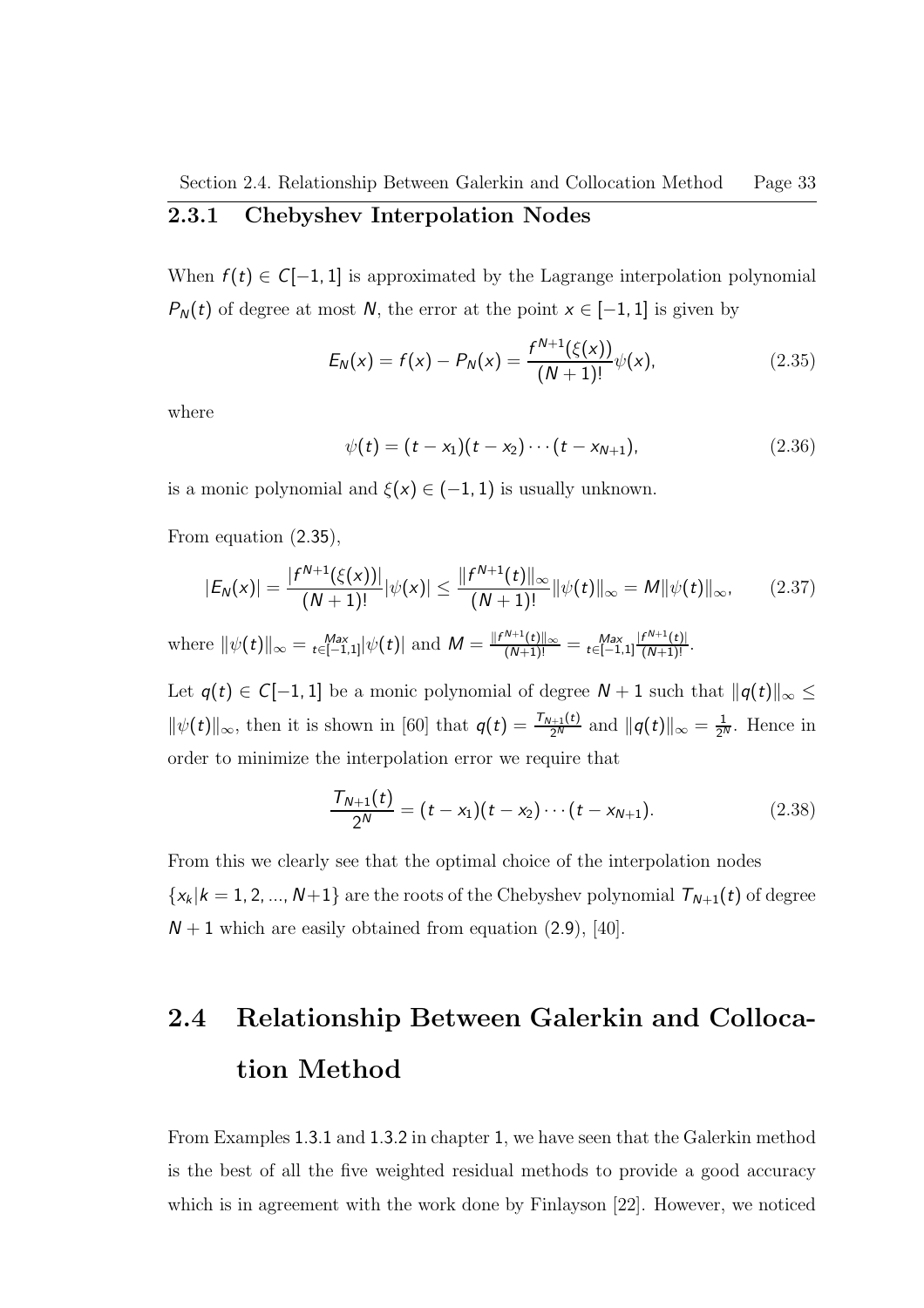### 2.3.1 Chebyshev Interpolation Nodes

When $f(t) \in C[-1, 1]$ is approximated by the Lagrange interpolation polynomial $P_N(t)$ of degree at most $N$, the error at the point $x \in [-1, 1]$ is given by

$$E_N(x) = f(x) - P_N(x) = \frac{f^{N+1}(\xi(x))}{(N+1)!}\psi(x), \tag{2.35}$$

where

$$\psi(t) = (t - x_1)(t - x_2)\cdots(t - x_{N+1}), \tag{2.36}$$

is a monic polynomial and $\xi(x) \in (-1, 1)$ is usually unknown.

From equation (2.35),

$$|E_N(x)| = \frac{|f^{N+1}(\xi(x))|}{(N+1)!}|\psi(x)| \leq \frac{\|f^{N+1}(t)\|_\infty}{(N+1)!}\|\psi(t)\|_\infty = M\|\psi(t)\|_\infty, \tag{2.37}$$

where $\|\psi(t)\|_\infty = \underset{t\in[-1,1]}{Max}|\psi(t)|$ and $M = \frac{\|f^{N+1}(t)\|_\infty}{(N+1)!} = \underset{t\in[-1,1]}{Max}\frac{|f^{N+1}(t)|}{(N+1)!}$.

Let $q(t) \in C[-1, 1]$ be a monic polynomial of degree $N + 1$ such that $\|q(t)\|_\infty \leq \|\psi(t)\|_\infty$, then it is shown in [60] that $q(t) = \frac{T_{N+1}(t)}{2^N}$ and $\|q(t)\|_\infty = \frac{1}{2^N}$. Hence in order to minimize the interpolation error we require that

$$\frac{T_{N+1}(t)}{2^N} = (t - x_1)(t - x_2)\cdots(t - x_{N+1}). \tag{2.38}$$

From this we clearly see that the optimal choice of the interpolation nodes $\{x_k | k = 1, 2, ..., N+1\}$ are the roots of the Chebyshev polynomial $T_{N+1}(t)$ of degree $N + 1$ which are easily obtained from equation (2.9), [40].

## 2.4 Relationship Between Galerkin and Collocation Method

From Examples 1.3.1 and 1.3.2 in chapter 1, we have seen that the Galerkin method is the best of all the five weighted residual methods to provide a good accuracy which is in agreement with the work done by Finlayson [22]. However, we noticed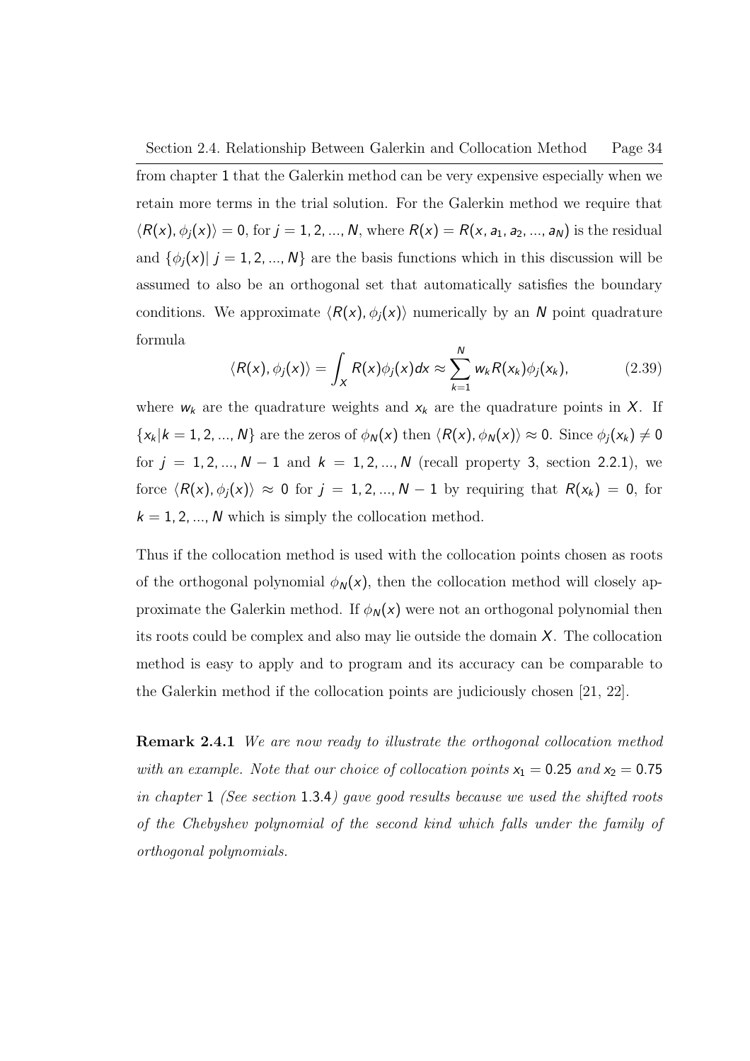from chapter 1 that the Galerkin method can be very expensive especially when we retain more terms in the trial solution. For the Galerkin method we require that $\langle R(x), \phi_j(x)\rangle = 0$, for $j = 1, 2, ..., N$, where $R(x) = R(x, a_1, a_2, ..., a_N)$ is the residual and $\{\phi_j(x) |\ j = 1, 2, ..., N\}$ are the basis functions which in this discussion will be assumed to also be an orthogonal set that automatically satisfies the boundary conditions. We approximate $\langle R(x), \phi_j(x)\rangle$ numerically by an $N$ point quadrature formula

$$\langle R(x), \phi_j(x)\rangle = \int_X R(x)\phi_j(x)dx \approx \sum_{k=1}^{N} w_k R(x_k)\phi_j(x_k), \tag{2.39}$$

where $w_k$ are the quadrature weights and $x_k$ are the quadrature points in $X$. If $\{x_k | k = 1, 2, ..., N\}$ are the zeros of $\phi_N(x)$ then $\langle R(x), \phi_N(x)\rangle \approx 0$. Since $\phi_j(x_k) \neq 0$ for $j = 1, 2, ..., N-1$ and $k = 1, 2, ..., N$ (recall property 3, section 2.2.1), we force $\langle R(x), \phi_j(x)\rangle \approx 0$ for $j = 1, 2, ..., N-1$ by requiring that $R(x_k) = 0$, for $k = 1, 2, ..., N$ which is simply the collocation method.

Thus if the collocation method is used with the collocation points chosen as roots of the orthogonal polynomial $\phi_N(x)$, then the collocation method will closely approximate the Galerkin method. If $\phi_N(x)$ were not an orthogonal polynomial then its roots could be complex and also may lie outside the domain $X$. The collocation method is easy to apply and to program and its accuracy can be comparable to the Galerkin method if the collocation points are judiciously chosen [21, 22].

**Remark 2.4.1** *We are now ready to illustrate the orthogonal collocation method with an example. Note that our choice of collocation points* $x_1 = 0.25$ *and* $x_2 = 0.75$ *in chapter* 1 *(See section* 1.3.4*) gave good results because we used the shifted roots of the Chebyshev polynomial of the second kind which falls under the family of orthogonal polynomials.*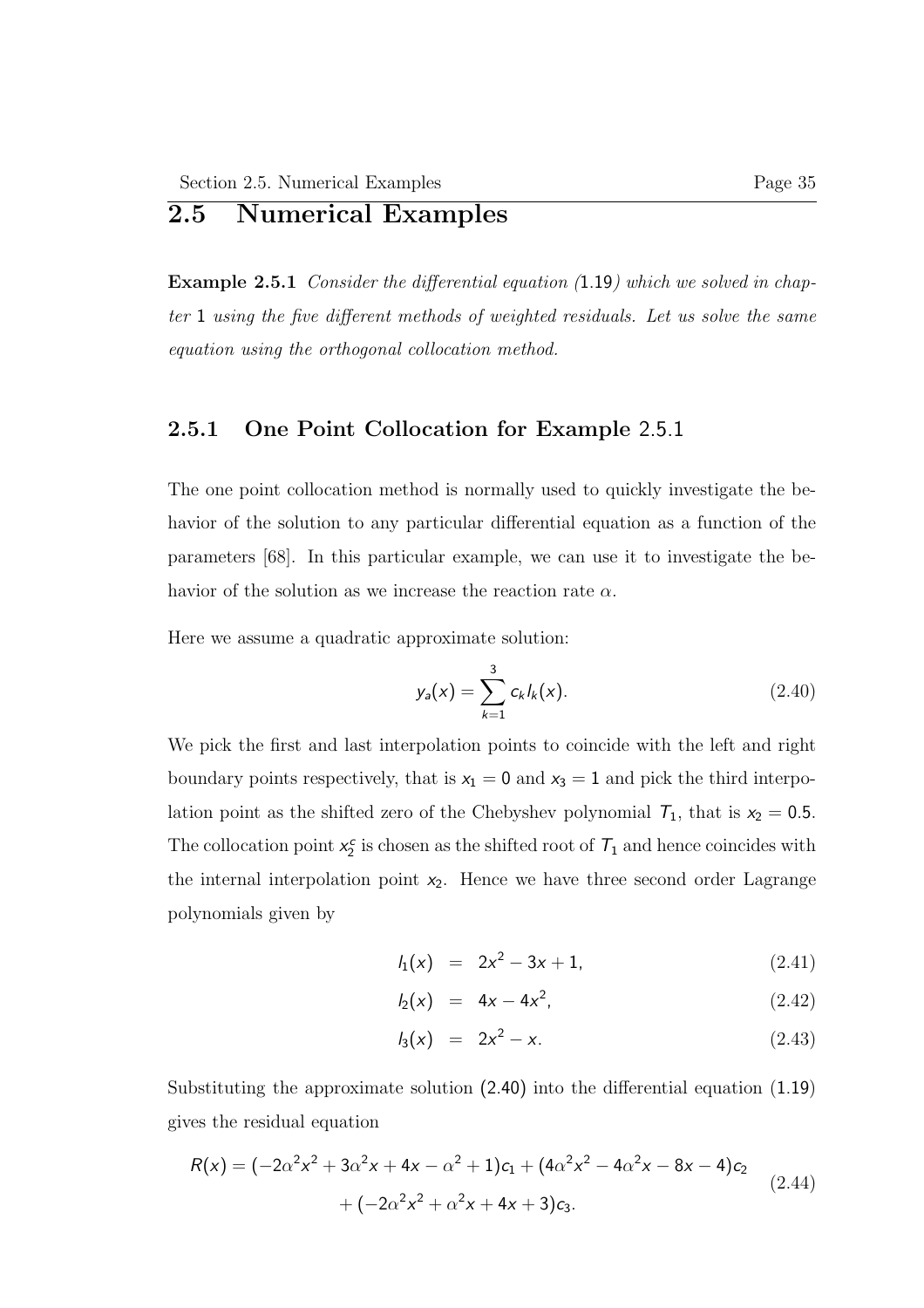## 2.5 Numerical Examples

**Example 2.5.1** *Consider the differential equation (*1.19*) which we solved in chapter* 1 *using the five different methods of weighted residuals. Let us solve the same equation using the orthogonal collocation method.*

### 2.5.1 One Point Collocation for Example 2.5.1

The one point collocation method is normally used to quickly investigate the behavior of the solution to any particular differential equation as a function of the parameters [68]. In this particular example, we can use it to investigate the behavior of the solution as we increase the reaction rate $\alpha$.

Here we assume a quadratic approximate solution:

$$y_a(x) = \sum_{k=1}^{3} c_k l_k(x). \tag{2.40}$$

We pick the first and last interpolation points to coincide with the left and right boundary points respectively, that is $x_1 = 0$ and $x_3 = 1$ and pick the third interpolation point as the shifted zero of the Chebyshev polynomial $T_1$, that is $x_2 = 0.5$. The collocation point $x_2^c$ is chosen as the shifted root of $T_1$ and hence coincides with the internal interpolation point $x_2$. Hence we have three second order Lagrange polynomials given by

$$l_1(x) = 2x^2 - 3x + 1, \tag{2.41}$$

$$l_2(x) = 4x - 4x^2, \tag{2.42}$$

$$l_3(x) = 2x^2 - x. \tag{2.43}$$

Substituting the approximate solution (2.40) into the differential equation (1.19) gives the residual equation

$$\begin{aligned} R(x) = (-2\alpha^2 x^2 + 3\alpha^2 x + 4x - \alpha^2 + 1)c_1 + (4\alpha^2 x^2 - 4\alpha^2 x - 8x - 4)c_2 \\ + (-2\alpha^2 x^2 + \alpha^2 x + 4x + 3)c_3. \end{aligned} \tag{2.44}$$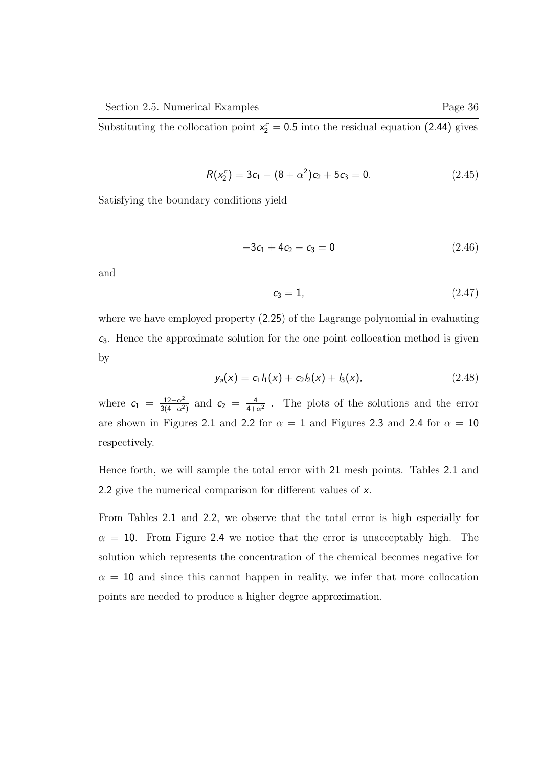Substituting the collocation point $x_2^c = 0.5$ into the residual equation (2.44) gives

$$R(x_2^c) = 3c_1 - (8 + \alpha^2)c_2 + 5c_3 = 0. \tag{2.45}$$

Satisfying the boundary conditions yield

$$-3c_1 + 4c_2 - c_3 = 0 \tag{2.46}$$

and

$$c_3 = 1, \tag{2.47}$$

where we have employed property (2.25) of the Lagrange polynomial in evaluating $c_3$. Hence the approximate solution for the one point collocation method is given by

$$y_a(x) = c_1 l_1(x) + c_2 l_2(x) + l_3(x), \tag{2.48}$$

where $c_1 = \frac{12-\alpha^2}{3(4+\alpha^2)}$ and $c_2 = \frac{4}{4+\alpha^2}$ . The plots of the solutions and the error are shown in Figures 2.1 and 2.2 for $\alpha = 1$ and Figures 2.3 and 2.4 for $\alpha = 10$ respectively.

Hence forth, we will sample the total error with 21 mesh points. Tables 2.1 and 2.2 give the numerical comparison for different values of $x$.

From Tables 2.1 and 2.2, we observe that the total error is high especially for $\alpha = 10$. From Figure 2.4 we notice that the error is unacceptably high. The solution which represents the concentration of the chemical becomes negative for $\alpha = 10$ and since this cannot happen in reality, we infer that more collocation points are needed to produce a higher degree approximation.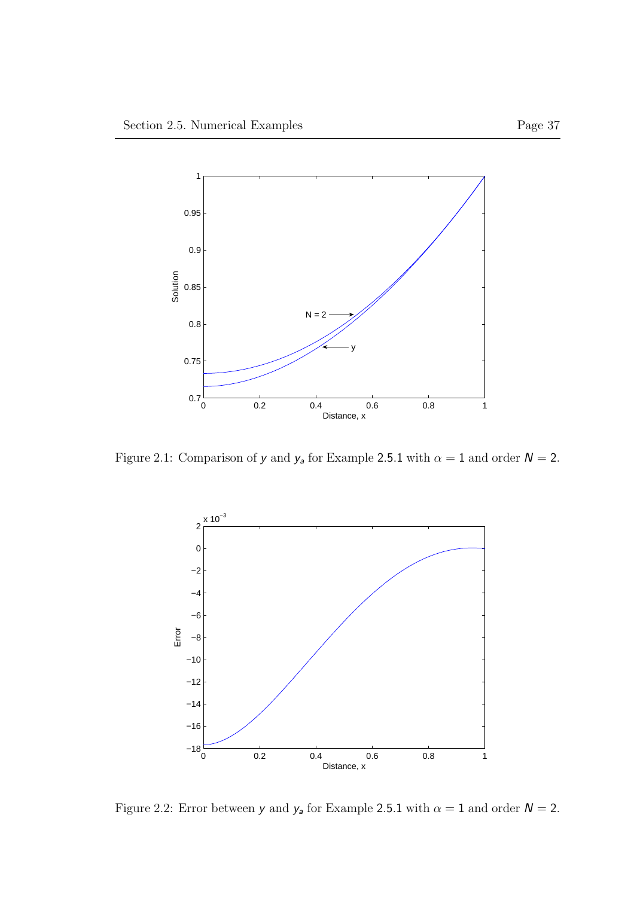Figure 2.1: Comparison of $y$ and $y_a$ for Example 2.5.1 with $\alpha = 1$ and order $N = 2$.

Figure 2.2: Error between $y$ and $y_a$ for Example 2.5.1 with $\alpha = 1$ and order $N = 2$.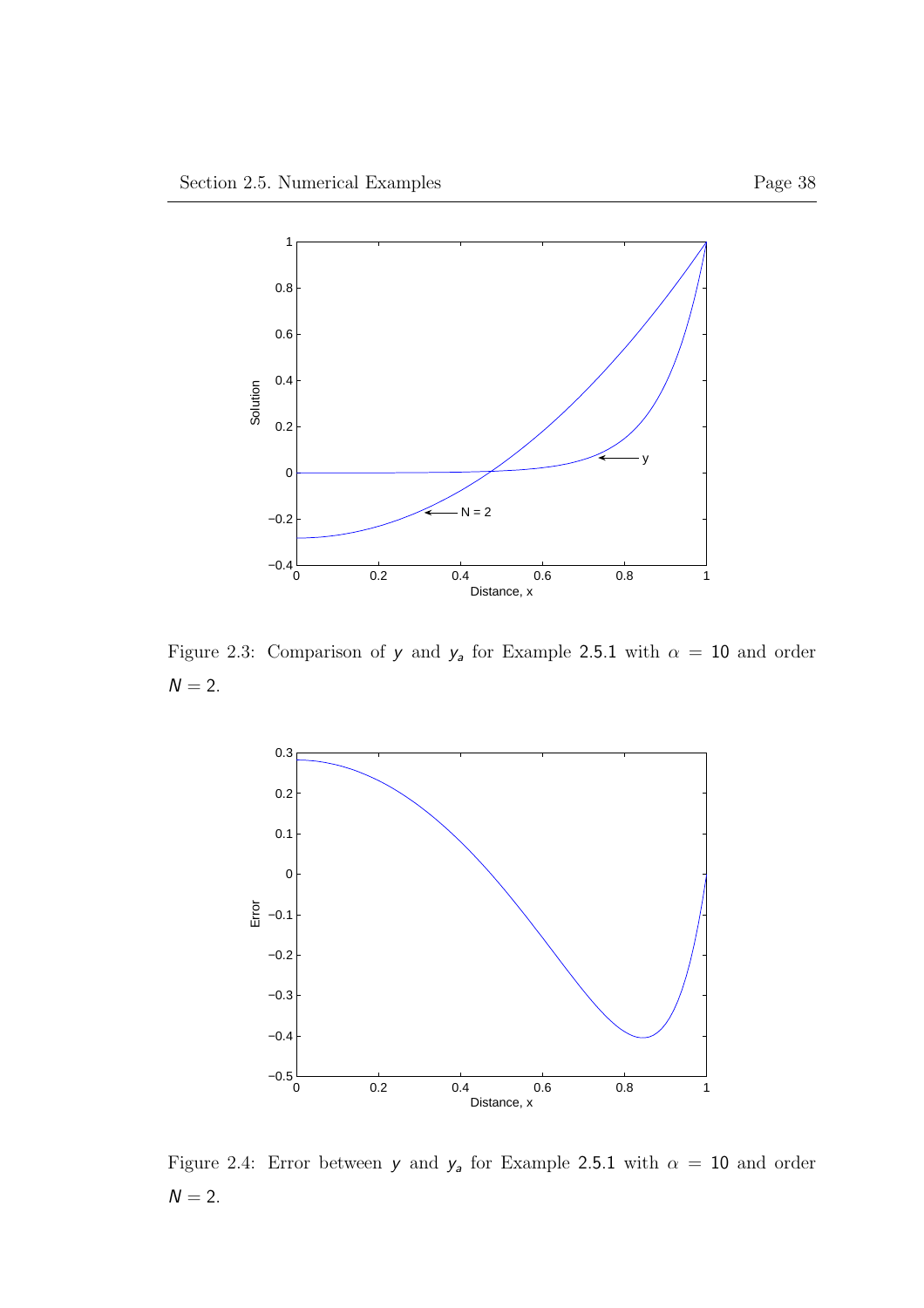Figure 2.3: Comparison of $y$ and $y_a$ for Example 2.5.1 with $\alpha = 10$ and order $N = 2$.

Figure 2.4: Error between $y$ and $y_a$ for Example 2.5.1 with $\alpha = 10$ and order $N = 2$.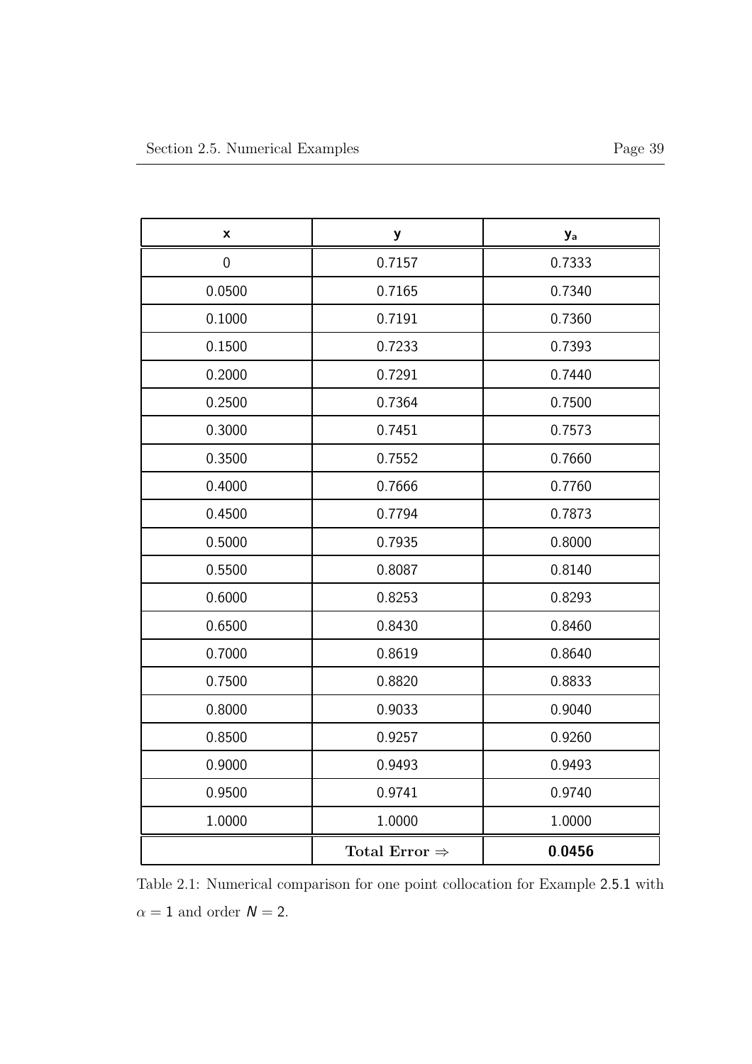| x | y | $y_a$ |
|---|---|---|
| 0 | 0.7157 | 0.7333 |
| 0.0500 | 0.7165 | 0.7340 |
| 0.1000 | 0.7191 | 0.7360 |
| 0.1500 | 0.7233 | 0.7393 |
| 0.2000 | 0.7291 | 0.7440 |
| 0.2500 | 0.7364 | 0.7500 |
| 0.3000 | 0.7451 | 0.7573 |
| 0.3500 | 0.7552 | 0.7660 |
| 0.4000 | 0.7666 | 0.7760 |
| 0.4500 | 0.7794 | 0.7873 |
| 0.5000 | 0.7935 | 0.8000 |
| 0.5500 | 0.8087 | 0.8140 |
| 0.6000 | 0.8253 | 0.8293 |
| 0.6500 | 0.8430 | 0.8460 |
| 0.7000 | 0.8619 | 0.8640 |
| 0.7500 | 0.8820 | 0.8833 |
| 0.8000 | 0.9033 | 0.9040 |
| 0.8500 | 0.9257 | 0.9260 |
| 0.9000 | 0.9493 | 0.9493 |
| 0.9500 | 0.9741 | 0.9740 |
| 1.0000 | 1.0000 | 1.0000 |
| | **Total Error** $\Rightarrow$ | **0.0456** |

Table 2.1: Numerical comparison for one point collocation for Example 2.5.1 with $\alpha = 1$ and order $N = 2$.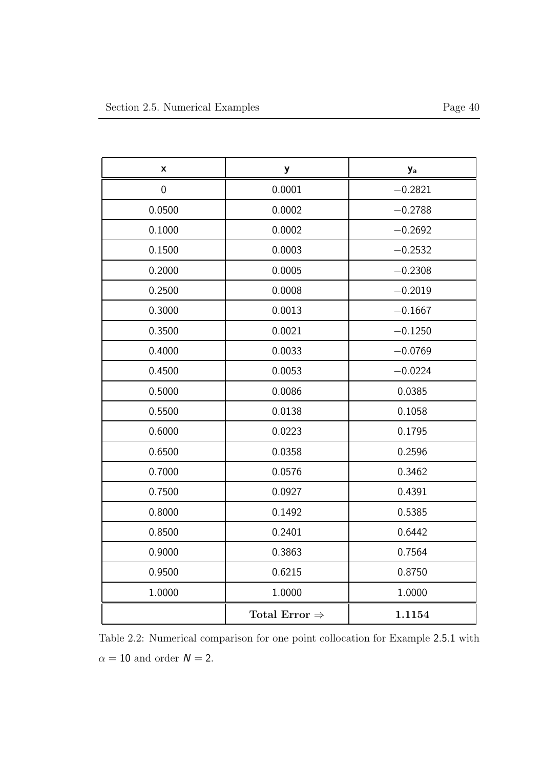| x | y | $y_a$ |
|---|---|---|
| 0 | 0.0001 | −0.2821 |
| 0.0500 | 0.0002 | −0.2788 |
| 0.1000 | 0.0002 | −0.2692 |
| 0.1500 | 0.0003 | −0.2532 |
| 0.2000 | 0.0005 | −0.2308 |
| 0.2500 | 0.0008 | −0.2019 |
| 0.3000 | 0.0013 | −0.1667 |
| 0.3500 | 0.0021 | −0.1250 |
| 0.4000 | 0.0033 | −0.0769 |
| 0.4500 | 0.0053 | −0.0224 |
| 0.5000 | 0.0086 | 0.0385 |
| 0.5500 | 0.0138 | 0.1058 |
| 0.6000 | 0.0223 | 0.1795 |
| 0.6500 | 0.0358 | 0.2596 |
| 0.7000 | 0.0576 | 0.3462 |
| 0.7500 | 0.0927 | 0.4391 |
| 0.8000 | 0.1492 | 0.5385 |
| 0.8500 | 0.2401 | 0.6442 |
| 0.9000 | 0.3863 | 0.7564 |
| 0.9500 | 0.6215 | 0.8750 |
| 1.0000 | 1.0000 | 1.0000 |
| | **Total Error** $\Rightarrow$ | **1.1154** |

Table 2.2: Numerical comparison for one point collocation for Example 2.5.1 with $\alpha = 10$ and order $N = 2$.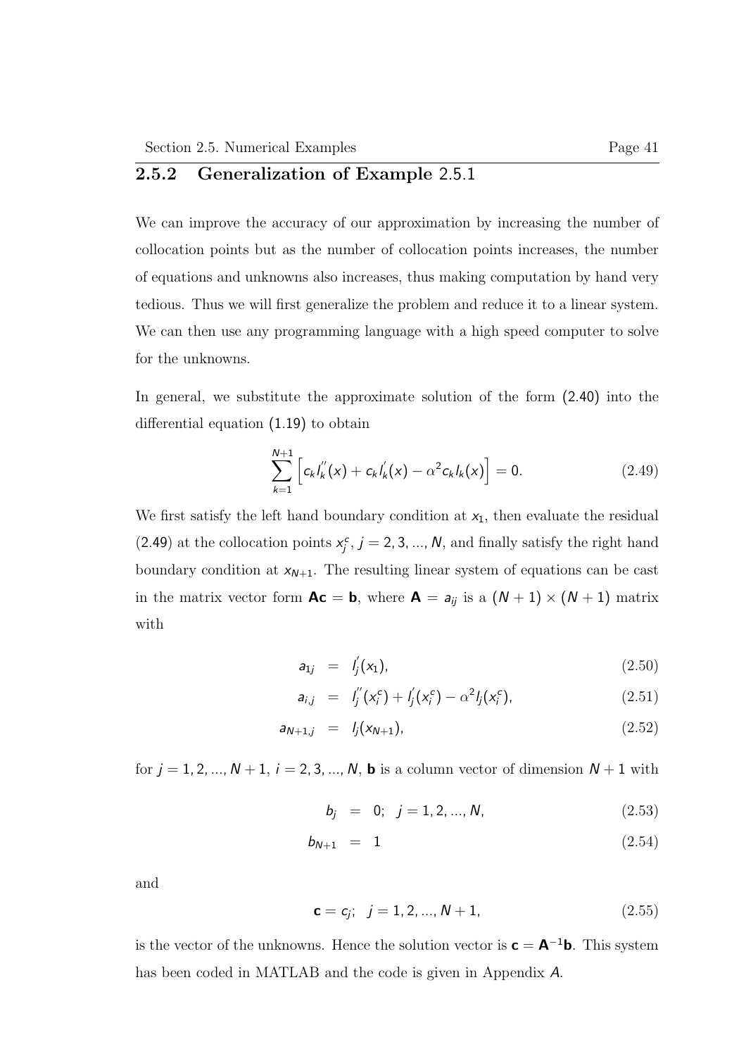### 2.5.2 Generalization of Example 2.5.1

We can improve the accuracy of our approximation by increasing the number of collocation points but as the number of collocation points increases, the number of equations and unknowns also increases, thus making computation by hand very tedious. Thus we will first generalize the problem and reduce it to a linear system. We can then use any programming language with a high speed computer to solve for the unknowns.

In general, we substitute the approximate solution of the form (2.40) into the differential equation (1.19) to obtain

$$\sum_{k=1}^{N+1}\left[c_k l_k^{''}(x) + c_k l_k^{'}(x) - \alpha^2 c_k l_k(x)\right] = 0. \tag{2.49}$$

We first satisfy the left hand boundary condition at $x_1$, then evaluate the residual (2.49) at the collocation points $x_j^c$, $j = 2, 3, ..., N$, and finally satisfy the right hand boundary condition at $x_{N+1}$. The resulting linear system of equations can be cast in the matrix vector form $\mathbf{Ac} = \mathbf{b}$, where $\mathbf{A} = a_{ij}$ is a $(N+1)\times(N+1)$ matrix with

$$a_{1j} = l_j^{'}(x_1), \tag{2.50}$$

$$a_{i,j} = l_j^{''}(x_i^c) + l_j^{'}(x_i^c) - \alpha^2 l_j(x_i^c), \tag{2.51}$$

$$a_{N+1,j} = l_j(x_{N+1}), \tag{2.52}$$

for $j = 1, 2, ..., N+1$, $i = 2, 3, ..., N$, $\mathbf{b}$ is a column vector of dimension $N+1$ with

$$b_j = 0; \quad j = 1, 2, ..., N, \tag{2.53}$$

$$b_{N+1} = 1 \tag{2.54}$$

and

$$\mathbf{c} = c_j; \quad j = 1, 2, ..., N+1, \tag{2.55}$$

is the vector of the unknowns. Hence the solution vector is $\mathbf{c} = \mathbf{A}^{-1}\mathbf{b}$. This system has been coded in MATLAB and the code is given in Appendix $A$.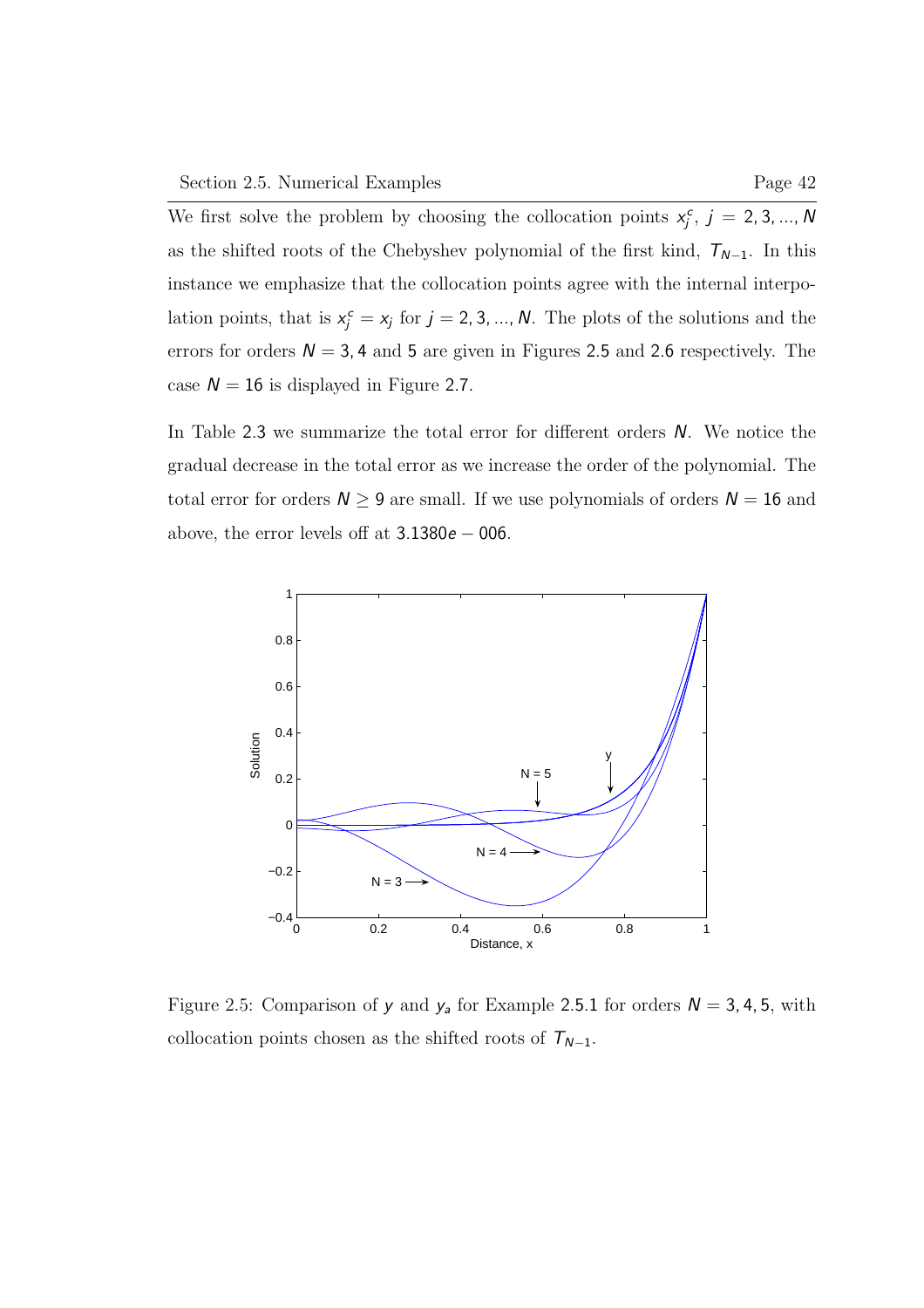We first solve the problem by choosing the collocation points $x_j^c$, $j = 2, 3, ..., N$ as the shifted roots of the Chebyshev polynomial of the first kind, $T_{N-1}$. In this instance we emphasize that the collocation points agree with the internal interpolation points, that is $x_j^c = x_j$ for $j = 2, 3, ..., N$. The plots of the solutions and the errors for orders $N = 3, 4$ and $5$ are given in Figures 2.5 and 2.6 respectively. The case $N = 16$ is displayed in Figure 2.7.

In Table 2.3 we summarize the total error for different orders $N$. We notice the gradual decrease in the total error as we increase the order of the polynomial. The total error for orders $N \geq 9$ are small. If we use polynomials of orders $N = 16$ and above, the error levels off at $3.1380e-006$.

Figure 2.5: Comparison of $y$ and $y_a$ for Example 2.5.1 for orders $N = 3, 4, 5$, with collocation points chosen as the shifted roots of $T_{N-1}$.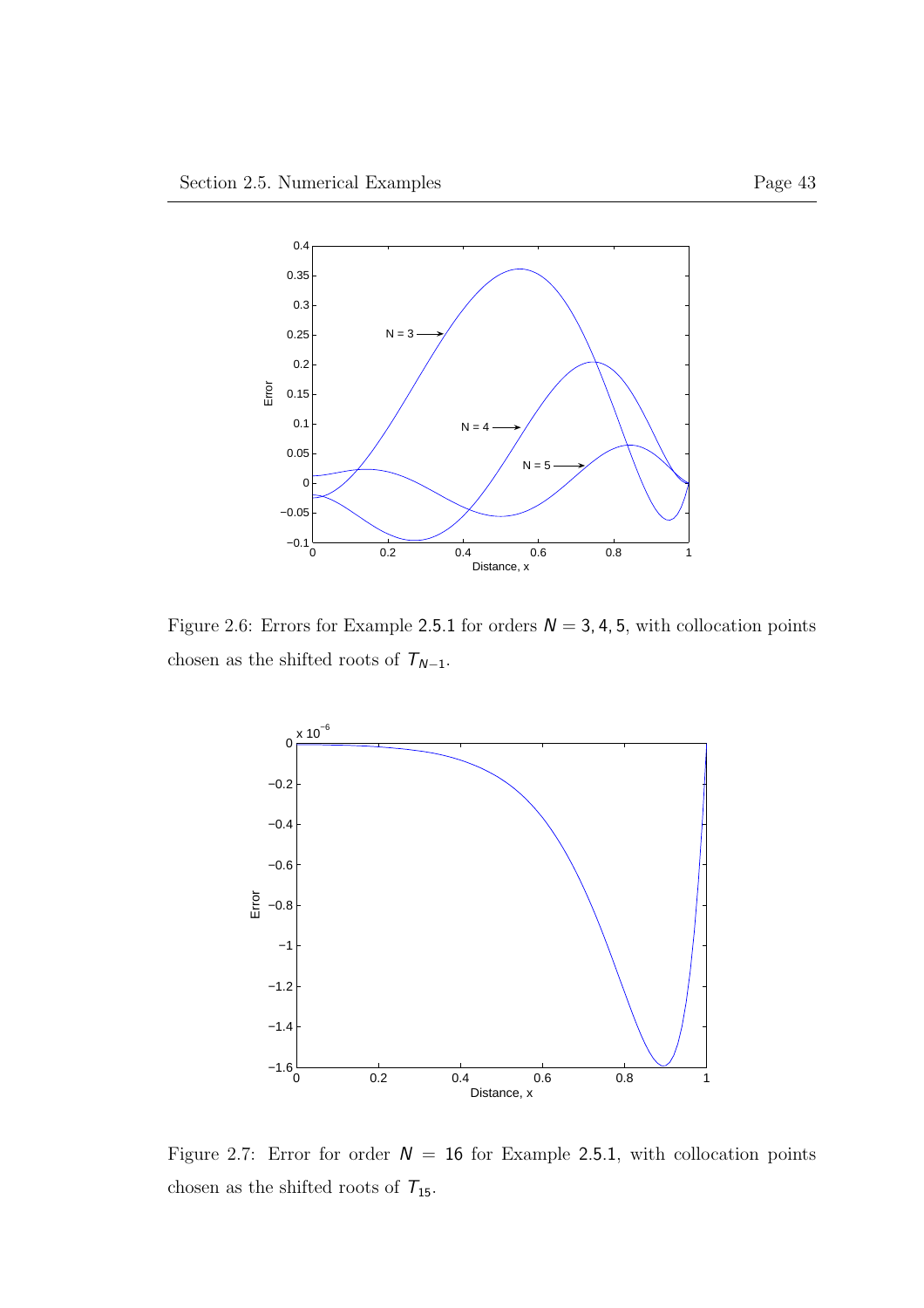Figure 2.6: Errors for Example 2.5.1 for orders $N = 3, 4, 5$, with collocation points chosen as the shifted roots of $T_{N-1}$.

Figure 2.7: Error for order $N = 16$ for Example 2.5.1, with collocation points chosen as the shifted roots of $T_{15}$.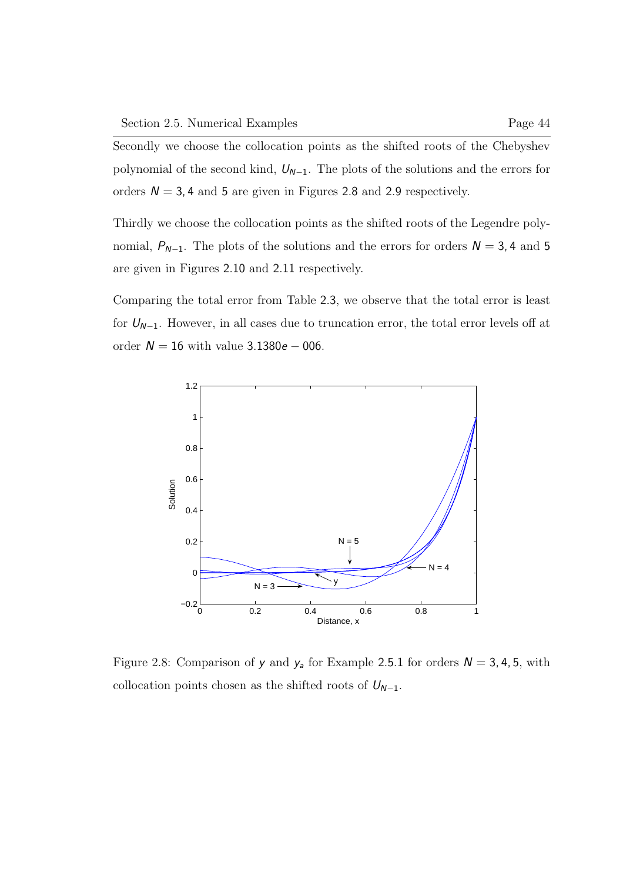Secondly we choose the collocation points as the shifted roots of the Chebyshev polynomial of the second kind, $U_{N-1}$. The plots of the solutions and the errors for orders $N = 3, 4$ and $5$ are given in Figures 2.8 and 2.9 respectively.

Thirdly we choose the collocation points as the shifted roots of the Legendre polynomial, $P_{N-1}$. The plots of the solutions and the errors for orders $N = 3, 4$ and $5$ are given in Figures 2.10 and 2.11 respectively.

Comparing the total error from Table 2.3, we observe that the total error is least for $U_{N-1}$. However, in all cases due to truncation error, the total error levels off at order $N = 16$ with value $3.1380e - 006$.

Figure 2.8: Comparison of $y$ and $y_a$ for Example 2.5.1 for orders $N = 3, 4, 5$, with collocation points chosen as the shifted roots of $U_{N-1}$.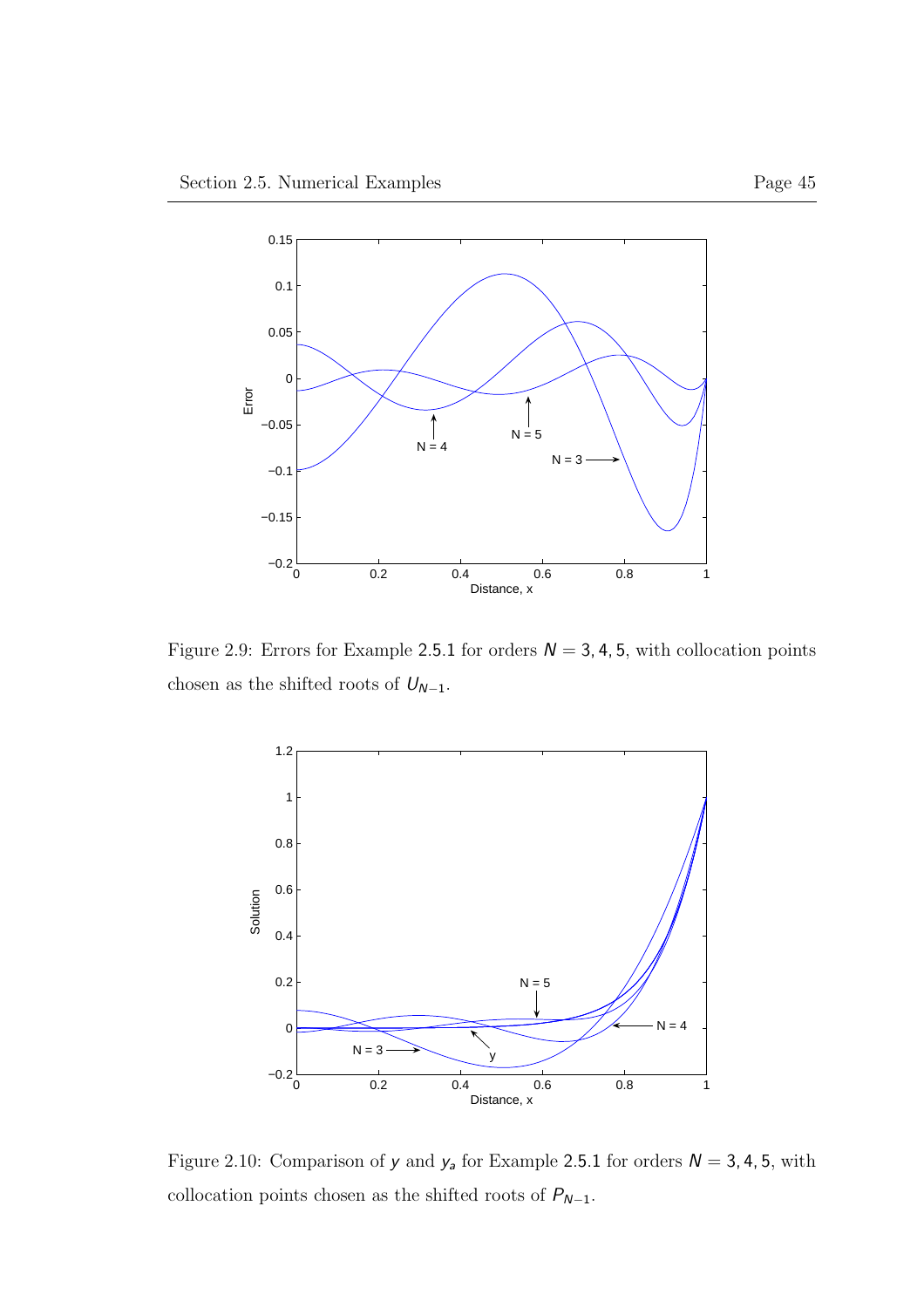Figure 2.9: Errors for Example 2.5.1 for orders $N = 3, 4, 5$, with collocation points chosen as the shifted roots of $U_{N-1}$.

Figure 2.10: Comparison of $y$ and $y_a$ for Example 2.5.1 for orders $N = 3, 4, 5$, with collocation points chosen as the shifted roots of $P_{N-1}$.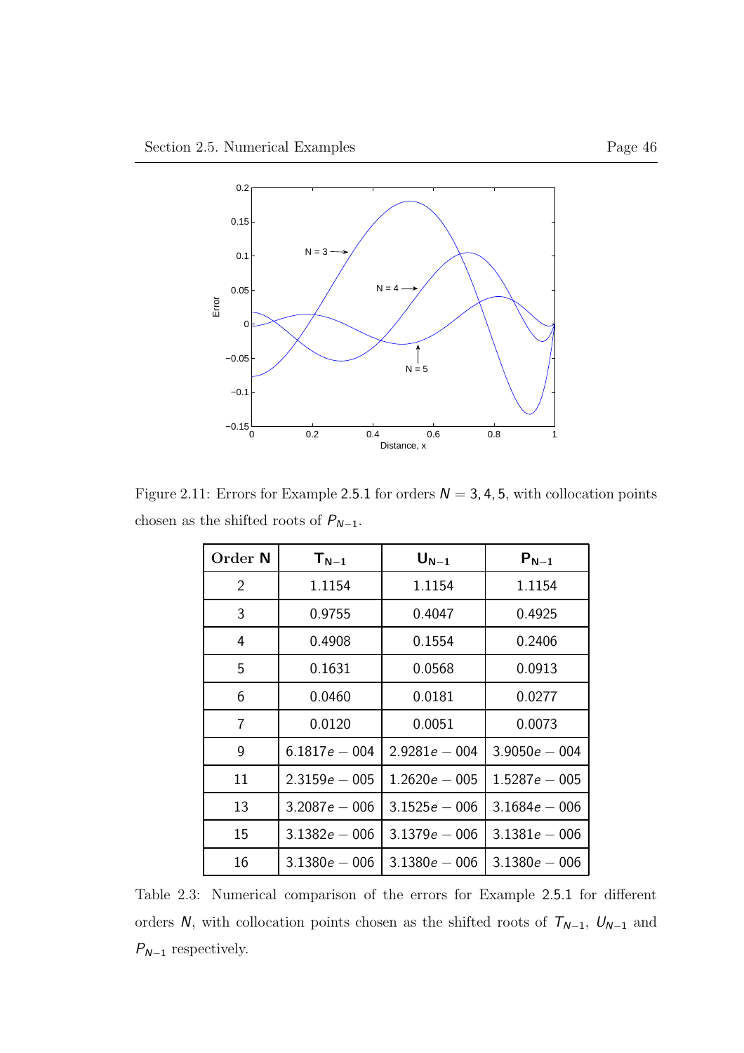Figure 2.11: Errors for Example 2.5.1 for orders $N = 3, 4, 5$, with collocation points chosen as the shifted roots of $P_{N-1}$.

| Order $N$ | $T_{N-1}$ | $U_{N-1}$ | $P_{N-1}$ |
|---|---|---|---|
| 2 | 1.1154 | 1.1154 | 1.1154 |
| 3 | 0.9755 | 0.4047 | 0.4925 |
| 4 | 0.4908 | 0.1554 | 0.2406 |
| 5 | 0.1631 | 0.0568 | 0.0913 |
| 6 | 0.0460 | 0.0181 | 0.0277 |
| 7 | 0.0120 | 0.0051 | 0.0073 |
| 9 | $6.1817e-004$ | $2.9281e-004$ | $3.9050e-004$ |
| 11 | $2.3159e-005$ | $1.2620e-005$ | $1.5287e-005$ |
| 13 | $3.2087e-006$ | $3.1525e-006$ | $3.1684e-006$ |
| 15 | $3.1382e-006$ | $3.1379e-006$ | $3.1381e-006$ |
| 16 | $3.1380e-006$ | $3.1380e-006$ | $3.1380e-006$ |

Table 2.3: Numerical comparison of the errors for Example 2.5.1 for different orders $N$, with collocation points chosen as the shifted roots of $T_{N-1}$, $U_{N-1}$ and $P_{N-1}$ respectively.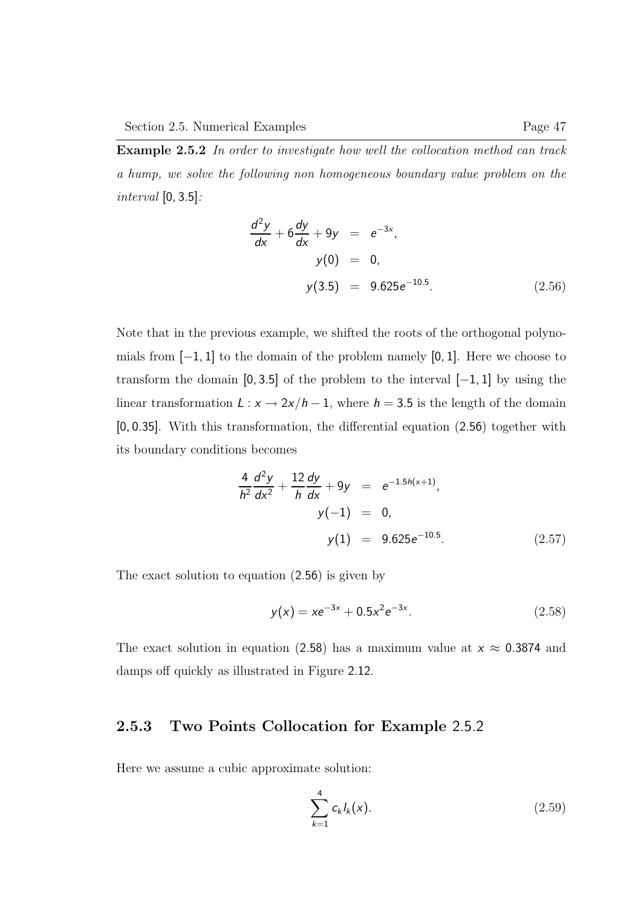**Example 2.5.2** *In order to investigate how well the collocation method can track a hump, we solve the following non homogeneous boundary value problem on the interval* $[0, 3.5]$*:*

$$
\begin{aligned}
\frac{d^2y}{dx} + 6\frac{dy}{dx} + 9y &= e^{-3x}, \\
y(0) &= 0, \\
y(3.5) &= 9.625e^{-10.5}.
\end{aligned}
\tag{2.56}
$$

Note that in the previous example, we shifted the roots of the orthogonal polynomials from $[-1, 1]$ to the domain of the problem namely $[0, 1]$. Here we choose to transform the domain $[0, 3.5]$ of the problem to the interval $[-1, 1]$ by using the linear transformation $L : x \rightarrow 2x/h - 1$, where $h = 3.5$ is the length of the domain $[0, 0.35]$. With this transformation, the differential equation $(2.56)$ together with its boundary conditions becomes

$$
\begin{aligned}
\frac{4}{h^2}\frac{d^2y}{dx^2} + \frac{12}{h}\frac{dy}{dx} + 9y &= e^{-1.5h(x+1)}, \\
y(-1) &= 0, \\
y(1) &= 9.625e^{-10.5}.
\end{aligned}
\tag{2.57}
$$

The exact solution to equation $(2.56)$ is given by

$$
y(x) = xe^{-3x} + 0.5x^2e^{-3x}. \tag{2.58}
$$

The exact solution in equation $(2.58)$ has a maximum value at $x \approx 0.3874$ and damps off quickly as illustrated in Figure 2.12.

### 2.5.3 Two Points Collocation for Example 2.5.2

Here we assume a cubic approximate solution:

$$
\sum_{k=1}^{4} c_k l_k(x). \tag{2.59}
$$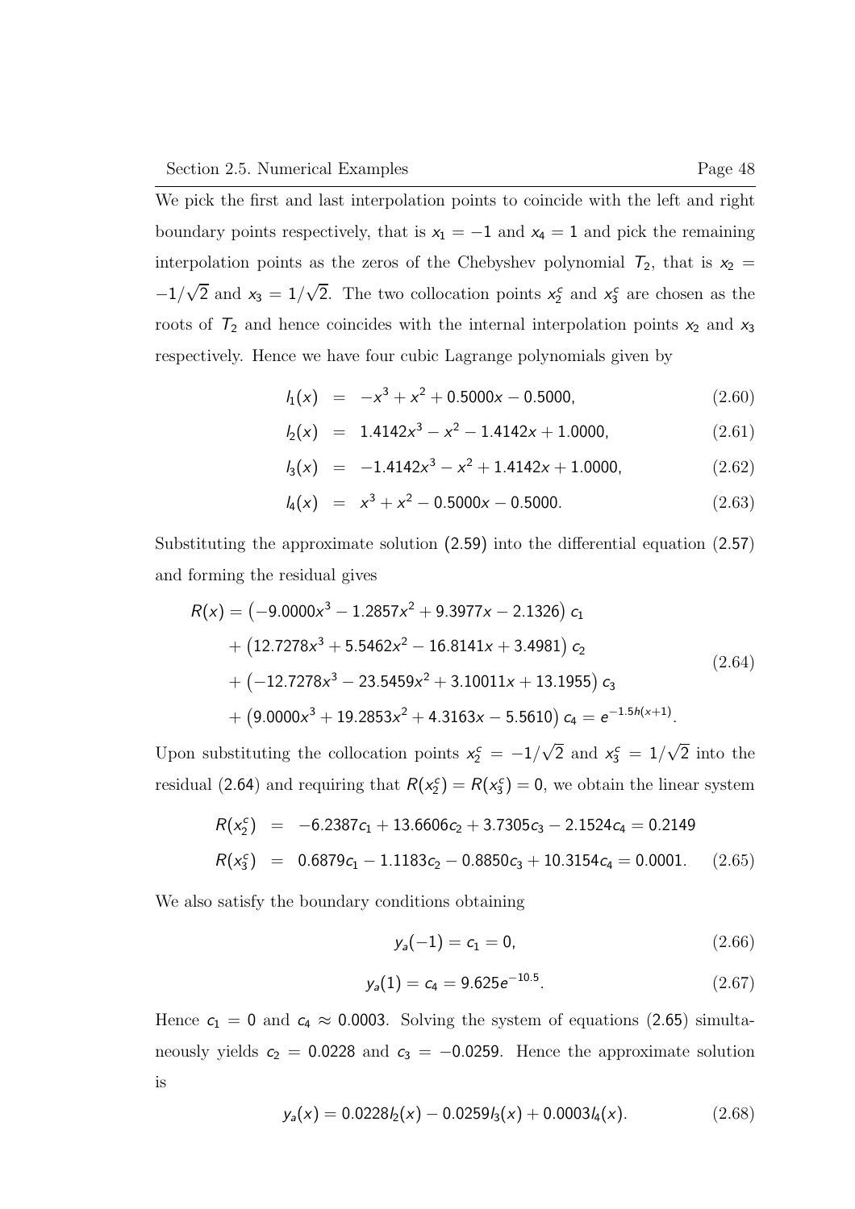We pick the first and last interpolation points to coincide with the left and right boundary points respectively, that is $x_1 = -1$ and $x_4 = 1$ and pick the remaining interpolation points as the zeros of the Chebyshev polynomial $T_2$, that is $x_2 = -1/\sqrt{2}$ and $x_3 = 1/\sqrt{2}$. The two collocation points $x_2^c$ and $x_3^c$ are chosen as the roots of $T_2$ and hence coincides with the internal interpolation points $x_2$ and $x_3$ respectively. Hence we have four cubic Lagrange polynomials given by

$$
\begin{aligned}
l_1(x) &= -x^3 + x^2 + 0.5000x - 0.5000, &(2.60)\\
l_2(x) &= 1.4142x^3 - x^2 - 1.4142x + 1.0000, &(2.61)\\
l_3(x) &= -1.4142x^3 - x^2 + 1.4142x + 1.0000, &(2.62)\\
l_4(x) &= x^3 + x^2 - 0.5000x - 0.5000. &(2.63)
\end{aligned}
$$

Substituting the approximate solution (2.59) into the differential equation (2.57) and forming the residual gives

$$
\begin{aligned}
R(x) = &\left(-9.0000x^3 - 1.2857x^2 + 9.3977x - 2.1326\right) c_1\\
&+ \left(12.7278x^3 + 5.5462x^2 - 16.8141x + 3.4981\right) c_2\\
&+ \left(-12.7278x^3 - 23.5459x^2 + 3.10011x + 13.1955\right) c_3\\
&+ \left(9.0000x^3 + 19.2853x^2 + 4.3163x - 5.5610\right) c_4 = e^{-1.5h(x+1)}.
\end{aligned} \tag{2.64}
$$

Upon substituting the collocation points $x_2^c = -1/\sqrt{2}$ and $x_3^c = 1/\sqrt{2}$ into the residual (2.64) and requiring that $R(x_2^c) = R(x_3^c) = 0$, we obtain the linear system

$$
\begin{aligned}
R(x_2^c) &= -6.2387c_1 + 13.6606c_2 + 3.7305c_3 - 2.1524c_4 = 0.2149\\
R(x_3^c) &= 0.6879c_1 - 1.1183c_2 - 0.8850c_3 + 10.3154c_4 = 0.0001.
\end{aligned} \tag{2.65}
$$

We also satisfy the boundary conditions obtaining

$$
y_a(-1) = c_1 = 0, \tag{2.66}
$$

$$
y_a(1) = c_4 = 9.625e^{-10.5}. \tag{2.67}
$$

Hence $c_1 = 0$ and $c_4 \approx 0.0003$. Solving the system of equations (2.65) simultaneously yields $c_2 = 0.0228$ and $c_3 = -0.0259$. Hence the approximate solution is

$$
y_a(x) = 0.0228l_2(x) - 0.0259l_3(x) + 0.0003l_4(x). \tag{2.68}
$$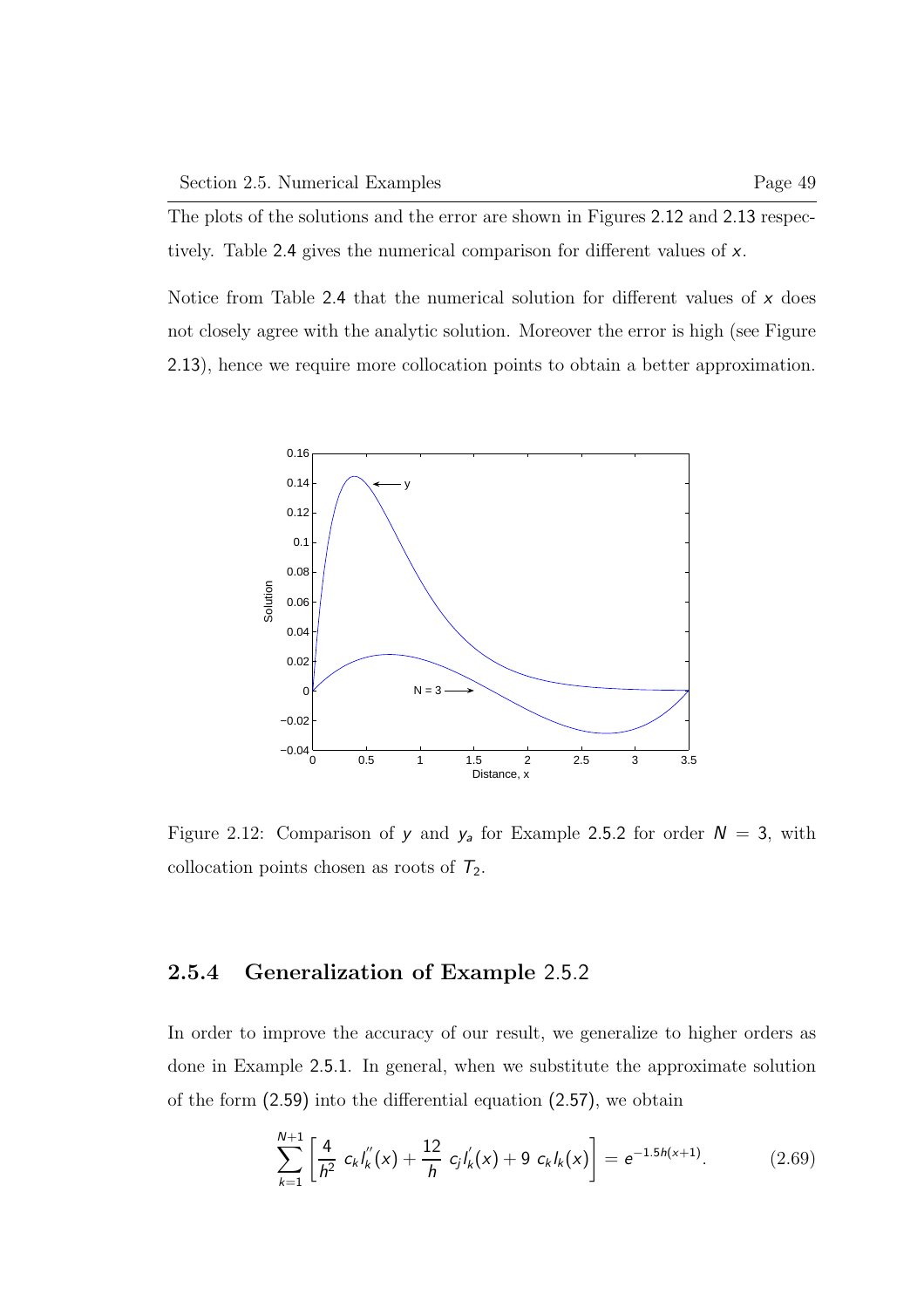The plots of the solutions and the error are shown in Figures 2.12 and 2.13 respectively. Table 2.4 gives the numerical comparison for different values of $x$.

Notice from Table 2.4 that the numerical solution for different values of $x$ does not closely agree with the analytic solution. Moreover the error is high (see Figure 2.13), hence we require more collocation points to obtain a better approximation.

Figure 2.12: Comparison of $y$ and $y_a$ for Example 2.5.2 for order $N = 3$, with collocation points chosen as roots of $T_2$.

### 2.5.4 Generalization of Example 2.5.2

In order to improve the accuracy of our result, we generalize to higher orders as done in Example 2.5.1. In general, when we substitute the approximate solution of the form (2.59) into the differential equation (2.57), we obtain

$$\sum_{k=1}^{N+1} \left[ \frac{4}{h^2}\ c_k l_k^{''}(x) + \frac{12}{h}\ c_j l_k^{'}(x) + 9\ c_k l_k(x) \right] = e^{-1.5h(x+1)}. \tag{2.69}$$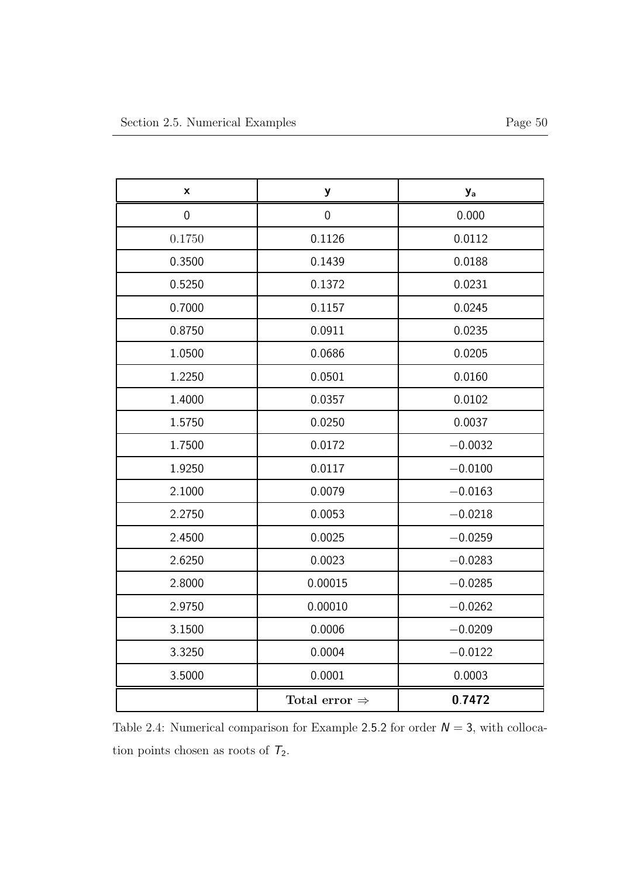| x | y | $y_a$ |
|---|---|---|
| 0 | 0 | 0.000 |
| 0.1750 | 0.1126 | 0.0112 |
| 0.3500 | 0.1439 | 0.0188 |
| 0.5250 | 0.1372 | 0.0231 |
| 0.7000 | 0.1157 | 0.0245 |
| 0.8750 | 0.0911 | 0.0235 |
| 1.0500 | 0.0686 | 0.0205 |
| 1.2250 | 0.0501 | 0.0160 |
| 1.4000 | 0.0357 | 0.0102 |
| 1.5750 | 0.0250 | 0.0037 |
| 1.7500 | 0.0172 | $-0.0032$ |
| 1.9250 | 0.0117 | $-0.0100$ |
| 2.1000 | 0.0079 | $-0.0163$ |
| 2.2750 | 0.0053 | $-0.0218$ |
| 2.4500 | 0.0025 | $-0.0259$ |
| 2.6250 | 0.0023 | $-0.0283$ |
| 2.8000 | 0.00015 | $-0.0285$ |
| 2.9750 | 0.00010 | $-0.0262$ |
| 3.1500 | 0.0006 | $-0.0209$ |
| 3.3250 | 0.0004 | $-0.0122$ |
| 3.5000 | 0.0001 | 0.0003 |
| | **Total error** $\Rightarrow$ | **0.7472** |

Table 2.4: Numerical comparison for Example 2.5.2 for order $N = 3$, with collocation points chosen as roots of $T_2$.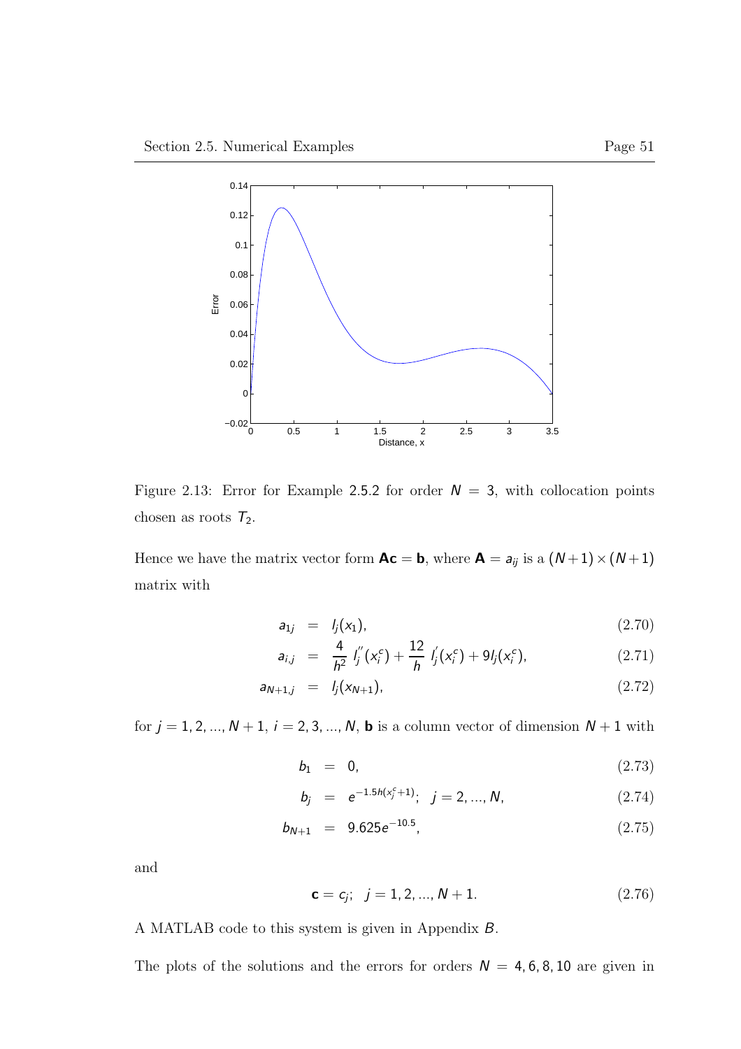Figure 2.13: Error for Example 2.5.2 for order $N = 3$, with collocation points chosen as roots $T_2$.

Hence we have the matrix vector form $\mathbf{Ac} = \mathbf{b}$, where $\mathbf{A} = a_{ij}$ is a $(N+1) \times (N+1)$ matrix with

$$
\begin{aligned}
a_{1j} &= l_j(x_1), & (2.70)\\
a_{i,j} &= \frac{4}{h^2}\, l_j^{''}(x_i^c) + \frac{12}{h}\, l_j^{'}(x_i^c) + 9 l_j(x_i^c), & (2.71)\\
a_{N+1,j} &= l_j(x_{N+1}), & (2.72)
\end{aligned}
$$

for $j = 1, 2, ..., N+1$, $i = 2, 3, ..., N$, $\mathbf{b}$ is a column vector of dimension $N+1$ with

$$
\begin{aligned}
b_1 &= 0, & (2.73)\\
b_j &= e^{-1.5h(x_j^c+1)};\quad j = 2, ..., N, & (2.74)\\
b_{N+1} &= 9.625 e^{-10.5}, & (2.75)
\end{aligned}
$$

and

$$
\mathbf{c} = c_j;\quad j = 1, 2, ..., N+1. \tag{2.76}
$$

A MATLAB code to this system is given in Appendix $B$.

The plots of the solutions and the errors for orders $N = 4, 6, 8, 10$ are given in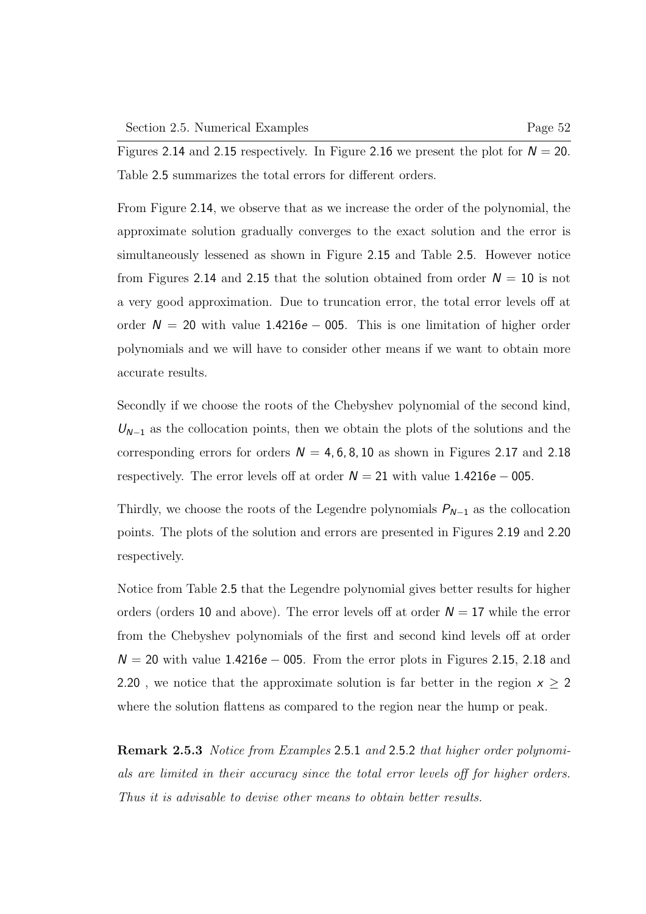Figures 2.14 and 2.15 respectively. In Figure 2.16 we present the plot for $N = 20$. Table 2.5 summarizes the total errors for different orders.

From Figure 2.14, we observe that as we increase the order of the polynomial, the approximate solution gradually converges to the exact solution and the error is simultaneously lessened as shown in Figure 2.15 and Table 2.5. However notice from Figures 2.14 and 2.15 that the solution obtained from order $N = 10$ is not a very good approximation. Due to truncation error, the total error levels off at order $N = 20$ with value $1.4216e - 005$. This is one limitation of higher order polynomials and we will have to consider other means if we want to obtain more accurate results.

Secondly if we choose the roots of the Chebyshev polynomial of the second kind, $U_{N-1}$ as the collocation points, then we obtain the plots of the solutions and the corresponding errors for orders $N = 4, 6, 8, 10$ as shown in Figures 2.17 and 2.18 respectively. The error levels off at order $N = 21$ with value $1.4216e - 005$.

Thirdly, we choose the roots of the Legendre polynomials $P_{N-1}$ as the collocation points. The plots of the solution and errors are presented in Figures 2.19 and 2.20 respectively.

Notice from Table 2.5 that the Legendre polynomial gives better results for higher orders (orders 10 and above). The error levels off at order $N = 17$ while the error from the Chebyshev polynomials of the first and second kind levels off at order $N = 20$ with value $1.4216e - 005$. From the error plots in Figures 2.15, 2.18 and 2.20 , we notice that the approximate solution is far better in the region $x \geq 2$ where the solution flattens as compared to the region near the hump or peak.

**Remark 2.5.3** *Notice from Examples* 2.5.1 *and* 2.5.2 *that higher order polynomials are limited in their accuracy since the total error levels off for higher orders. Thus it is advisable to devise other means to obtain better results.*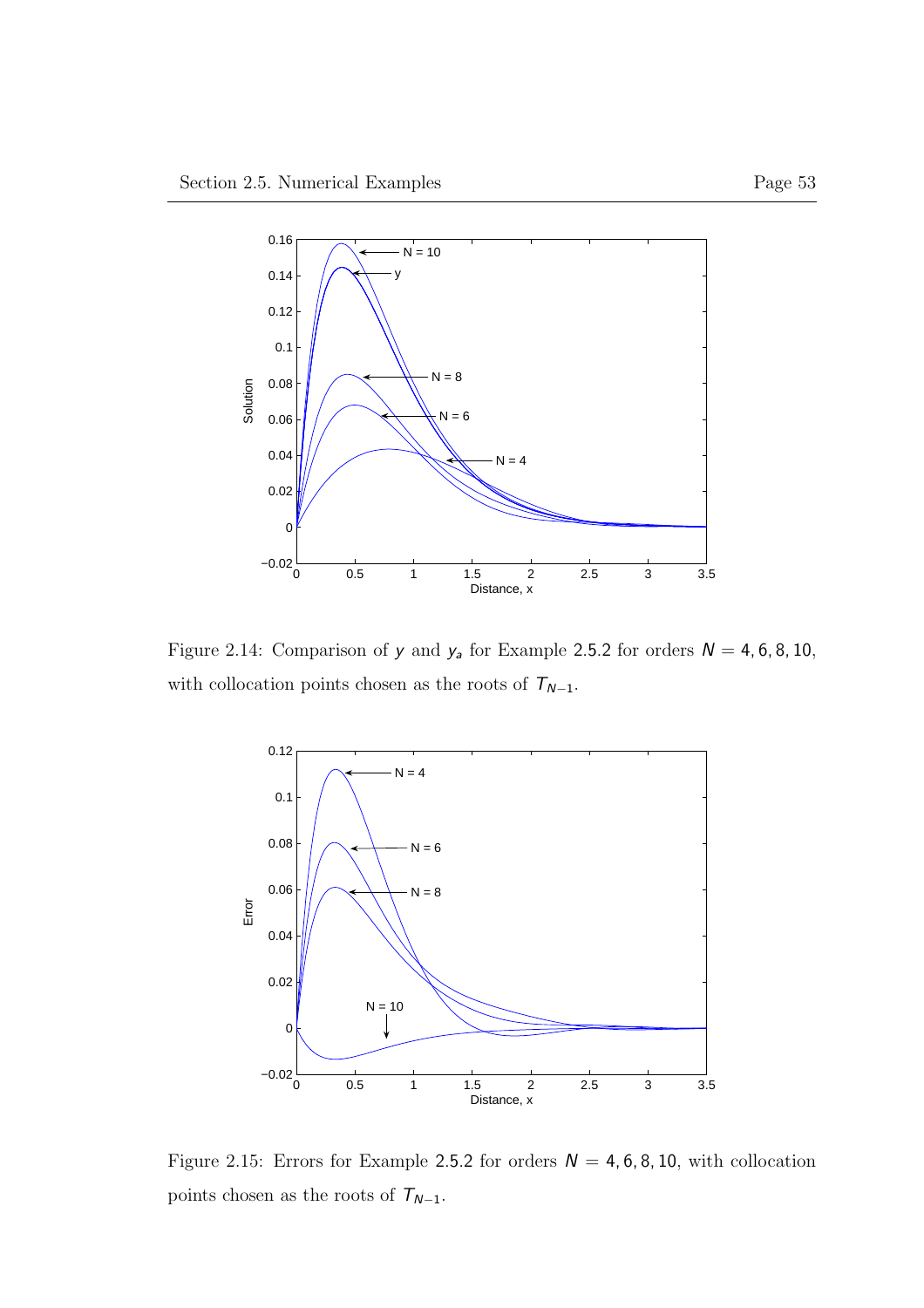Figure 2.14: Comparison of $y$ and $y_a$ for Example 2.5.2 for orders $N = 4, 6, 8, 10$, with collocation points chosen as the roots of $T_{N-1}$.

Figure 2.15: Errors for Example 2.5.2 for orders $N = 4, 6, 8, 10$, with collocation points chosen as the roots of $T_{N-1}$.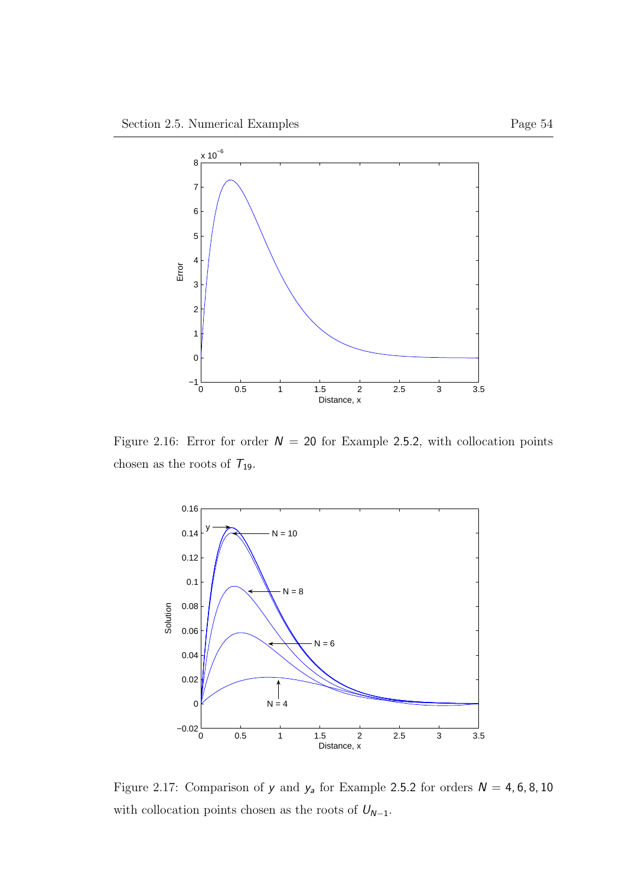Figure 2.16: Error for order $N = 20$ for Example 2.5.2, with collocation points chosen as the roots of $T_{19}$.

Figure 2.17: Comparison of $y$ and $y_a$ for Example 2.5.2 for orders $N = 4, 6, 8, 10$ with collocation points chosen as the roots of $U_{N-1}$.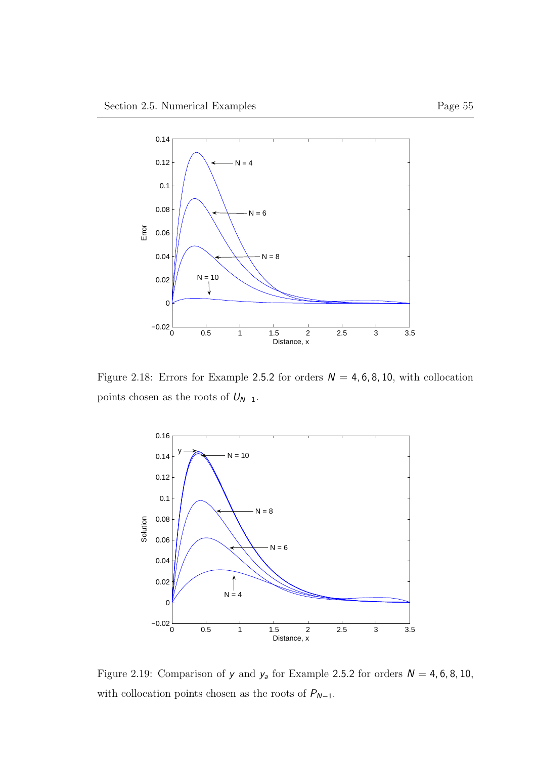Figure 2.18: Errors for Example 2.5.2 for orders $N = 4, 6, 8, 10$, with collocation points chosen as the roots of $U_{N-1}$.

Figure 2.19: Comparison of $y$ and $y_a$ for Example 2.5.2 for orders $N = 4, 6, 8, 10$, with collocation points chosen as the roots of $P_{N-1}$.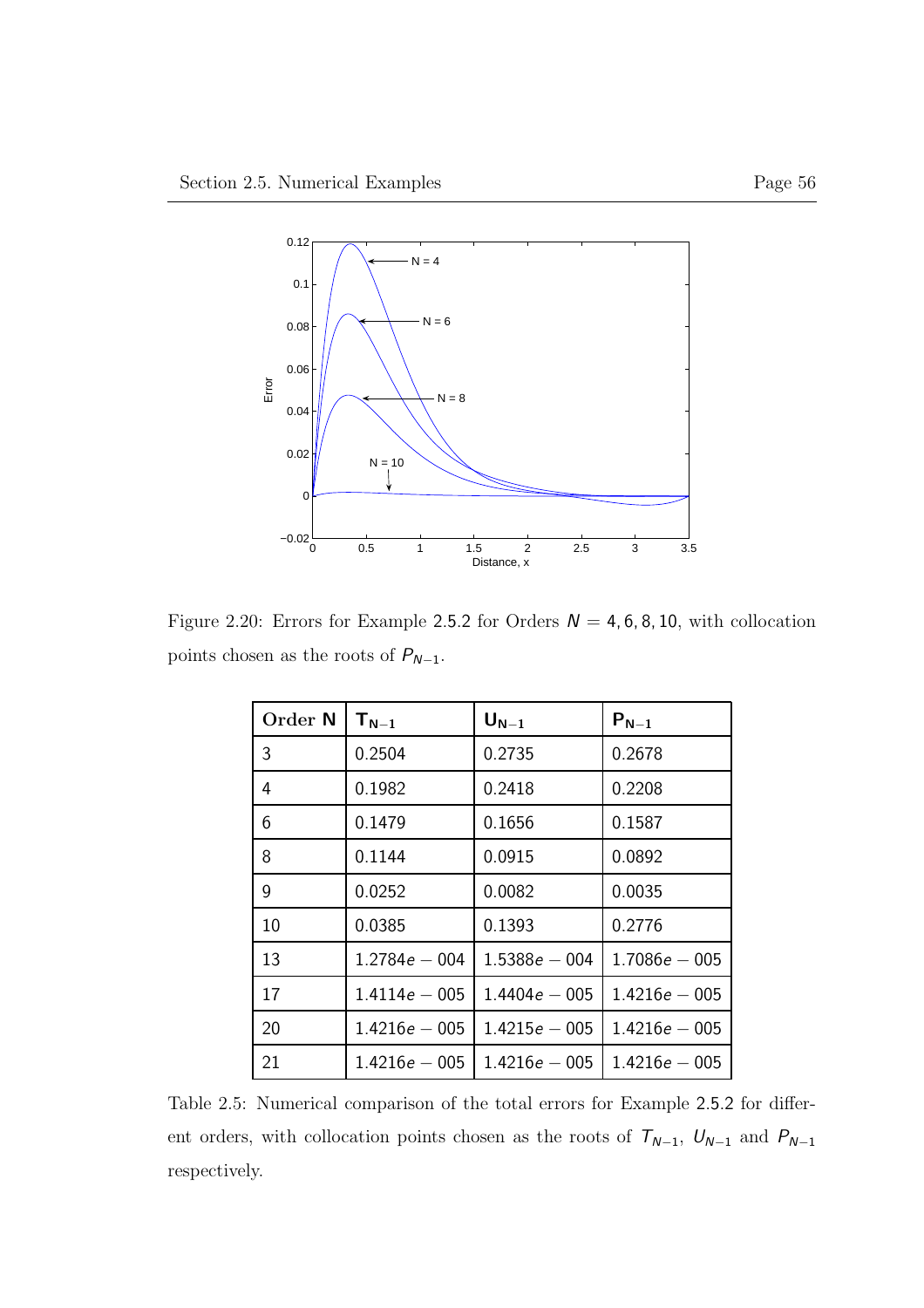Figure 2.20: Errors for Example 2.5.2 for Orders $N = 4, 6, 8, 10$, with collocation points chosen as the roots of $P_{N-1}$.

| Order **N** | $\mathbf{T_{N-1}}$ | $\mathbf{U_{N-1}}$ | $\mathbf{P_{N-1}}$ |
|---|---|---|---|
| 3 | 0.2504 | 0.2735 | 0.2678 |
| 4 | 0.1982 | 0.2418 | 0.2208 |
| 6 | 0.1479 | 0.1656 | 0.1587 |
| 8 | 0.1144 | 0.0915 | 0.0892 |
| 9 | 0.0252 | 0.0082 | 0.0035 |
| 10 | 0.0385 | 0.1393 | 0.2776 |
| 13 | $1.2784e-004$ | $1.5388e-004$ | $1.7086e-005$ |
| 17 | $1.4114e-005$ | $1.4404e-005$ | $1.4216e-005$ |
| 20 | $1.4216e-005$ | $1.4215e-005$ | $1.4216e-005$ |
| 21 | $1.4216e-005$ | $1.4216e-005$ | $1.4216e-005$ |

Table 2.5: Numerical comparison of the total errors for Example 2.5.2 for different orders, with collocation points chosen as the roots of $T_{N-1}$, $U_{N-1}$ and $P_{N-1}$ respectively.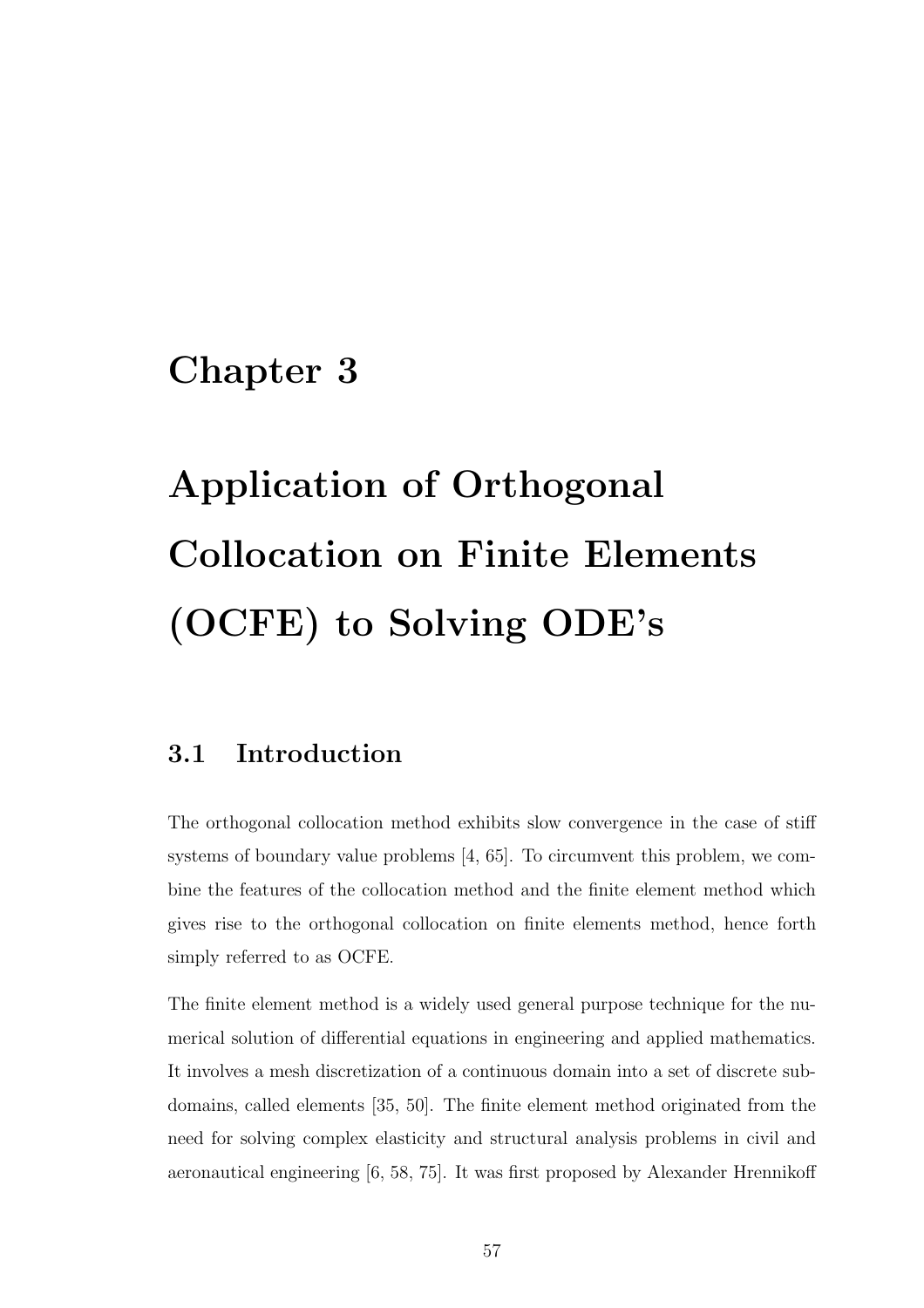# Chapter 3

# Application of Orthogonal Collocation on Finite Elements (OCFE) to Solving ODE's

## 3.1 Introduction

The orthogonal collocation method exhibits slow convergence in the case of stiff systems of boundary value problems [4, 65]. To circumvent this problem, we combine the features of the collocation method and the finite element method which gives rise to the orthogonal collocation on finite elements method, hence forth simply referred to as OCFE.

The finite element method is a widely used general purpose technique for the numerical solution of differential equations in engineering and applied mathematics. It involves a mesh discretization of a continuous domain into a set of discrete sub-domains, called elements [35, 50]. The finite element method originated from the need for solving complex elasticity and structural analysis problems in civil and aeronautical engineering [6, 58, 75]. It was first proposed by Alexander Hrennikoff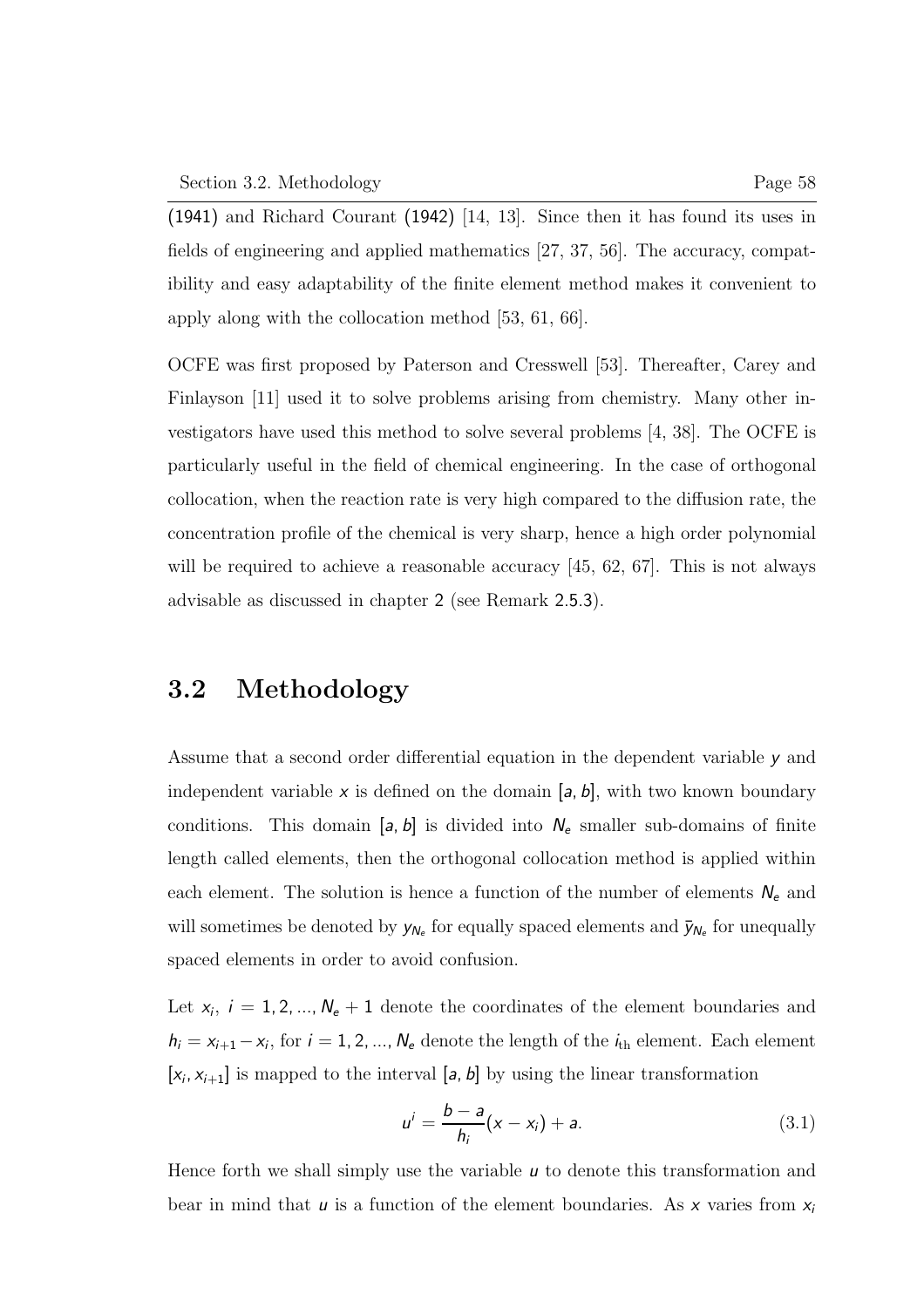(1941) and Richard Courant (1942) [14, 13]. Since then it has found its uses in fields of engineering and applied mathematics [27, 37, 56]. The accuracy, compatibility and easy adaptability of the finite element method makes it convenient to apply along with the collocation method [53, 61, 66].

OCFE was first proposed by Paterson and Cresswell [53]. Thereafter, Carey and Finlayson [11] used it to solve problems arising from chemistry. Many other investigators have used this method to solve several problems [4, 38]. The OCFE is particularly useful in the field of chemical engineering. In the case of orthogonal collocation, when the reaction rate is very high compared to the diffusion rate, the concentration profile of the chemical is very sharp, hence a high order polynomial will be required to achieve a reasonable accuracy [45, 62, 67]. This is not always advisable as discussed in chapter 2 (see Remark 2.5.3).

## 3.2 Methodology

Assume that a second order differential equation in the dependent variable $y$ and independent variable $x$ is defined on the domain $[a, b]$, with two known boundary conditions. This domain $[a, b]$ is divided into $N_e$ smaller sub-domains of finite length called elements, then the orthogonal collocation method is applied within each element. The solution is hence a function of the number of elements $N_e$ and will sometimes be denoted by $y_{N_e}$ for equally spaced elements and $\bar{y}_{N_e}$ for unequally spaced elements in order to avoid confusion.

Let $x_i,\ i = 1, 2, ..., N_e + 1$ denote the coordinates of the element boundaries and $h_i = x_{i+1} - x_i$, for $i = 1, 2, ..., N_e$ denote the length of the $i_{\text{th}}$ element. Each element $[x_i, x_{i+1}]$ is mapped to the interval $[a, b]$ by using the linear transformation

$$u^i = \frac{b-a}{h_i}(x - x_i) + a. \tag{3.1}$$

Hence forth we shall simply use the variable $u$ to denote this transformation and bear in mind that $u$ is a function of the element boundaries. As $x$ varies from $x_i$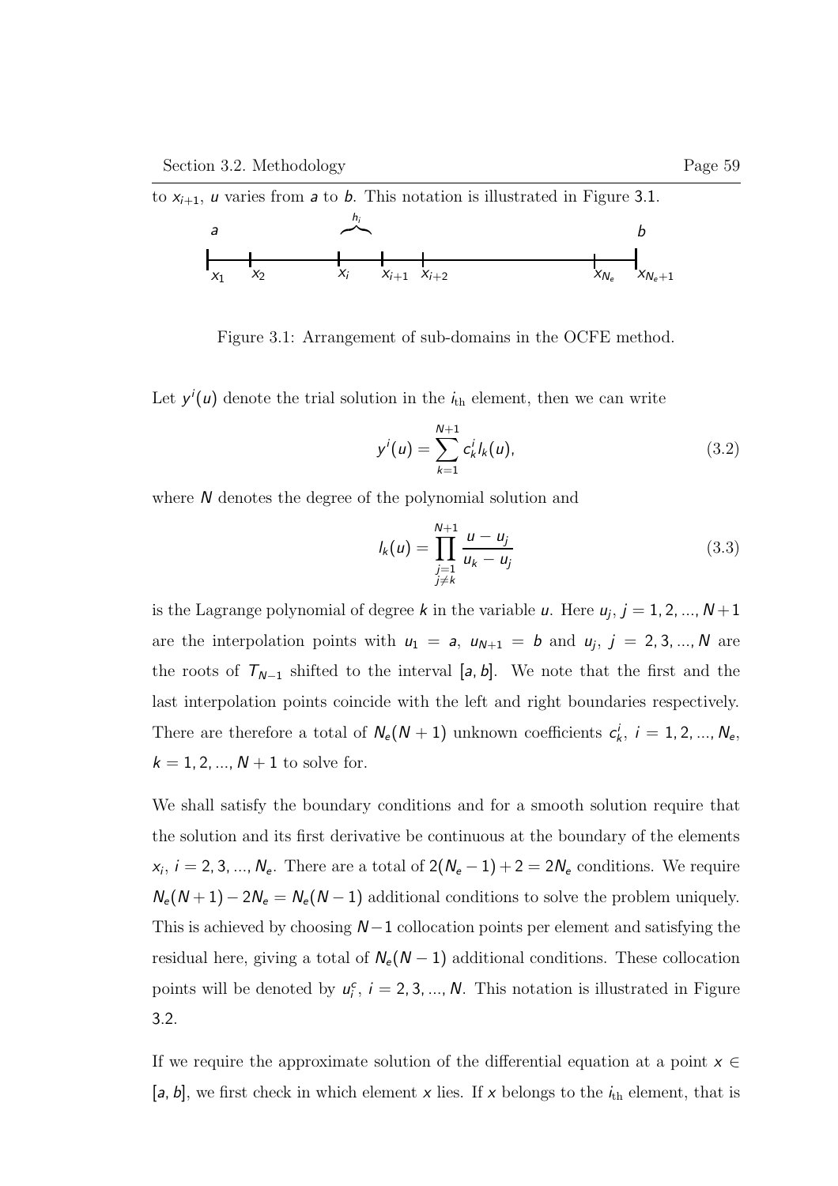to $x_{i+1}$, $u$ varies from $a$ to $b$. This notation is illustrated in Figure 3.1.

Figure 3.1: Arrangement of sub-domains in the OCFE method.

Let $y^i(u)$ denote the trial solution in the $i_{\text{th}}$ element, then we can write

$$y^i(u) = \sum_{k=1}^{N+1} c_k^i l_k(u), \tag{3.2}$$

where $N$ denotes the degree of the polynomial solution and

$$l_k(u) = \prod_{\substack{j=1 \\ j \neq k}}^{N+1} \frac{u - u_j}{u_k - u_j} \tag{3.3}$$

is the Lagrange polynomial of degree $k$ in the variable $u$. Here $u_j$, $j = 1, 2, ..., N+1$ are the interpolation points with $u_1 = a$, $u_{N+1} = b$ and $u_j$, $j = 2, 3, ..., N$ are the roots of $T_{N-1}$ shifted to the interval $[a, b]$. We note that the first and the last interpolation points coincide with the left and right boundaries respectively. There are therefore a total of $N_e(N+1)$ unknown coefficients $c_k^i$, $i = 1, 2, ..., N_e$, $k = 1, 2, ..., N+1$ to solve for.

We shall satisfy the boundary conditions and for a smooth solution require that the solution and its first derivative be continuous at the boundary of the elements $x_i$, $i = 2, 3, ..., N_e$. There are a total of $2(N_e - 1) + 2 = 2N_e$ conditions. We require $N_e(N+1) - 2N_e = N_e(N-1)$ additional conditions to solve the problem uniquely. This is achieved by choosing $N-1$ collocation points per element and satisfying the residual here, giving a total of $N_e(N-1)$ additional conditions. These collocation points will be denoted by $u_i^c$, $i = 2, 3, ..., N$. This notation is illustrated in Figure 3.2.

If we require the approximate solution of the differential equation at a point $x \in [a, b]$, we first check in which element $x$ lies. If $x$ belongs to the $i_{\text{th}}$ element, that is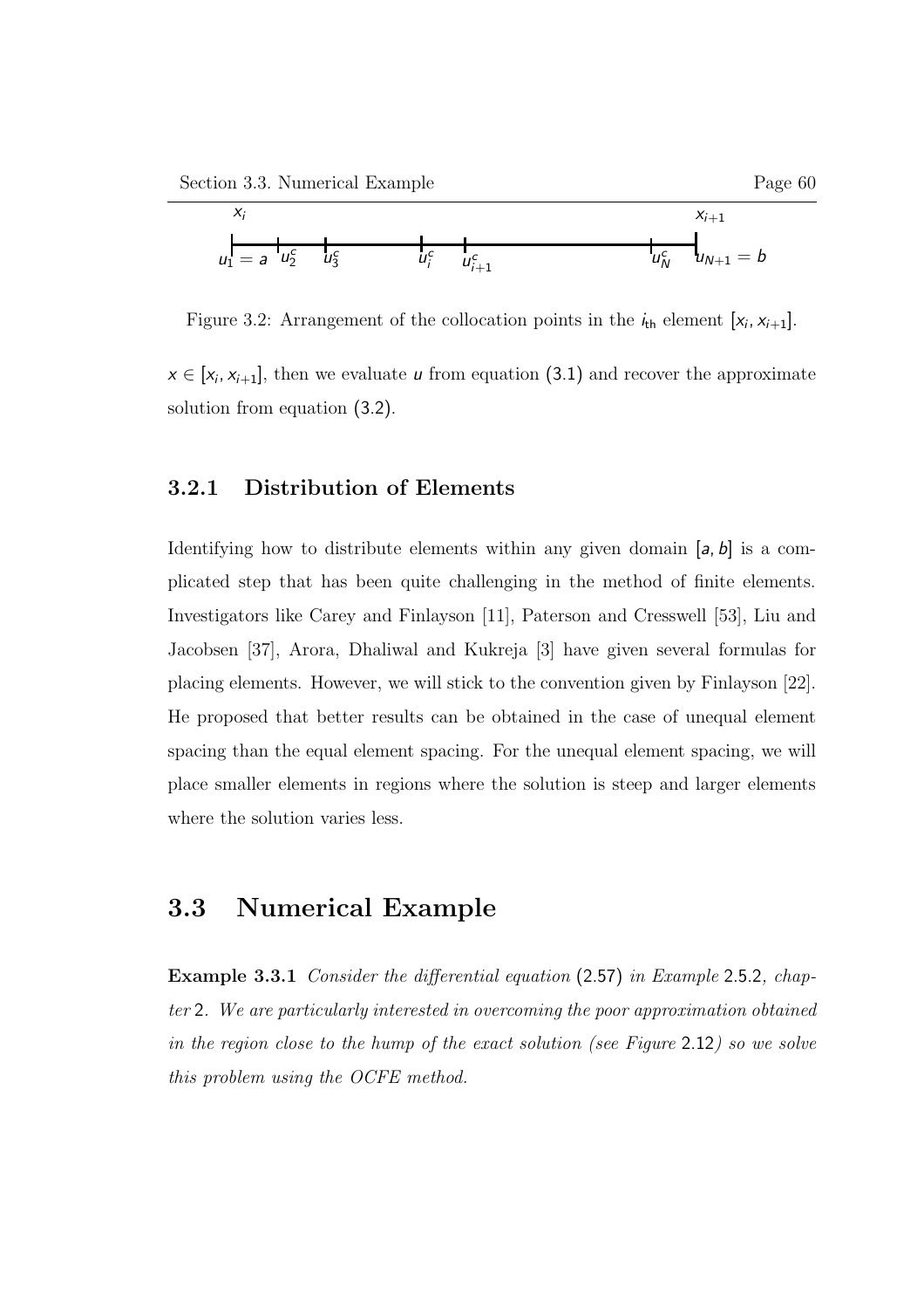Figure 3.2: Arrangement of the collocation points in the $i_{\text{th}}$ element $[x_i, x_{i+1}]$.

$x \in [x_i, x_{i+1}]$, then we evaluate $u$ from equation (3.1) and recover the approximate solution from equation (3.2).

### 3.2.1 Distribution of Elements

Identifying how to distribute elements within any given domain $[a, b]$ is a complicated step that has been quite challenging in the method of finite elements. Investigators like Carey and Finlayson [11], Paterson and Cresswell [53], Liu and Jacobsen [37], Arora, Dhaliwal and Kukreja [3] have given several formulas for placing elements. However, we will stick to the convention given by Finlayson [22]. He proposed that better results can be obtained in the case of unequal element spacing than the equal element spacing. For the unequal element spacing, we will place smaller elements in regions where the solution is steep and larger elements where the solution varies less.

## 3.3 Numerical Example

**Example 3.3.1** *Consider the differential equation* (2.57) *in Example* 2.5.2*, chapter* 2*. We are particularly interested in overcoming the poor approximation obtained in the region close to the hump of the exact solution (see Figure* 2.12*) so we solve this problem using the OCFE method.*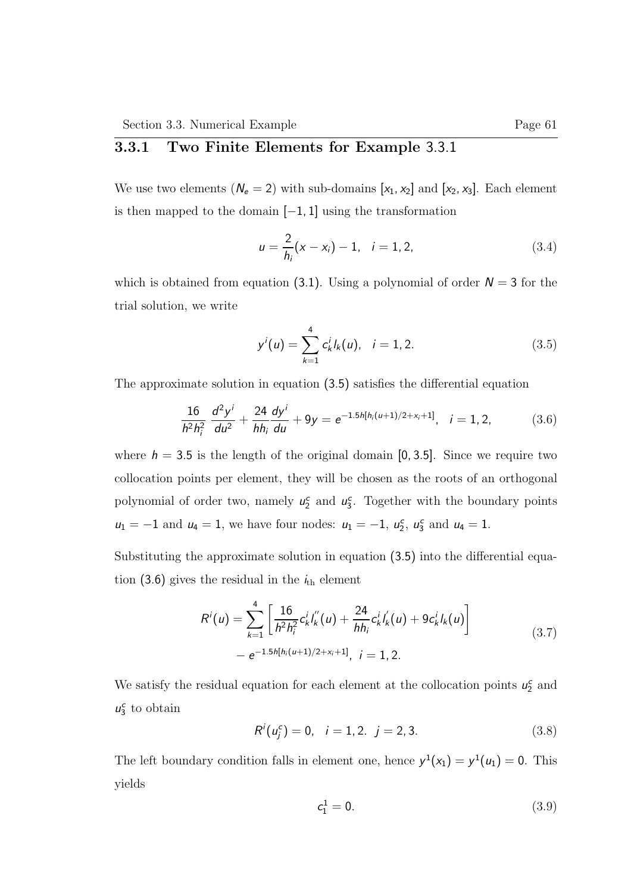### 3.3.1 Two Finite Elements for Example 3.3.1

We use two elements ($N_e = 2$) with sub-domains $[x_1, x_2]$ and $[x_2, x_3]$. Each element is then mapped to the domain $[-1, 1]$ using the transformation

$$u = \frac{2}{h_i}(x - x_i) - 1, \quad i = 1, 2, \tag{3.4}$$

which is obtained from equation (3.1). Using a polynomial of order $N = 3$ for the trial solution, we write

$$y^i(u) = \sum_{k=1}^{4} c_k^i l_k(u), \quad i = 1, 2. \tag{3.5}$$

The approximate solution in equation (3.5) satisfies the differential equation

$$\frac{16}{h^2 h_i^2} \frac{d^2 y^i}{du^2} + \frac{24}{h h_i}\frac{dy^i}{du} + 9y = e^{-1.5h[h_i(u+1)/2 + x_i + 1]}, \quad i = 1, 2, \tag{3.6}$$

where $h = 3.5$ is the length of the original domain $[0, 3.5]$. Since we require two collocation points per element, they will be chosen as the roots of an orthogonal polynomial of order two, namely $u_2^c$ and $u_3^c$. Together with the boundary points $u_1 = -1$ and $u_4 = 1$, we have four nodes: $u_1 = -1$, $u_2^c$, $u_3^c$ and $u_4 = 1$.

Substituting the approximate solution in equation (3.5) into the differential equation (3.6) gives the residual in the $i_{\text{th}}$ element

$$\begin{aligned} R^i(u) = \sum_{k=1}^{4} \left[ \frac{16}{h^2 h_i^2} c_k^i l_k^{''}(u) + \frac{24}{h h_i} c_k^i l_k^{'}(u) + 9 c_k^i l_k(u) \right] \\ - e^{-1.5h[h_i(u+1)/2 + x_i + 1]}, \ i = 1, 2. \end{aligned} \tag{3.7}$$

We satisfy the residual equation for each element at the collocation points $u_2^c$ and $u_3^c$ to obtain

$$R^i(u_j^c) = 0, \quad i = 1, 2. \ j = 2, 3. \tag{3.8}$$

The left boundary condition falls in element one, hence $y^1(x_1) = y^1(u_1) = 0$. This yields

$$c_1^1 = 0. \tag{3.9}$$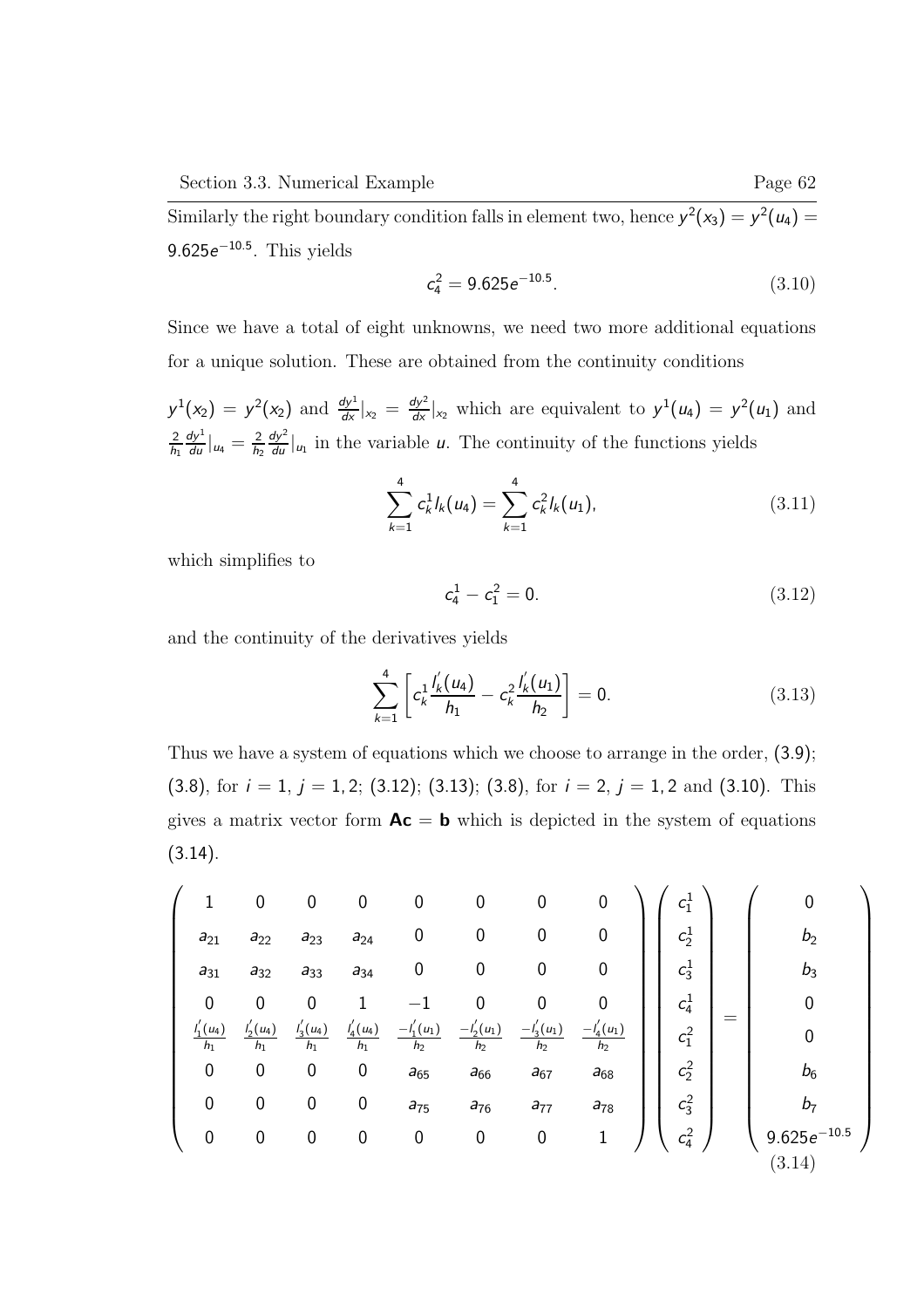Similarly the right boundary condition falls in element two, hence $y^2(x_3) = y^2(u_4) = 9.625e^{-10.5}$. This yields

$$c_4^2 = 9.625e^{-10.5}. \tag{3.10}$$

Since we have a total of eight unknowns, we need two more additional equations for a unique solution. These are obtained from the continuity conditions

$y^1(x_2) = y^2(x_2)$ and $\frac{dy^1}{dx}|_{x_2} = \frac{dy^2}{dx}|_{x_2}$ which are equivalent to $y^1(u_4) = y^2(u_1)$ and $\frac{2}{h_1}\frac{dy^1}{du}|_{u_4} = \frac{2}{h_2}\frac{dy^2}{du}|_{u_1}$ in the variable $u$. The continuity of the functions yields

$$\sum_{k=1}^{4} c_k^1 l_k(u_4) = \sum_{k=1}^{4} c_k^2 l_k(u_1), \tag{3.11}$$

which simplifies to

$$c_4^1 - c_1^2 = 0. \tag{3.12}$$

and the continuity of the derivatives yields

$$\sum_{k=1}^{4} \left[ c_k^1 \frac{l_k'(u_4)}{h_1} - c_k^2 \frac{l_k'(u_1)}{h_2} \right] = 0. \tag{3.13}$$

Thus we have a system of equations which we choose to arrange in the order, (3.9); (3.8), for $i = 1$, $j = 1, 2$; (3.12); (3.13); (3.8), for $i = 2$, $j = 1, 2$ and (3.10). This gives a matrix vector form $\mathbf{Ac} = \mathbf{b}$ which is depicted in the system of equations (3.14).

$$\begin{pmatrix} 1 & 0 & 0 & 0 & 0 & 0 & 0 & 0 \\ a_{21} & a_{22} & a_{23} & a_{24} & 0 & 0 & 0 & 0 \\ a_{31} & a_{32} & a_{33} & a_{34} & 0 & 0 & 0 & 0 \\ 0 & 0 & 0 & 1 & -1 & 0 & 0 & 0 \\ \frac{l_1'(u_4)}{h_1} & \frac{l_2'(u_4)}{h_1} & \frac{l_3'(u_4)}{h_1} & \frac{l_4'(u_4)}{h_1} & \frac{-l_1'(u_1)}{h_2} & \frac{-l_2'(u_1)}{h_2} & \frac{-l_3'(u_1)}{h_2} & \frac{-l_4'(u_1)}{h_2} \\ 0 & 0 & 0 & 0 & a_{65} & a_{66} & a_{67} & a_{68} \\ 0 & 0 & 0 & 0 & a_{75} & a_{76} & a_{77} & a_{78} \\ 0 & 0 & 0 & 0 & 0 & 0 & 0 & 1 \end{pmatrix} \begin{pmatrix} c_1^1 \\ c_2^1 \\ c_3^1 \\ c_4^1 \\ c_1^2 \\ c_2^2 \\ c_3^2 \\ c_4^2 \end{pmatrix} = \begin{pmatrix} 0 \\ b_2 \\ b_3 \\ 0 \\ 0 \\ b_6 \\ b_7 \\ 9.625e^{-10.5} \end{pmatrix} \tag{3.14}$$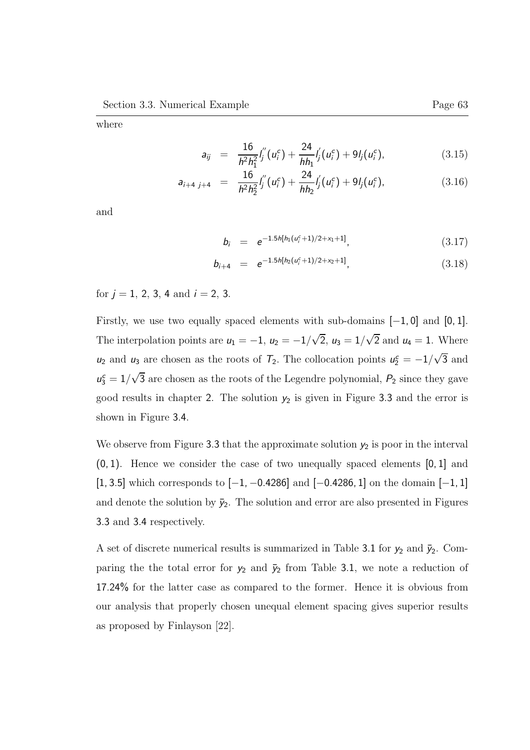where

$$a_{ij} = \frac{16}{h^2 h_1^2} l_j^{''}(u_i^c) + \frac{24}{h h_1} l_j^{'}(u_i^c) + 9 l_j(u_i^c), \tag{3.15}$$

$$a_{i+4\ j+4} = \frac{16}{h^2 h_2^2} l_j^{''}(u_i^c) + \frac{24}{h h_2} l_j^{'}(u_i^c) + 9 l_j(u_i^c), \tag{3.16}$$

and

$$b_i = e^{-1.5h[h_1(u_i^c+1)/2 + x_1 + 1]}, \tag{3.17}$$

$$b_{i+4} = e^{-1.5h[h_2(u_i^c+1)/2 + x_2 + 1]}, \tag{3.18}$$

for $j = 1, 2, 3, 4$ and $i = 2, 3$.

Firstly, we use two equally spaced elements with sub-domains $[-1, 0]$ and $[0, 1]$. The interpolation points are $u_1 = -1$, $u_2 = -1/\sqrt{2}$, $u_3 = 1/\sqrt{2}$ and $u_4 = 1$. Where $u_2$ and $u_3$ are chosen as the roots of $T_2$. The collocation points $u_2^c = -1/\sqrt{3}$ and $u_3^c = 1/\sqrt{3}$ are chosen as the roots of the Legendre polynomial, $P_2$ since they gave good results in chapter 2. The solution $y_2$ is given in Figure 3.3 and the error is shown in Figure 3.4.

We observe from Figure 3.3 that the approximate solution $y_2$ is poor in the interval $(0, 1)$. Hence we consider the case of two unequally spaced elements $[0, 1]$ and $[1, 3.5]$ which corresponds to $[-1, -0.4286]$ and $[-0.4286, 1]$ on the domain $[-1, 1]$ and denote the solution by $\bar{y}_2$. The solution and error are also presented in Figures 3.3 and 3.4 respectively.

A set of discrete numerical results is summarized in Table 3.1 for $y_2$ and $\bar{y}_2$. Comparing the the total error for $y_2$ and $\bar{y}_2$ from Table 3.1, we note a reduction of 17.24% for the latter case as compared to the former. Hence it is obvious from our analysis that properly chosen unequal element spacing gives superior results as proposed by Finlayson [22].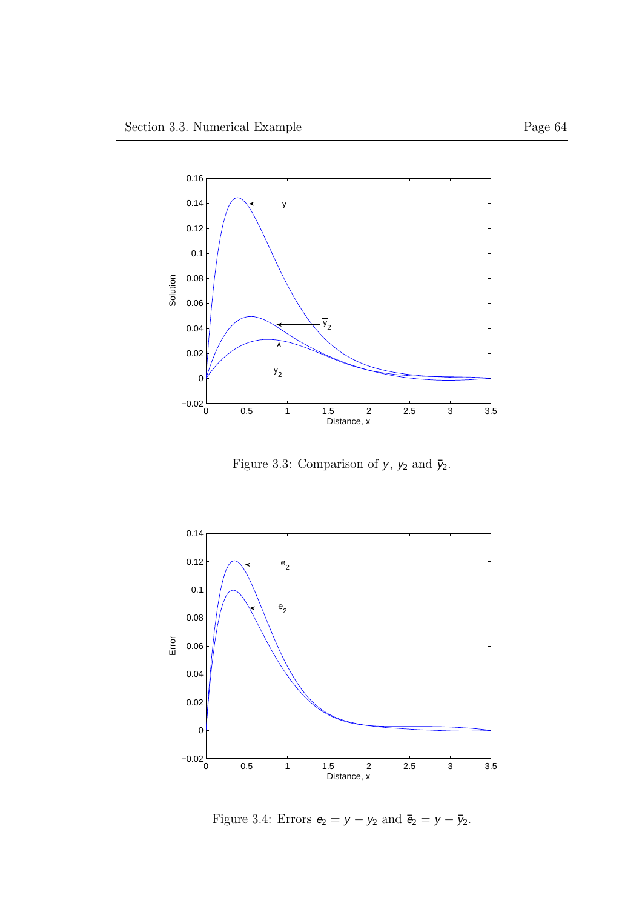Figure 3.3: Comparison of $y$, $y_2$ and $\bar{y}_2$.

Figure 3.4: Errors $e_2 = y - y_2$ and $\bar{e}_2 = y - \bar{y}_2$.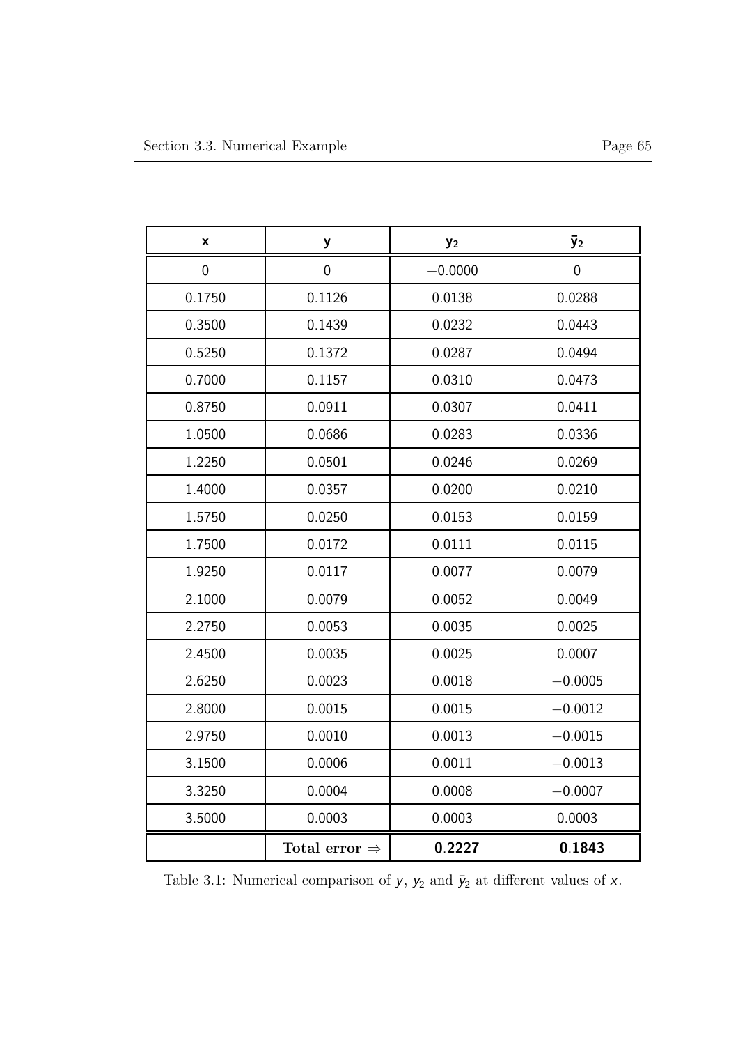| x | y | $y_2$ | $\bar{y}_2$ |
|---|---|---|---|
| 0 | 0 | $-0.0000$ | 0 |
| 0.1750 | 0.1126 | 0.0138 | 0.0288 |
| 0.3500 | 0.1439 | 0.0232 | 0.0443 |
| 0.5250 | 0.1372 | 0.0287 | 0.0494 |
| 0.7000 | 0.1157 | 0.0310 | 0.0473 |
| 0.8750 | 0.0911 | 0.0307 | 0.0411 |
| 1.0500 | 0.0686 | 0.0283 | 0.0336 |
| 1.2250 | 0.0501 | 0.0246 | 0.0269 |
| 1.4000 | 0.0357 | 0.0200 | 0.0210 |
| 1.5750 | 0.0250 | 0.0153 | 0.0159 |
| 1.7500 | 0.0172 | 0.0111 | 0.0115 |
| 1.9250 | 0.0117 | 0.0077 | 0.0079 |
| 2.1000 | 0.0079 | 0.0052 | 0.0049 |
| 2.2750 | 0.0053 | 0.0035 | 0.0025 |
| 2.4500 | 0.0035 | 0.0025 | 0.0007 |
| 2.6250 | 0.0023 | 0.0018 | $-0.0005$ |
| 2.8000 | 0.0015 | 0.0015 | $-0.0012$ |
| 2.9750 | 0.0010 | 0.0013 | $-0.0015$ |
| 3.1500 | 0.0006 | 0.0011 | $-0.0013$ |
| 3.3250 | 0.0004 | 0.0008 | $-0.0007$ |
| 3.5000 | 0.0003 | 0.0003 | 0.0003 |
| | **Total error** $\Rightarrow$ | **0.2227** | **0.1843** |

Table 3.1: Numerical comparison of $y$, $y_2$ and $\bar{y}_2$ at different values of $x$.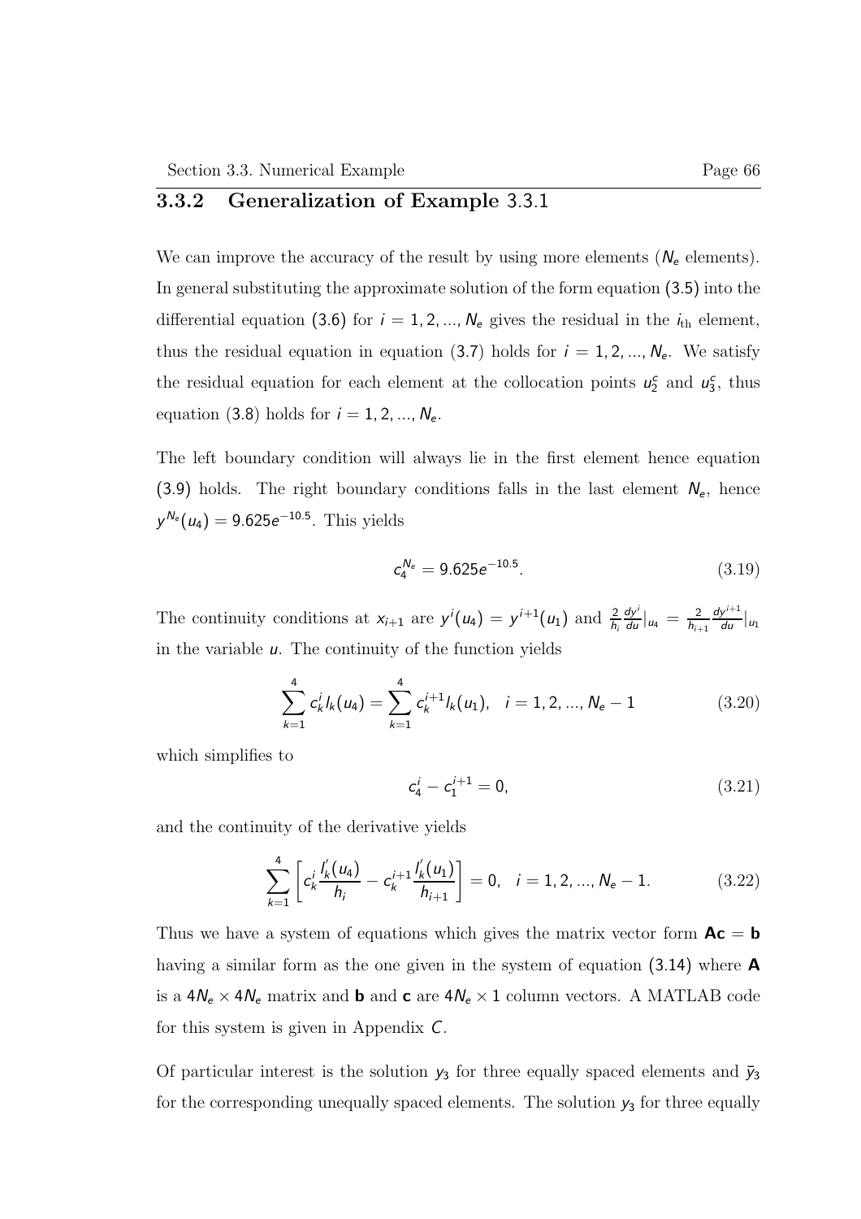### 3.3.2 Generalization of Example 3.3.1

We can improve the accuracy of the result by using more elements ($N_e$ elements). In general substituting the approximate solution of the form equation (3.5) into the differential equation (3.6) for $i = 1, 2, ..., N_e$ gives the residual in the $i_{\text{th}}$ element, thus the residual equation in equation (3.7) holds for $i = 1, 2, ..., N_e$. We satisfy the residual equation for each element at the collocation points $u_2^c$ and $u_3^c$, thus equation (3.8) holds for $i = 1, 2, ..., N_e$.

The left boundary condition will always lie in the first element hence equation (3.9) holds. The right boundary conditions falls in the last element $N_e$, hence $y^{N_e}(u_4) = 9.625e^{-10.5}$. This yields

$$c_4^{N_e} = 9.625e^{-10.5}. \tag{3.19}$$

The continuity conditions at $x_{i+1}$ are $y^i(u_4) = y^{i+1}(u_1)$ and $\frac{2}{h_i}\frac{dy^i}{du}|_{u_4} = \frac{2}{h_{i+1}}\frac{dy^{i+1}}{du}|_{u_1}$ in the variable $u$. The continuity of the function yields

$$\sum_{k=1}^{4} c_k^i l_k(u_4) = \sum_{k=1}^{4} c_k^{i+1} l_k(u_1), \quad i = 1, 2, ..., N_e - 1 \tag{3.20}$$

which simplifies to

$$c_4^i - c_1^{i+1} = 0, \tag{3.21}$$

and the continuity of the derivative yields

$$\sum_{k=1}^{4}\left[c_k^i \frac{l_k^{'}(u_4)}{h_i} - c_k^{i+1}\frac{l_k^{'}(u_1)}{h_{i+1}}\right] = 0, \quad i = 1, 2, ..., N_e - 1. \tag{3.22}$$

Thus we have a system of equations which gives the matrix vector form $\mathbf{Ac} = \mathbf{b}$ having a similar form as the one given in the system of equation (3.14) where $\mathbf{A}$ is a $4N_e \times 4N_e$ matrix and $\mathbf{b}$ and $\mathbf{c}$ are $4N_e \times 1$ column vectors. A MATLAB code for this system is given in Appendix $C$.

Of particular interest is the solution $y_3$ for three equally spaced elements and $\bar{y}_3$ for the corresponding unequally spaced elements. The solution $y_3$ for three equally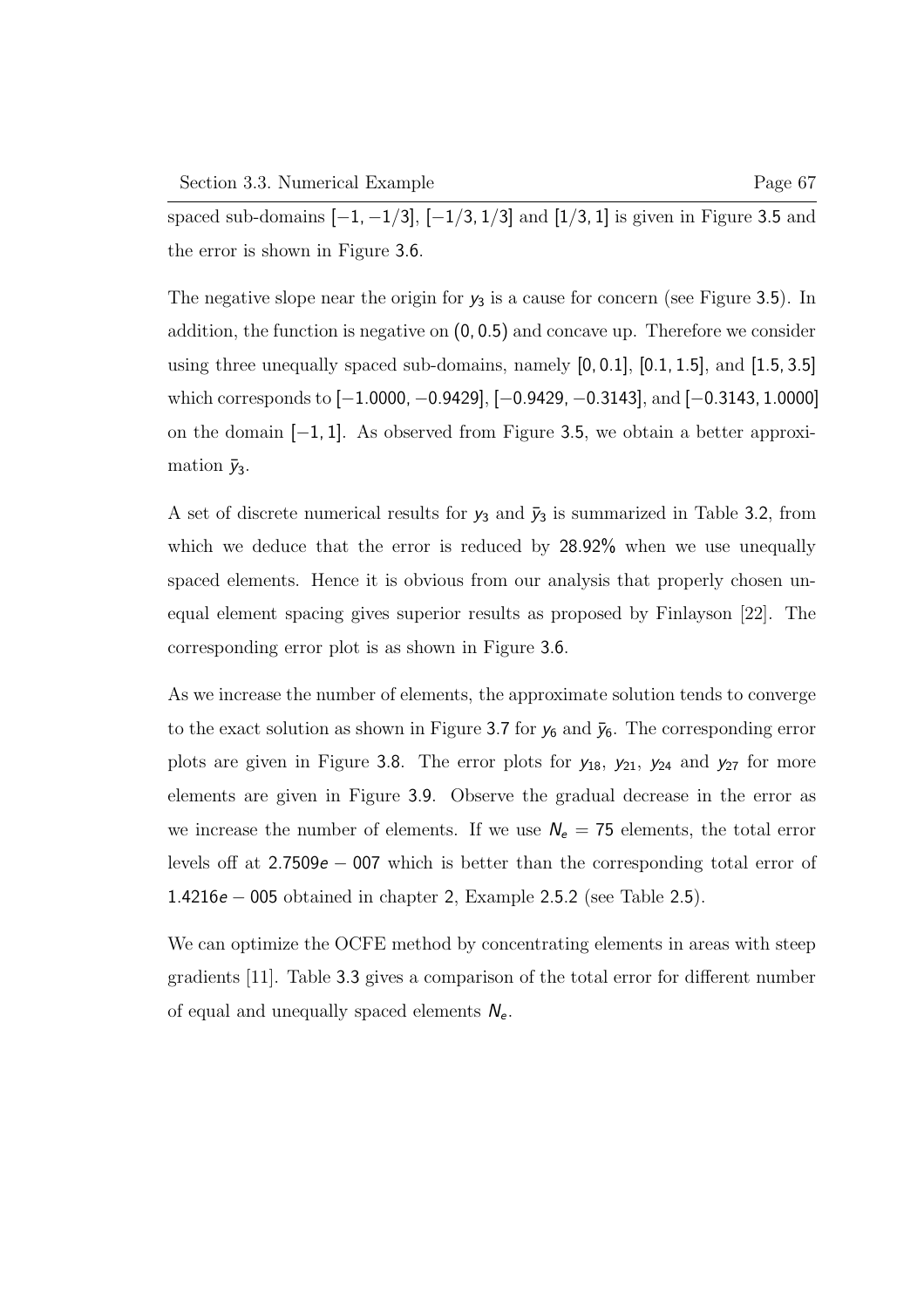spaced sub-domains $[-1, -1/3]$, $[-1/3, 1/3]$ and $[1/3, 1]$ is given in Figure 3.5 and the error is shown in Figure 3.6.

The negative slope near the origin for $y_3$ is a cause for concern (see Figure 3.5). In addition, the function is negative on $(0, 0.5)$ and concave up. Therefore we consider using three unequally spaced sub-domains, namely $[0, 0.1]$, $[0.1, 1.5]$, and $[1.5, 3.5]$ which corresponds to $[-1.0000, -0.9429]$, $[-0.9429, -0.3143]$, and $[-0.3143, 1.0000]$ on the domain $[-1, 1]$. As observed from Figure 3.5, we obtain a better approximation $\bar{y}_3$.

A set of discrete numerical results for $y_3$ and $\bar{y}_3$ is summarized in Table 3.2, from which we deduce that the error is reduced by $28.92\%$ when we use unequally spaced elements. Hence it is obvious from our analysis that properly chosen unequal element spacing gives superior results as proposed by Finlayson [22]. The corresponding error plot is as shown in Figure 3.6.

As we increase the number of elements, the approximate solution tends to converge to the exact solution as shown in Figure 3.7 for $y_6$ and $\bar{y}_6$. The corresponding error plots are given in Figure 3.8. The error plots for $y_{18}$, $y_{21}$, $y_{24}$ and $y_{27}$ for more elements are given in Figure 3.9. Observe the gradual decrease in the error as we increase the number of elements. If we use $N_e = 75$ elements, the total error levels off at $2.7509e-007$ which is better than the corresponding total error of $1.4216e-005$ obtained in chapter 2, Example 2.5.2 (see Table 2.5).

We can optimize the OCFE method by concentrating elements in areas with steep gradients [11]. Table 3.3 gives a comparison of the total error for different number of equal and unequally spaced elements $N_e$.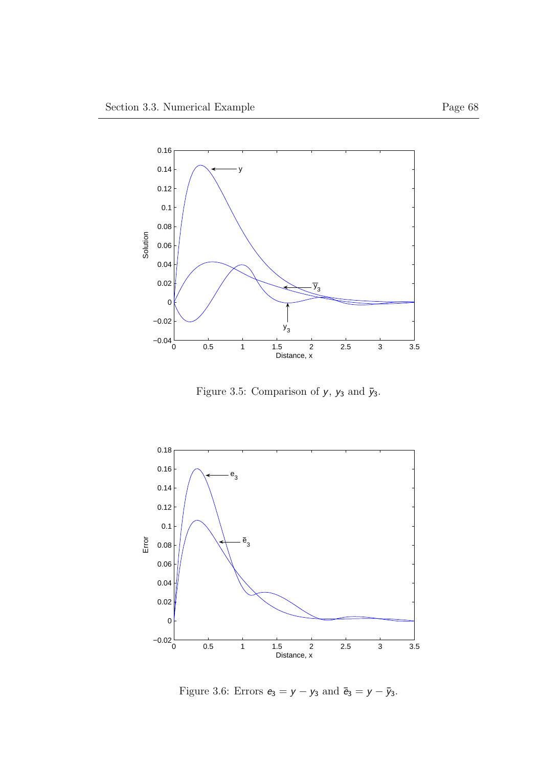Figure 3.5: Comparison of $y$, $y_3$ and $\bar{y}_3$.

Figure 3.6: Errors $e_3 = y - y_3$ and $\bar{e}_3 = y - \bar{y}_3$.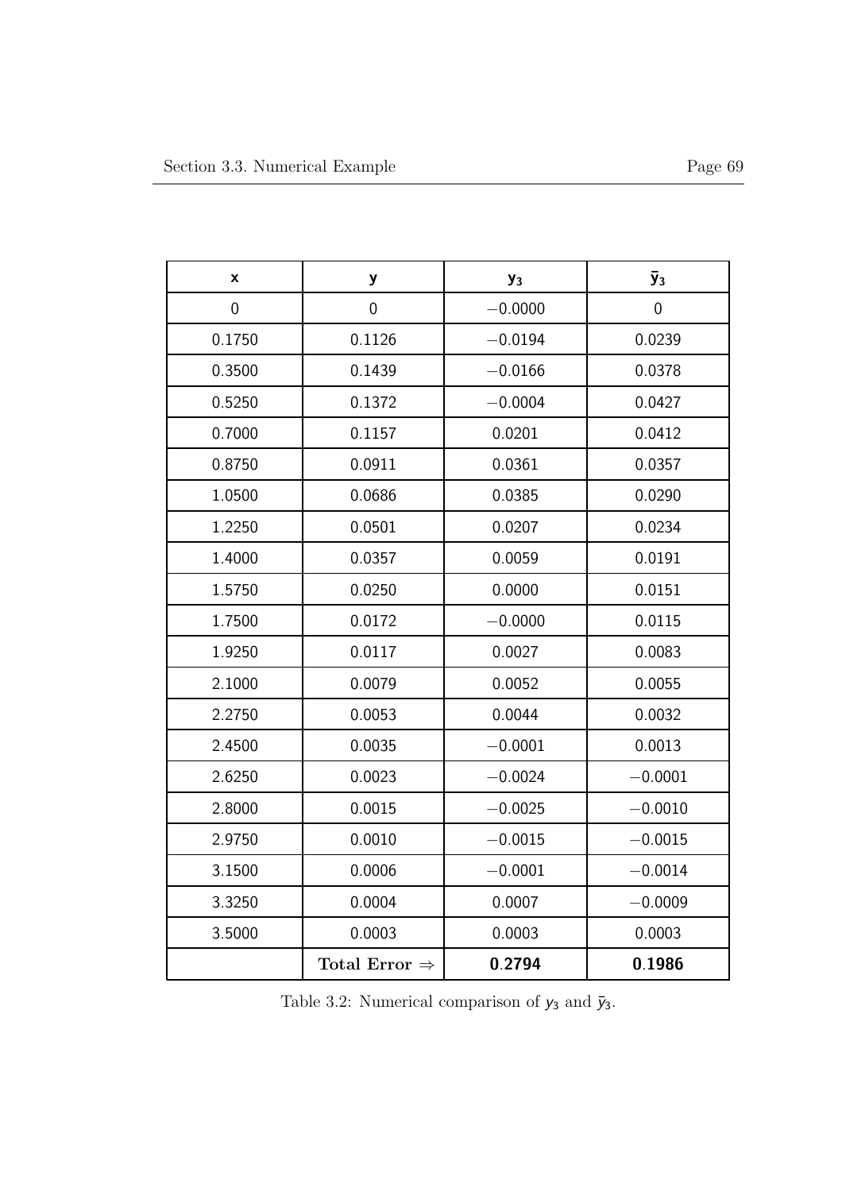| x | y | $y_3$ | $\bar{y}_3$ |
|---|---|---|---|
| 0 | 0 | −0.0000 | 0 |
| 0.1750 | 0.1126 | −0.0194 | 0.0239 |
| 0.3500 | 0.1439 | −0.0166 | 0.0378 |
| 0.5250 | 0.1372 | −0.0004 | 0.0427 |
| 0.7000 | 0.1157 | 0.0201 | 0.0412 |
| 0.8750 | 0.0911 | 0.0361 | 0.0357 |
| 1.0500 | 0.0686 | 0.0385 | 0.0290 |
| 1.2250 | 0.0501 | 0.0207 | 0.0234 |
| 1.4000 | 0.0357 | 0.0059 | 0.0191 |
| 1.5750 | 0.0250 | 0.0000 | 0.0151 |
| 1.7500 | 0.0172 | −0.0000 | 0.0115 |
| 1.9250 | 0.0117 | 0.0027 | 0.0083 |
| 2.1000 | 0.0079 | 0.0052 | 0.0055 |
| 2.2750 | 0.0053 | 0.0044 | 0.0032 |
| 2.4500 | 0.0035 | −0.0001 | 0.0013 |
| 2.6250 | 0.0023 | −0.0024 | −0.0001 |
| 2.8000 | 0.0015 | −0.0025 | −0.0010 |
| 2.9750 | 0.0010 | −0.0015 | −0.0015 |
| 3.1500 | 0.0006 | −0.0001 | −0.0014 |
| 3.3250 | 0.0004 | 0.0007 | −0.0009 |
| 3.5000 | 0.0003 | 0.0003 | 0.0003 |
| | **Total Error ⇒** | **0.2794** | **0.1986** |

Table 3.2: Numerical comparison of $y_3$ and $\bar{y}_3$.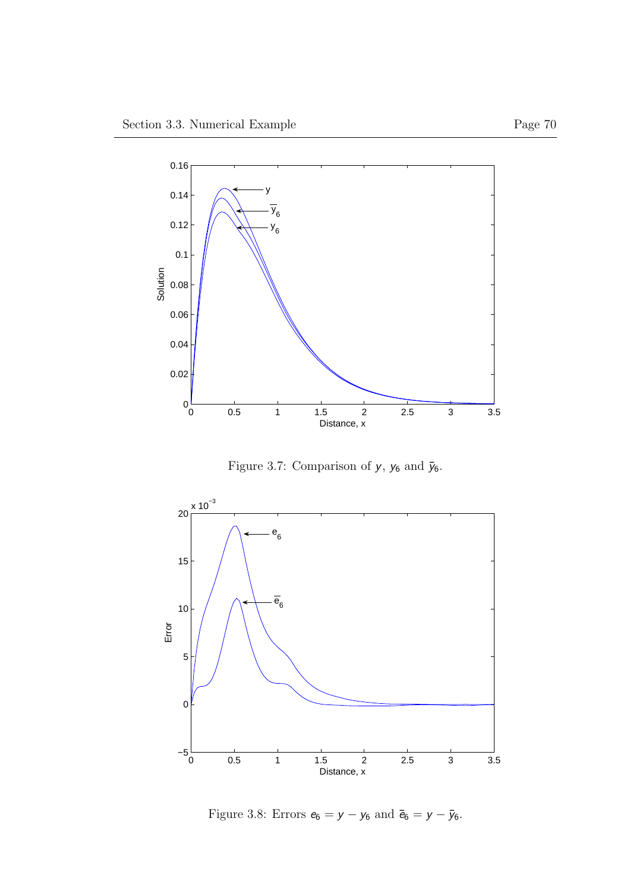Figure 3.7: Comparison of $y$, $y_6$ and $\bar{y}_6$.

Figure 3.8: Errors $e_6 = y - y_6$ and $\bar{e}_6 = y - \bar{y}_6$.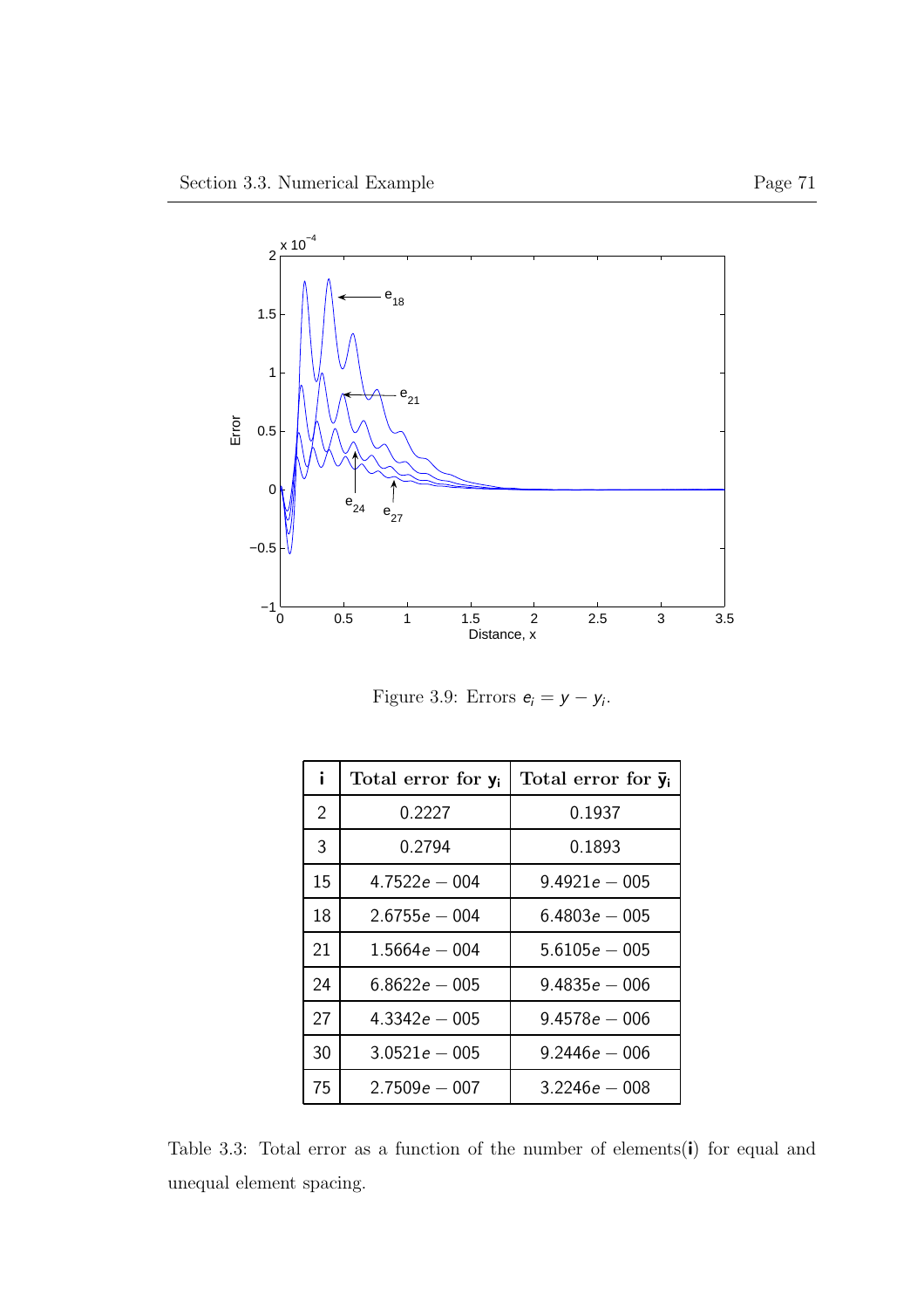Figure 3.9: Errors $e_i = y - y_i$.

| $\mathbf{i}$ | Total error for $\mathbf{y_i}$ | Total error for $\bar{\mathbf{y}}_\mathbf{i}$ |
|---|---|---|
| 2 | 0.2227 | 0.1937 |
| 3 | 0.2794 | 0.1893 |
| 15 | $4.7522e-004$ | $9.4921e-005$ |
| 18 | $2.6755e-004$ | $6.4803e-005$ |
| 21 | $1.5664e-004$ | $5.6105e-005$ |
| 24 | $6.8622e-005$ | $9.4835e-006$ |
| 27 | $4.3342e-005$ | $9.4578e-006$ |
| 30 | $3.0521e-005$ | $9.2446e-006$ |
| 75 | $2.7509e-007$ | $3.2246e-008$ |

Table 3.3: Total error as a function of the number of elements(**i**) for equal and unequal element spacing.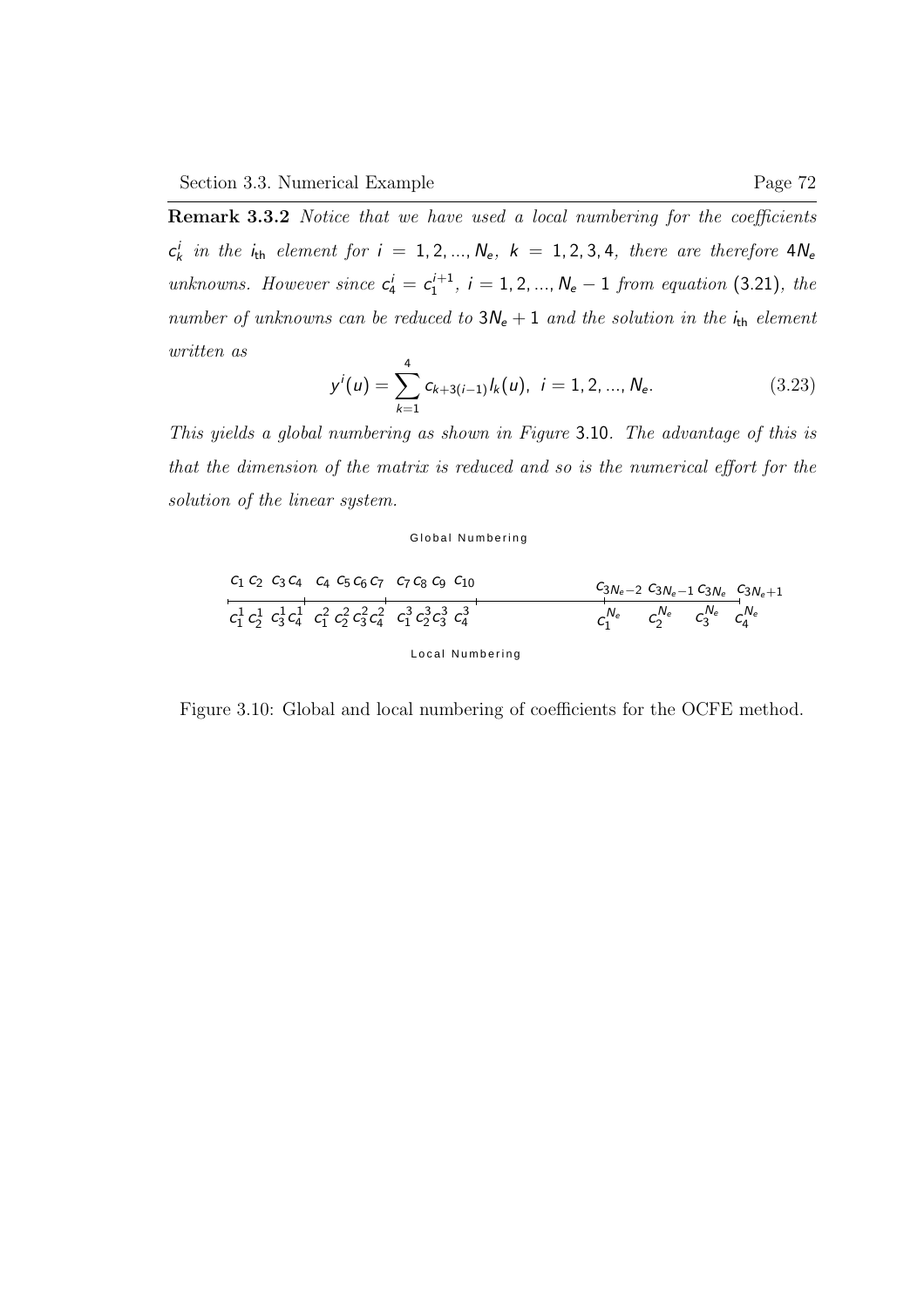**Remark 3.3.2** *Notice that we have used a local numbering for the coefficients $c_k^i$ in the $i_{\text{th}}$ element for $i = 1, 2, ..., N_e$, $k = 1, 2, 3, 4$, there are therefore $4N_e$ unknowns. However since $c_4^i = c_1^{i+1}$, $i = 1, 2, ..., N_e - 1$ from equation (3.21), the number of unknowns can be reduced to $3N_e + 1$ and the solution in the $i_{\text{th}}$ element written as*

$$y^i(u) = \sum_{k=1}^{4} c_{k+3(i-1)} l_k(u), \quad i = 1, 2, ..., N_e. \tag{3.23}$$

*This yields a global numbering as shown in Figure 3.10. The advantage of this is that the dimension of the matrix is reduced and so is the numerical effort for the solution of the linear system.*

Global Numbering

$c_1\ c_2\ c_3\ c_4 \quad c_4\ c_5\ c_6\ c_7 \quad c_7\ c_8\ c_9\ c_{10} \qquad \cdots \qquad c_{3N_e-2}\ c_{3N_e-1}\ c_{3N_e}\ c_{3N_e+1}$

$c_1^1\ c_2^1\ c_3^1\ c_4^1 \quad c_1^2\ c_2^2\ c_3^2\ c_4^2 \quad c_1^3\ c_2^3\ c_3^3\ c_4^3 \qquad \cdots \qquad c_1^{N_e}\ c_2^{N_e}\ c_3^{N_e}\ c_4^{N_e}$

Local Numbering

Figure 3.10: Global and local numbering of coefficients for the OCFE method.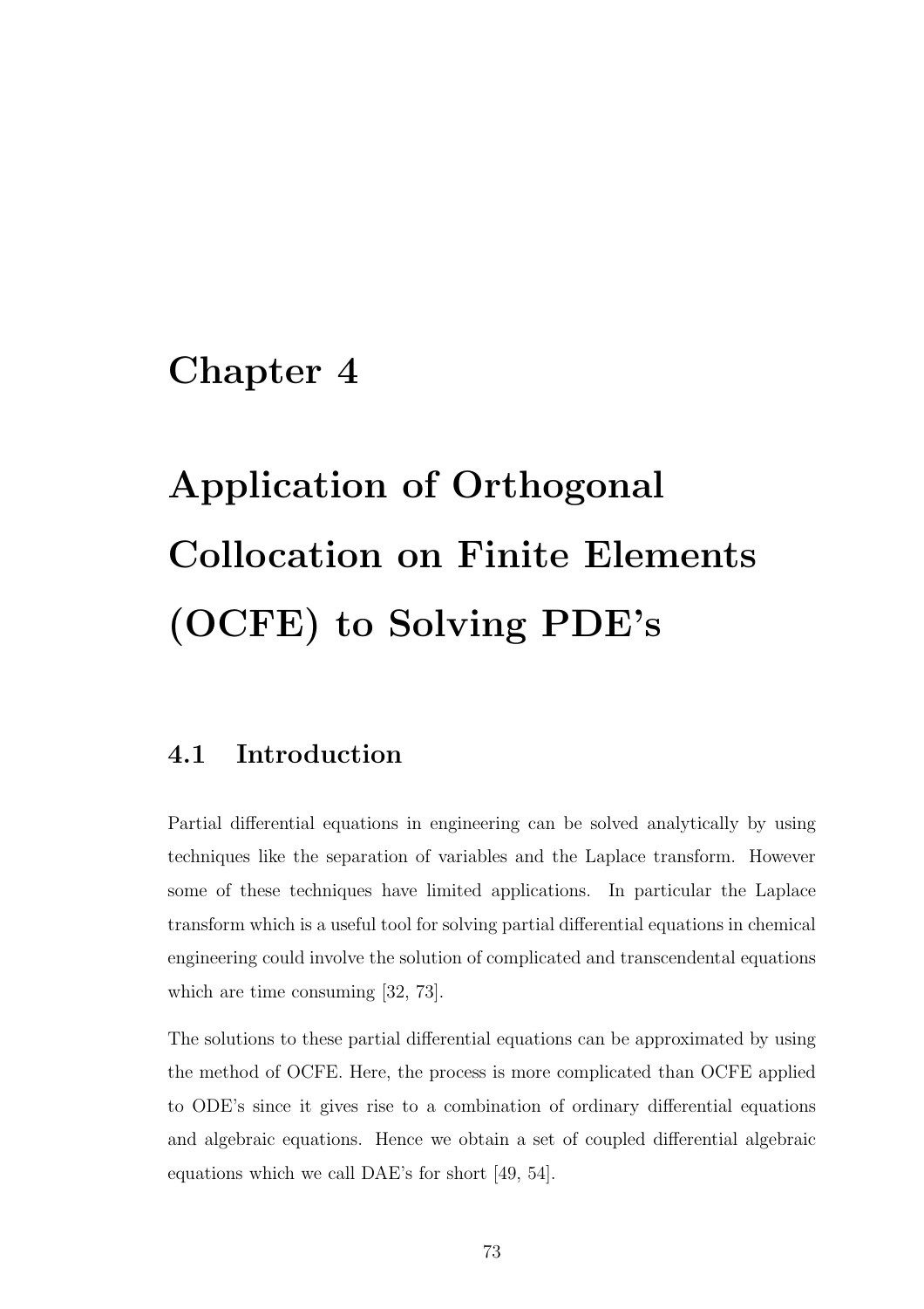# Chapter 4

# Application of Orthogonal Collocation on Finite Elements (OCFE) to Solving PDE's

## 4.1 Introduction

Partial differential equations in engineering can be solved analytically by using techniques like the separation of variables and the Laplace transform. However some of these techniques have limited applications. In particular the Laplace transform which is a useful tool for solving partial differential equations in chemical engineering could involve the solution of complicated and transcendental equations which are time consuming [32, 73].

The solutions to these partial differential equations can be approximated by using the method of OCFE. Here, the process is more complicated than OCFE applied to ODE's since it gives rise to a combination of ordinary differential equations and algebraic equations. Hence we obtain a set of coupled differential algebraic equations which we call DAE's for short [49, 54].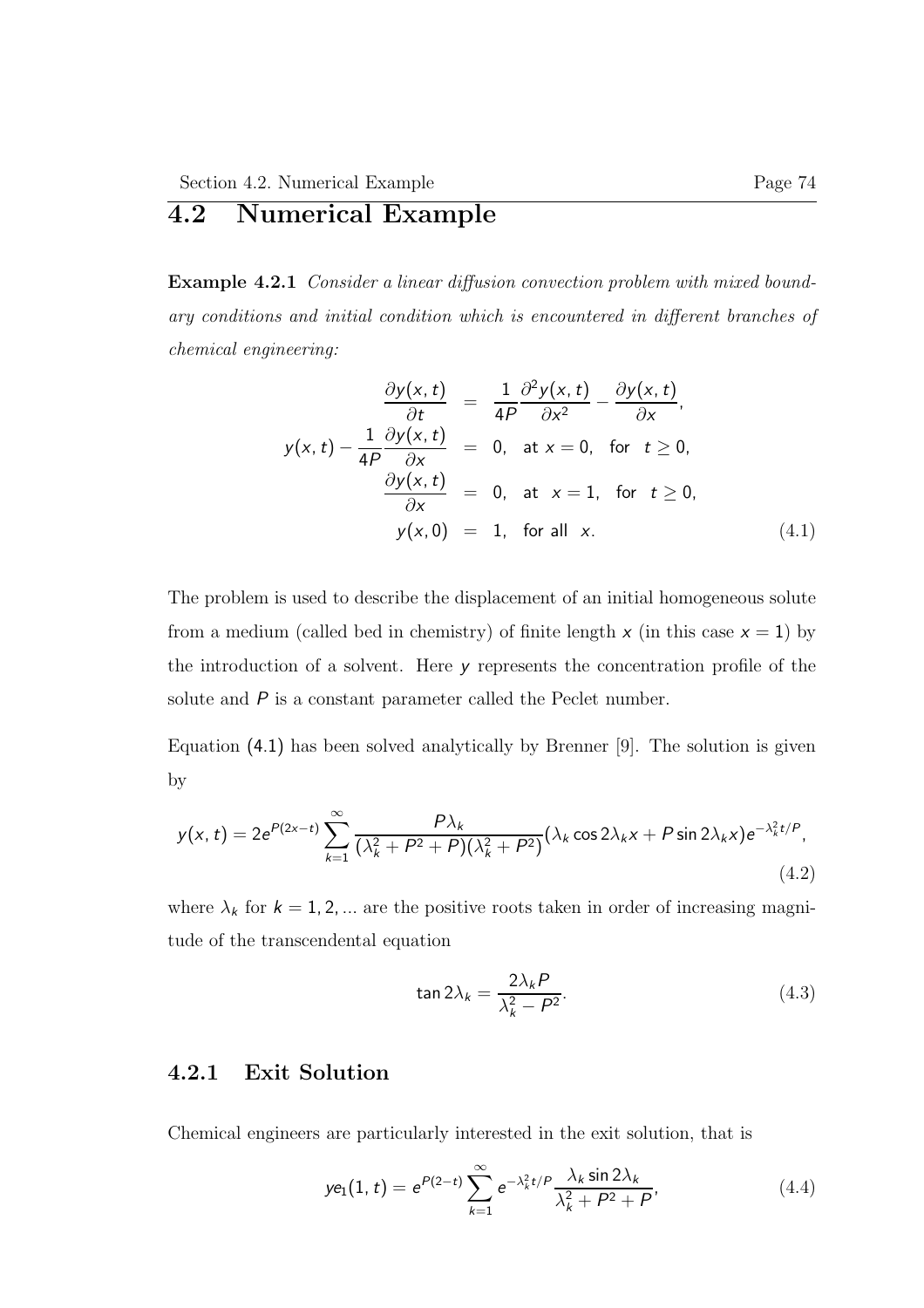## 4.2 Numerical Example

**Example 4.2.1** *Consider a linear diffusion convection problem with mixed boundary conditions and initial condition which is encountered in different branches of chemical engineering:*

$$
\begin{aligned}
\frac{\partial y(x,t)}{\partial t} &= \frac{1}{4P}\frac{\partial^2 y(x,t)}{\partial x^2} - \frac{\partial y(x,t)}{\partial x}, \\
y(x,t) - \frac{1}{4P}\frac{\partial y(x,t)}{\partial x} &= 0, \quad \text{at } x = 0, \quad \text{for} \quad t \geq 0, \\
\frac{\partial y(x,t)}{\partial x} &= 0, \quad \text{at} \quad x = 1, \quad \text{for} \quad t \geq 0, \\
y(x,0) &= 1, \quad \text{for all} \quad x.
\end{aligned} \tag{4.1}
$$

The problem is used to describe the displacement of an initial homogeneous solute from a medium (called bed in chemistry) of finite length $x$ (in this case $x = 1$) by the introduction of a solvent. Here $y$ represents the concentration profile of the solute and $P$ is a constant parameter called the Peclet number.

Equation (4.1) has been solved analytically by Brenner [9]. The solution is given by

$$
y(x,t) = 2e^{P(2x-t)} \sum_{k=1}^{\infty} \frac{P\lambda_k}{(\lambda_k^2 + P^2 + P)(\lambda_k^2 + P^2)} (\lambda_k \cos 2\lambda_k x + P \sin 2\lambda_k x) e^{-\lambda_k^2 t/P}, \tag{4.2}
$$

where $\lambda_k$ for $k = 1, 2, ...$ are the positive roots taken in order of increasing magnitude of the transcendental equation

$$
\tan 2\lambda_k = \frac{2\lambda_k P}{\lambda_k^2 - P^2}. \tag{4.3}
$$

### 4.2.1 Exit Solution

Chemical engineers are particularly interested in the exit solution, that is

$$
ye_1(1,t) = e^{P(2-t)} \sum_{k=1}^{\infty} e^{-\lambda_k^2 t/P} \frac{\lambda_k \sin 2\lambda_k}{\lambda_k^2 + P^2 + P}, \tag{4.4}
$$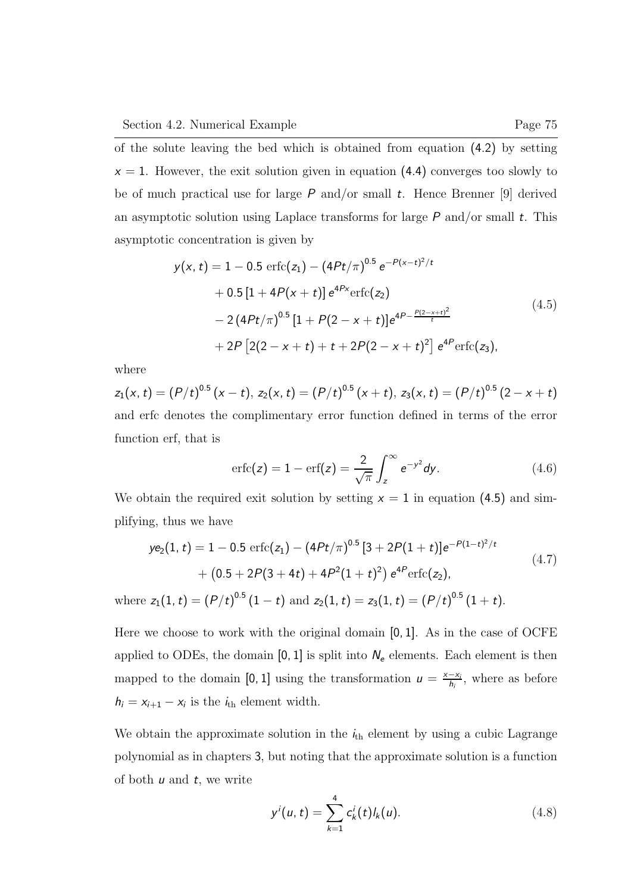of the solute leaving the bed which is obtained from equation (4.2) by setting $x = 1$. However, the exit solution given in equation (4.4) converges too slowly to be of much practical use for large $P$ and/or small $t$. Hence Brenner [9] derived an asymptotic solution using Laplace transforms for large $P$ and/or small $t$. This asymptotic concentration is given by

$$
\begin{aligned}
y(x,t) &= 1 - 0.5\ \mathrm{erfc}(z_1) - (4Pt/\pi)^{0.5}\, e^{-P(x-t)^2/t} \\
&\quad + 0.5\left[1 + 4P(x+t)\right] e^{4Px}\mathrm{erfc}(z_2) \\
&\quad - 2\,(4Pt/\pi)^{0.5}\left[1 + P(2-x+t)\right] e^{4P-\frac{P(2-x+t)^2}{t}} \\
&\quad + 2P\left[2(2-x+t) + t + 2P(2-x+t)^2\right] e^{4P}\mathrm{erfc}(z_3),
\end{aligned}
\tag{4.5}
$$

where

$z_1(x,t) = (P/t)^{0.5}(x-t)$, $z_2(x,t) = (P/t)^{0.5}(x+t)$, $z_3(x,t) = (P/t)^{0.5}(2-x+t)$ and erfc denotes the complimentary error function defined in terms of the error function erf, that is

$$
\mathrm{erfc}(z) = 1 - \mathrm{erf}(z) = \frac{2}{\sqrt{\pi}}\int_z^{\infty} e^{-y^2}dy. \tag{4.6}
$$

We obtain the required exit solution by setting $x = 1$ in equation (4.5) and simplifying, thus we have

$$
\begin{aligned}
ye_2(1,t) &= 1 - 0.5\ \mathrm{erfc}(z_1) - (4Pt/\pi)^{0.5}\left[3 + 2P(1+t)\right] e^{-P(1-t)^2/t} \\
&\quad + \left(0.5 + 2P(3+4t) + 4P^2(1+t)^2\right) e^{4P}\mathrm{erfc}(z_2),
\end{aligned}
\tag{4.7}
$$

where $z_1(1,t) = (P/t)^{0.5}(1-t)$ and $z_2(1,t) = z_3(1,t) = (P/t)^{0.5}(1+t)$.

Here we choose to work with the original domain $[0,1]$. As in the case of OCFE applied to ODEs, the domain $[0,1]$ is split into $N_e$ elements. Each element is then mapped to the domain $[0,1]$ using the transformation $u = \frac{x-x_i}{h_i}$, where as before $h_i = x_{i+1} - x_i$ is the $i_{\text{th}}$ element width.

We obtain the approximate solution in the $i_{\text{th}}$ element by using a cubic Lagrange polynomial as in chapters 3, but noting that the approximate solution is a function of both $u$ and $t$, we write

$$
y^i(u,t) = \sum_{k=1}^{4} c_k^i(t)\, l_k(u). \tag{4.8}
$$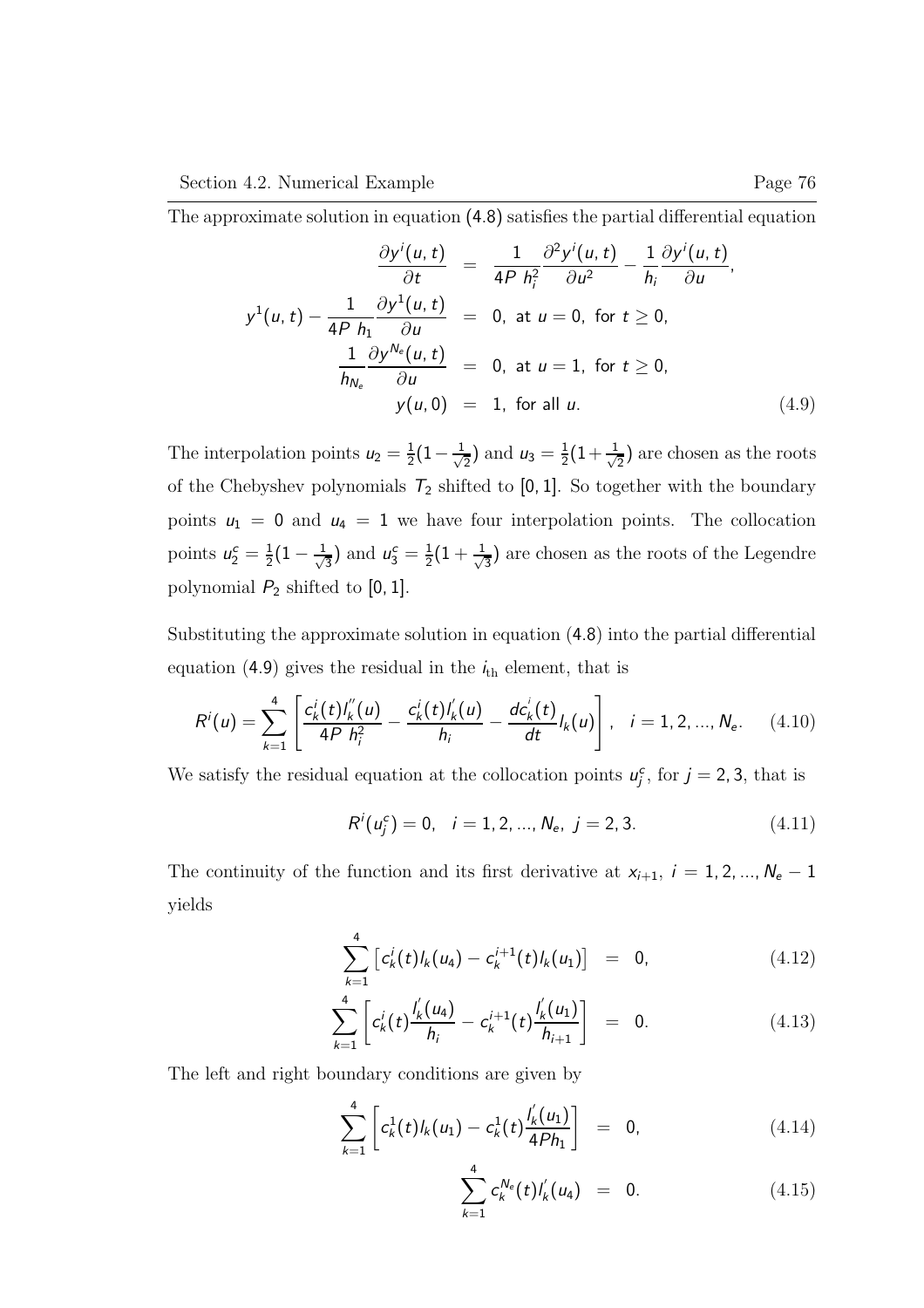The approximate solution in equation (4.8) satisfies the partial differential equation

$$
\begin{aligned}
\frac{\partial y^i(u,t)}{\partial t} &= \frac{1}{4P\ h_i^2}\frac{\partial^2 y^i(u,t)}{\partial u^2} - \frac{1}{h_i}\frac{\partial y^i(u,t)}{\partial u}, \\
y^1(u,t) - \frac{1}{4P\ h_1}\frac{\partial y^1(u,t)}{\partial u} &= 0, \text{ at } u=0, \text{ for } t \geq 0, \\
\frac{1}{h_{N_e}}\frac{\partial y^{N_e}(u,t)}{\partial u} &= 0, \text{ at } u=1, \text{ for } t \geq 0, \\
y(u,0) &= 1, \text{ for all } u.
\end{aligned}
\tag{4.9}
$$

The interpolation points $u_2 = \frac{1}{2}(1 - \frac{1}{\sqrt{2}})$ and $u_3 = \frac{1}{2}(1 + \frac{1}{\sqrt{2}})$ are chosen as the roots of the Chebyshev polynomials $T_2$ shifted to $[0,1]$. So together with the boundary points $u_1 = 0$ and $u_4 = 1$ we have four interpolation points. The collocation points $u_2^c = \frac{1}{2}(1 - \frac{1}{\sqrt{3}})$ and $u_3^c = \frac{1}{2}(1 + \frac{1}{\sqrt{3}})$ are chosen as the roots of the Legendre polynomial $P_2$ shifted to $[0,1]$.

Substituting the approximate solution in equation (4.8) into the partial differential equation (4.9) gives the residual in the $i_{\text{th}}$ element, that is

$$
R^i(u) = \sum_{k=1}^{4}\left[\frac{c_k^i(t)l_k^{''}(u)}{4P\ h_i^2} - \frac{c_k^i(t)l_k^{'}(u)}{h_i} - \frac{dc_k^i(t)}{dt}l_k(u)\right], \quad i = 1,2,...,N_e. \tag{4.10}
$$

We satisfy the residual equation at the collocation points $u_j^c$, for $j = 2,3$, that is

$$
R^i(u_j^c) = 0, \quad i = 1,2,...,N_e, \ j = 2,3. \tag{4.11}
$$

The continuity of the function and its first derivative at $x_{i+1}$, $i = 1,2,...,N_e - 1$ yields

$$
\sum_{k=1}^{4}\left[c_k^i(t)l_k(u_4) - c_k^{i+1}(t)l_k(u_1)\right] = 0, \tag{4.12}
$$

$$
\sum_{k=1}^{4}\left[c_k^i(t)\frac{l_k^{'}(u_4)}{h_i} - c_k^{i+1}(t)\frac{l_k^{'}(u_1)}{h_{i+1}}\right] = 0. \tag{4.13}
$$

The left and right boundary conditions are given by

$$
\sum_{k=1}^{4}\left[c_k^1(t)l_k(u_1) - c_k^1(t)\frac{l_k^{'}(u_1)}{4Ph_1}\right] = 0, \tag{4.14}
$$

$$
\sum_{k=1}^{4} c_k^{N_e}(t)l_k^{'}(u_4) = 0. \tag{4.15}
$$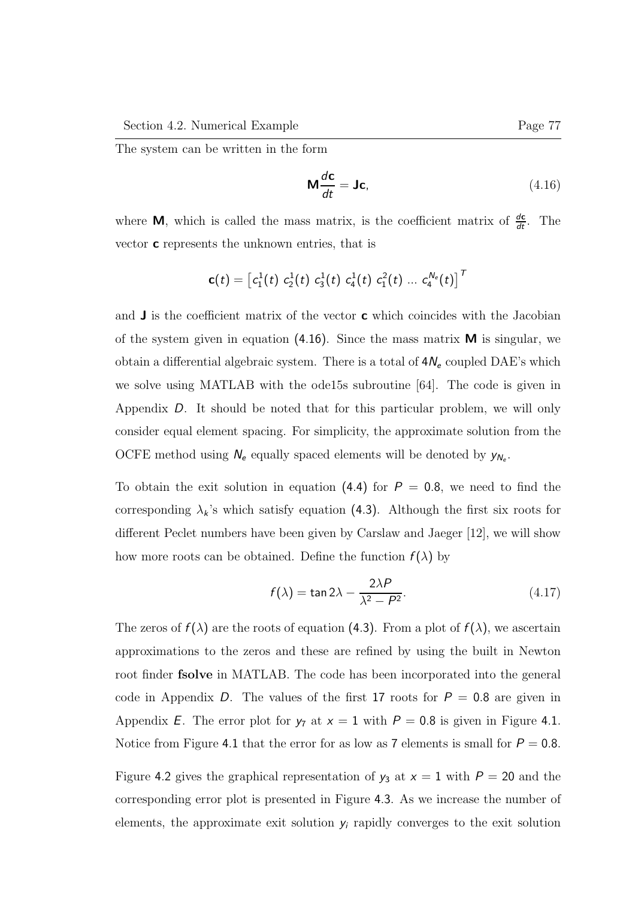The system can be written in the form

$$\mathbf{M}\frac{d\mathbf{c}}{dt} = \mathbf{J}\mathbf{c}, \tag{4.16}$$

where $\mathbf{M}$, which is called the mass matrix, is the coefficient matrix of $\frac{d\mathbf{c}}{dt}$. The vector $\mathbf{c}$ represents the unknown entries, that is

$$\mathbf{c}(t) = \left[c_1^1(t)\ c_2^1(t)\ c_3^1(t)\ c_4^1(t)\ c_1^2(t)\ \ldots\ c_4^{N_e}(t)\right]^T$$

and $\mathbf{J}$ is the coefficient matrix of the vector $\mathbf{c}$ which coincides with the Jacobian of the system given in equation (4.16). Since the mass matrix $\mathbf{M}$ is singular, we obtain a differential algebraic system. There is a total of $4N_e$ coupled DAE's which we solve using MATLAB with the ode15s subroutine [64]. The code is given in Appendix $D$. It should be noted that for this particular problem, we will only consider equal element spacing. For simplicity, the approximate solution from the OCFE method using $N_e$ equally spaced elements will be denoted by $y_{N_e}$.

To obtain the exit solution in equation (4.4) for $P = 0.8$, we need to find the corresponding $\lambda_k$'s which satisfy equation (4.3). Although the first six roots for different Peclet numbers have been given by Carslaw and Jaeger [12], we will show how more roots can be obtained. Define the function $f(\lambda)$ by

$$f(\lambda) = \tan 2\lambda - \frac{2\lambda P}{\lambda^2 - P^2}. \tag{4.17}$$

The zeros of $f(\lambda)$ are the roots of equation (4.3). From a plot of $f(\lambda)$, we ascertain approximations to the zeros and these are refined by using the built in Newton root finder **fsolve** in MATLAB. The code has been incorporated into the general code in Appendix $D$. The values of the first 17 roots for $P = 0.8$ are given in Appendix $E$. The error plot for $y_7$ at $x = 1$ with $P = 0.8$ is given in Figure 4.1. Notice from Figure 4.1 that the error for as low as 7 elements is small for $P = 0.8$.

Figure 4.2 gives the graphical representation of $y_3$ at $x = 1$ with $P = 20$ and the corresponding error plot is presented in Figure 4.3. As we increase the number of elements, the approximate exit solution $y_i$ rapidly converges to the exit solution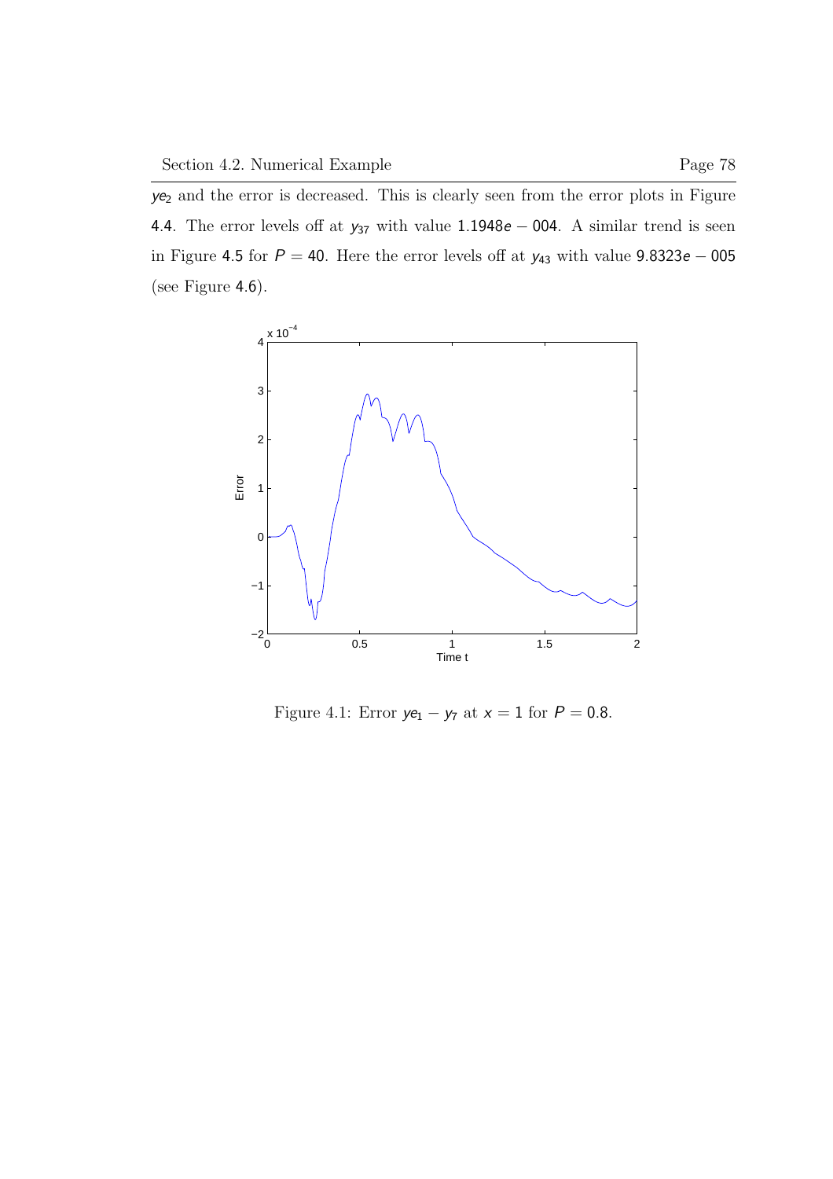$ye_2$ and the error is decreased. This is clearly seen from the error plots in Figure 4.4. The error levels off at $y_{37}$ with value $1.1948e-004$. A similar trend is seen in Figure 4.5 for $P = 40$. Here the error levels off at $y_{43}$ with value $9.8323e-005$ (see Figure 4.6).

Figure 4.1: Error $ye_1 - y_7$ at $x = 1$ for $P = 0.8$.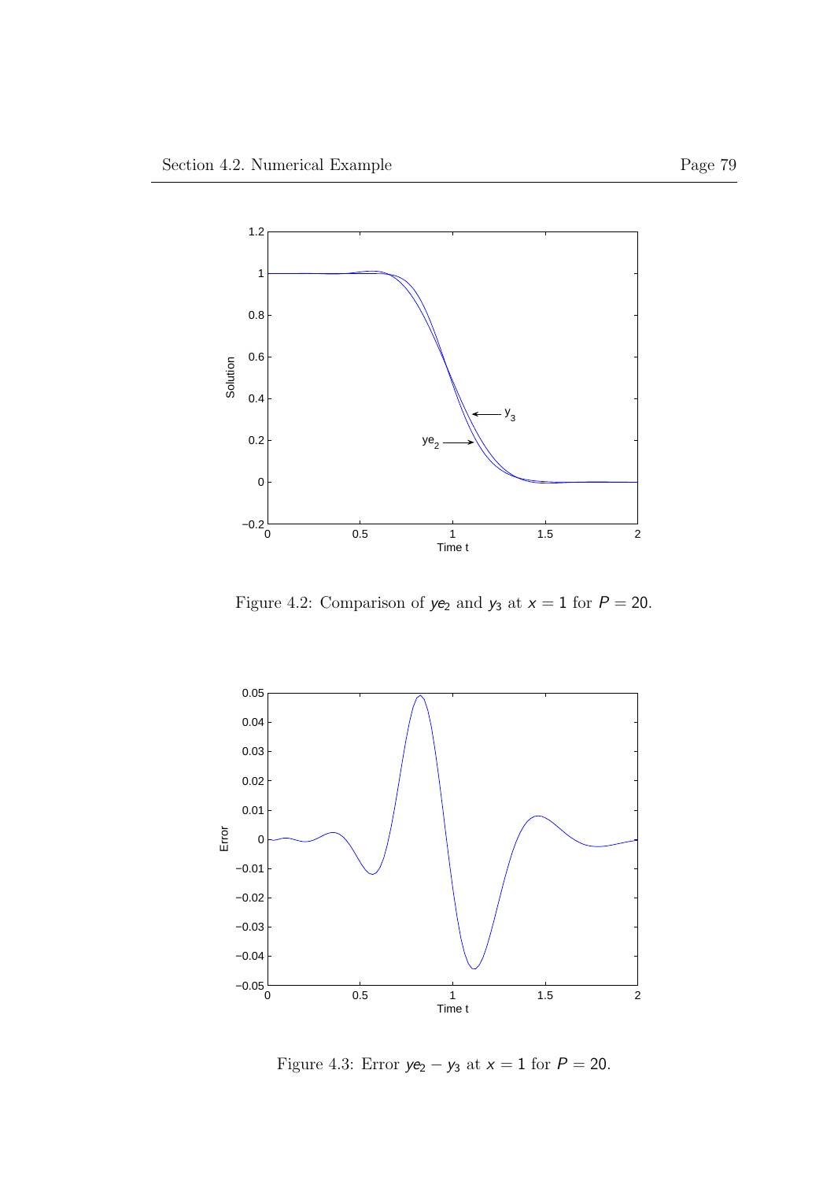Figure 4.2: Comparison of $ye_2$ and $y_3$ at $x = 1$ for $P = 20$.

Figure 4.3: Error $ye_2 - y_3$ at $x = 1$ for $P = 20$.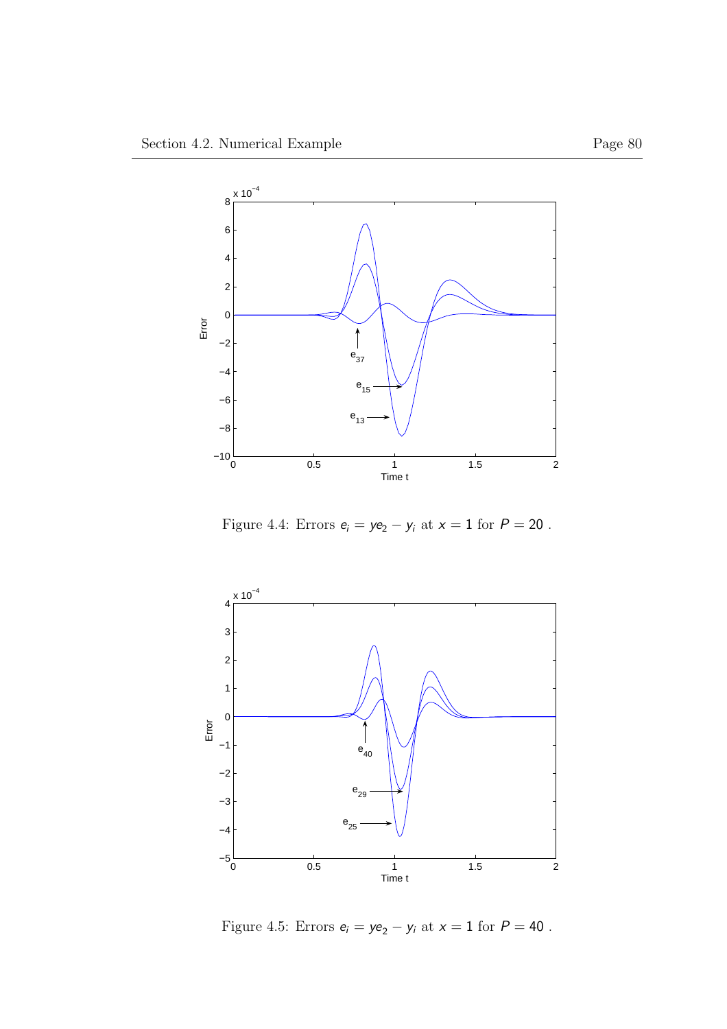Figure 4.4: Errors $e_i = ye_2 - y_i$ at $x = 1$ for $P = 20$ .

Figure 4.5: Errors $e_i = ye_2 - y_i$ at $x = 1$ for $P = 40$ .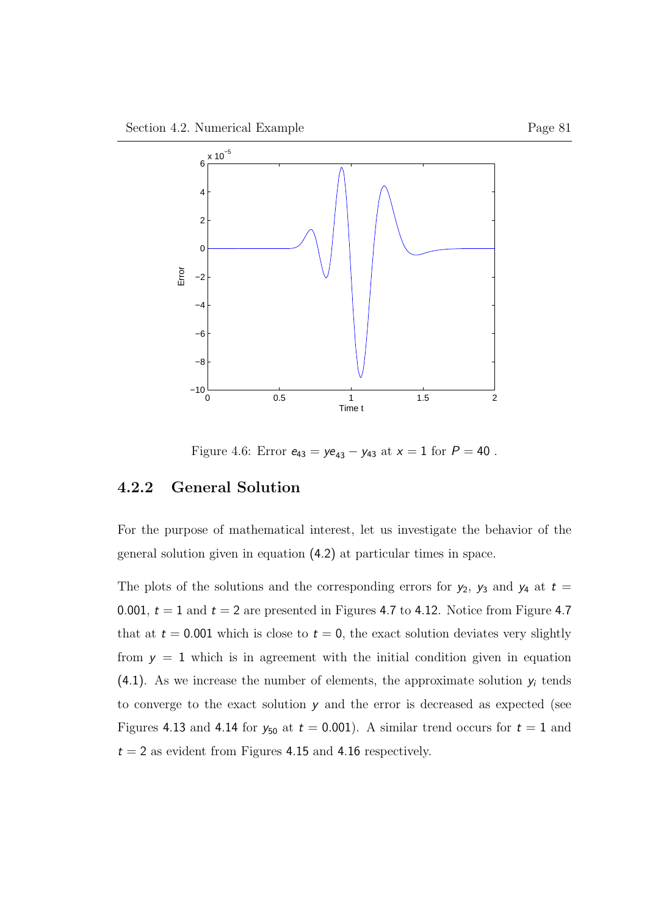Figure 4.6: Error $e_{43} = ye_{43} - y_{43}$ at $x = 1$ for $P = 40$ .

### 4.2.2 General Solution

For the purpose of mathematical interest, let us investigate the behavior of the general solution given in equation (4.2) at particular times in space.

The plots of the solutions and the corresponding errors for $y_2$, $y_3$ and $y_4$ at $t = 0.001$, $t = 1$ and $t = 2$ are presented in Figures 4.7 to 4.12. Notice from Figure 4.7 that at $t = 0.001$ which is close to $t = 0$, the exact solution deviates very slightly from $y = 1$ which is in agreement with the initial condition given in equation (4.1). As we increase the number of elements, the approximate solution $y_i$ tends to converge to the exact solution $y$ and the error is decreased as expected (see Figures 4.13 and 4.14 for $y_{50}$ at $t = 0.001$). A similar trend occurs for $t = 1$ and $t = 2$ as evident from Figures 4.15 and 4.16 respectively.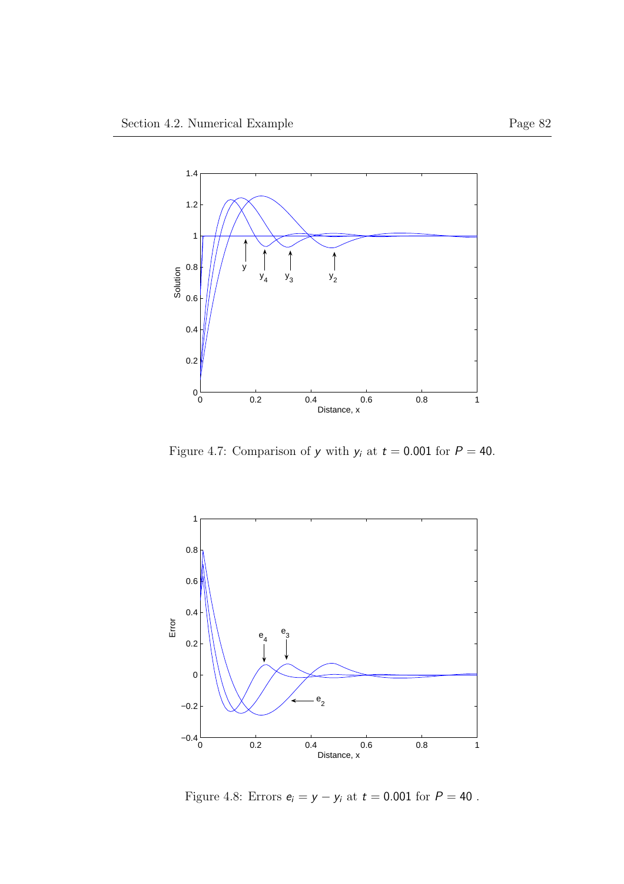Figure 4.7: Comparison of $y$ with $y_i$ at $t = 0.001$ for $P = 40$.

Figure 4.8: Errors $e_i = y - y_i$ at $t = 0.001$ for $P = 40$ .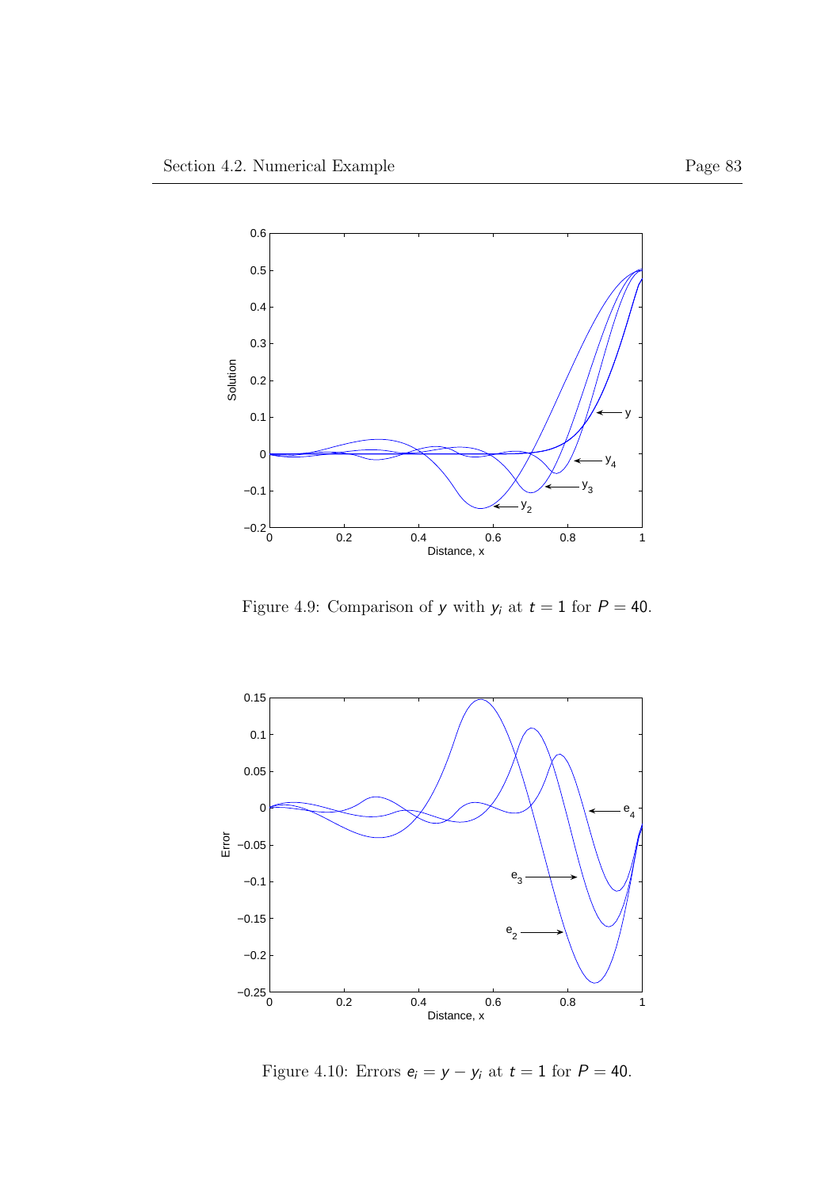Figure 4.9: Comparison of $y$ with $y_i$ at $t = 1$ for $P = 40$.

Figure 4.10: Errors $e_i = y - y_i$ at $t = 1$ for $P = 40$.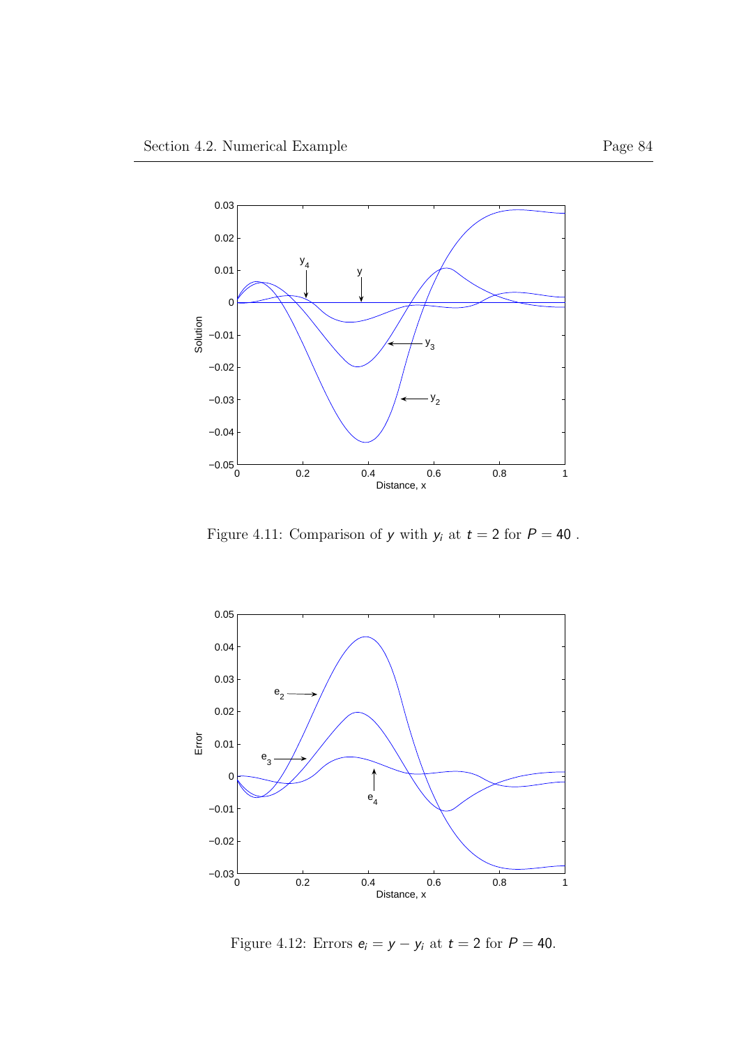Figure 4.11: Comparison of $y$ with $y_i$ at $t = 2$ for $P = 40$ .

Figure 4.12: Errors $e_i = y - y_i$ at $t = 2$ for $P = 40$.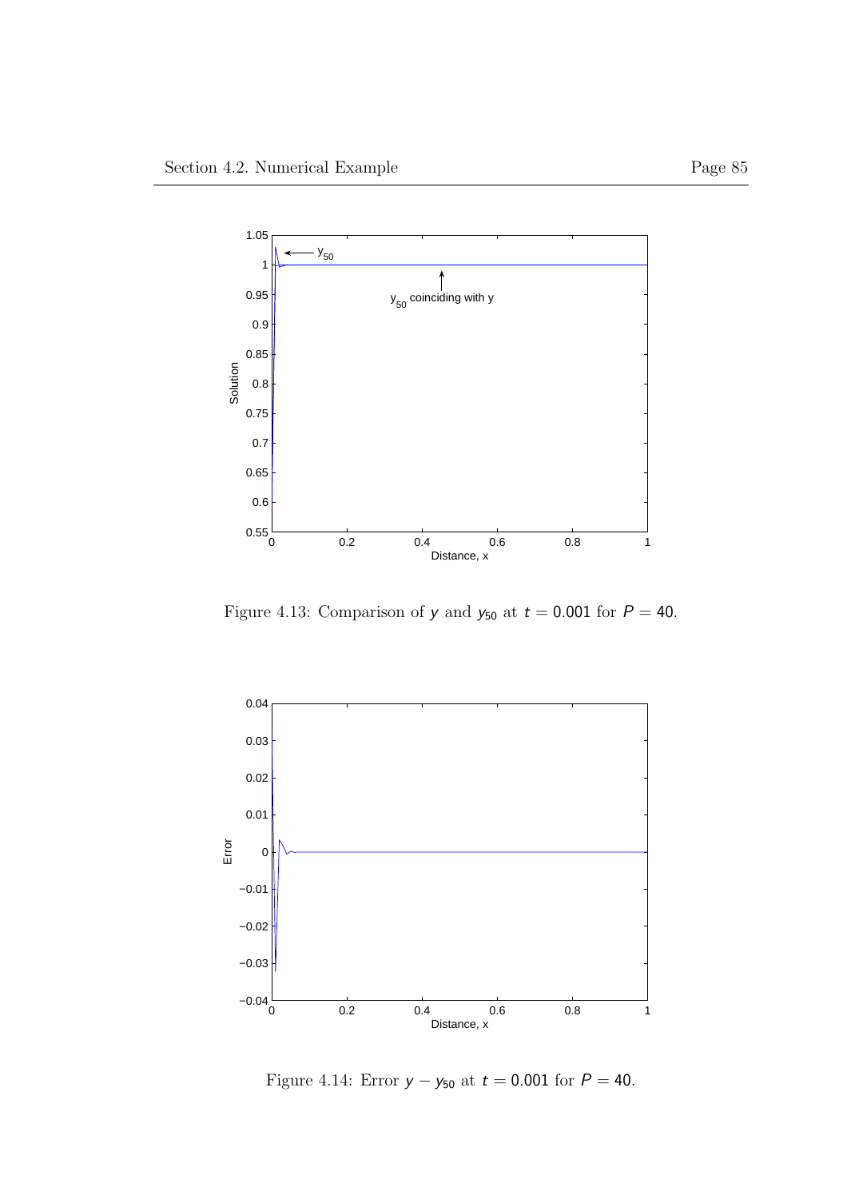Figure 4.13: Comparison of $y$ and $y_{50}$ at $t = 0.001$ for $P = 40$.

Figure 4.14: Error $y - y_{50}$ at $t = 0.001$ for $P = 40$.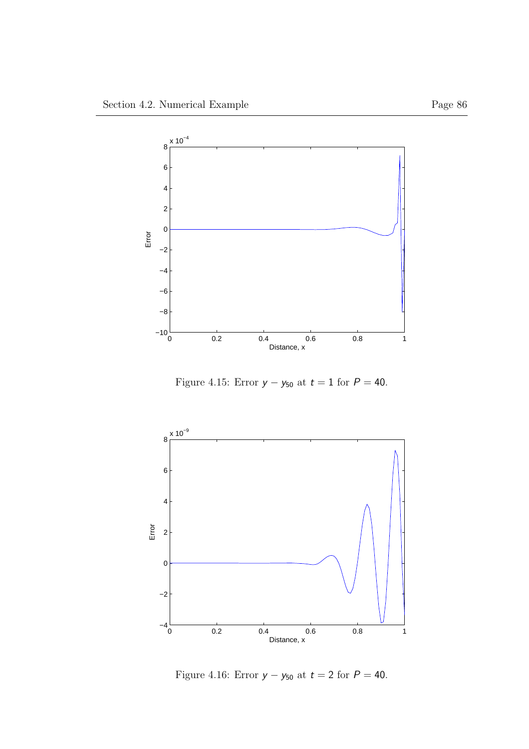Figure 4.15: Error $y - y_{50}$ at $t = 1$ for $P = 40$.

Figure 4.16: Error $y - y_{50}$ at $t = 2$ for $P = 40$.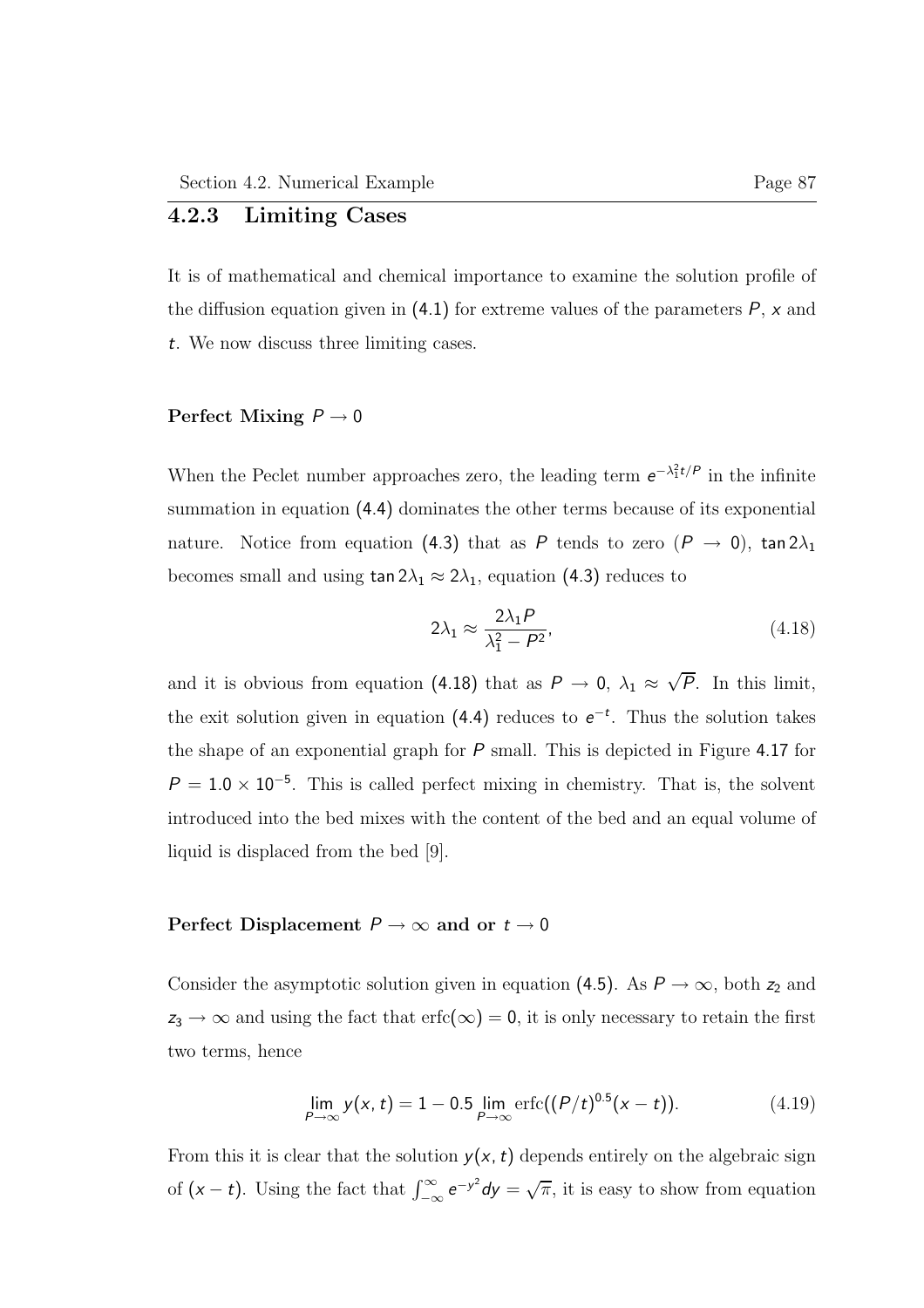### 4.2.3 Limiting Cases

It is of mathematical and chemical importance to examine the solution profile of the diffusion equation given in (4.1) for extreme values of the parameters $P$, $x$ and $t$. We now discuss three limiting cases.

#### Perfect Mixing $P \to 0$

When the Peclet number approaches zero, the leading term $e^{-\lambda_1^2 t/P}$ in the infinite summation in equation (4.4) dominates the other terms because of its exponential nature. Notice from equation (4.3) that as $P$ tends to zero ($P \to 0$), $\tan 2\lambda_1$ becomes small and using $\tan 2\lambda_1 \approx 2\lambda_1$, equation (4.3) reduces to

$$2\lambda_1 \approx \frac{2\lambda_1 P}{\lambda_1^2 - P^2}, \tag{4.18}$$

and it is obvious from equation (4.18) that as $P \to 0$, $\lambda_1 \approx \sqrt{P}$. In this limit, the exit solution given in equation (4.4) reduces to $e^{-t}$. Thus the solution takes the shape of an exponential graph for $P$ small. This is depicted in Figure 4.17 for $P = 1.0 \times 10^{-5}$. This is called perfect mixing in chemistry. That is, the solvent introduced into the bed mixes with the content of the bed and an equal volume of liquid is displaced from the bed [9].

#### Perfect Displacement $P \to \infty$ and or $t \to 0$

Consider the asymptotic solution given in equation (4.5). As $P \to \infty$, both $z_2$ and $z_3 \to \infty$ and using the fact that $\operatorname{erfc}(\infty) = 0$, it is only necessary to retain the first two terms, hence

$$\lim_{P\to\infty} y(x,t) = 1 - 0.5 \lim_{P\to\infty} \operatorname{erfc}((P/t)^{0.5}(x-t)). \tag{4.19}$$

From this it is clear that the solution $y(x,t)$ depends entirely on the algebraic sign of $(x-t)$. Using the fact that $\int_{-\infty}^{\infty} e^{-y^2} dy = \sqrt{\pi}$, it is easy to show from equation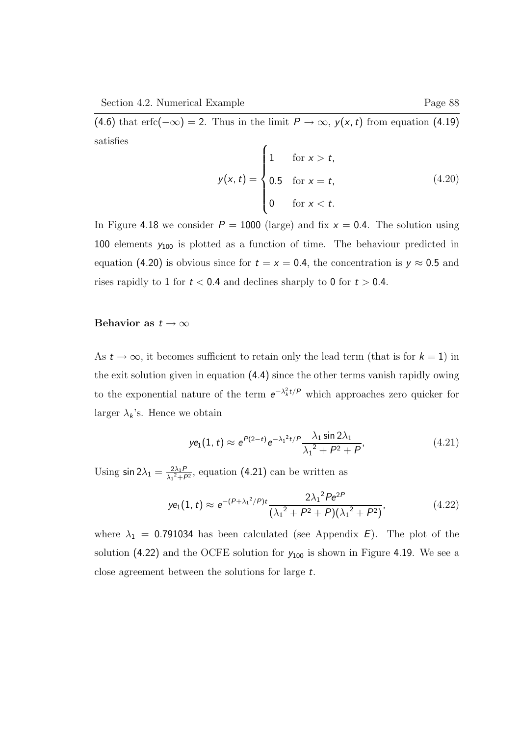(4.6) that $\text{erfc}(-\infty) = 2$. Thus in the limit $P \to \infty$, $y(x,t)$ from equation (4.19) satisfies

$$y(x,t) = \begin{cases} 1 & \text{for } x > t, \\ 0.5 & \text{for } x = t, \\ 0 & \text{for } x < t. \end{cases} \tag{4.20}$$

In Figure 4.18 we consider $P = 1000$ (large) and fix $x = 0.4$. The solution using 100 elements $y_{100}$ is plotted as a function of time. The behaviour predicted in equation (4.20) is obvious since for $t = x = 0.4$, the concentration is $y \approx 0.5$ and rises rapidly to 1 for $t < 0.4$ and declines sharply to 0 for $t > 0.4$.

### Behavior as $t \to \infty$

As $t \to \infty$, it becomes sufficient to retain only the lead term (that is for $k = 1$) in the exit solution given in equation (4.4) since the other terms vanish rapidly owing to the exponential nature of the term $e^{-\lambda_k^2 t/P}$ which approaches zero quicker for larger $\lambda_k$'s. Hence we obtain

$$ye_1(1,t) \approx e^{P(2-t)} e^{-{\lambda_1}^2 t/P} \frac{\lambda_1 \sin 2\lambda_1}{{\lambda_1}^2 + P^2 + P}, \tag{4.21}$$

Using $\sin 2\lambda_1 = \frac{2\lambda_1 P}{{\lambda_1}^2 + P^2}$, equation (4.21) can be written as

$$ye_1(1,t) \approx e^{-(P+{\lambda_1}^2/P)t} \frac{2{\lambda_1}^2 P e^{2P}}{({\lambda_1}^2 + P^2 + P)({\lambda_1}^2 + P^2)}, \tag{4.22}$$

where $\lambda_1 = 0.791034$ has been calculated (see Appendix $E$). The plot of the solution (4.22) and the OCFE solution for $y_{100}$ is shown in Figure 4.19. We see a close agreement between the solutions for large $t$.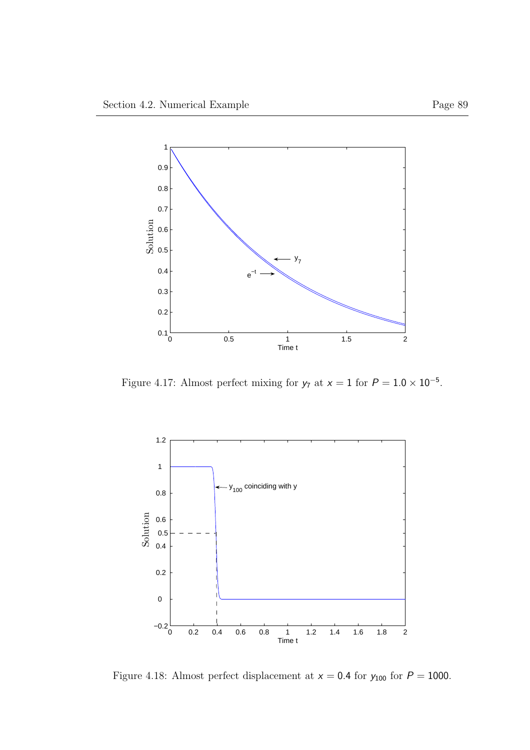Figure 4.17: Almost perfect mixing for $y_7$ at $x = 1$ for $P = 1.0 \times 10^{-5}$.

Figure 4.18: Almost perfect displacement at $x = 0.4$ for $y_{100}$ for $P = 1000$.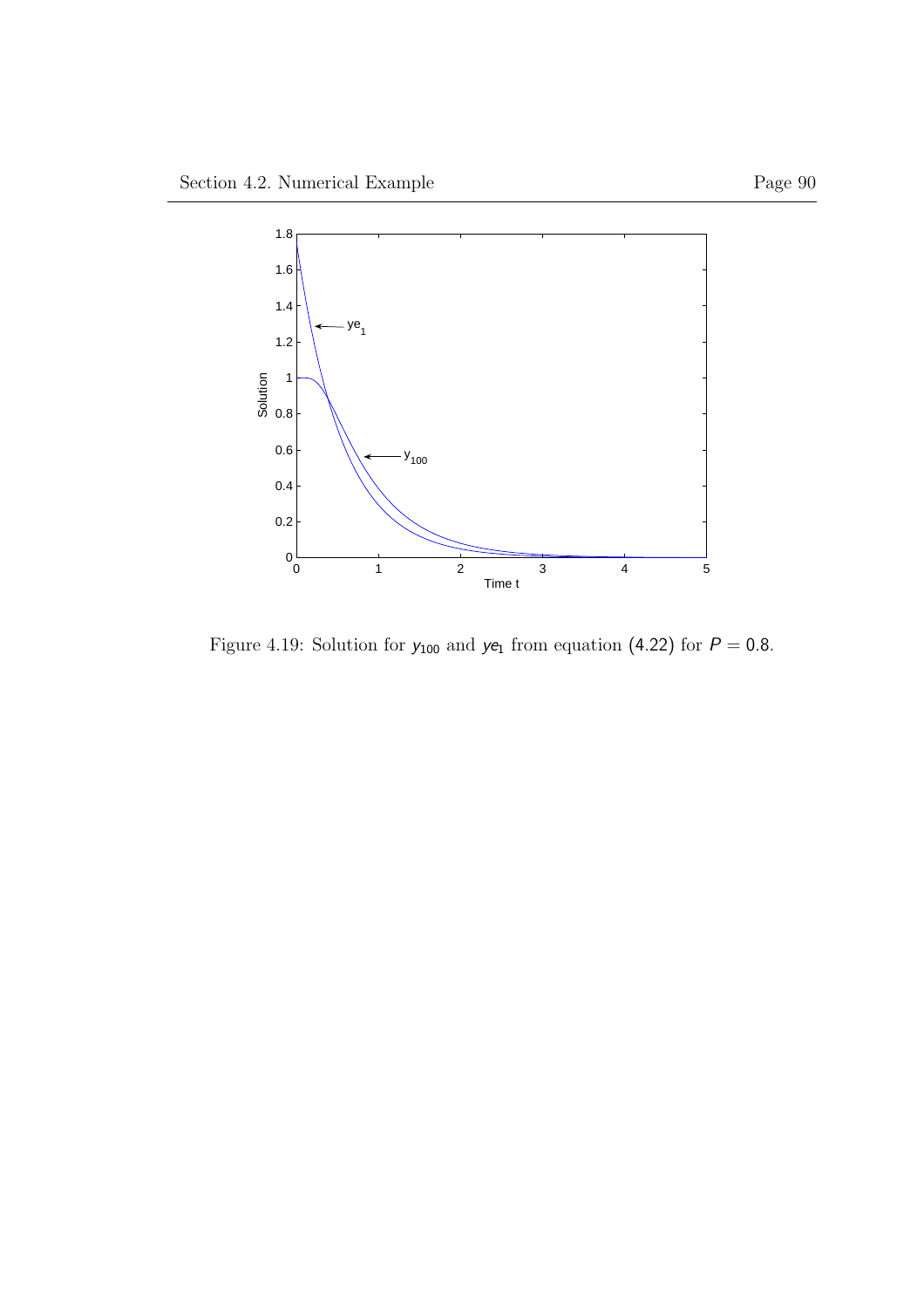Figure 4.19: Solution for $y_{100}$ and $ye_1$ from equation (4.22) for $P = 0.8$.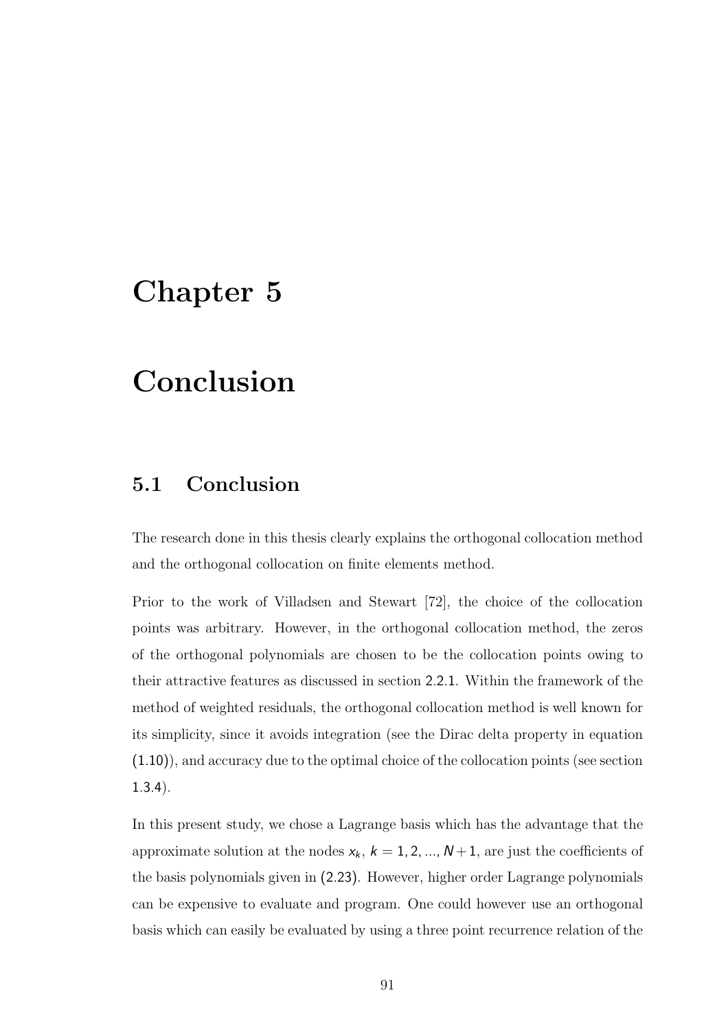# Chapter 5

# Conclusion

## 5.1 Conclusion

The research done in this thesis clearly explains the orthogonal collocation method and the orthogonal collocation on finite elements method.

Prior to the work of Villadsen and Stewart [72], the choice of the collocation points was arbitrary. However, in the orthogonal collocation method, the zeros of the orthogonal polynomials are chosen to be the collocation points owing to their attractive features as discussed in section 2.2.1. Within the framework of the method of weighted residuals, the orthogonal collocation method is well known for its simplicity, since it avoids integration (see the Dirac delta property in equation (1.10)), and accuracy due to the optimal choice of the collocation points (see section 1.3.4).

In this present study, we chose a Lagrange basis which has the advantage that the approximate solution at the nodes $x_k$, $k = 1, 2, ..., N+1$, are just the coefficients of the basis polynomials given in (2.23). However, higher order Lagrange polynomials can be expensive to evaluate and program. One could however use an orthogonal basis which can easily be evaluated by using a three point recurrence relation of the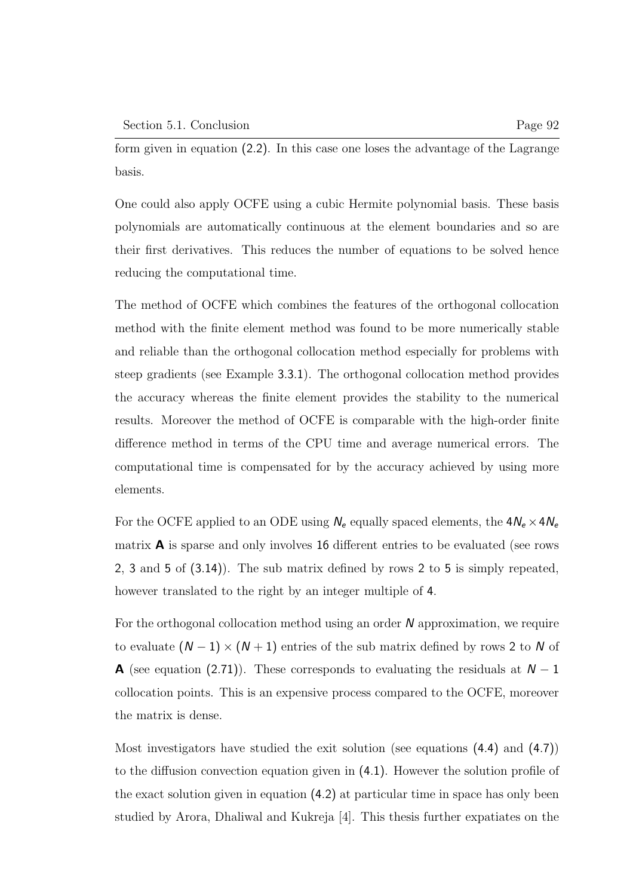form given in equation (2.2). In this case one loses the advantage of the Lagrange basis.

One could also apply OCFE using a cubic Hermite polynomial basis. These basis polynomials are automatically continuous at the element boundaries and so are their first derivatives. This reduces the number of equations to be solved hence reducing the computational time.

The method of OCFE which combines the features of the orthogonal collocation method with the finite element method was found to be more numerically stable and reliable than the orthogonal collocation method especially for problems with steep gradients (see Example 3.3.1). The orthogonal collocation method provides the accuracy whereas the finite element provides the stability to the numerical results. Moreover the method of OCFE is comparable with the high-order finite difference method in terms of the CPU time and average numerical errors. The computational time is compensated for by the accuracy achieved by using more elements.

For the OCFE applied to an ODE using $N_e$ equally spaced elements, the $4N_e \times 4N_e$ matrix $\mathbf{A}$ is sparse and only involves 16 different entries to be evaluated (see rows 2, 3 and 5 of (3.14)). The sub matrix defined by rows 2 to 5 is simply repeated, however translated to the right by an integer multiple of 4.

For the orthogonal collocation method using an order $N$ approximation, we require to evaluate $(N-1) \times (N+1)$ entries of the sub matrix defined by rows 2 to $N$ of $\mathbf{A}$ (see equation (2.71)). These corresponds to evaluating the residuals at $N-1$ collocation points. This is an expensive process compared to the OCFE, moreover the matrix is dense.

Most investigators have studied the exit solution (see equations (4.4) and (4.7)) to the diffusion convection equation given in (4.1). However the solution profile of the exact solution given in equation (4.2) at particular time in space has only been studied by Arora, Dhaliwal and Kukreja [4]. This thesis further expatiates on the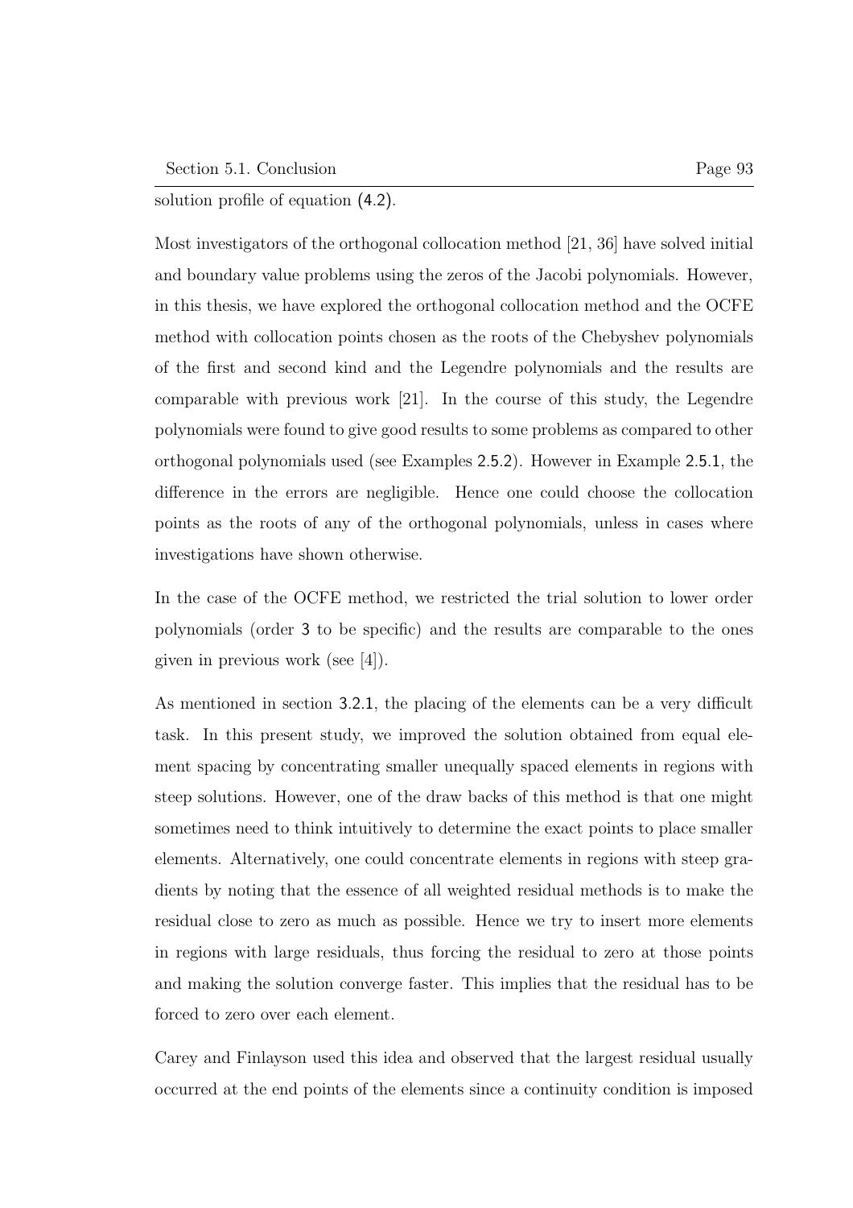solution profile of equation (4.2).

Most investigators of the orthogonal collocation method [21, 36] have solved initial and boundary value problems using the zeros of the Jacobi polynomials. However, in this thesis, we have explored the orthogonal collocation method and the OCFE method with collocation points chosen as the roots of the Chebyshev polynomials of the first and second kind and the Legendre polynomials and the results are comparable with previous work [21]. In the course of this study, the Legendre polynomials were found to give good results to some problems as compared to other orthogonal polynomials used (see Examples 2.5.2). However in Example 2.5.1, the difference in the errors are negligible. Hence one could choose the collocation points as the roots of any of the orthogonal polynomials, unless in cases where investigations have shown otherwise.

In the case of the OCFE method, we restricted the trial solution to lower order polynomials (order 3 to be specific) and the results are comparable to the ones given in previous work (see [4]).

As mentioned in section 3.2.1, the placing of the elements can be a very difficult task. In this present study, we improved the solution obtained from equal element spacing by concentrating smaller unequally spaced elements in regions with steep solutions. However, one of the draw backs of this method is that one might sometimes need to think intuitively to determine the exact points to place smaller elements. Alternatively, one could concentrate elements in regions with steep gradients by noting that the essence of all weighted residual methods is to make the residual close to zero as much as possible. Hence we try to insert more elements in regions with large residuals, thus forcing the residual to zero at those points and making the solution converge faster. This implies that the residual has to be forced to zero over each element.

Carey and Finlayson used this idea and observed that the largest residual usually occurred at the end points of the elements since a continuity condition is imposed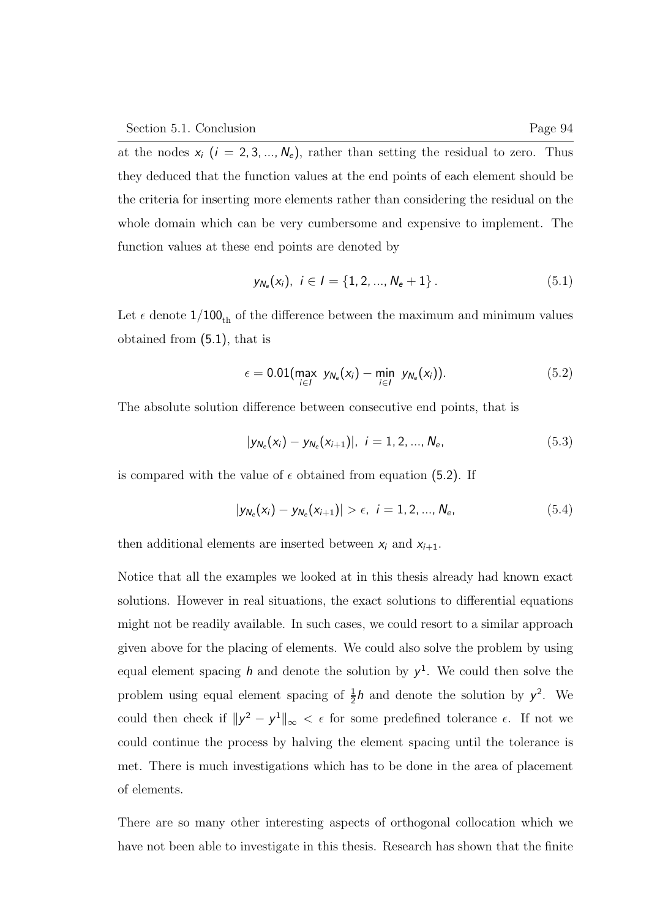at the nodes $x_i$ ($i = 2, 3, ..., N_e$), rather than setting the residual to zero. Thus they deduced that the function values at the end points of each element should be the criteria for inserting more elements rather than considering the residual on the whole domain which can be very cumbersome and expensive to implement. The function values at these end points are denoted by

$$y_{N_e}(x_i), \;\; i \in I = \{1, 2, ..., N_e + 1\}\,. \tag{5.1}$$

Let $\epsilon$ denote $1/100_{\text{th}}$ of the difference between the maximum and minimum values obtained from (5.1), that is

$$\epsilon = 0.01(\max_{i \in I} \;\; y_{N_e}(x_i) - \min_{i \in I} \;\; y_{N_e}(x_i)). \tag{5.2}$$

The absolute solution difference between consecutive end points, that is

$$|y_{N_e}(x_i) - y_{N_e}(x_{i+1})|, \;\; i = 1, 2, ..., N_e, \tag{5.3}$$

is compared with the value of $\epsilon$ obtained from equation (5.2). If

$$|y_{N_e}(x_i) - y_{N_e}(x_{i+1})| > \epsilon, \;\; i = 1, 2, ..., N_e, \tag{5.4}$$

then additional elements are inserted between $x_i$ and $x_{i+1}$.

Notice that all the examples we looked at in this thesis already had known exact solutions. However in real situations, the exact solutions to differential equations might not be readily available. In such cases, we could resort to a similar approach given above for the placing of elements. We could also solve the problem by using equal element spacing $h$ and denote the solution by $y^1$. We could then solve the problem using equal element spacing of $\frac{1}{2}h$ and denote the solution by $y^2$. We could then check if $\|y^2 - y^1\|_\infty < \epsilon$ for some predefined tolerance $\epsilon$. If not we could continue the process by halving the element spacing until the tolerance is met. There is much investigations which has to be done in the area of placement of elements.

There are so many other interesting aspects of orthogonal collocation which we have not been able to investigate in this thesis. Research has shown that the finite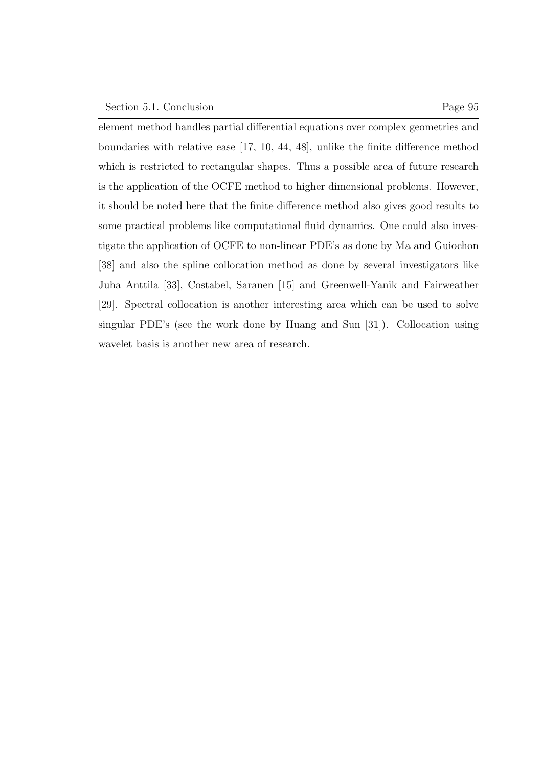element method handles partial differential equations over complex geometries and boundaries with relative ease [17, 10, 44, 48], unlike the finite difference method which is restricted to rectangular shapes. Thus a possible area of future research is the application of the OCFE method to higher dimensional problems. However, it should be noted here that the finite difference method also gives good results to some practical problems like computational fluid dynamics. One could also investigate the application of OCFE to non-linear PDE's as done by Ma and Guiochon [38] and also the spline collocation method as done by several investigators like Juha Anttila [33], Costabel, Saranen [15] and Greenwell-Yanik and Fairweather [29]. Spectral collocation is another interesting area which can be used to solve singular PDE's (see the work done by Huang and Sun [31]). Collocation using wavelet basis is another new area of research.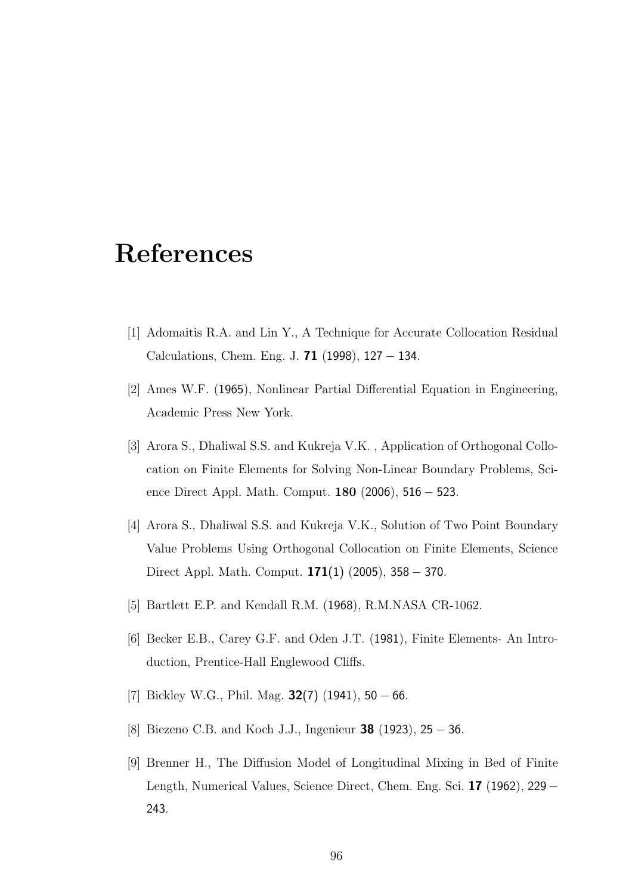# References

[1] Adomaitis R.A. and Lin Y., A Technique for Accurate Collocation Residual Calculations, Chem. Eng. J. **71** (1998), 127 − 134.

[2] Ames W.F. (1965), Nonlinear Partial Differential Equation in Engineering, Academic Press New York.

[3] Arora S., Dhaliwal S.S. and Kukreja V.K. , Application of Orthogonal Collocation on Finite Elements for Solving Non-Linear Boundary Problems, Science Direct Appl. Math. Comput. **180** (2006), 516 − 523.

[4] Arora S., Dhaliwal S.S. and Kukreja V.K., Solution of Two Point Boundary Value Problems Using Orthogonal Collocation on Finite Elements, Science Direct Appl. Math. Comput. **171**(1) (2005), 358 − 370.

[5] Bartlett E.P. and Kendall R.M. (1968), R.M.NASA CR-1062.

[6] Becker E.B., Carey G.F. and Oden J.T. (1981), Finite Elements- An Introduction, Prentice-Hall Englewood Cliffs.

[7] Bickley W.G., Phil. Mag. **32**(7) (1941), 50 − 66.

[8] Biezeno C.B. and Koch J.J., Ingenieur **38** (1923), 25 − 36.

[9] Brenner H., The Diffusion Model of Longitudinal Mixing in Bed of Finite Length, Numerical Values, Science Direct, Chem. Eng. Sci. **17** (1962), 229 − 243.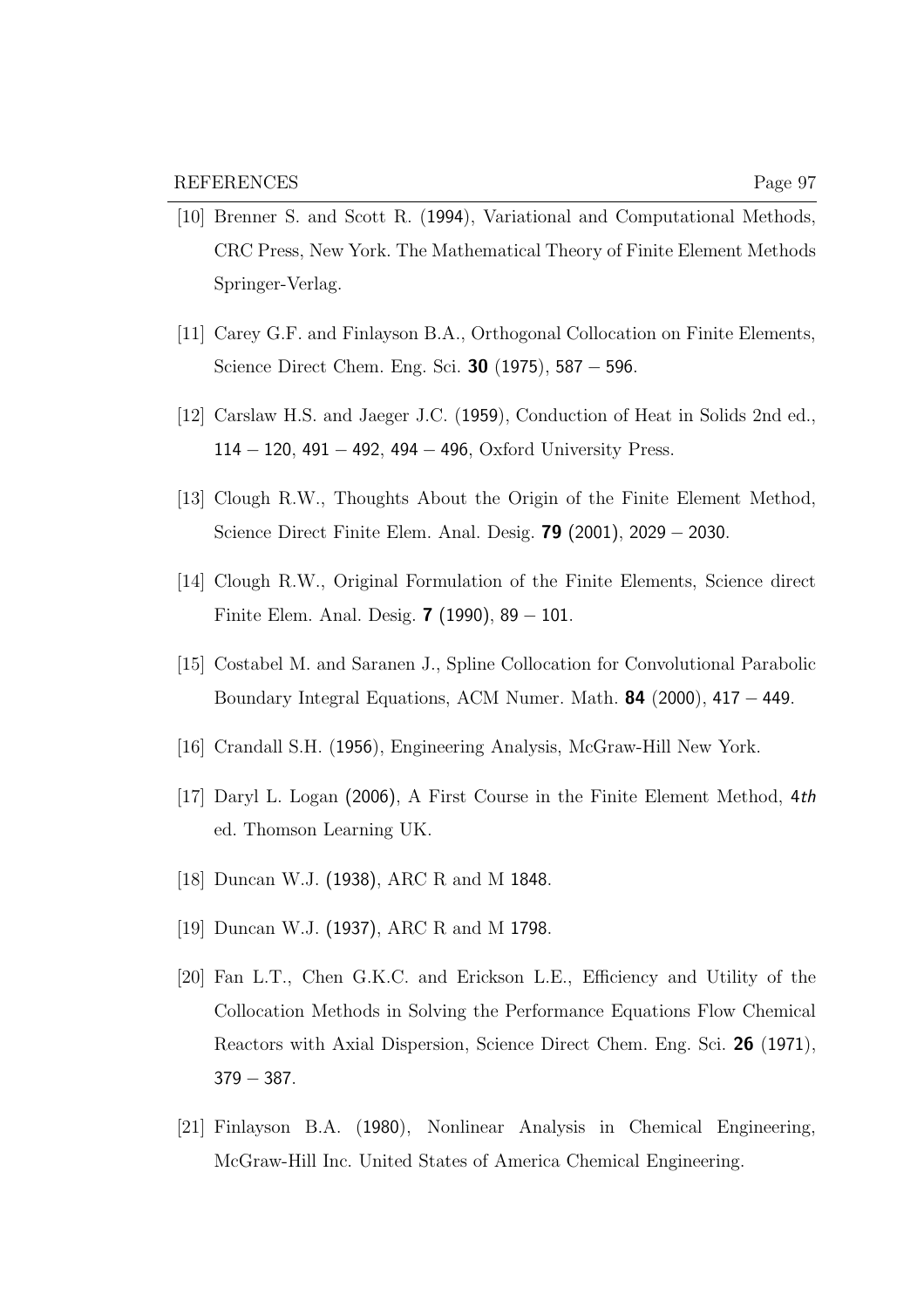[10] Brenner S. and Scott R. (1994), Variational and Computational Methods, CRC Press, New York. The Mathematical Theory of Finite Element Methods Springer-Verlag.

[11] Carey G.F. and Finlayson B.A., Orthogonal Collocation on Finite Elements, Science Direct Chem. Eng. Sci. **30** (1975), 587 − 596.

[12] Carslaw H.S. and Jaeger J.C. (1959), Conduction of Heat in Solids 2nd ed., 114 − 120, 491 − 492, 494 − 496, Oxford University Press.

[13] Clough R.W., Thoughts About the Origin of the Finite Element Method, Science Direct Finite Elem. Anal. Desig. **79** (2001), 2029 − 2030.

[14] Clough R.W., Original Formulation of the Finite Elements, Science direct Finite Elem. Anal. Desig. **7** (1990), 89 − 101.

[15] Costabel M. and Saranen J., Spline Collocation for Convolutional Parabolic Boundary Integral Equations, ACM Numer. Math. **84** (2000), 417 − 449.

[16] Crandall S.H. (1956), Engineering Analysis, McGraw-Hill New York.

[17] Daryl L. Logan (2006), A First Course in the Finite Element Method, 4*th* ed. Thomson Learning UK.

[18] Duncan W.J. (1938), ARC R and M 1848.

[19] Duncan W.J. (1937), ARC R and M 1798.

[20] Fan L.T., Chen G.K.C. and Erickson L.E., Efficiency and Utility of the Collocation Methods in Solving the Performance Equations Flow Chemical Reactors with Axial Dispersion, Science Direct Chem. Eng. Sci. **26** (1971), 379 − 387.

[21] Finlayson B.A. (1980), Nonlinear Analysis in Chemical Engineering, McGraw-Hill Inc. United States of America Chemical Engineering.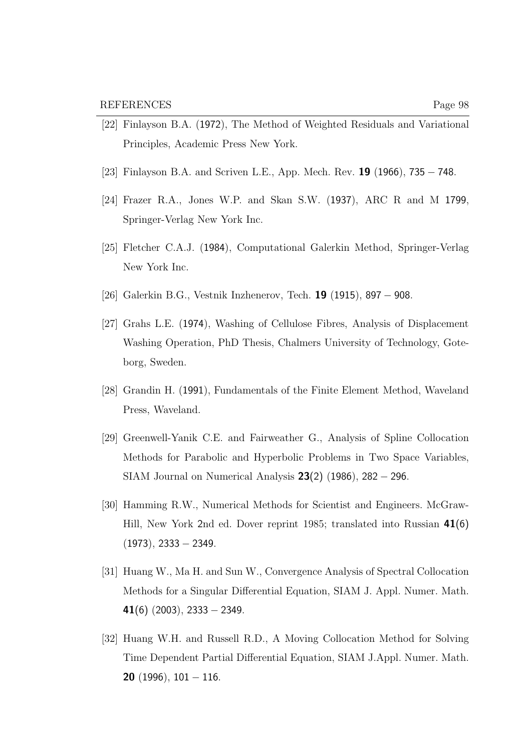[22] Finlayson B.A. (1972), The Method of Weighted Residuals and Variational Principles, Academic Press New York.

[23] Finlayson B.A. and Scriven L.E., App. Mech. Rev. **19** (1966), 735 − 748.

[24] Frazer R.A., Jones W.P. and Skan S.W. (1937), ARC R and M 1799, Springer-Verlag New York Inc.

[25] Fletcher C.A.J. (1984), Computational Galerkin Method, Springer-Verlag New York Inc.

[26] Galerkin B.G., Vestnik Inzhenerov, Tech. **19** (1915), 897 − 908.

[27] Grahs L.E. (1974), Washing of Cellulose Fibres, Analysis of Displacement Washing Operation, PhD Thesis, Chalmers University of Technology, Goteborg, Sweden.

[28] Grandin H. (1991), Fundamentals of the Finite Element Method, Waveland Press, Waveland.

[29] Greenwell-Yanik C.E. and Fairweather G., Analysis of Spline Collocation Methods for Parabolic and Hyperbolic Problems in Two Space Variables, SIAM Journal on Numerical Analysis **23**(2) (1986), 282 − 296.

[30] Hamming R.W., Numerical Methods for Scientist and Engineers. McGraw-Hill, New York 2nd ed. Dover reprint 1985; translated into Russian **41**(6) (1973), 2333 − 2349.

[31] Huang W., Ma H. and Sun W., Convergence Analysis of Spectral Collocation Methods for a Singular Differential Equation, SIAM J. Appl. Numer. Math. **41**(6) (2003), 2333 − 2349.

[32] Huang W.H. and Russell R.D., A Moving Collocation Method for Solving Time Dependent Partial Differential Equation, SIAM J.Appl. Numer. Math. **20** (1996), 101 − 116.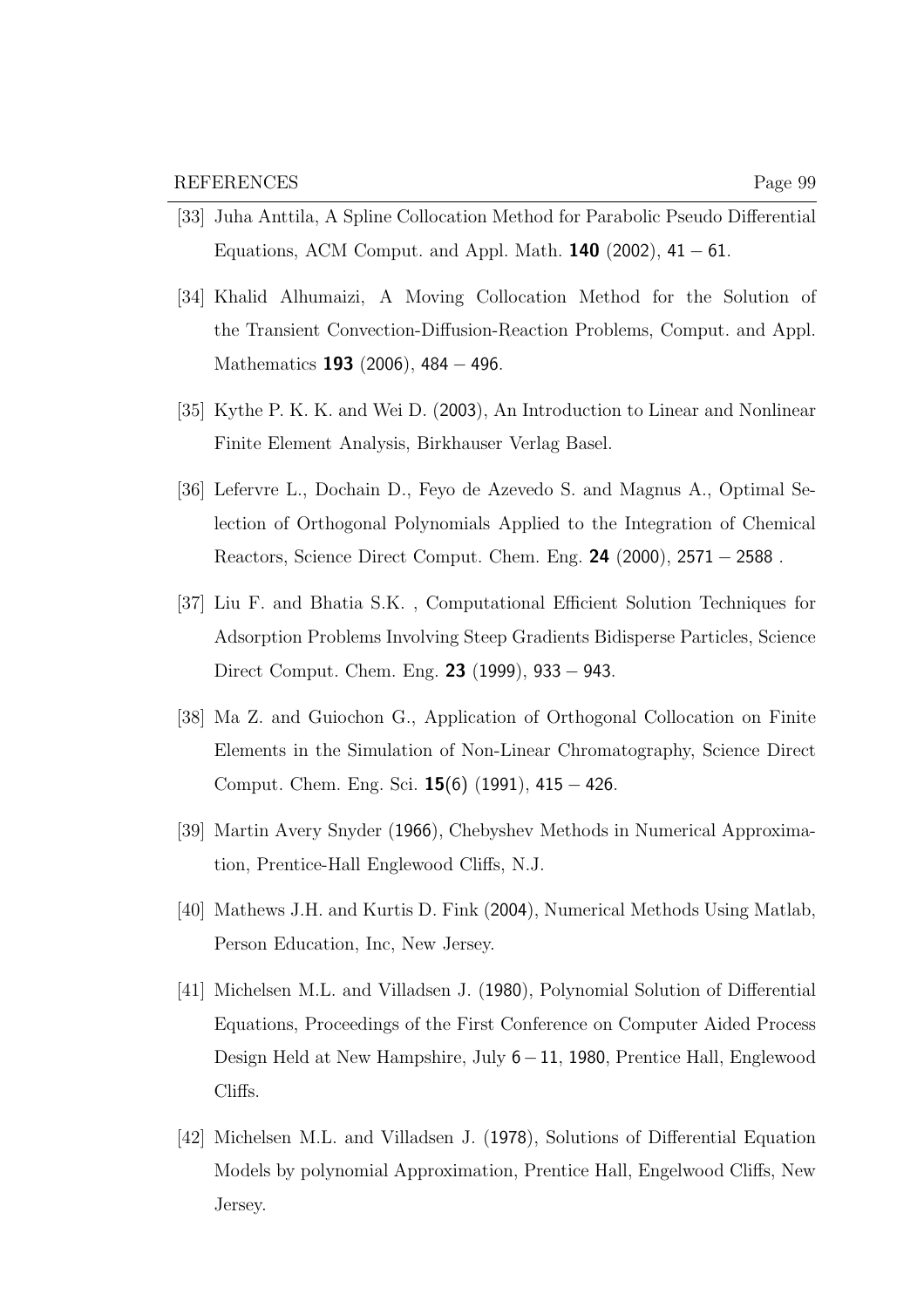[33] Juha Anttila, A Spline Collocation Method for Parabolic Pseudo Differential Equations, ACM Comput. and Appl. Math. **140** (2002), 41 − 61.

[34] Khalid Alhumaizi, A Moving Collocation Method for the Solution of the Transient Convection-Diffusion-Reaction Problems, Comput. and Appl. Mathematics **193** (2006), 484 − 496.

[35] Kythe P. K. K. and Wei D. (2003), An Introduction to Linear and Nonlinear Finite Element Analysis, Birkhauser Verlag Basel.

[36] Lefervre L., Dochain D., Feyo de Azevedo S. and Magnus A., Optimal Selection of Orthogonal Polynomials Applied to the Integration of Chemical Reactors, Science Direct Comput. Chem. Eng. **24** (2000), 2571 − 2588 .

[37] Liu F. and Bhatia S.K. , Computational Efficient Solution Techniques for Adsorption Problems Involving Steep Gradients Bidisperse Particles, Science Direct Comput. Chem. Eng. **23** (1999), 933 − 943.

[38] Ma Z. and Guiochon G., Application of Orthogonal Collocation on Finite Elements in the Simulation of Non-Linear Chromatography, Science Direct Comput. Chem. Eng. Sci. **15**(6) (1991), 415 − 426.

[39] Martin Avery Snyder (1966), Chebyshev Methods in Numerical Approximation, Prentice-Hall Englewood Cliffs, N.J.

[40] Mathews J.H. and Kurtis D. Fink (2004), Numerical Methods Using Matlab, Person Education, Inc, New Jersey.

[41] Michelsen M.L. and Villadsen J. (1980), Polynomial Solution of Differential Equations, Proceedings of the First Conference on Computer Aided Process Design Held at New Hampshire, July 6 − 11, 1980, Prentice Hall, Englewood Cliffs.

[42] Michelsen M.L. and Villadsen J. (1978), Solutions of Differential Equation Models by polynomial Approximation, Prentice Hall, Engelwood Cliffs, New Jersey.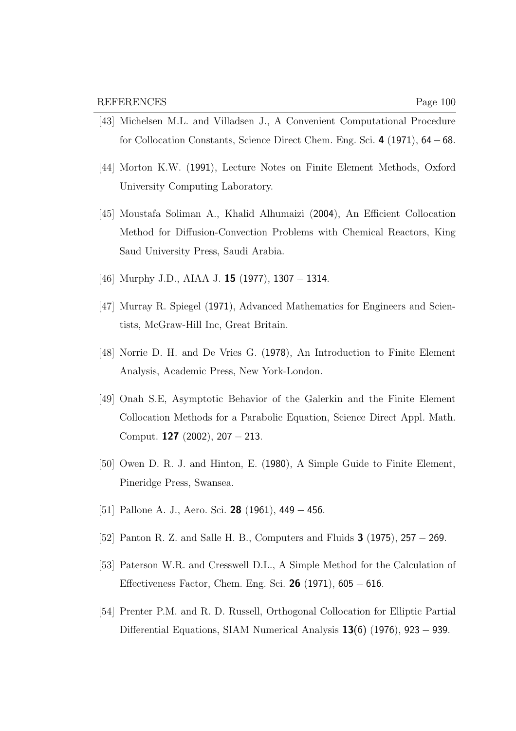[43] Michelsen M.L. and Villadsen J., A Convenient Computational Procedure for Collocation Constants, Science Direct Chem. Eng. Sci. **4** (1971), 64 − 68.

[44] Morton K.W. (1991), Lecture Notes on Finite Element Methods, Oxford University Computing Laboratory.

[45] Moustafa Soliman A., Khalid Alhumaizi (2004), An Efficient Collocation Method for Diffusion-Convection Problems with Chemical Reactors, King Saud University Press, Saudi Arabia.

[46] Murphy J.D., AIAA J. **15** (1977), 1307 − 1314.

[47] Murray R. Spiegel (1971), Advanced Mathematics for Engineers and Scientists, McGraw-Hill Inc, Great Britain.

[48] Norrie D. H. and De Vries G. (1978), An Introduction to Finite Element Analysis, Academic Press, New York-London.

[49] Onah S.E, Asymptotic Behavior of the Galerkin and the Finite Element Collocation Methods for a Parabolic Equation, Science Direct Appl. Math. Comput. **127** (2002), 207 − 213.

[50] Owen D. R. J. and Hinton, E. (1980), A Simple Guide to Finite Element, Pineridge Press, Swansea.

[51] Pallone A. J., Aero. Sci. **28** (1961), 449 − 456.

[52] Panton R. Z. and Salle H. B., Computers and Fluids **3** (1975), 257 − 269.

[53] Paterson W.R. and Cresswell D.L., A Simple Method for the Calculation of Effectiveness Factor, Chem. Eng. Sci. **26** (1971), 605 − 616.

[54] Prenter P.M. and R. D. Russell, Orthogonal Collocation for Elliptic Partial Differential Equations, SIAM Numerical Analysis **13(6)** (1976), 923 − 939.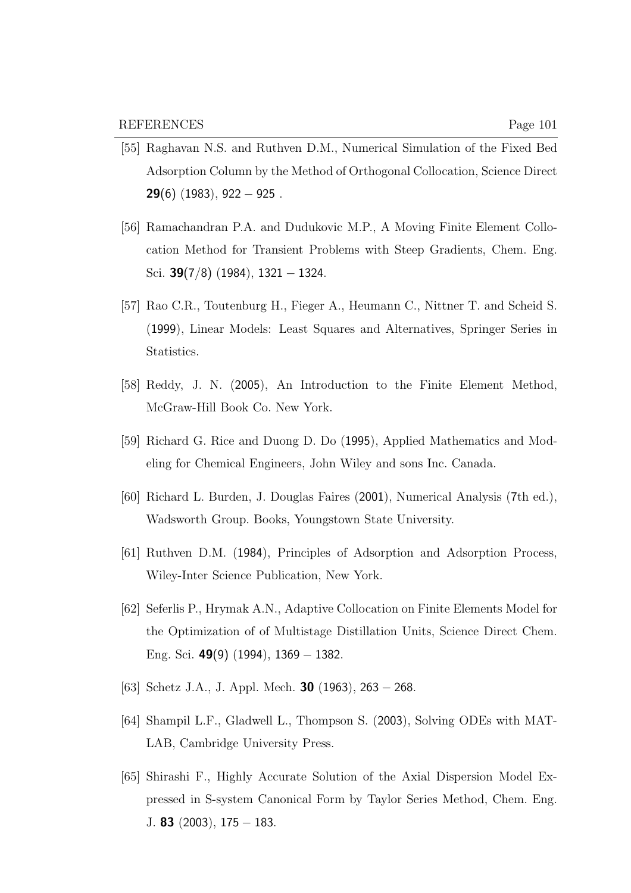[55] Raghavan N.S. and Ruthven D.M., Numerical Simulation of the Fixed Bed Adsorption Column by the Method of Orthogonal Collocation, Science Direct **29**(6) (1983), 922 − 925 .

[56] Ramachandran P.A. and Dudukovic M.P., A Moving Finite Element Collocation Method for Transient Problems with Steep Gradients, Chem. Eng. Sci. **39**(7/8) (1984), 1321 − 1324.

[57] Rao C.R., Toutenburg H., Fieger A., Heumann C., Nittner T. and Scheid S. (1999), Linear Models: Least Squares and Alternatives, Springer Series in Statistics.

[58] Reddy, J. N. (2005), An Introduction to the Finite Element Method, McGraw-Hill Book Co. New York.

[59] Richard G. Rice and Duong D. Do (1995), Applied Mathematics and Modeling for Chemical Engineers, John Wiley and sons Inc. Canada.

[60] Richard L. Burden, J. Douglas Faires (2001), Numerical Analysis (7th ed.), Wadsworth Group. Books, Youngstown State University.

[61] Ruthven D.M. (1984), Principles of Adsorption and Adsorption Process, Wiley-Inter Science Publication, New York.

[62] Seferlis P., Hrymak A.N., Adaptive Collocation on Finite Elements Model for the Optimization of of Multistage Distillation Units, Science Direct Chem. Eng. Sci. **49**(9) (1994), 1369 − 1382.

[63] Schetz J.A., J. Appl. Mech. **30** (1963), 263 − 268.

[64] Shampil L.F., Gladwell L., Thompson S. (2003), Solving ODEs with MATLAB, Cambridge University Press.

[65] Shirashi F., Highly Accurate Solution of the Axial Dispersion Model Expressed in S-system Canonical Form by Taylor Series Method, Chem. Eng. J. **83** (2003), 175 − 183.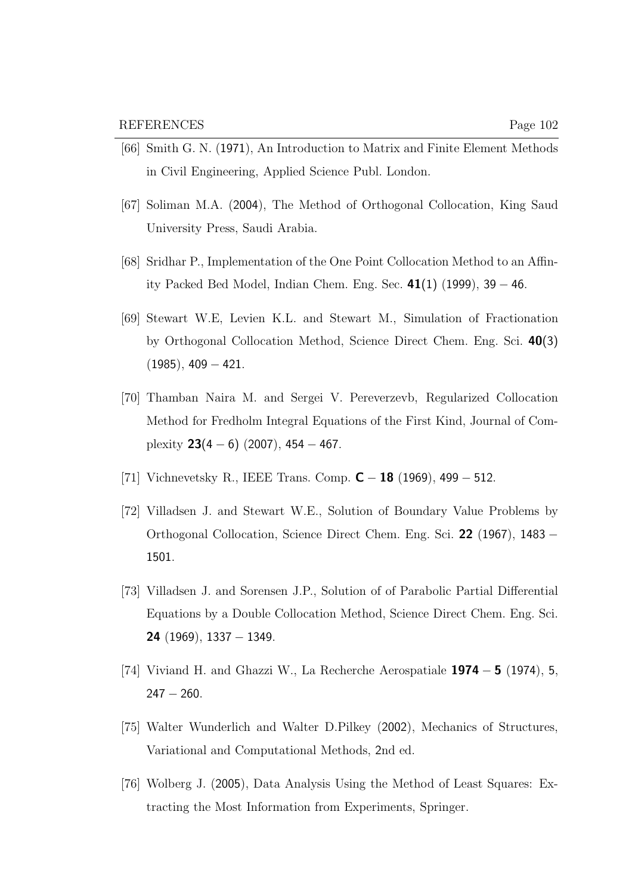[66] Smith G. N. (1971), An Introduction to Matrix and Finite Element Methods in Civil Engineering, Applied Science Publ. London.

[67] Soliman M.A. (2004), The Method of Orthogonal Collocation, King Saud University Press, Saudi Arabia.

[68] Sridhar P., Implementation of the One Point Collocation Method to an Affinity Packed Bed Model, Indian Chem. Eng. Sec. **41**(1) (1999), 39 − 46.

[69] Stewart W.E, Levien K.L. and Stewart M., Simulation of Fractionation by Orthogonal Collocation Method, Science Direct Chem. Eng. Sci. **40**(3) (1985), 409 − 421.

[70] Thamban Naira M. and Sergei V. Pereverzevb, Regularized Collocation Method for Fredholm Integral Equations of the First Kind, Journal of Complexity **23**(4 − 6) (2007), 454 − 467.

[71] Vichnevetsky R., IEEE Trans. Comp. **C − 18** (1969), 499 − 512.

[72] Villadsen J. and Stewart W.E., Solution of Boundary Value Problems by Orthogonal Collocation, Science Direct Chem. Eng. Sci. **22** (1967), 1483 − 1501.

[73] Villadsen J. and Sorensen J.P., Solution of of Parabolic Partial Differential Equations by a Double Collocation Method, Science Direct Chem. Eng. Sci. **24** (1969), 1337 − 1349.

[74] Viviand H. and Ghazzi W., La Recherche Aerospatiale **1974 − 5** (1974), 5, 247 − 260.

[75] Walter Wunderlich and Walter D.Pilkey (2002), Mechanics of Structures, Variational and Computational Methods, 2nd ed.

[76] Wolberg J. (2005), Data Analysis Using the Method of Least Squares: Extracting the Most Information from Experiments, Springer.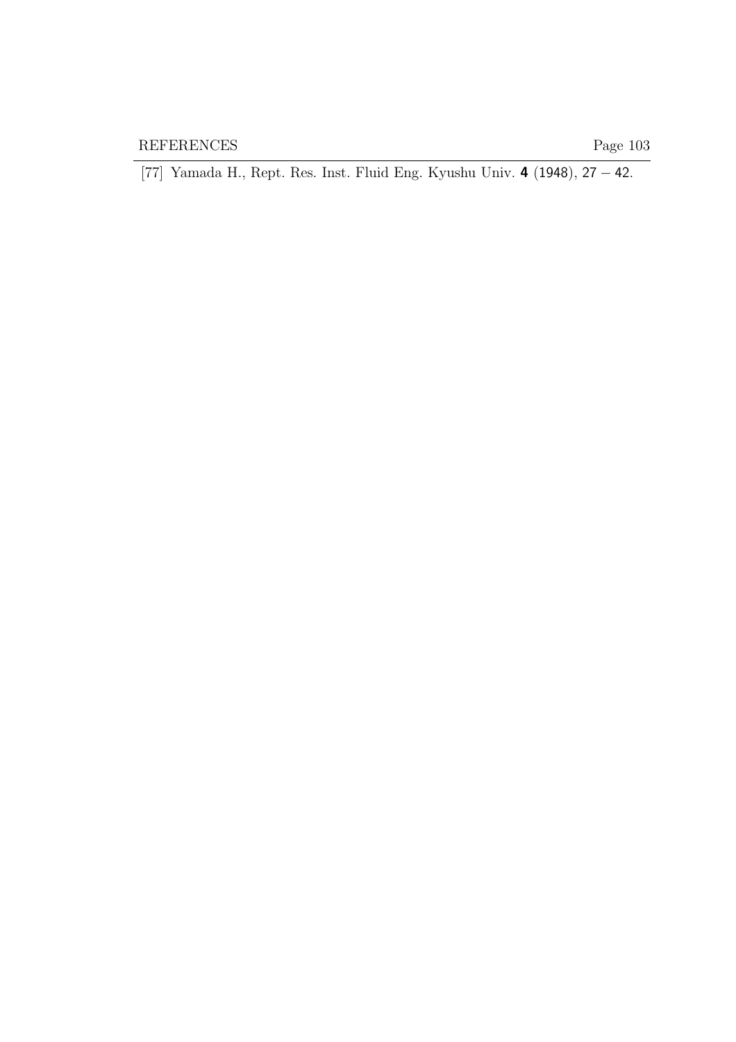[77] Yamada H., Rept. Res. Inst. Fluid Eng. Kyushu Univ. **4** (1948), 27 − 42.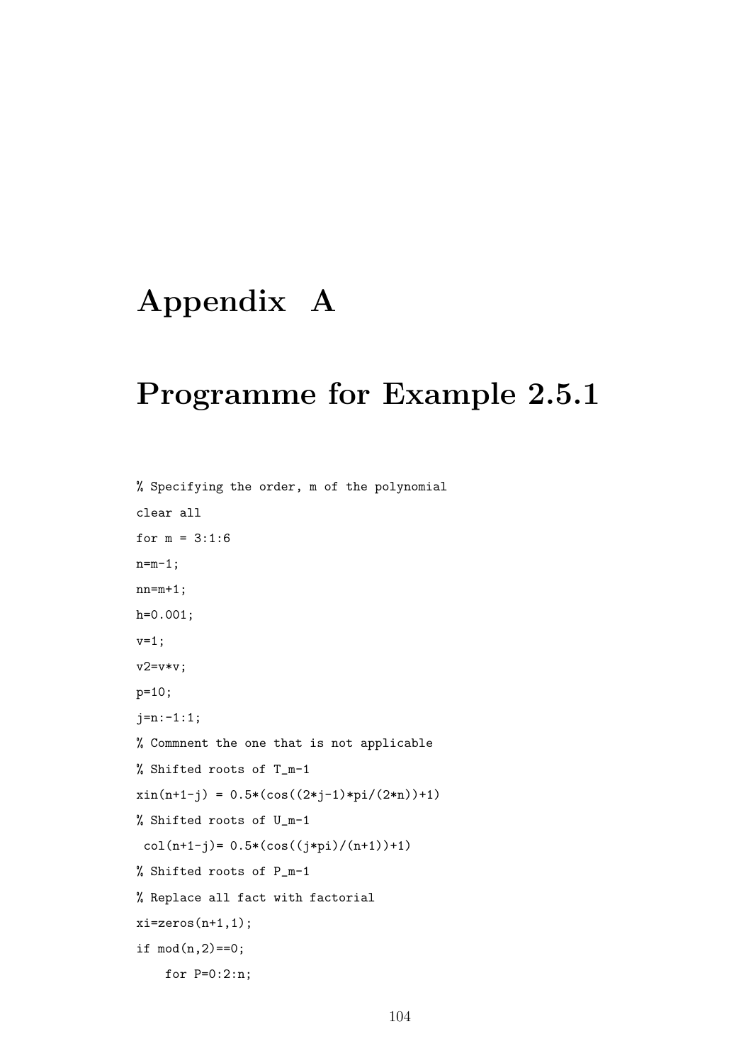# Appendix A

# Programme for Example 2.5.1

```
% Specifying the order, m of the polynomial
clear all
for m = 3:1:6
n=m-1;
nn=m+1;
h=0.001;
v=1;
v2=v*v;
p=10;
j=n:-1:1;
% Commnent the one that is not applicable
% Shifted roots of T_m-1
xin(n+1-j) = 0.5*(cos((2*j-1)*pi/(2*n))+1)
% Shifted roots of U_m-1
 col(n+1-j)= 0.5*(cos((j*pi)/(n+1))+1)
% Shifted roots of P_m-1
% Replace all fact with factorial
xi=zeros(n+1,1);
if mod(n,2)==0;
    for P=0:2:n;
```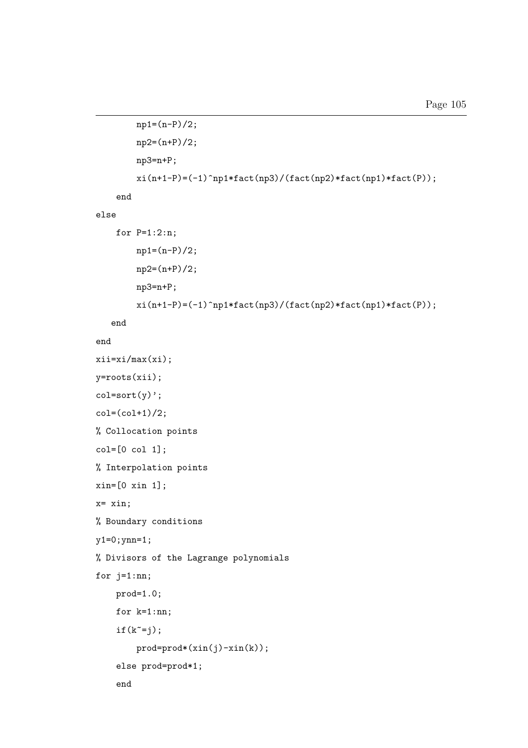```
        np1=(n-P)/2;
        np2=(n+P)/2;
        np3=n+P;
        xi(n+1-P)=(-1)^np1*fact(np3)/(fact(np2)*fact(np1)*fact(P));
    end
else
    for P=1:2:n;
        np1=(n-P)/2;
        np2=(n+P)/2;
        np3=n+P;
        xi(n+1-P)=(-1)^np1*fact(np3)/(fact(np2)*fact(np1)*fact(P));
   end
end
xii=xi/max(xi);
y=roots(xii);
col=sort(y)';
col=(col+1)/2;
% Collocation points
col=[0 col 1];
% Interpolation points
xin=[0 xin 1];
x= xin;
% Boundary conditions
y1=0;ynn=1;
% Divisors of the Lagrange polynomials
for j=1:nn;
    prod=1.0;
    for k=1:nn;
    if(k~=j);
        prod=prod*(xin(j)-xin(k));
    else prod=prod*1;
    end
```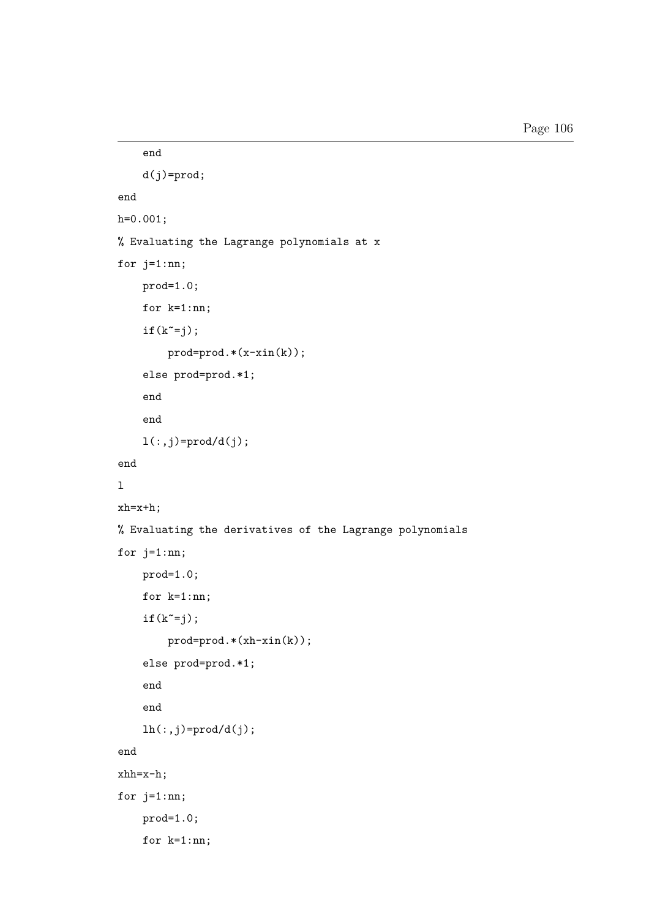```
    end
    d(j)=prod;
end
h=0.001;
% Evaluating the Lagrange polynomials at x
for j=1:nn;
    prod=1.0;
    for k=1:nn;
    if(k~=j);
        prod=prod.*(x-xin(k));
    else prod=prod.*1;
    end
    end
    l(:,j)=prod/d(j);
end
l
xh=x+h;
% Evaluating the derivatives of the Lagrange polynomials
for j=1:nn;
    prod=1.0;
    for k=1:nn;
    if(k~=j);
        prod=prod.*(xh-xin(k));
    else prod=prod.*1;
    end
    end
    lh(:,j)=prod/d(j);
end
xhh=x-h;
for j=1:nn;
    prod=1.0;
    for k=1:nn;
```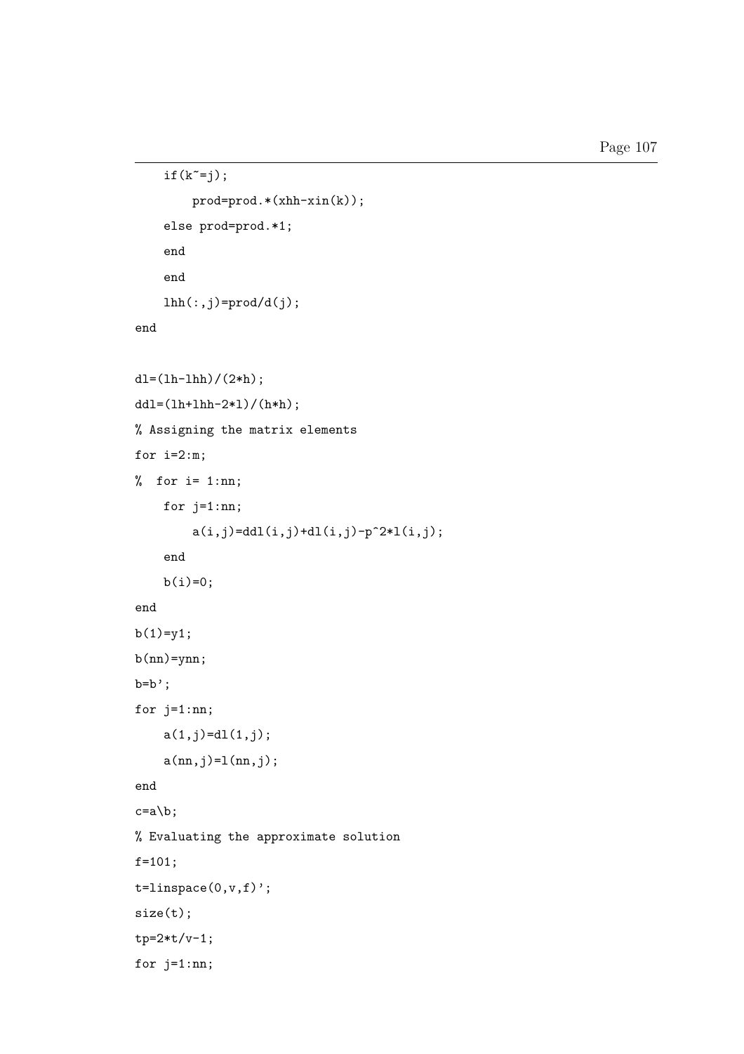```
    if(k~=j);
        prod=prod.*(xhh-xin(k));
    else prod=prod.*1;
    end
    end
    lhh(:,j)=prod/d(j);
end

dl=(lh-lhh)/(2*h);
ddl=(lh+lhh-2*l)/(h*h);
% Assigning the matrix elements
for i=2:m;
%  for i= 1:nn;
    for j=1:nn;
        a(i,j)=ddl(i,j)+dl(i,j)-p^2*l(i,j);
    end
    b(i)=0;
end
b(1)=y1;
b(nn)=ynn;
b=b';
for j=1:nn;
    a(1,j)=dl(1,j);
    a(nn,j)=l(nn,j);
end
c=a\b;
% Evaluating the approximate solution
f=101;
t=linspace(0,v,f)';
size(t);
tp=2*t/v-1;
for j=1:nn;
```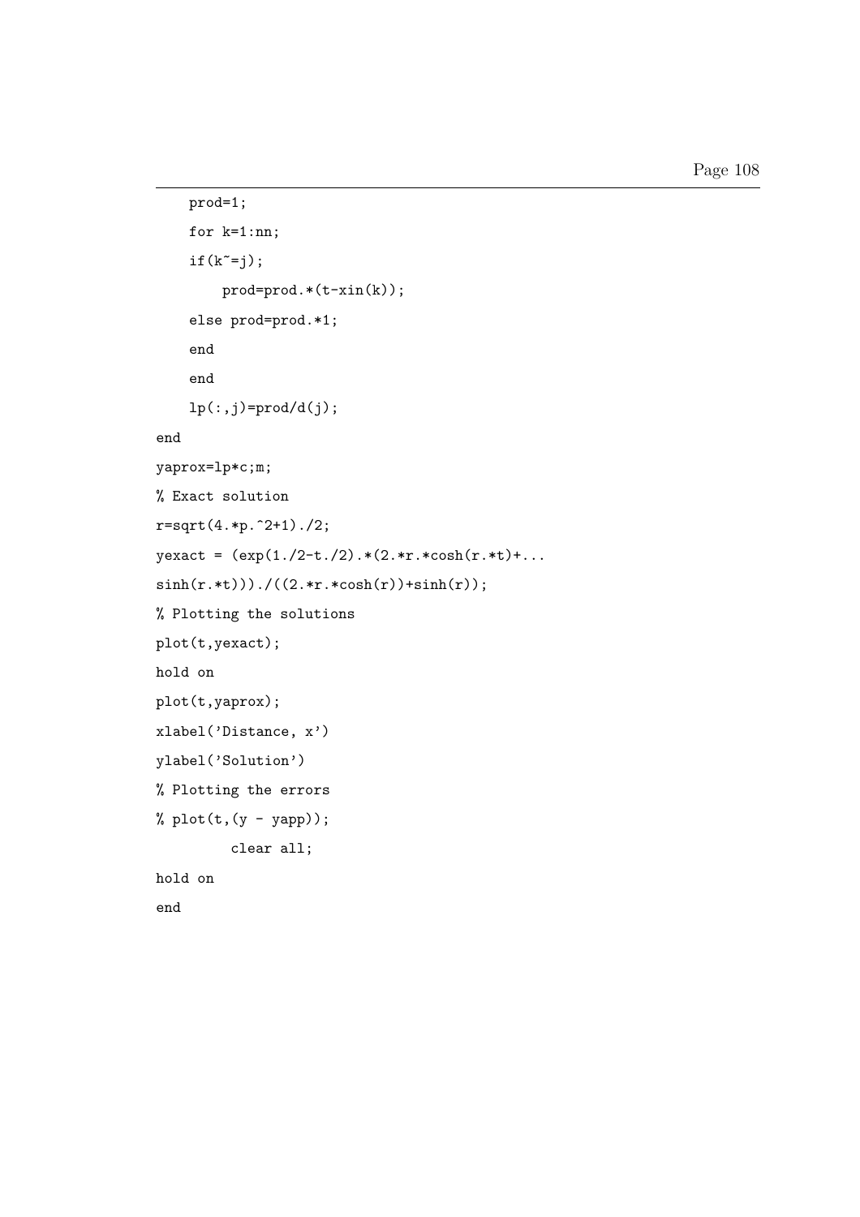```
    prod=1;
    for k=1:nn;
    if(k~=j);
        prod=prod.*(t-xin(k));
    else prod=prod.*1;
    end
    end
    lp(:,j)=prod/d(j);
end
yaprox=lp*c;m;
% Exact solution
r=sqrt(4.*p.^2+1)./2;
yexact = (exp(1./2-t./2).*(2.*r.*cosh(r.*t)+...
sinh(r.*t)))./((2.*r.*cosh(r))+sinh(r));
% Plotting the solutions
plot(t,yexact);
hold on
plot(t,yaprox);
xlabel('Distance, x')
ylabel('Solution')
% Plotting the errors
% plot(t,(y - yapp));
         clear all;
hold on
end
```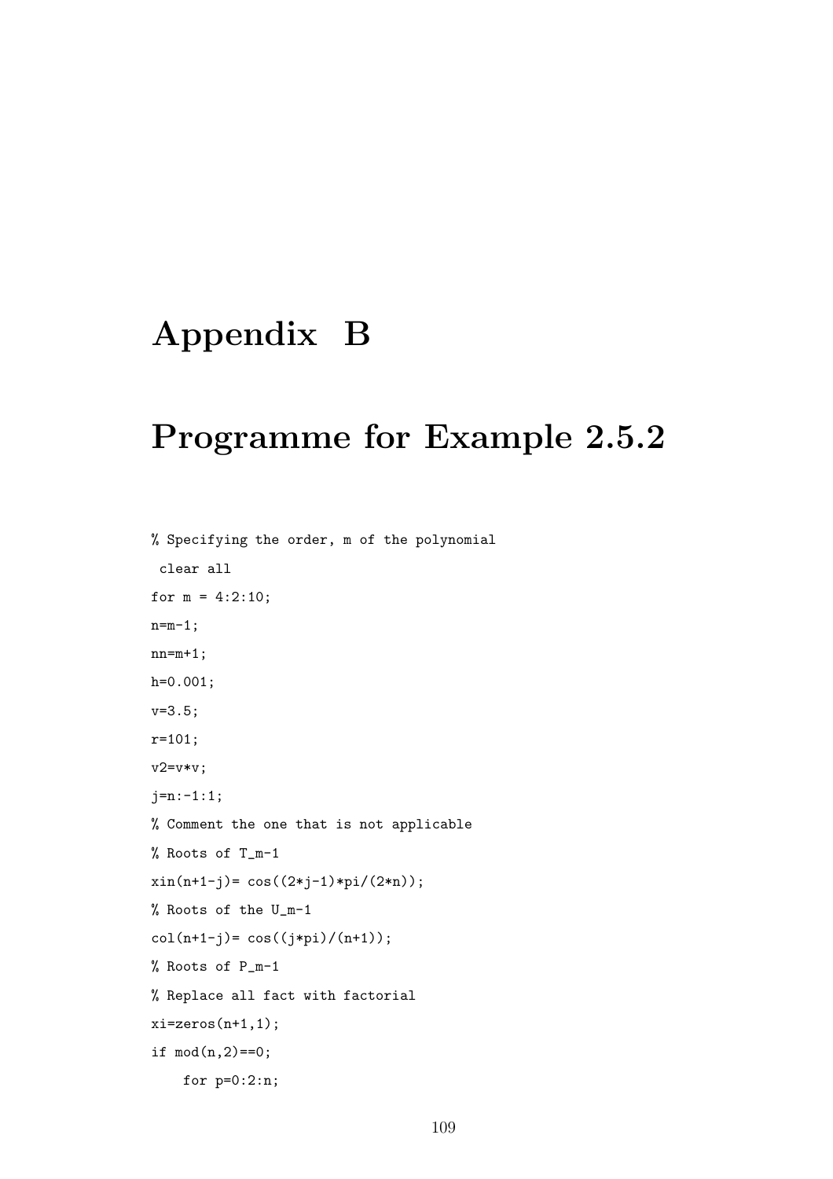# Appendix B

# Programme for Example 2.5.2

```
% Specifying the order, m of the polynomial
 clear all
for m = 4:2:10;
n=m-1;
nn=m+1;
h=0.001;
v=3.5;
r=101;
v2=v*v;
j=n:-1:1;
% Comment the one that is not applicable
% Roots of T_m-1
xin(n+1-j)= cos((2*j-1)*pi/(2*n));
% Roots of the U_m-1
col(n+1-j)= cos((j*pi)/(n+1));
% Roots of P_m-1
% Replace all fact with factorial
xi=zeros(n+1,1);
if mod(n,2)==0;
    for p=0:2:n;
```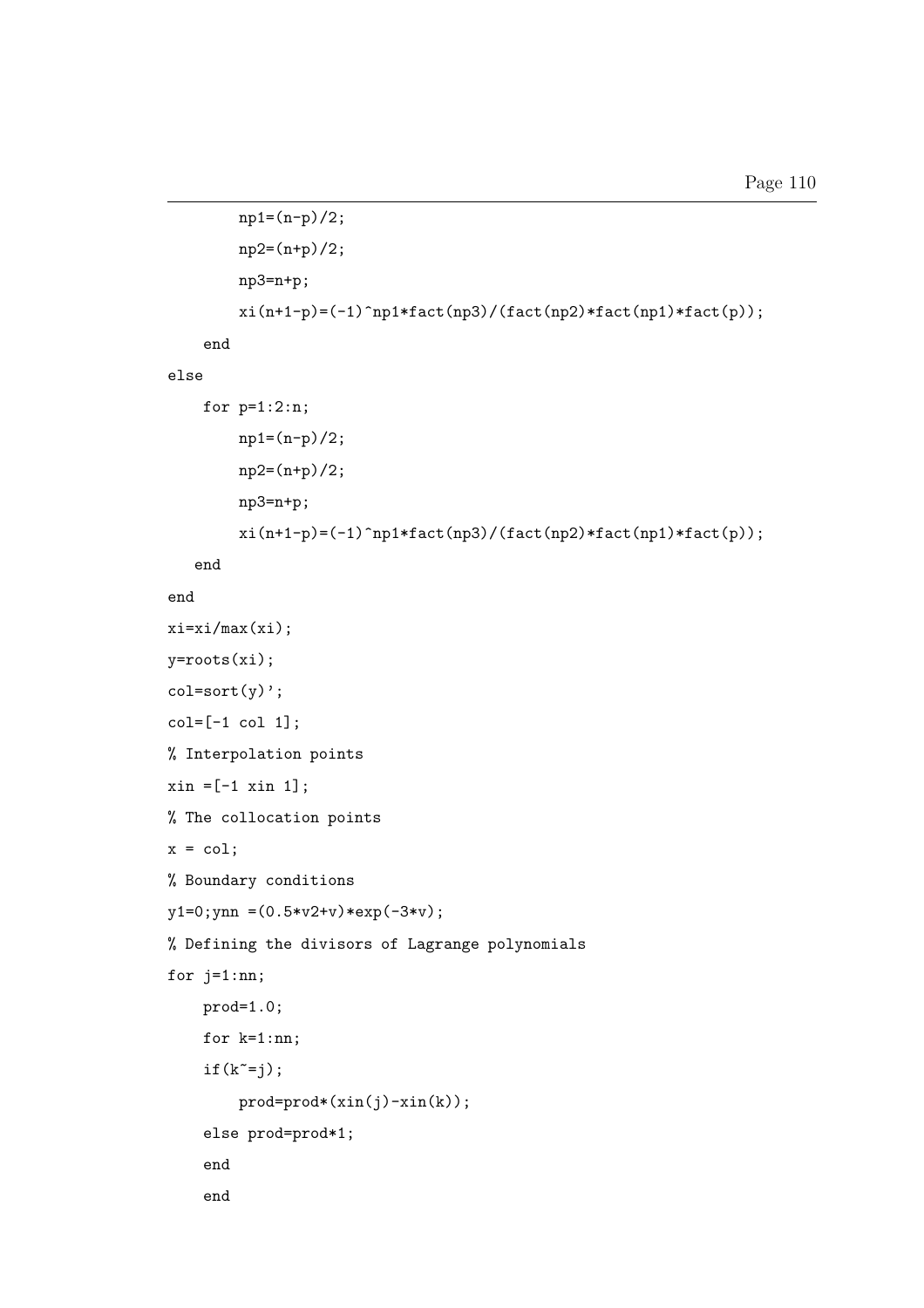```
        np1=(n-p)/2;
        np2=(n+p)/2;
        np3=n+p;
        xi(n+1-p)=(-1)^np1*fact(np3)/(fact(np2)*fact(np1)*fact(p));
    end
else
    for p=1:2:n;
        np1=(n-p)/2;
        np2=(n+p)/2;
        np3=n+p;
        xi(n+1-p)=(-1)^np1*fact(np3)/(fact(np2)*fact(np1)*fact(p));
   end
end
xi=xi/max(xi);
y=roots(xi);
col=sort(y)';
col=[-1 col 1];
% Interpolation points
xin =[-1 xin 1];
% The collocation points
x = col;
% Boundary conditions
y1=0;ynn =(0.5*v2+v)*exp(-3*v);
% Defining the divisors of Lagrange polynomials
for j=1:nn;
    prod=1.0;
    for k=1:nn;
    if(k~=j);
        prod=prod*(xin(j)-xin(k));
    else prod=prod*1;
    end
    end
```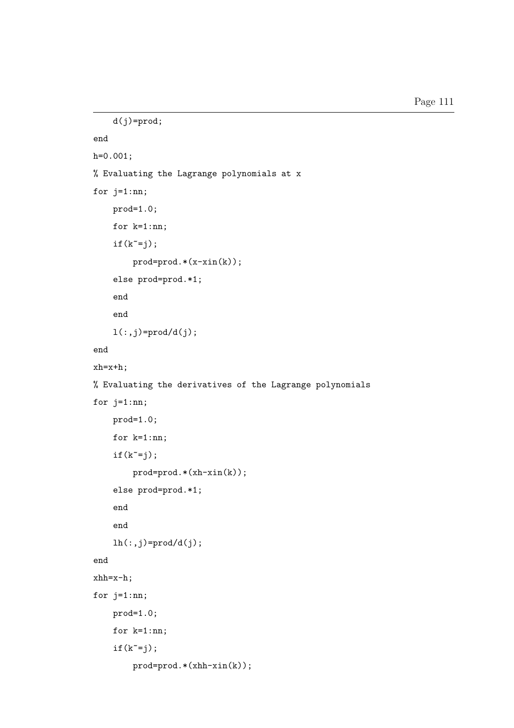```
    d(j)=prod;
end
h=0.001;
% Evaluating the Lagrange polynomials at x
for j=1:nn;
    prod=1.0;
    for k=1:nn;
    if(k~=j);
        prod=prod.*(x-xin(k));
    else prod=prod.*1;
    end
    end
    l(:,j)=prod/d(j);
end
xh=x+h;
% Evaluating the derivatives of the Lagrange polynomials
for j=1:nn;
    prod=1.0;
    for k=1:nn;
    if(k~=j);
        prod=prod.*(xh-xin(k));
    else prod=prod.*1;
    end
    end
    lh(:,j)=prod/d(j);
end
xhh=x-h;
for j=1:nn;
    prod=1.0;
    for k=1:nn;
    if(k~=j);
        prod=prod.*(xhh-xin(k));
```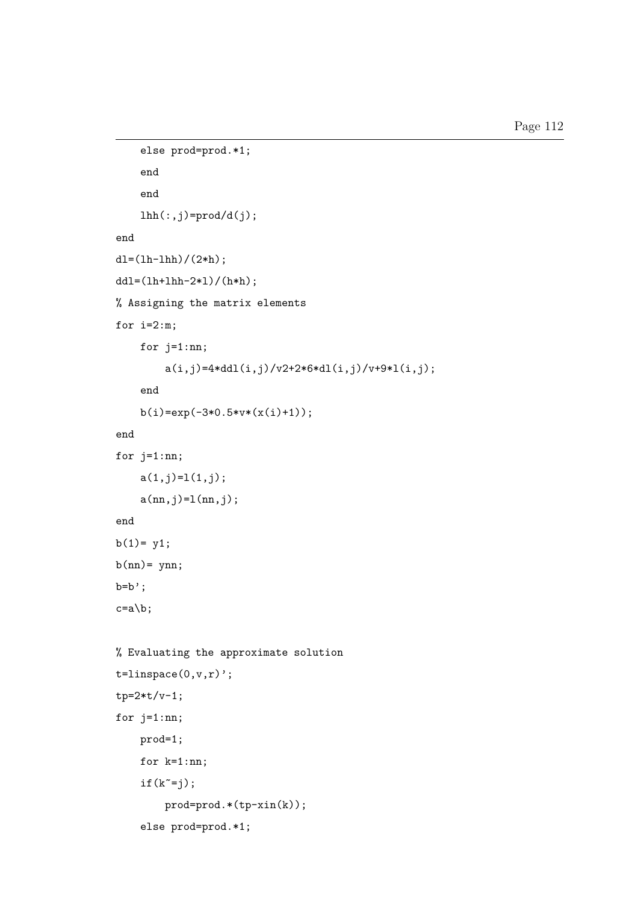```
    else prod=prod.*1;
    end
    end
    lhh(:,j)=prod/d(j);
end
dl=(lh-lhh)/(2*h);
ddl=(lh+lhh-2*l)/(h*h);
% Assigning the matrix elements
for i=2:m;
    for j=1:nn;
        a(i,j)=4*ddl(i,j)/v2+2*6*dl(i,j)/v+9*l(i,j);
    end
    b(i)=exp(-3*0.5*v*(x(i)+1));
end
for j=1:nn;
    a(1,j)=l(1,j);
    a(nn,j)=l(nn,j);
end
b(1)= y1;
b(nn)= ynn;
b=b';
c=a\b;

% Evaluating the approximate solution
t=linspace(0,v,r)';
tp=2*t/v-1;
for j=1:nn;
    prod=1;
    for k=1:nn;
    if(k~=j);
        prod=prod.*(tp-xin(k));
    else prod=prod.*1;
```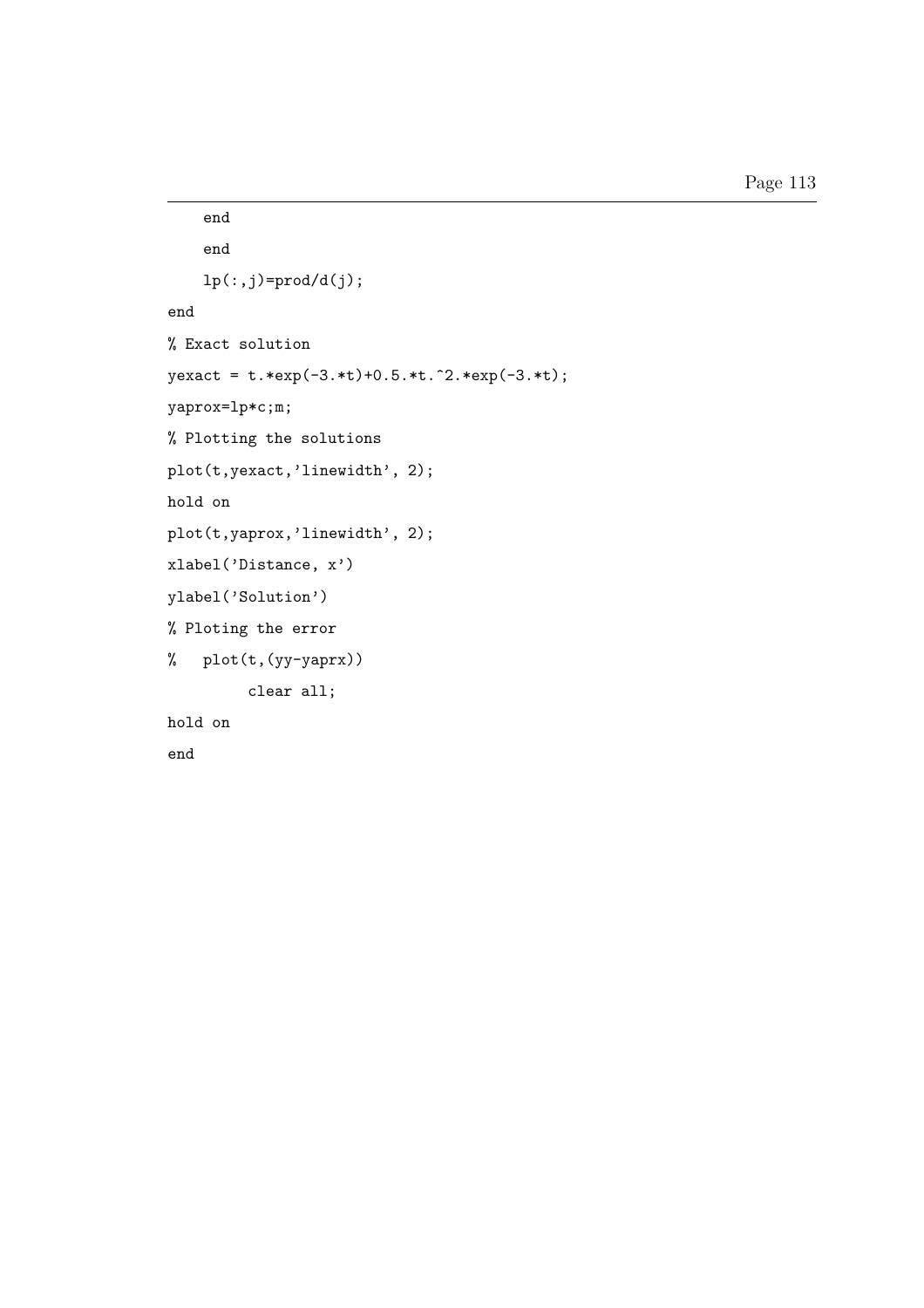```
    end
    end
    lp(:,j)=prod/d(j);
end
% Exact solution
yexact = t.*exp(-3.*t)+0.5.*t.^2.*exp(-3.*t);
yaprox=lp*c;m;
% Plotting the solutions
plot(t,yexact,'linewidth', 2);
hold on
plot(t,yaprox,'linewidth', 2);
xlabel('Distance, x')
ylabel('Solution')
% Ploting the error
%   plot(t,(yy-yaprx))
         clear all;
hold on
end
```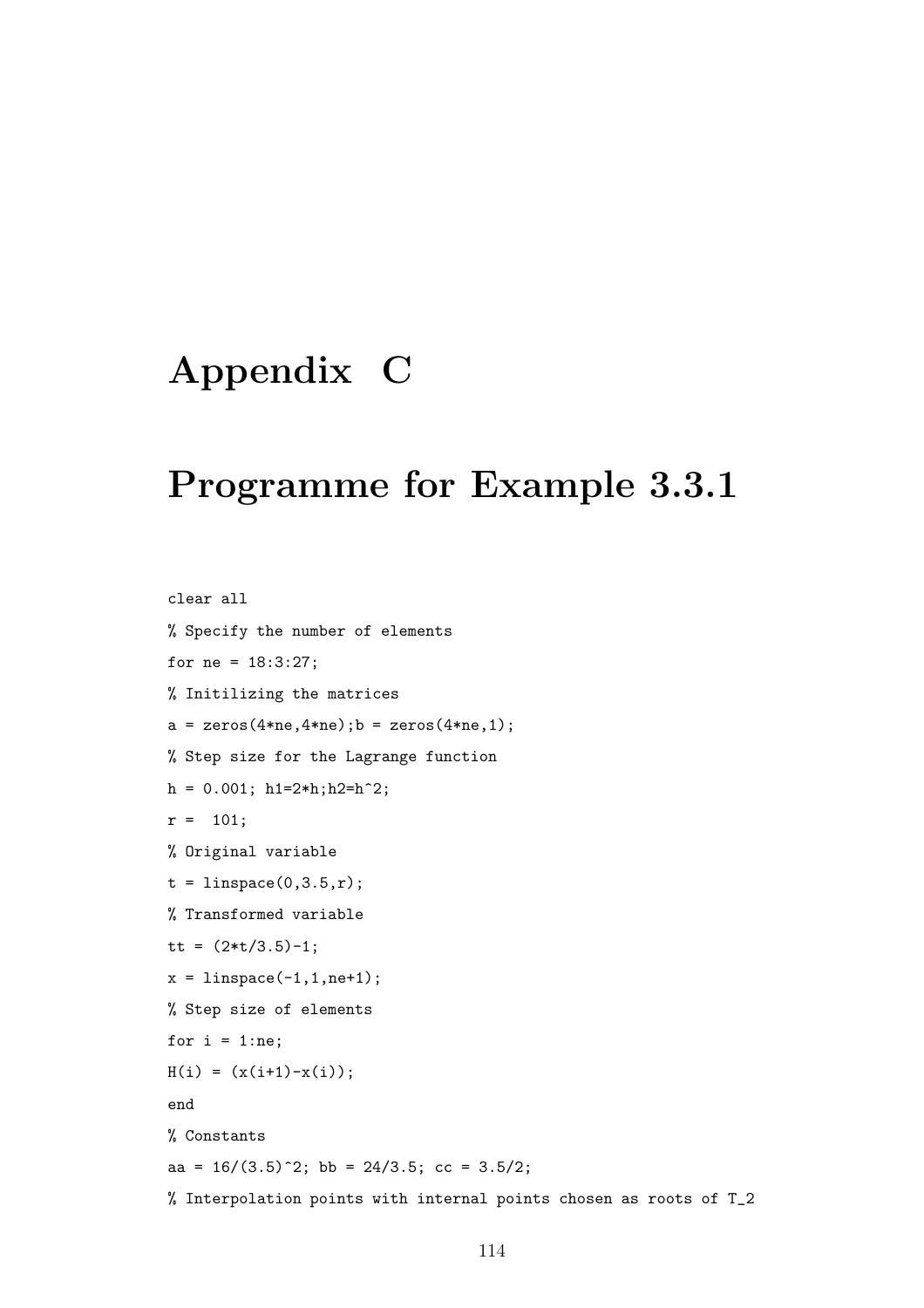# Appendix C

# Programme for Example 3.3.1

```
clear all
% Specify the number of elements
for ne = 18:3:27;
% Initilizing the matrices
a = zeros(4*ne,4*ne);b = zeros(4*ne,1);
% Step size for the Lagrange function
h = 0.001; h1=2*h;h2=h^2;
r =  101;
% Original variable
t = linspace(0,3.5,r);
% Transformed variable
tt = (2*t/3.5)-1;
x = linspace(-1,1,ne+1);
% Step size of elements
for i = 1:ne;
H(i) = (x(i+1)-x(i));
end
% Constants
aa = 16/(3.5)^2; bb = 24/3.5; cc = 3.5/2;
% Interpolation points with internal points chosen as roots of T_2
```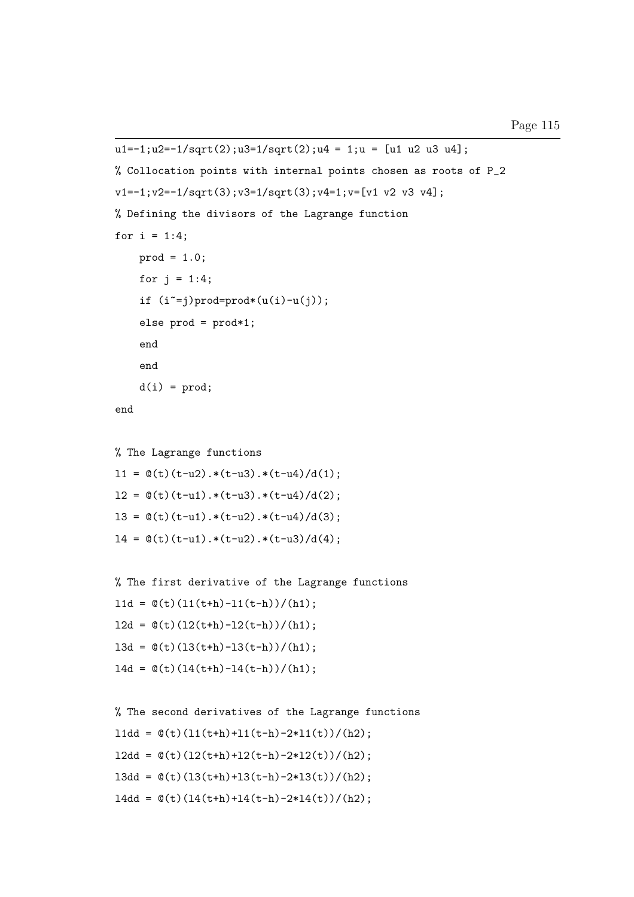```
u1=-1;u2=-1/sqrt(2);u3=1/sqrt(2);u4 = 1;u = [u1 u2 u3 u4];
% Collocation points with internal points chosen as roots of P_2
v1=-1;v2=-1/sqrt(3);v3=1/sqrt(3);v4=1;v=[v1 v2 v3 v4];
% Defining the divisors of the Lagrange function
for i = 1:4;
    prod = 1.0;
    for j = 1:4;
    if (i~=j)prod=prod*(u(i)-u(j));
    else prod = prod*1;
    end
    end
    d(i) = prod;
end

% The Lagrange functions
l1 = @(t)(t-u2).*(t-u3).*(t-u4)/d(1);
l2 = @(t)(t-u1).*(t-u3).*(t-u4)/d(2);
l3 = @(t)(t-u1).*(t-u2).*(t-u4)/d(3);
l4 = @(t)(t-u1).*(t-u2).*(t-u3)/d(4);

% The first derivative of the Lagrange functions
l1d = @(t)(l1(t+h)-l1(t-h))/(h1);
l2d = @(t)(l2(t+h)-l2(t-h))/(h1);
l3d = @(t)(l3(t+h)-l3(t-h))/(h1);
l4d = @(t)(l4(t+h)-l4(t-h))/(h1);

% The second derivatives of the Lagrange functions
l1dd = @(t)(l1(t+h)+l1(t-h)-2*l1(t))/(h2);
l2dd = @(t)(l2(t+h)+l2(t-h)-2*l2(t))/(h2);
l3dd = @(t)(l3(t+h)+l3(t-h)-2*l3(t))/(h2);
l4dd = @(t)(l4(t+h)+l4(t-h)-2*l4(t))/(h2);
```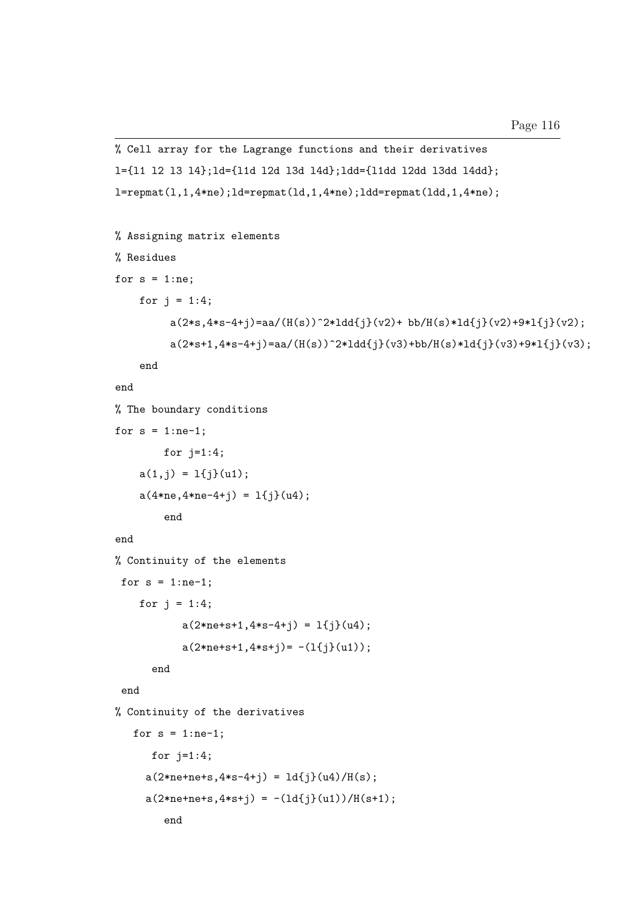```
% Cell array for the Lagrange functions and their derivatives
l={l1 l2 l3 l4};ld={l1d l2d l3d l4d};ldd={l1dd l2dd l3dd l4dd};
l=repmat(l,1,4*ne);ld=repmat(ld,1,4*ne);ldd=repmat(ldd,1,4*ne);

% Assigning matrix elements
% Residues
for s = 1:ne;
    for j = 1:4;
         a(2*s,4*s-4+j)=aa/(H(s))^2*ldd{j}(v2)+ bb/H(s)*ld{j}(v2)+9*l{j}(v2);
         a(2*s+1,4*s-4+j)=aa/(H(s))^2*ldd{j}(v3)+bb/H(s)*ld{j}(v3)+9*l{j}(v3);
    end
end
% The boundary conditions
for s = 1:ne-1;
        for j=1:4;
    a(1,j) = l{j}(u1);
    a(4*ne,4*ne-4+j) = l{j}(u4);
        end
end
% Continuity of the elements
 for s = 1:ne-1;
    for j = 1:4;
           a(2*ne+s+1,4*s-4+j) = l{j}(u4);
           a(2*ne+s+1,4*s+j)= -(l{j}(u1));
      end
 end
% Continuity of the derivatives
   for s = 1:ne-1;
      for j=1:4;
     a(2*ne+ne+s,4*s-4+j) = ld{j}(u4)/H(s);
     a(2*ne+ne+s,4*s+j) = -(ld{j}(u1))/H(s+1);
        end
```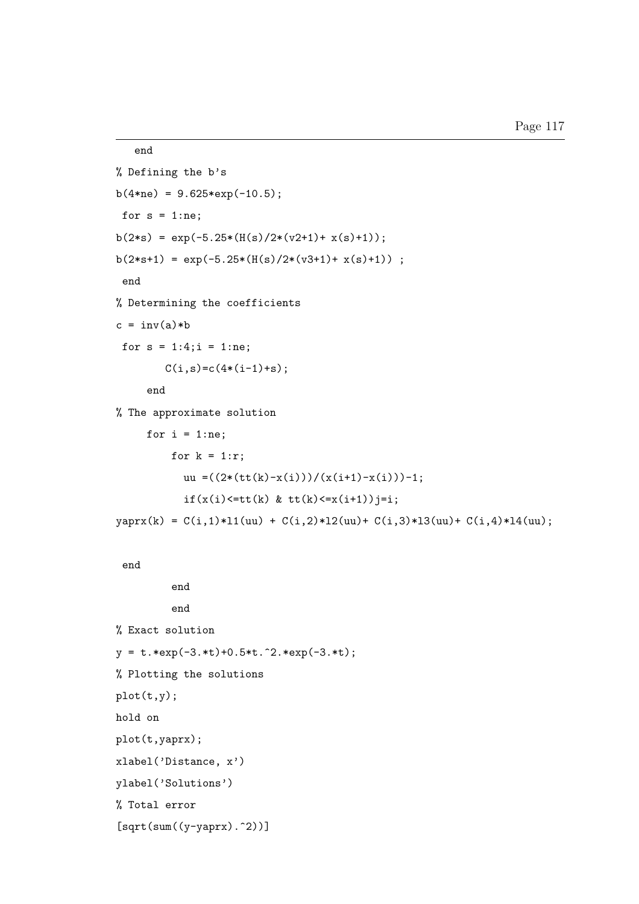```
   end
% Defining the b's
b(4*ne) = 9.625*exp(-10.5);
 for s = 1:ne;
b(2*s) = exp(-5.25*(H(s)/2*(v2+1)+ x(s)+1));
b(2*s+1) = exp(-5.25*(H(s)/2*(v3+1)+ x(s)+1)) ;
 end
% Determining the coefficients
c = inv(a)*b
 for s = 1:4;i = 1:ne;
        C(i,s)=c(4*(i-1)+s);
     end
% The approximate solution
     for i = 1:ne;
         for k = 1:r;
           uu =((2*(tt(k)-x(i)))/(x(i+1)-x(i)))-1;
           if(x(i)<=tt(k) & tt(k)<=x(i+1))j=i;
yaprx(k) = C(i,1)*l1(uu) + C(i,2)*l2(uu)+ C(i,3)*l3(uu)+ C(i,4)*l4(uu);

 end
         end
         end
% Exact solution
y = t.*exp(-3.*t)+0.5*t.^2.*exp(-3.*t);
% Plotting the solutions
plot(t,y);
hold on
plot(t,yaprx);
xlabel('Distance, x')
ylabel('Solutions')
% Total error
[sqrt(sum((y-yaprx).^2))]
```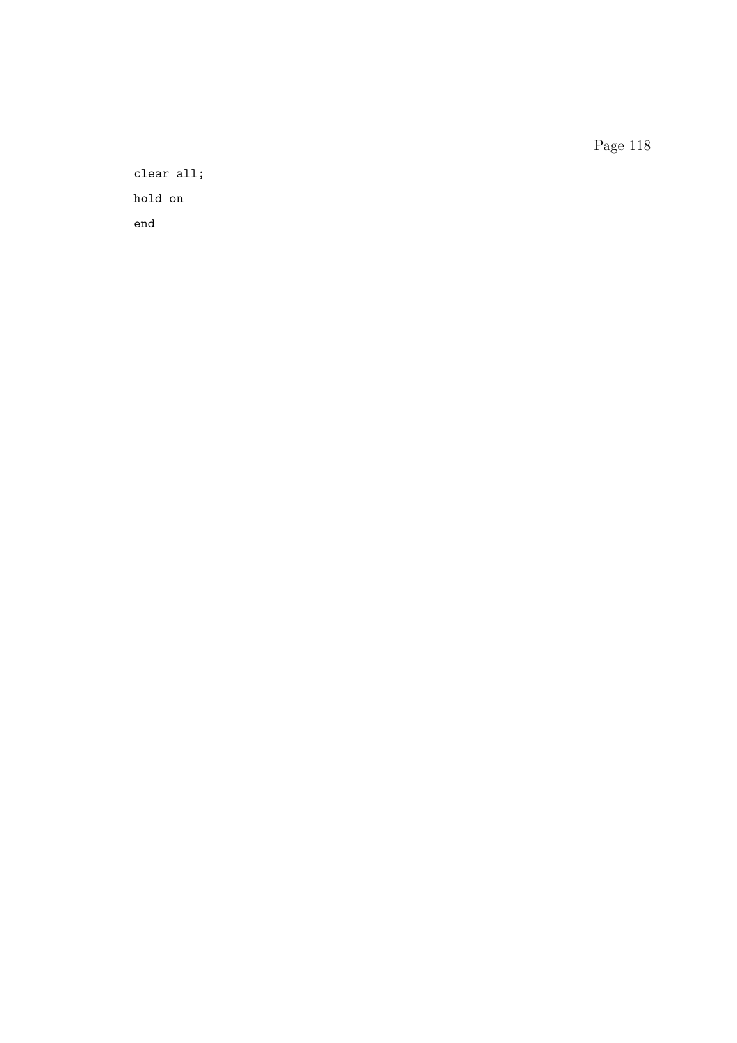```
clear all;

hold on

end
```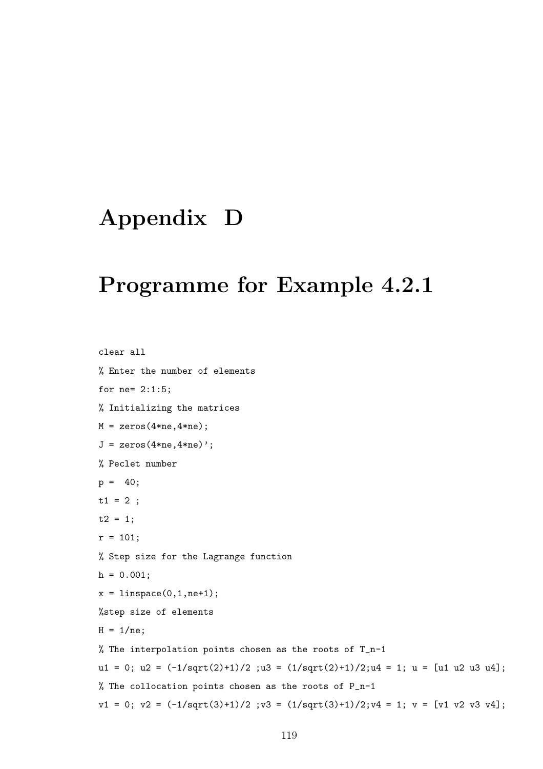# Appendix D

# Programme for Example 4.2.1

```
clear all
% Enter the number of elements
for ne= 2:1:5;
% Initializing the matrices
M = zeros(4*ne,4*ne);
J = zeros(4*ne,4*ne)';
% Peclet number
p =  40;
t1 = 2 ;
t2 = 1;
r = 101;
% Step size for the Lagrange function
h = 0.001;
x = linspace(0,1,ne+1);
%step size of elements
H = 1/ne;
% The interpolation points chosen as the roots of T_n-1
u1 = 0; u2 = (-1/sqrt(2)+1)/2 ;u3 = (1/sqrt(2)+1)/2;u4 = 1; u = [u1 u2 u3 u4];
% The collocation points chosen as the roots of P_n-1
v1 = 0; v2 = (-1/sqrt(3)+1)/2 ;v3 = (1/sqrt(3)+1)/2;v4 = 1; v = [v1 v2 v3 v4];
```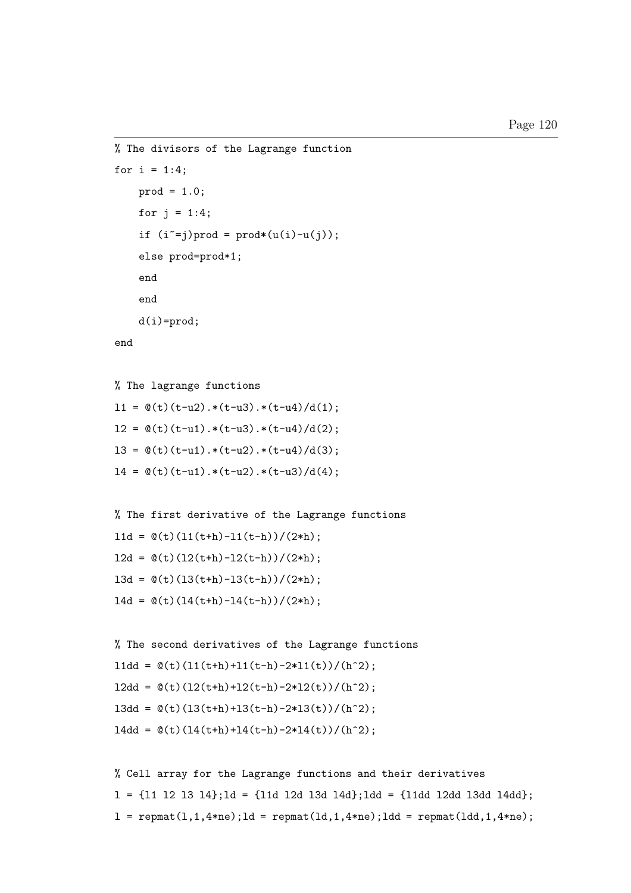```
% The divisors of the Lagrange function
for i = 1:4;
    prod = 1.0;
    for j = 1:4;
    if (i~=j)prod = prod*(u(i)-u(j));
    else prod=prod*1;
    end
    end
    d(i)=prod;
end

% The lagrange functions
l1 = @(t)(t-u2).*(t-u3).*(t-u4)/d(1);
l2 = @(t)(t-u1).*(t-u3).*(t-u4)/d(2);
l3 = @(t)(t-u1).*(t-u2).*(t-u4)/d(3);
l4 = @(t)(t-u1).*(t-u2).*(t-u3)/d(4);

% The first derivative of the Lagrange functions
l1d = @(t)(l1(t+h)-l1(t-h))/(2*h);
l2d = @(t)(l2(t+h)-l2(t-h))/(2*h);
l3d = @(t)(l3(t+h)-l3(t-h))/(2*h);
l4d = @(t)(l4(t+h)-l4(t-h))/(2*h);

% The second derivatives of the Lagrange functions
l1dd = @(t)(l1(t+h)+l1(t-h)-2*l1(t))/(h^2);
l2dd = @(t)(l2(t+h)+l2(t-h)-2*l2(t))/(h^2);
l3dd = @(t)(l3(t+h)+l3(t-h)-2*l3(t))/(h^2);
l4dd = @(t)(l4(t+h)+l4(t-h)-2*l4(t))/(h^2);

% Cell array for the Lagrange functions and their derivatives
l = {l1 l2 l3 l4};ld = {l1d l2d l3d l4d};ldd = {l1dd l2dd l3dd l4dd};
l = repmat(l,1,4*ne);ld = repmat(ld,1,4*ne);ldd = repmat(ldd,1,4*ne);
```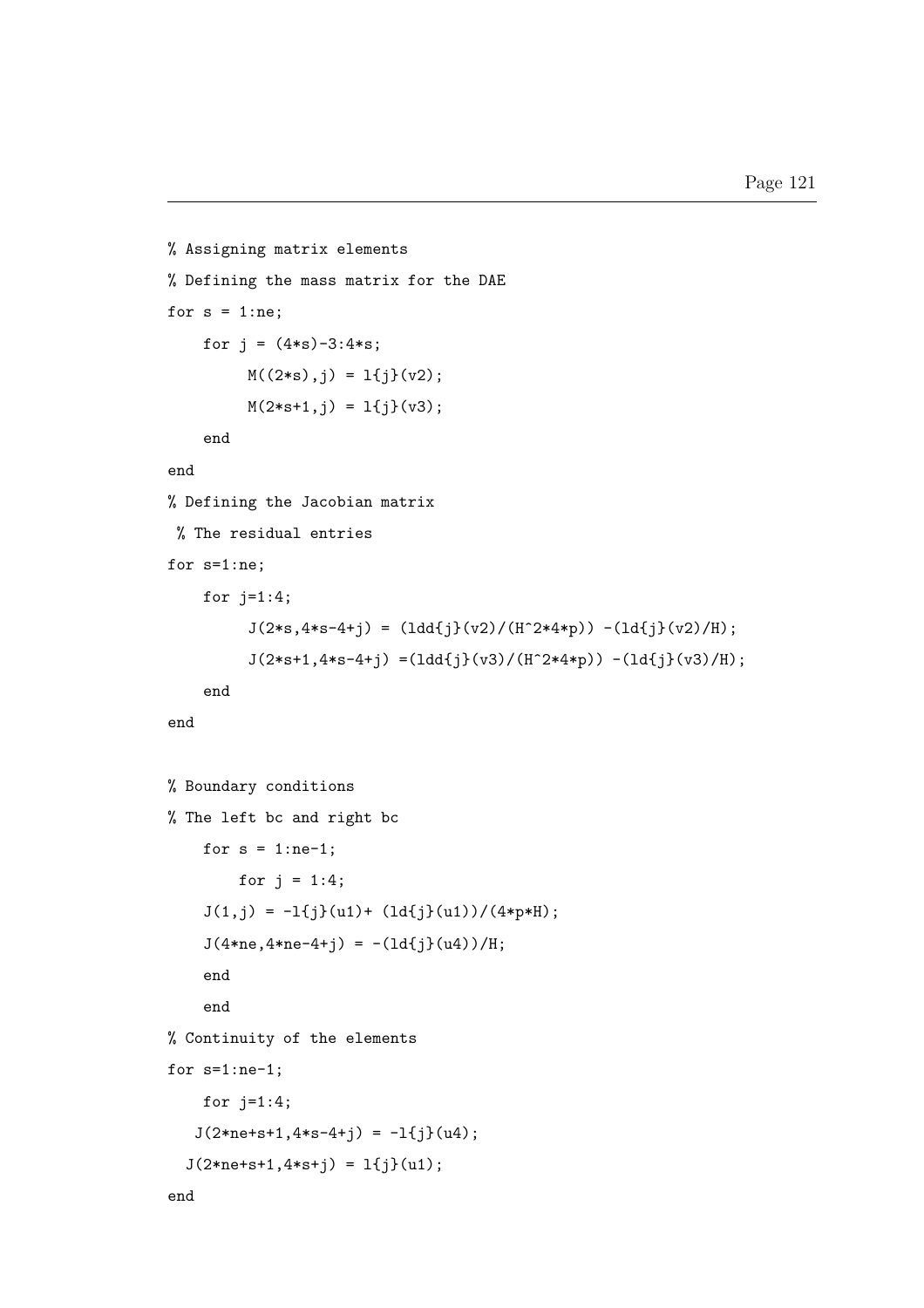```
% Assigning matrix elements
% Defining the mass matrix for the DAE
for s = 1:ne;
    for j = (4*s)-3:4*s;
         M((2*s),j) = l{j}(v2);
         M(2*s+1,j) = l{j}(v3);
    end
end
% Defining the Jacobian matrix
 % The residual entries
for s=1:ne;
    for j=1:4;
         J(2*s,4*s-4+j) = (ldd{j}(v2)/(H^2*4*p)) -(ld{j}(v2)/H);
         J(2*s+1,4*s-4+j) =(ldd{j}(v3)/(H^2*4*p)) -(ld{j}(v3)/H);
    end
end


% Boundary conditions
% The left bc and right bc
    for s = 1:ne-1;
        for j = 1:4;
    J(1,j) = -l{j}(u1)+ (ld{j}(u1))/(4*p*H);
    J(4*ne,4*ne-4+j) = -(ld{j}(u4))/H;
    end
    end
% Continuity of the elements
for s=1:ne-1;
    for j=1:4;
   J(2*ne+s+1,4*s-4+j) = -l{j}(u4);
  J(2*ne+s+1,4*s+j) = l{j}(u1);
end
```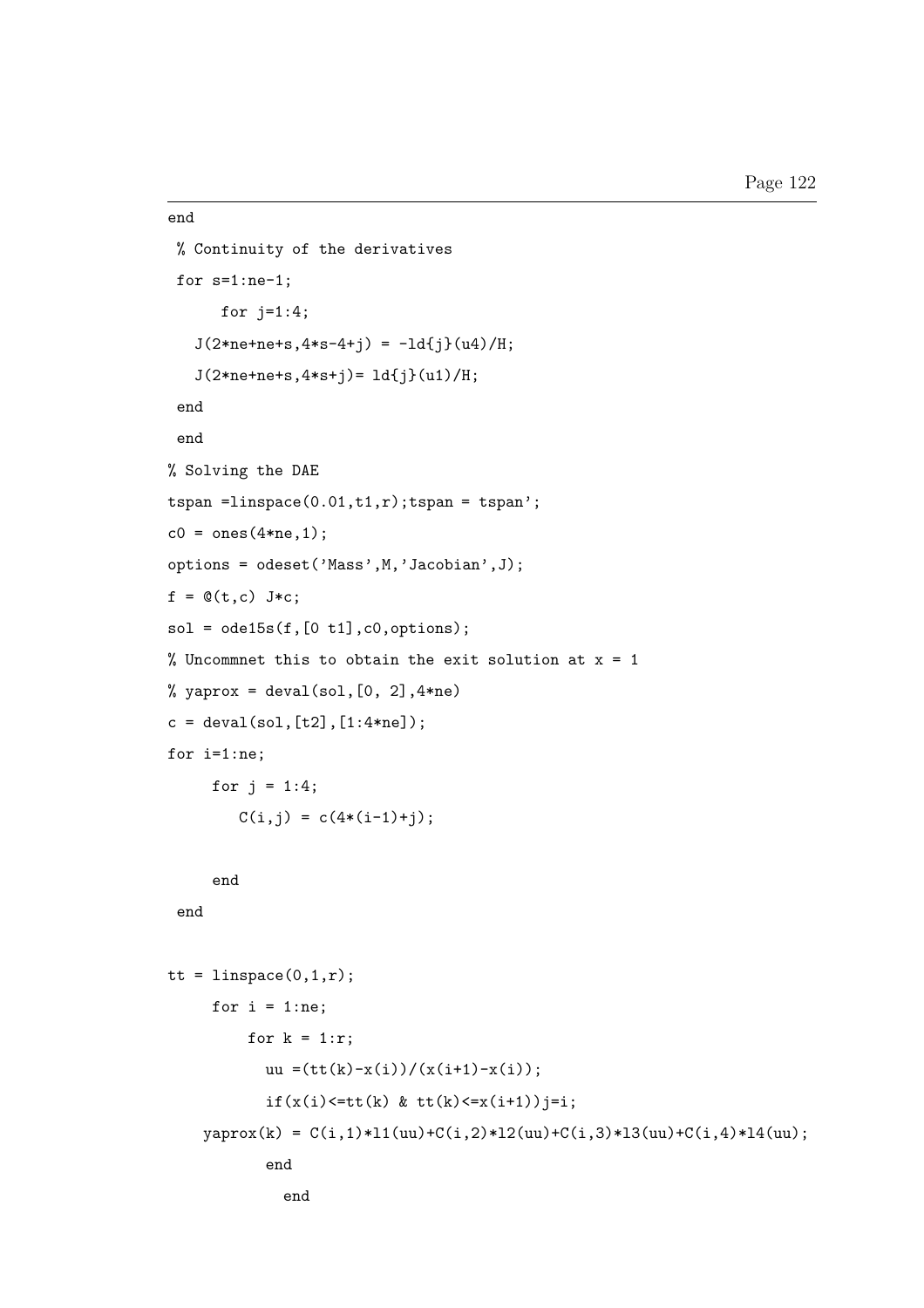```
end
 % Continuity of the derivatives
 for s=1:ne-1;
      for j=1:4;
   J(2*ne+ne+s,4*s-4+j) = -ld{j}(u4)/H;
   J(2*ne+ne+s,4*s+j)= ld{j}(u1)/H;
 end
 end
% Solving the DAE
tspan =linspace(0.01,t1,r);tspan = tspan';
c0 = ones(4*ne,1);
options = odeset('Mass',M,'Jacobian',J);
f = @(t,c) J*c;
sol = ode15s(f,[0 t1],c0,options);
% Uncommnet this to obtain the exit solution at x = 1
% yaprox = deval(sol,[0, 2],4*ne)
c = deval(sol,[t2],[1:4*ne]);
for i=1:ne;
     for j = 1:4;
        C(i,j) = c(4*(i-1)+j);

     end
 end

tt = linspace(0,1,r);
     for i = 1:ne;
         for k = 1:r;
           uu =(tt(k)-x(i))/(x(i+1)-x(i));
           if(x(i)<=tt(k) & tt(k)<=x(i+1))j=i;
    yaprox(k) = C(i,1)*l1(uu)+C(i,2)*l2(uu)+C(i,3)*l3(uu)+C(i,4)*l4(uu);
           end
             end
```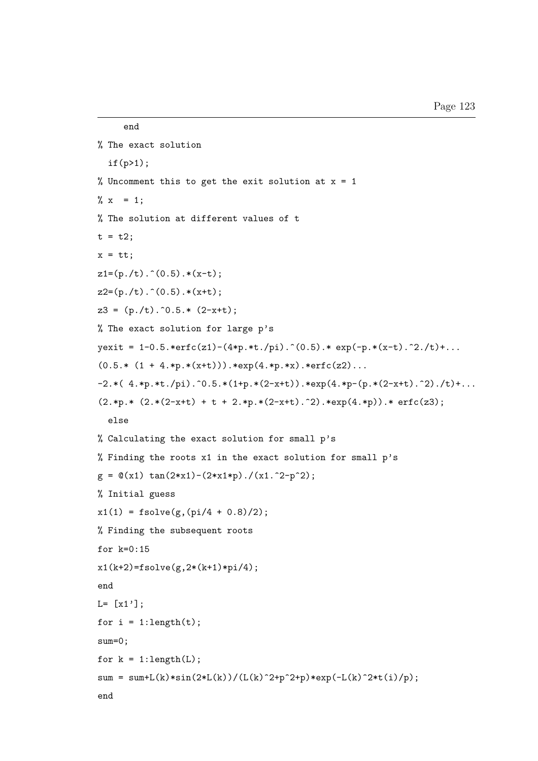```
    end
% The exact solution
  if(p>1);
% Uncomment this to get the exit solution at x = 1
% x  = 1;
% The solution at different values of t
t = t2;
x = tt;
z1=(p./t).^(0.5).*(x-t);
z2=(p./t).^(0.5).*(x+t);
z3 = (p./t).^0.5.* (2-x+t);
% The exact solution for large p's
yexit = 1-0.5.*erfc(z1)-(4*p.*t./pi).^(0.5).* exp(-p.*(x-t).^2./t)+...
(0.5.* (1 + 4.*p.*(x+t))).*exp(4.*p.*x).*erfc(z2)...
-2.*( 4.*p.*t./pi).^0.5.*(1+p.*(2-x+t)).*exp(4.*p-(p.*(2-x+t).^2)./t)+...
(2.*p.* (2.*(2-x+t) + t + 2.*p.*(2-x+t).^2).*exp(4.*p)).* erfc(z3);
  else
% Calculating the exact solution for small p's
% Finding the roots x1 in the exact solution for small p's
g = @(x1) tan(2*x1)-(2*x1*p)./(x1.^2-p^2);
% Initial guess
x1(1) = fsolve(g,(pi/4 + 0.8)/2);
% Finding the subsequent roots
for k=0:15
x1(k+2)=fsolve(g,2*(k+1)*pi/4);
end
L= [x1'];
for i = 1:length(t);
sum=0;
for k = 1:length(L);
sum = sum+L(k)*sin(2*L(k))/(L(k)^2+p^2+p)*exp(-L(k)^2*t(i)/p);
end
```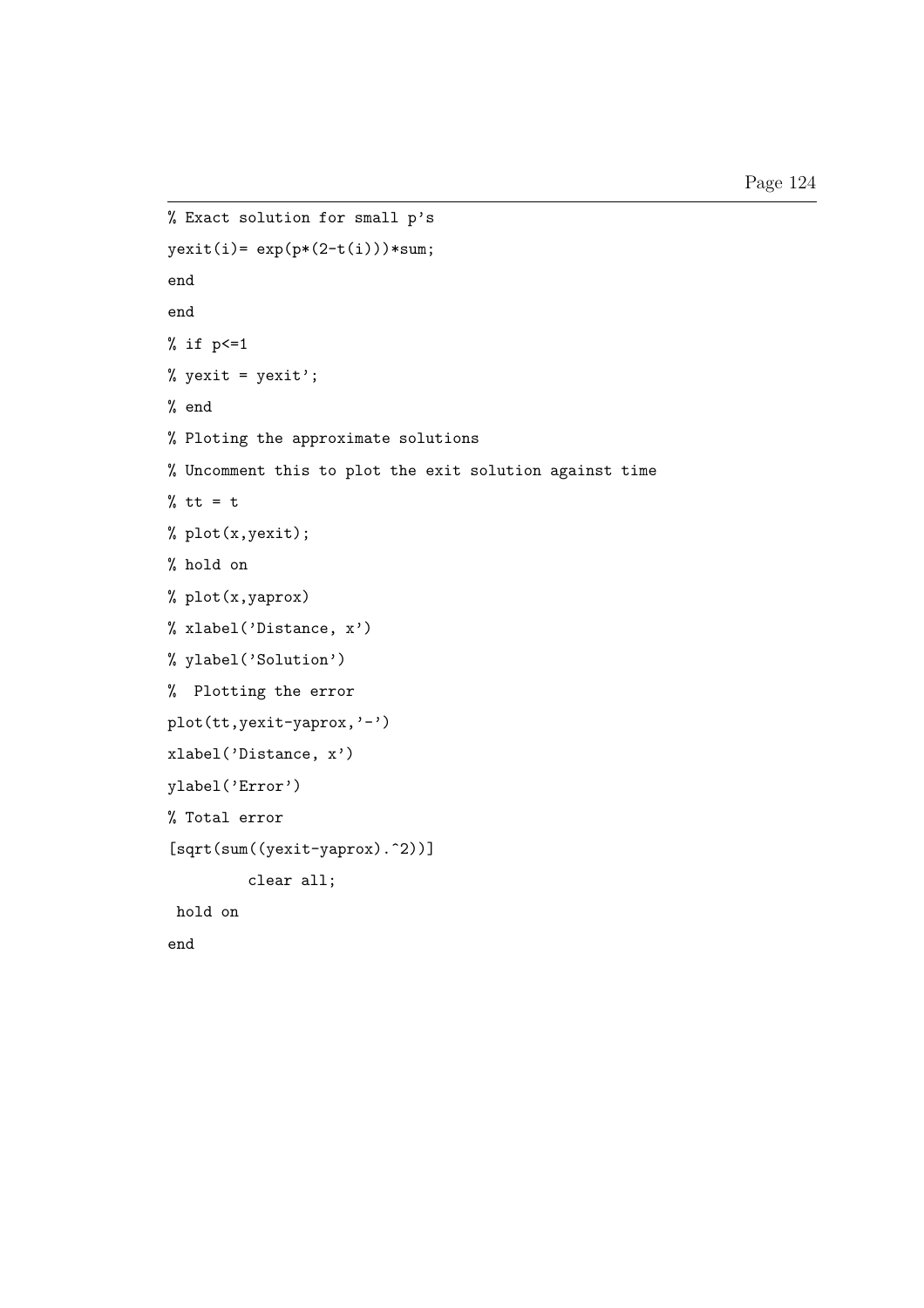```
% Exact solution for small p's
yexit(i)= exp(p*(2-t(i)))*sum;
end
end
% if p<=1
% yexit = yexit';
% end
% Ploting the approximate solutions
% Uncomment this to plot the exit solution against time
% tt = t
% plot(x,yexit);
% hold on
% plot(x,yaprox)
% xlabel('Distance, x')
% ylabel('Solution')
%  Plotting the error
plot(tt,yexit-yaprox,'-')
xlabel('Distance, x')
ylabel('Error')
% Total error
[sqrt(sum((yexit-yaprox).^2))]
         clear all;
 hold on
end
```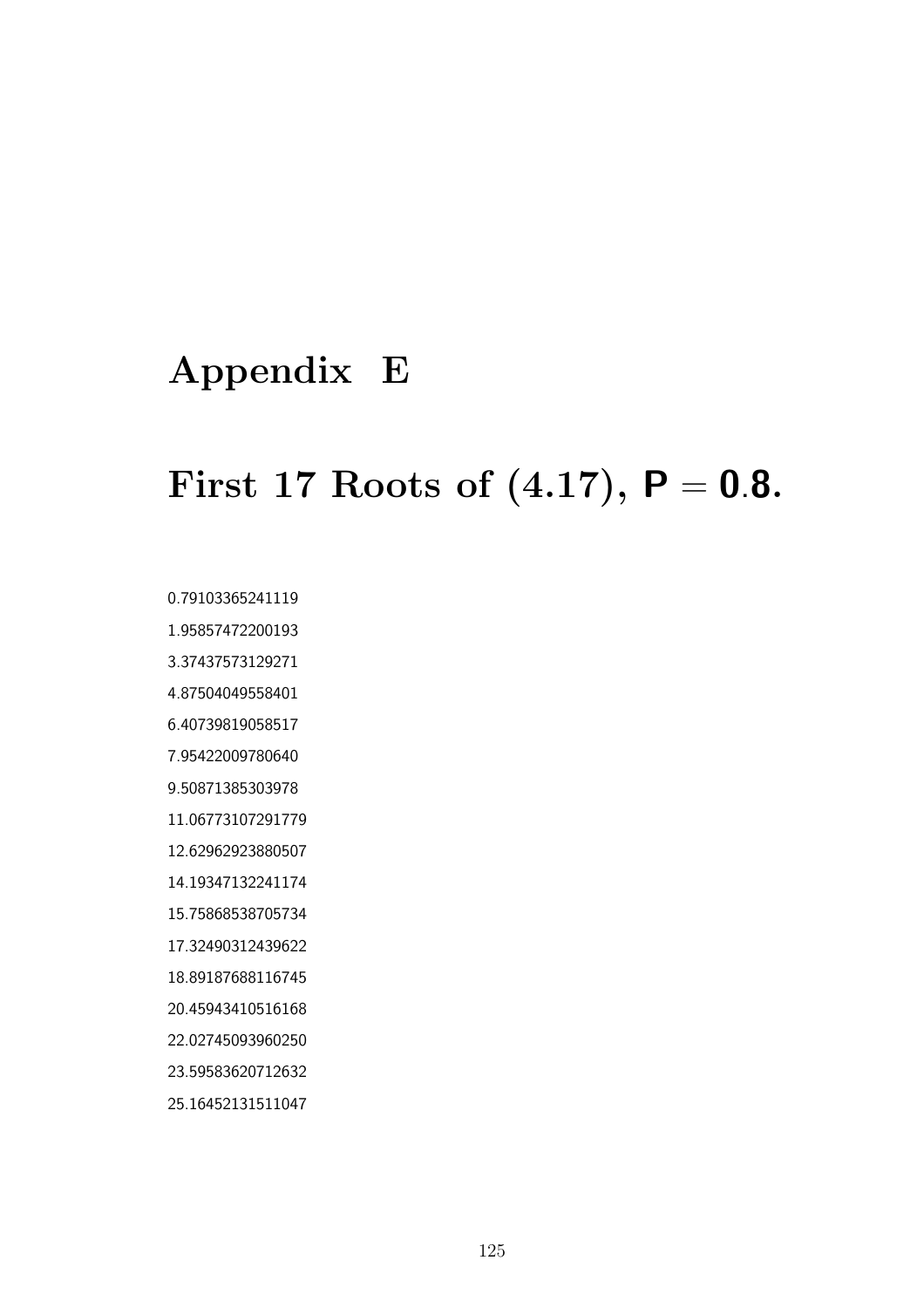# Appendix E

# First 17 Roots of (4.17), $\mathsf{P} = \mathbf{0.8}$.

0.79103365241119

1.95857472200193

3.37437573129271

4.87504049558401

6.40739819058517

7.95422009780640

9.50871385303978

11.06773107291779

12.62962923880507

14.19347132241174

15.75868538705734

17.32490312439622

18.89187688116745

20.45943410516168

22.02745093960250

23.59583620712632

25.16452131511047